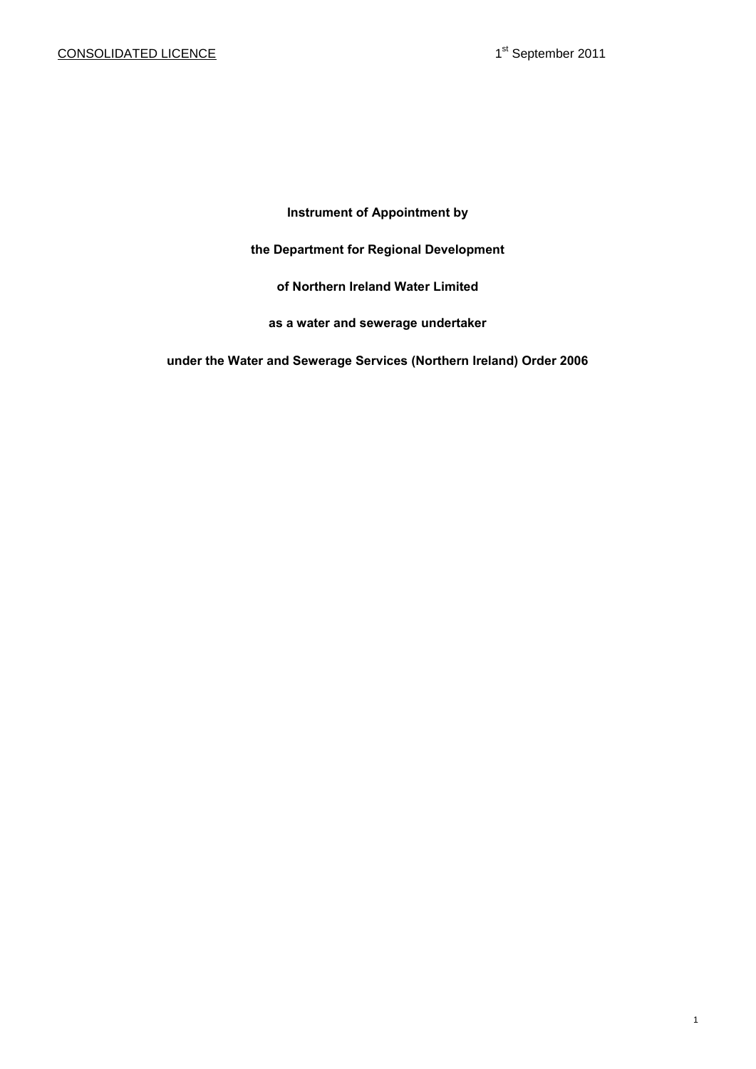CONSOLIDATED LICENCE

1st September 2011

**Instrument of Appointment by**

**the Department for Regional Development**

**of Northern Ireland Water Limited**

**as a water and sewerage undertaker**

**under the Water and Sewerage Services (Northern Ireland) Order 2006**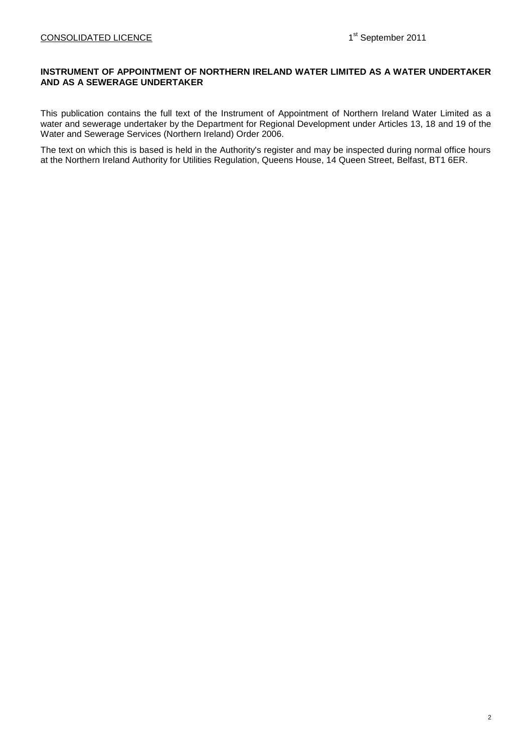**INSTRUMENT OF APPOINTMENT OF NORTHERN IRELAND WATER LIMITED AS A WATER UNDERTAKER AND AS A SEWERAGE UNDERTAKER**

This publication contains the full text of the Instrument of Appointment of Northern Ireland Water Limited as a water and sewerage undertaker by the Department for Regional Development under Articles 13, 18 and 19 of the Water and Sewerage Services (Northern Ireland) Order 2006.

The text on which this is based is held in the Authority's register and may be inspected during normal office hours at the Northern Ireland Authority for Utilities Regulation, Queens House, 14 Queen Street, Belfast, BT1 6ER.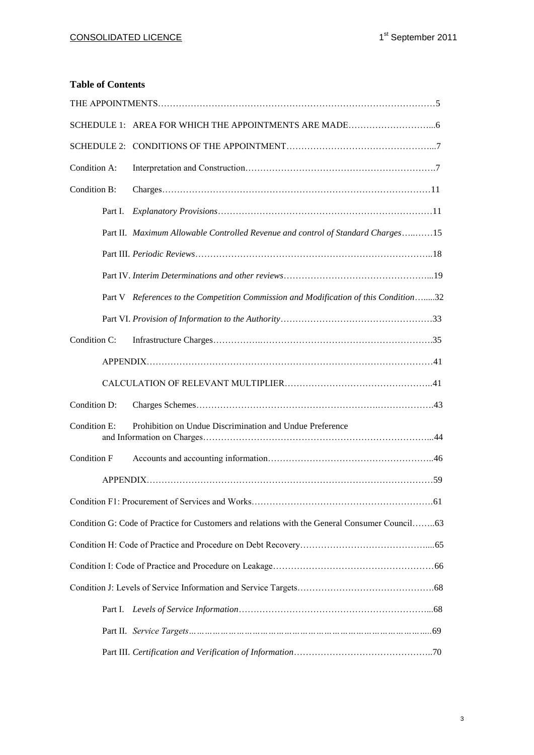## Table of Contents

THE APPOINTMENTS……………………………………………………………………………………5

SCHEDULE 1: AREA FOR WHICH THE APPOINTMENTS ARE MADE………………………...6

SCHEDULE 2: CONDITIONS OF THE APPOINTMENT…………………………………………...7

Condition A: Interpretation and Construction……………………………………………………….7

Condition B: Charges……………………………………………………………………………11

Part I. *Explanatory Provisions*………………………………………………………………11

Part II. *Maximum Allowable Controlled Revenue and control of Standard Charges*…..……15

Part III. *Periodic Reviews*……………………………………………………………………..18

Part IV. *Interim Determinations and other reviews*…………………………………………...19

Part V *References to the Competition Commission and Modification of this Condition*…....32

Part VI. *Provision of Information to the Authority*…………………………………………33

Condition C: Infrastructure Charges……………..………………………………………………….35

APPENDIX……………………………………………………………………………………41

CALCULATION OF RELEVANT MULTIPLIER………………………………………..41

Condition D: Charges Schemes………………………………………………….……………….43

Condition E: Prohibition on Undue Discrimination and Undue Preference and Information on Charges…………………………………………………………………...44

Condition F Accounts and accounting information……………………………………………..46

APPENDIX……………………………………………………………………………………59

Condition F1: Procurement of Services and Works…………………………………………………61

Condition G: Code of Practice for Customers and relations with the General Consumer Council……..63

Condition H: Code of Practice and Procedure on Debt Recovery…………………………………....65

Condition I: Code of Practice and Procedure on Leakage………………………………………………66

Condition J: Levels of Service Information and Service Targets……………………………………….68

Part I. *Levels of Service Information*………………………………………………………...68

Part II. *Service Targets*………………………………………………………………………..69

Part III. *Certification and Verification of Information*………………………………………..70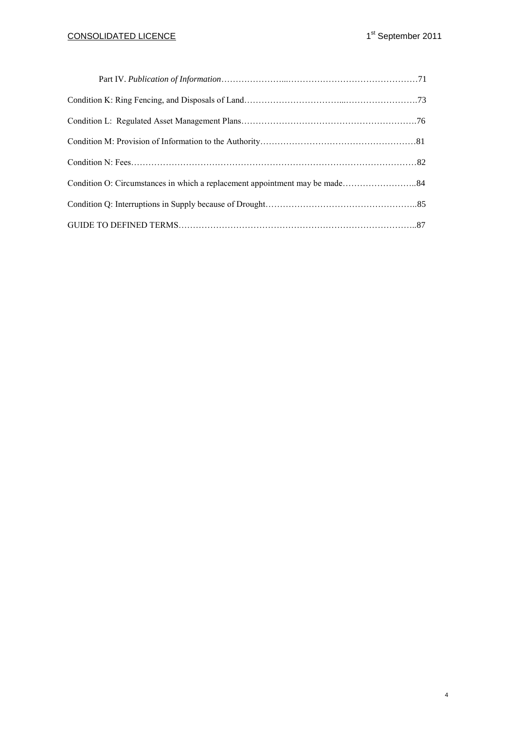Part IV. *Publication of Information*……………………..………………………………………71

Condition K: Ring Fencing, and Disposals of Land……………………………...…………………….73

Condition L: Regulated Asset Management Plans…………………………………………………….76

Condition M: Provision of Information to the Authority………………………………………………81

Condition N: Fees………………………………………………………………………………………82

Condition O: Circumstances in which a replacement appointment may be made……………………..84

Condition Q: Interruptions in Supply because of Drought……………………………………………..85

GUIDE TO DEFINED TERMS………………………………………………………………………..87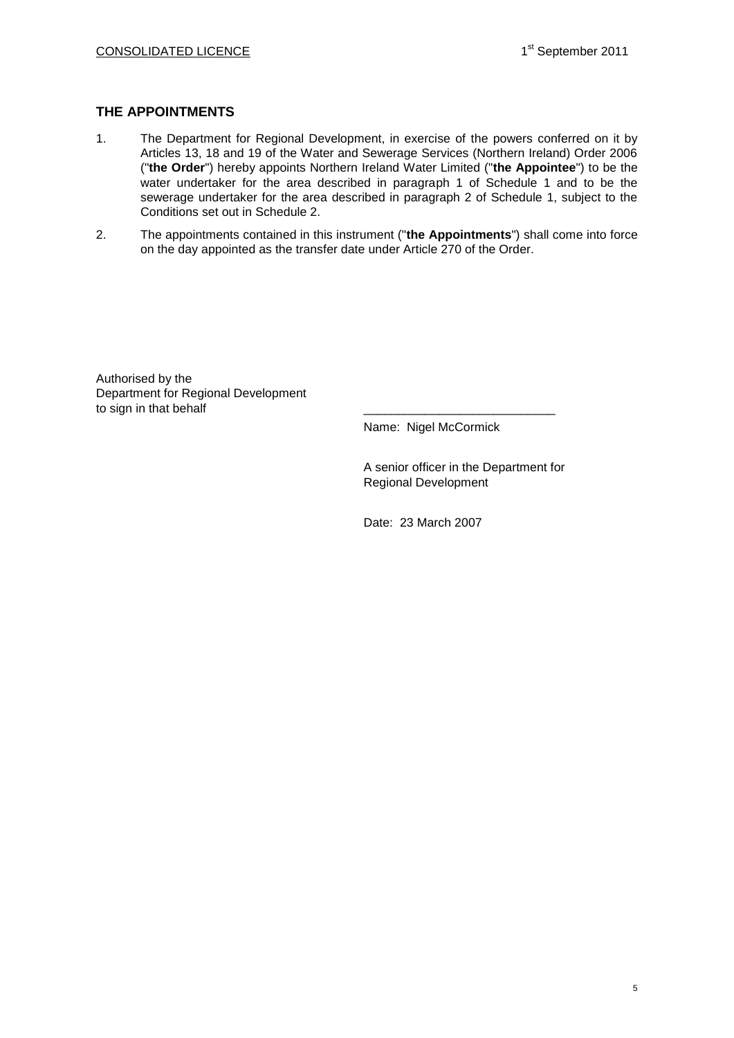## THE APPOINTMENTS

1. The Department for Regional Development, in exercise of the powers conferred on it by Articles 13, 18 and 19 of the Water and Sewerage Services (Northern Ireland) Order 2006 ("**the Order**") hereby appoints Northern Ireland Water Limited ("**the Appointee**") to be the water undertaker for the area described in paragraph 1 of Schedule 1 and to be the sewerage undertaker for the area described in paragraph 2 of Schedule 1, subject to the Conditions set out in Schedule 2.

2. The appointments contained in this instrument ("**the Appointments**") shall come into force on the day appointed as the transfer date under Article 270 of the Order.

Authorised by the
Department for Regional Development
to sign in that behalf

\_\_\_\_\_\_\_\_\_\_\_\_\_\_\_\_\_\_\_\_\_\_\_\_\_\_\_\_

Name: Nigel McCormick

A senior officer in the Department for Regional Development

Date: 23 March 2007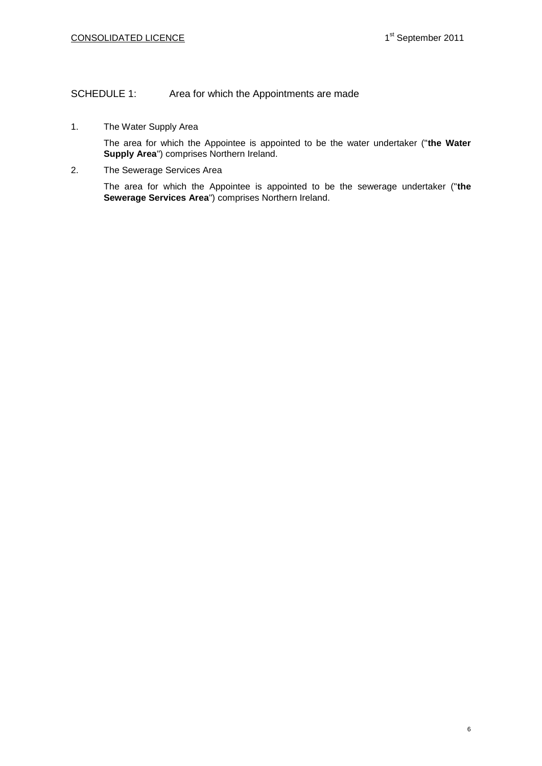## SCHEDULE 1: Area for which the Appointments are made

1. The Water Supply Area

   The area for which the Appointee is appointed to be the water undertaker ("**the Water Supply Area**") comprises Northern Ireland.

2. The Sewerage Services Area

   The area for which the Appointee is appointed to be the sewerage undertaker ("**the Sewerage Services Area**") comprises Northern Ireland.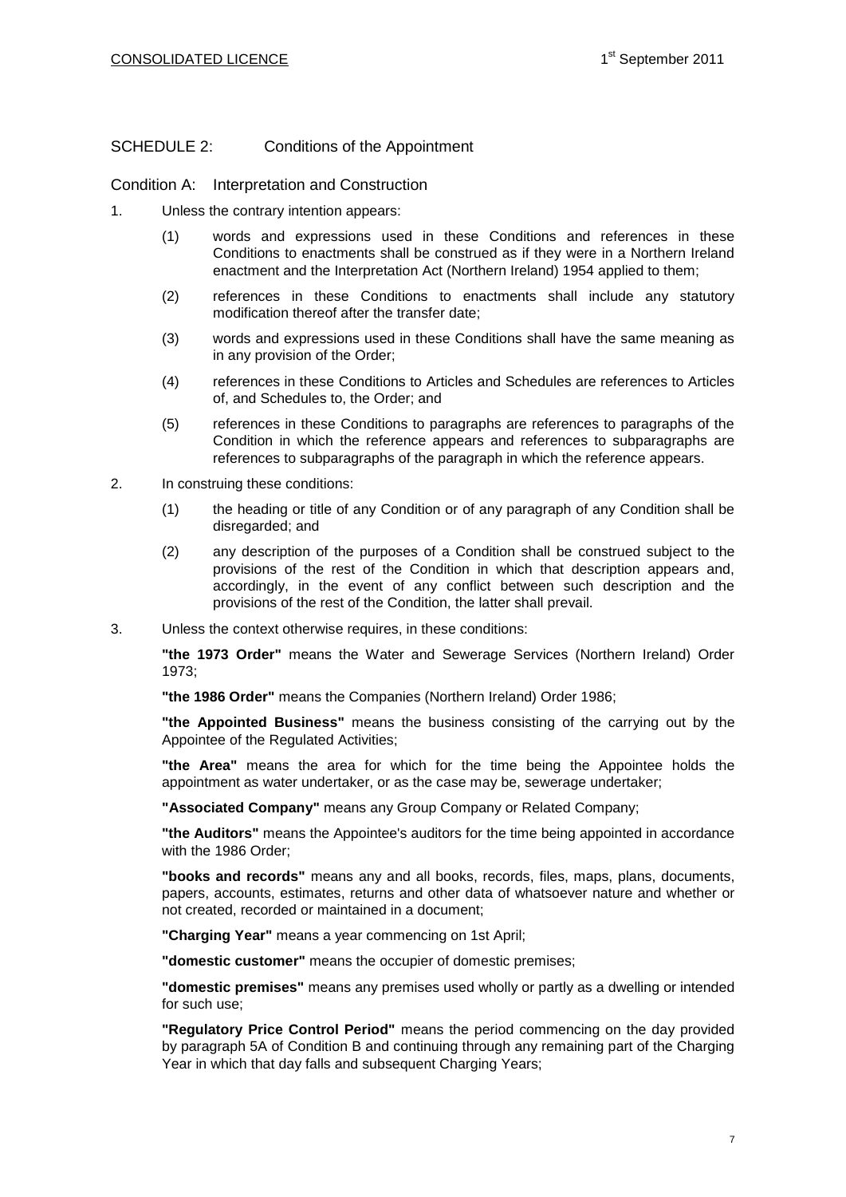## SCHEDULE 2: Conditions of the Appointment

### Condition A: Interpretation and Construction

1. Unless the contrary intention appears:

   (1) words and expressions used in these Conditions and references in these Conditions to enactments shall be construed as if they were in a Northern Ireland enactment and the Interpretation Act (Northern Ireland) 1954 applied to them;

   (2) references in these Conditions to enactments shall include any statutory modification thereof after the transfer date;

   (3) words and expressions used in these Conditions shall have the same meaning as in any provision of the Order;

   (4) references in these Conditions to Articles and Schedules are references to Articles of, and Schedules to, the Order; and

   (5) references in these Conditions to paragraphs are references to paragraphs of the Condition in which the reference appears and references to subparagraphs are references to subparagraphs of the paragraph in which the reference appears.

2. In construing these conditions:

   (1) the heading or title of any Condition or of any paragraph of any Condition shall be disregarded; and

   (2) any description of the purposes of a Condition shall be construed subject to the provisions of the rest of the Condition in which that description appears and, accordingly, in the event of any conflict between such description and the provisions of the rest of the Condition, the latter shall prevail.

3. Unless the context otherwise requires, in these conditions:

   **"the 1973 Order"** means the Water and Sewerage Services (Northern Ireland) Order 1973;

   **"the 1986 Order"** means the Companies (Northern Ireland) Order 1986;

   **"the Appointed Business"** means the business consisting of the carrying out by the Appointee of the Regulated Activities;

   **"the Area"** means the area for which for the time being the Appointee holds the appointment as water undertaker, or as the case may be, sewerage undertaker;

   **"Associated Company"** means any Group Company or Related Company;

   **"the Auditors"** means the Appointee's auditors for the time being appointed in accordance with the 1986 Order;

   **"books and records"** means any and all books, records, files, maps, plans, documents, papers, accounts, estimates, returns and other data of whatsoever nature and whether or not created, recorded or maintained in a document;

   **"Charging Year"** means a year commencing on 1st April;

   **"domestic customer"** means the occupier of domestic premises;

   **"domestic premises"** means any premises used wholly or partly as a dwelling or intended for such use;

   **"Regulatory Price Control Period"** means the period commencing on the day provided by paragraph 5A of Condition B and continuing through any remaining part of the Charging Year in which that day falls and subsequent Charging Years;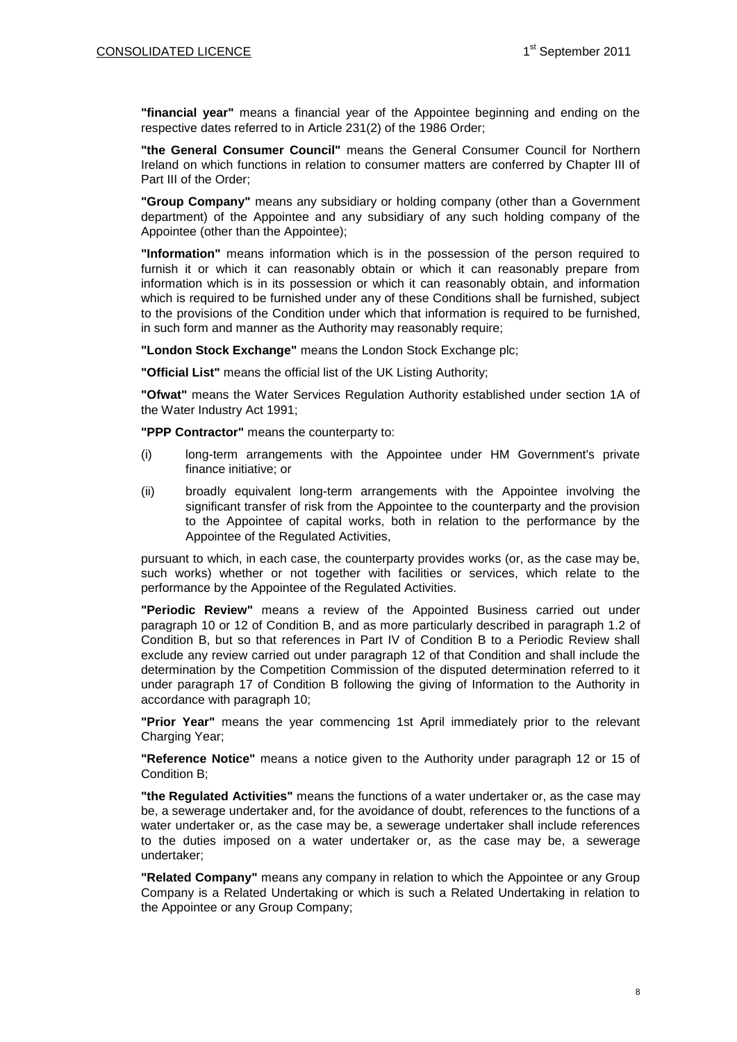**"financial year"** means a financial year of the Appointee beginning and ending on the respective dates referred to in Article 231(2) of the 1986 Order;

**"the General Consumer Council"** means the General Consumer Council for Northern Ireland on which functions in relation to consumer matters are conferred by Chapter III of Part III of the Order;

**"Group Company"** means any subsidiary or holding company (other than a Government department) of the Appointee and any subsidiary of any such holding company of the Appointee (other than the Appointee);

**"Information"** means information which is in the possession of the person required to furnish it or which it can reasonably obtain or which it can reasonably prepare from information which is in its possession or which it can reasonably obtain, and information which is required to be furnished under any of these Conditions shall be furnished, subject to the provisions of the Condition under which that information is required to be furnished, in such form and manner as the Authority may reasonably require;

**"London Stock Exchange"** means the London Stock Exchange plc;

**"Official List"** means the official list of the UK Listing Authority;

**"Ofwat"** means the Water Services Regulation Authority established under section 1A of the Water Industry Act 1991;

**"PPP Contractor"** means the counterparty to:

(i) long-term arrangements with the Appointee under HM Government's private finance initiative; or

(ii) broadly equivalent long-term arrangements with the Appointee involving the significant transfer of risk from the Appointee to the counterparty and the provision to the Appointee of capital works, both in relation to the performance by the Appointee of the Regulated Activities,

pursuant to which, in each case, the counterparty provides works (or, as the case may be, such works) whether or not together with facilities or services, which relate to the performance by the Appointee of the Regulated Activities.

**"Periodic Review"** means a review of the Appointed Business carried out under paragraph 10 or 12 of Condition B, and as more particularly described in paragraph 1.2 of Condition B, but so that references in Part IV of Condition B to a Periodic Review shall exclude any review carried out under paragraph 12 of that Condition and shall include the determination by the Competition Commission of the disputed determination referred to it under paragraph 17 of Condition B following the giving of Information to the Authority in accordance with paragraph 10;

**"Prior Year"** means the year commencing 1st April immediately prior to the relevant Charging Year;

**"Reference Notice"** means a notice given to the Authority under paragraph 12 or 15 of Condition B;

**"the Regulated Activities"** means the functions of a water undertaker or, as the case may be, a sewerage undertaker and, for the avoidance of doubt, references to the functions of a water undertaker or, as the case may be, a sewerage undertaker shall include references to the duties imposed on a water undertaker or, as the case may be, a sewerage undertaker;

**"Related Company"** means any company in relation to which the Appointee or any Group Company is a Related Undertaking or which is such a Related Undertaking in relation to the Appointee or any Group Company;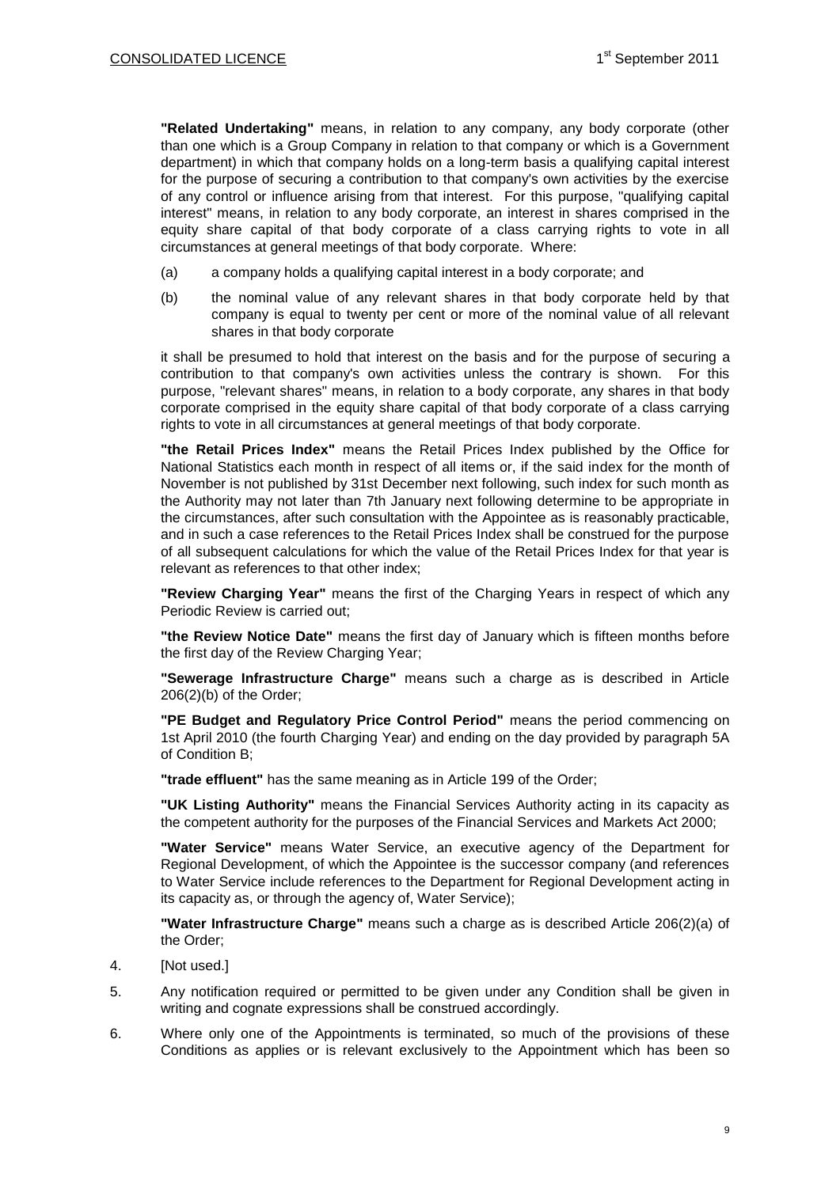**"Related Undertaking"** means, in relation to any company, any body corporate (other than one which is a Group Company in relation to that company or which is a Government department) in which that company holds on a long-term basis a qualifying capital interest for the purpose of securing a contribution to that company's own activities by the exercise of any control or influence arising from that interest. For this purpose, "qualifying capital interest" means, in relation to any body corporate, an interest in shares comprised in the equity share capital of that body corporate of a class carrying rights to vote in all circumstances at general meetings of that body corporate. Where:

(a) a company holds a qualifying capital interest in a body corporate; and

(b) the nominal value of any relevant shares in that body corporate held by that company is equal to twenty per cent or more of the nominal value of all relevant shares in that body corporate

it shall be presumed to hold that interest on the basis and for the purpose of securing a contribution to that company's own activities unless the contrary is shown. For this purpose, "relevant shares" means, in relation to a body corporate, any shares in that body corporate comprised in the equity share capital of that body corporate of a class carrying rights to vote in all circumstances at general meetings of that body corporate.

**"the Retail Prices Index"** means the Retail Prices Index published by the Office for National Statistics each month in respect of all items or, if the said index for the month of November is not published by 31st December next following, such index for such month as the Authority may not later than 7th January next following determine to be appropriate in the circumstances, after such consultation with the Appointee as is reasonably practicable, and in such a case references to the Retail Prices Index shall be construed for the purpose of all subsequent calculations for which the value of the Retail Prices Index for that year is relevant as references to that other index;

**"Review Charging Year"** means the first of the Charging Years in respect of which any Periodic Review is carried out;

**"the Review Notice Date"** means the first day of January which is fifteen months before the first day of the Review Charging Year;

**"Sewerage Infrastructure Charge"** means such a charge as is described in Article 206(2)(b) of the Order;

**"PE Budget and Regulatory Price Control Period"** means the period commencing on 1st April 2010 (the fourth Charging Year) and ending on the day provided by paragraph 5A of Condition B;

**"trade effluent"** has the same meaning as in Article 199 of the Order;

**"UK Listing Authority"** means the Financial Services Authority acting in its capacity as the competent authority for the purposes of the Financial Services and Markets Act 2000;

**"Water Service"** means Water Service, an executive agency of the Department for Regional Development, of which the Appointee is the successor company (and references to Water Service include references to the Department for Regional Development acting in its capacity as, or through the agency of, Water Service);

**"Water Infrastructure Charge"** means such a charge as is described Article 206(2)(a) of the Order;

4. [Not used.]

5. Any notification required or permitted to be given under any Condition shall be given in writing and cognate expressions shall be construed accordingly.

6. Where only one of the Appointments is terminated, so much of the provisions of these Conditions as applies or is relevant exclusively to the Appointment which has been so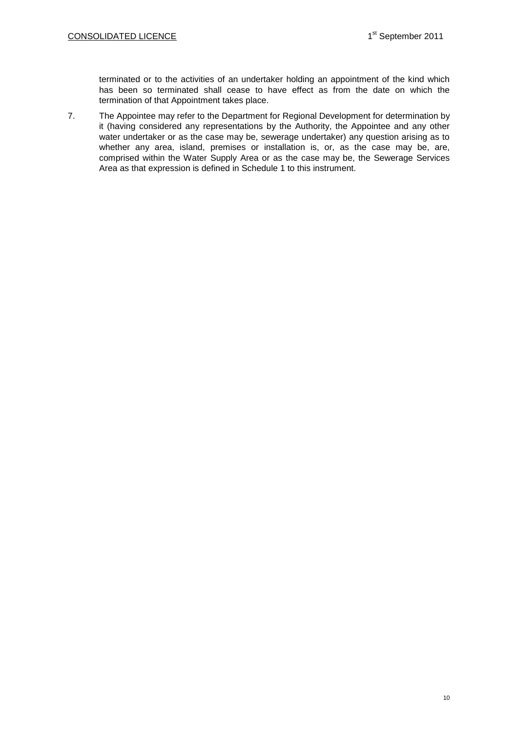terminated or to the activities of an undertaker holding an appointment of the kind which has been so terminated shall cease to have effect as from the date on which the termination of that Appointment takes place.

7. The Appointee may refer to the Department for Regional Development for determination by it (having considered any representations by the Authority, the Appointee and any other water undertaker or as the case may be, sewerage undertaker) any question arising as to whether any area, island, premises or installation is, or, as the case may be, are, comprised within the Water Supply Area or as the case may be, the Sewerage Services Area as that expression is defined in Schedule 1 to this instrument.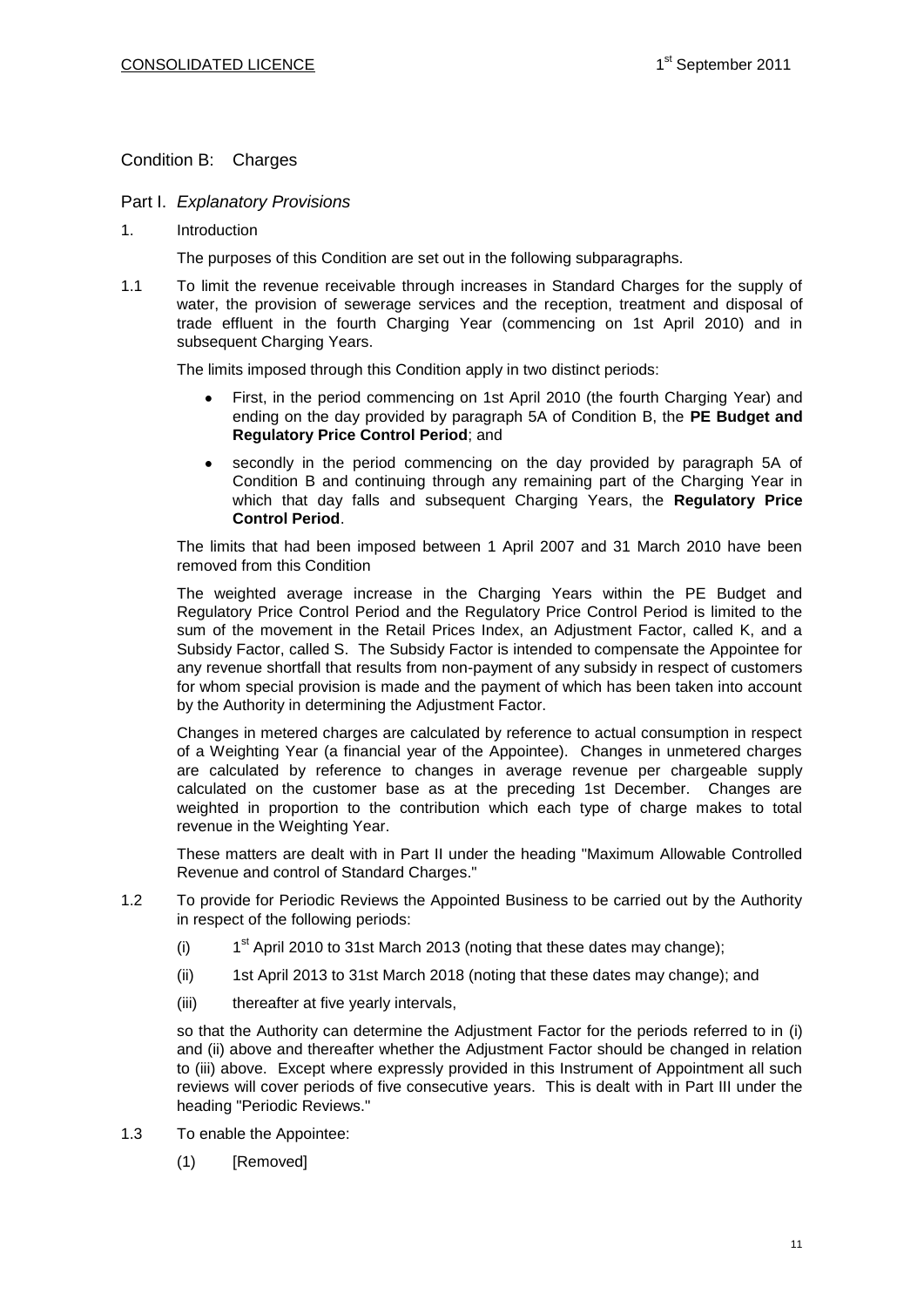## Condition B: Charges

### Part I. *Explanatory Provisions*

1. Introduction

The purposes of this Condition are set out in the following subparagraphs.

1.1 To limit the revenue receivable through increases in Standard Charges for the supply of water, the provision of sewerage services and the reception, treatment and disposal of trade effluent in the fourth Charging Year (commencing on 1st April 2010) and in subsequent Charging Years.

The limits imposed through this Condition apply in two distinct periods:

- First, in the period commencing on 1st April 2010 (the fourth Charging Year) and ending on the day provided by paragraph 5A of Condition B, the **PE Budget and Regulatory Price Control Period**; and
- secondly in the period commencing on the day provided by paragraph 5A of Condition B and continuing through any remaining part of the Charging Year in which that day falls and subsequent Charging Years, the **Regulatory Price Control Period**.

The limits that had been imposed between 1 April 2007 and 31 March 2010 have been removed from this Condition

The weighted average increase in the Charging Years within the PE Budget and Regulatory Price Control Period and the Regulatory Price Control Period is limited to the sum of the movement in the Retail Prices Index, an Adjustment Factor, called K, and a Subsidy Factor, called S. The Subsidy Factor is intended to compensate the Appointee for any revenue shortfall that results from non-payment of any subsidy in respect of customers for whom special provision is made and the payment of which has been taken into account by the Authority in determining the Adjustment Factor.

Changes in metered charges are calculated by reference to actual consumption in respect of a Weighting Year (a financial year of the Appointee). Changes in unmetered charges are calculated by reference to changes in average revenue per chargeable supply calculated on the customer base as at the preceding 1st December. Changes are weighted in proportion to the contribution which each type of charge makes to total revenue in the Weighting Year.

These matters are dealt with in Part II under the heading "Maximum Allowable Controlled Revenue and control of Standard Charges."

1.2 To provide for Periodic Reviews the Appointed Business to be carried out by the Authority in respect of the following periods:

(i) 1st April 2010 to 31st March 2013 (noting that these dates may change);

(ii) 1st April 2013 to 31st March 2018 (noting that these dates may change); and

(iii) thereafter at five yearly intervals,

so that the Authority can determine the Adjustment Factor for the periods referred to in (i) and (ii) above and thereafter whether the Adjustment Factor should be changed in relation to (iii) above. Except where expressly provided in this Instrument of Appointment all such reviews will cover periods of five consecutive years. This is dealt with in Part III under the heading "Periodic Reviews."

1.3 To enable the Appointee:

(1) [Removed]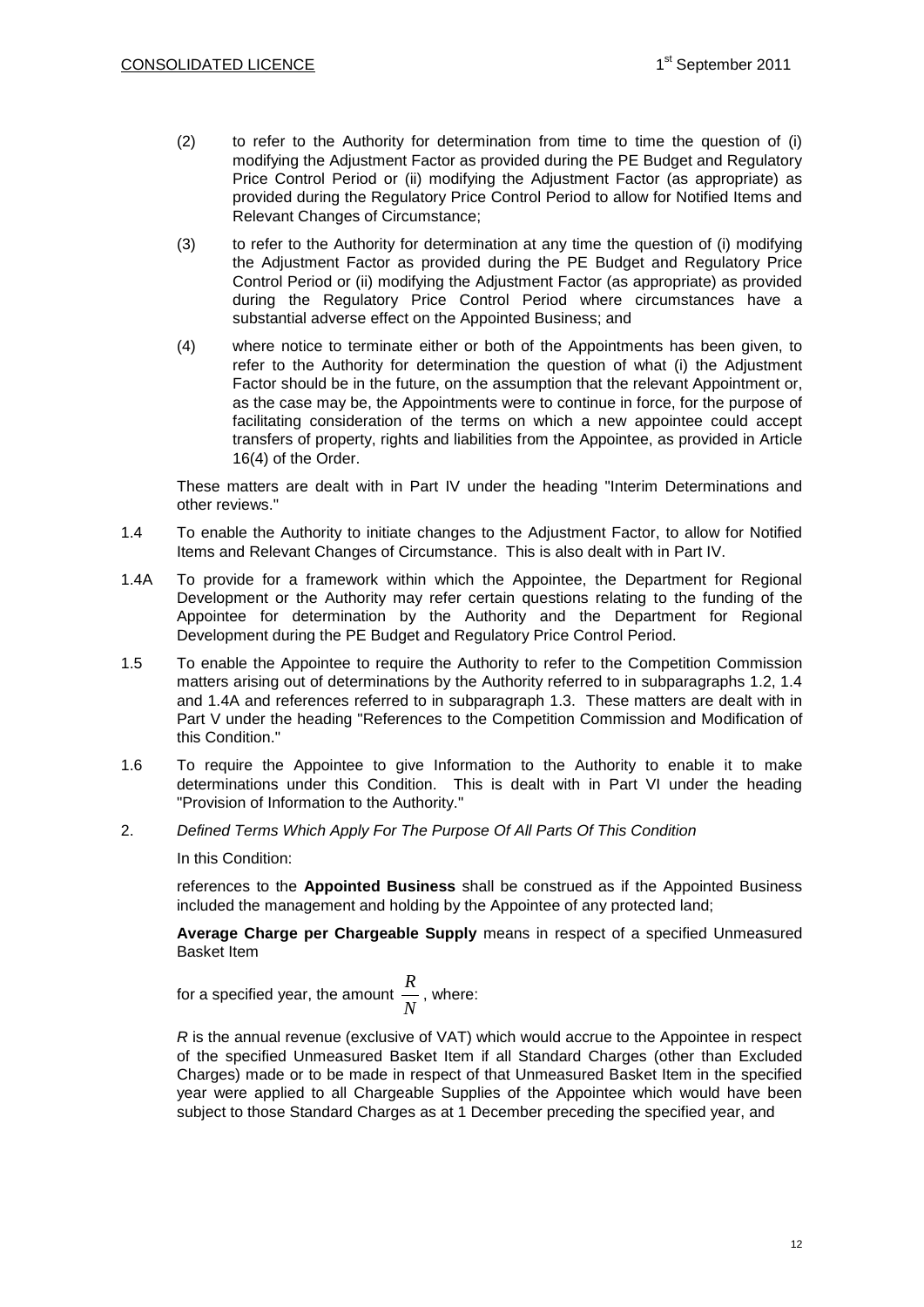(2) to refer to the Authority for determination from time to time the question of (i) modifying the Adjustment Factor as provided during the PE Budget and Regulatory Price Control Period or (ii) modifying the Adjustment Factor (as appropriate) as provided during the Regulatory Price Control Period to allow for Notified Items and Relevant Changes of Circumstance;

(3) to refer to the Authority for determination at any time the question of (i) modifying the Adjustment Factor as provided during the PE Budget and Regulatory Price Control Period or (ii) modifying the Adjustment Factor (as appropriate) as provided during the Regulatory Price Control Period where circumstances have a substantial adverse effect on the Appointed Business; and

(4) where notice to terminate either or both of the Appointments has been given, to refer to the Authority for determination the question of what (i) the Adjustment Factor should be in the future, on the assumption that the relevant Appointment or, as the case may be, the Appointments were to continue in force, for the purpose of facilitating consideration of the terms on which a new appointee could accept transfers of property, rights and liabilities from the Appointee, as provided in Article 16(4) of the Order.

These matters are dealt with in Part IV under the heading "Interim Determinations and other reviews."

1.4 To enable the Authority to initiate changes to the Adjustment Factor, to allow for Notified Items and Relevant Changes of Circumstance. This is also dealt with in Part IV.

1.4A To provide for a framework within which the Appointee, the Department for Regional Development or the Authority may refer certain questions relating to the funding of the Appointee for determination by the Authority and the Department for Regional Development during the PE Budget and Regulatory Price Control Period.

1.5 To enable the Appointee to require the Authority to refer to the Competition Commission matters arising out of determinations by the Authority referred to in subparagraphs 1.2, 1.4 and 1.4A and references referred to in subparagraph 1.3. These matters are dealt with in Part V under the heading "References to the Competition Commission and Modification of this Condition."

1.6 To require the Appointee to give Information to the Authority to enable it to make determinations under this Condition. This is dealt with in Part VI under the heading "Provision of Information to the Authority."

2. *Defined Terms Which Apply For The Purpose Of All Parts Of This Condition*

In this Condition:

references to the **Appointed Business** shall be construed as if the Appointed Business included the management and holding by the Appointee of any protected land;

**Average Charge per Chargeable Supply** means in respect of a specified Unmeasured Basket Item

for a specified year, the amount $\frac{R}{N}$, where:

$R$ is the annual revenue (exclusive of VAT) which would accrue to the Appointee in respect of the specified Unmeasured Basket Item if all Standard Charges (other than Excluded Charges) made or to be made in respect of that Unmeasured Basket Item in the specified year were applied to all Chargeable Supplies of the Appointee which would have been subject to those Standard Charges as at 1 December preceding the specified year, and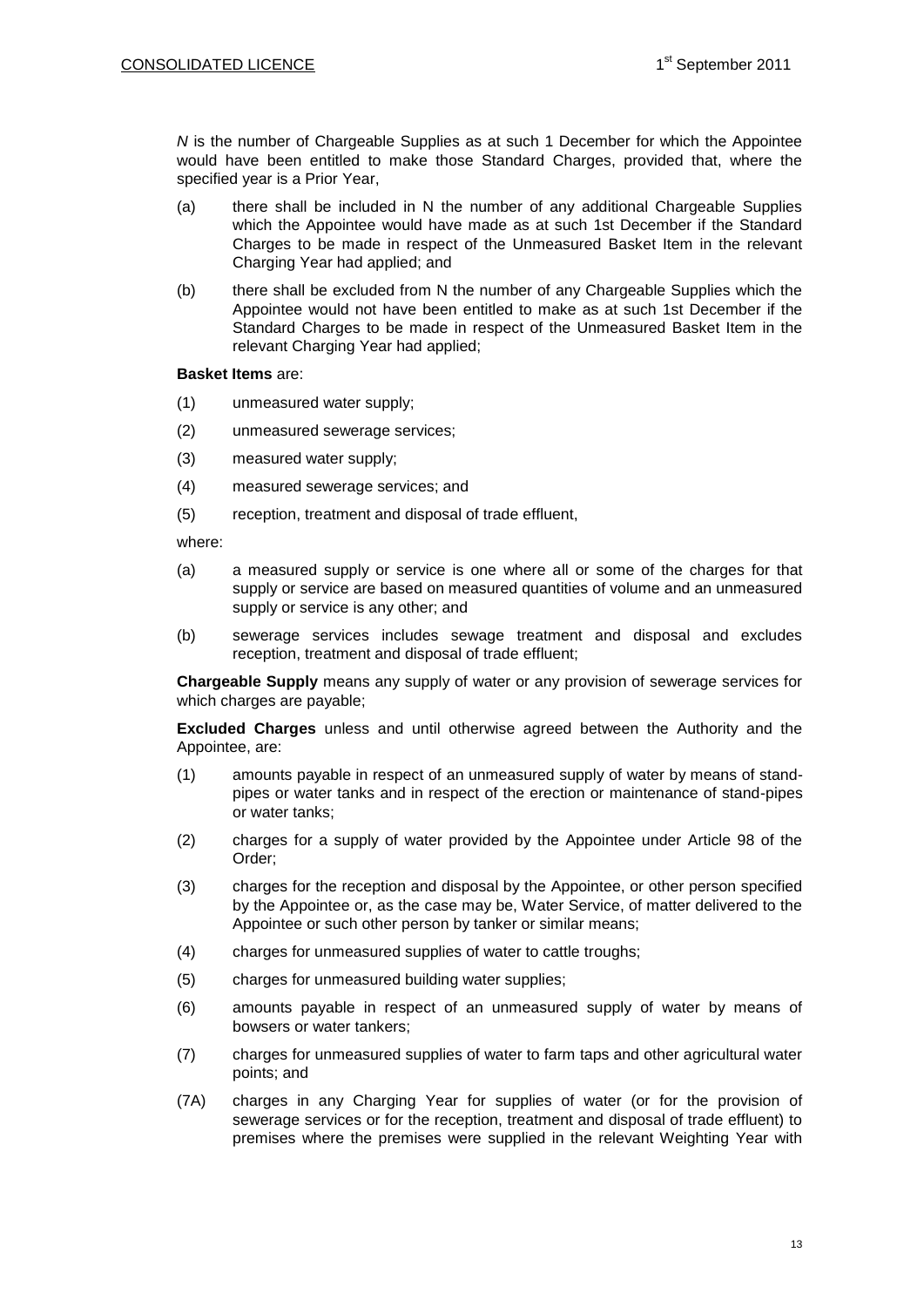*N* is the number of Chargeable Supplies as at such 1 December for which the Appointee would have been entitled to make those Standard Charges, provided that, where the specified year is a Prior Year,

(a) there shall be included in N the number of any additional Chargeable Supplies which the Appointee would have made as at such 1st December if the Standard Charges to be made in respect of the Unmeasured Basket Item in the relevant Charging Year had applied; and

(b) there shall be excluded from N the number of any Chargeable Supplies which the Appointee would not have been entitled to make as at such 1st December if the Standard Charges to be made in respect of the Unmeasured Basket Item in the relevant Charging Year had applied;

**Basket Items** are:

(1) unmeasured water supply;

(2) unmeasured sewerage services;

(3) measured water supply;

(4) measured sewerage services; and

(5) reception, treatment and disposal of trade effluent,

where:

(a) a measured supply or service is one where all or some of the charges for that supply or service are based on measured quantities of volume and an unmeasured supply or service is any other; and

(b) sewerage services includes sewage treatment and disposal and excludes reception, treatment and disposal of trade effluent;

**Chargeable Supply** means any supply of water or any provision of sewerage services for which charges are payable;

**Excluded Charges** unless and until otherwise agreed between the Authority and the Appointee, are:

(1) amounts payable in respect of an unmeasured supply of water by means of stand-pipes or water tanks and in respect of the erection or maintenance of stand-pipes or water tanks;

(2) charges for a supply of water provided by the Appointee under Article 98 of the Order;

(3) charges for the reception and disposal by the Appointee, or other person specified by the Appointee or, as the case may be, Water Service, of matter delivered to the Appointee or such other person by tanker or similar means;

(4) charges for unmeasured supplies of water to cattle troughs;

(5) charges for unmeasured building water supplies;

(6) amounts payable in respect of an unmeasured supply of water by means of bowsers or water tankers;

(7) charges for unmeasured supplies of water to farm taps and other agricultural water points; and

(7A) charges in any Charging Year for supplies of water (or for the provision of sewerage services or for the reception, treatment and disposal of trade effluent) to premises where the premises were supplied in the relevant Weighting Year with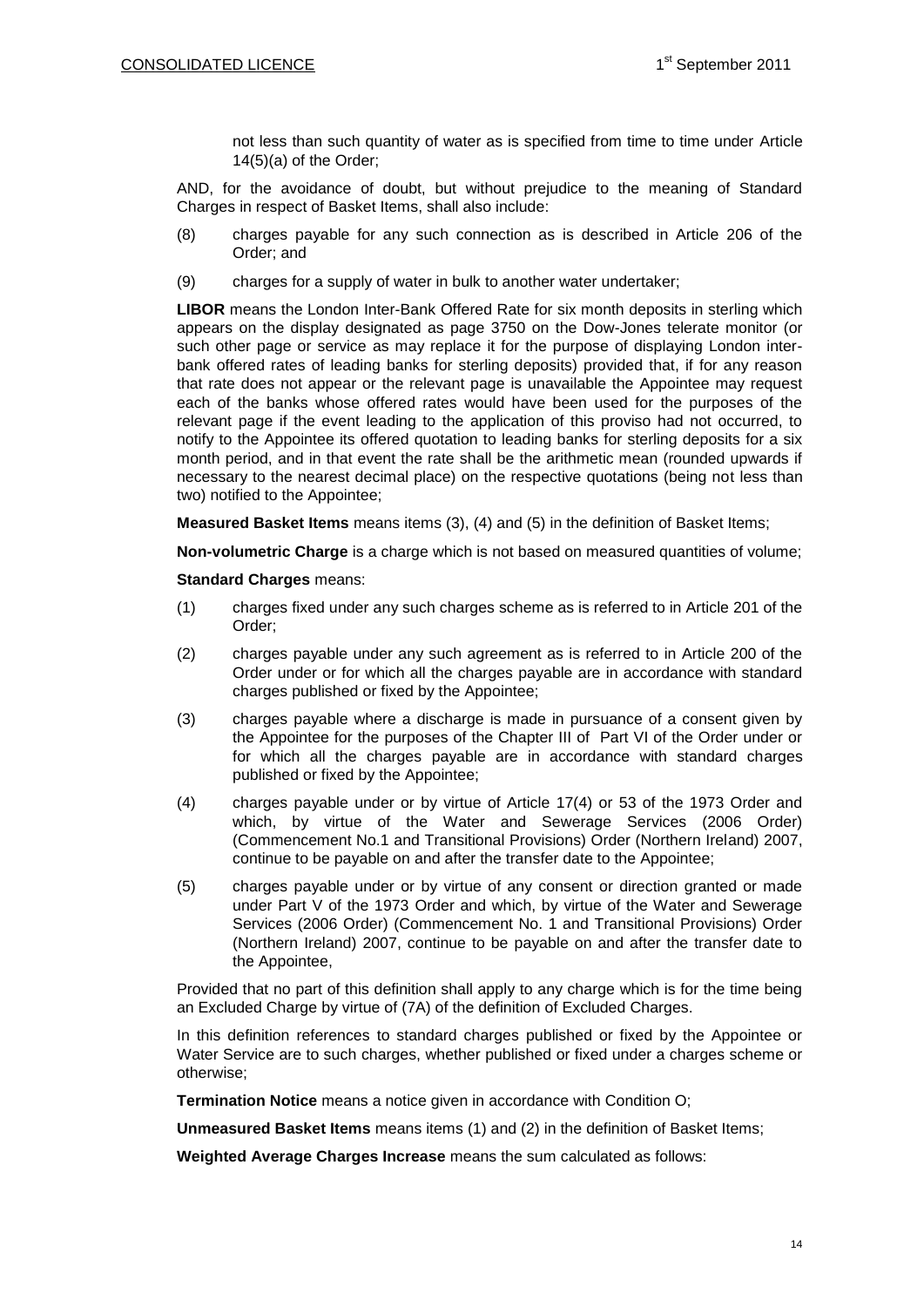not less than such quantity of water as is specified from time to time under Article 14(5)(a) of the Order;

AND, for the avoidance of doubt, but without prejudice to the meaning of Standard Charges in respect of Basket Items, shall also include:

(8) charges payable for any such connection as is described in Article 206 of the Order; and

(9) charges for a supply of water in bulk to another water undertaker;

**LIBOR** means the London Inter-Bank Offered Rate for six month deposits in sterling which appears on the display designated as page 3750 on the Dow-Jones telerate monitor (or such other page or service as may replace it for the purpose of displaying London inter-bank offered rates of leading banks for sterling deposits) provided that, if for any reason that rate does not appear or the relevant page is unavailable the Appointee may request each of the banks whose offered rates would have been used for the purposes of the relevant page if the event leading to the application of this proviso had not occurred, to notify to the Appointee its offered quotation to leading banks for sterling deposits for a six month period, and in that event the rate shall be the arithmetic mean (rounded upwards if necessary to the nearest decimal place) on the respective quotations (being not less than two) notified to the Appointee;

**Measured Basket Items** means items (3), (4) and (5) in the definition of Basket Items;

**Non-volumetric Charge** is a charge which is not based on measured quantities of volume;

**Standard Charges** means:

(1) charges fixed under any such charges scheme as is referred to in Article 201 of the Order;

(2) charges payable under any such agreement as is referred to in Article 200 of the Order under or for which all the charges payable are in accordance with standard charges published or fixed by the Appointee;

(3) charges payable where a discharge is made in pursuance of a consent given by the Appointee for the purposes of the Chapter III of Part VI of the Order under or for which all the charges payable are in accordance with standard charges published or fixed by the Appointee;

(4) charges payable under or by virtue of Article 17(4) or 53 of the 1973 Order and which, by virtue of the Water and Sewerage Services (2006 Order) (Commencement No.1 and Transitional Provisions) Order (Northern Ireland) 2007, continue to be payable on and after the transfer date to the Appointee;

(5) charges payable under or by virtue of any consent or direction granted or made under Part V of the 1973 Order and which, by virtue of the Water and Sewerage Services (2006 Order) (Commencement No. 1 and Transitional Provisions) Order (Northern Ireland) 2007, continue to be payable on and after the transfer date to the Appointee,

Provided that no part of this definition shall apply to any charge which is for the time being an Excluded Charge by virtue of (7A) of the definition of Excluded Charges.

In this definition references to standard charges published or fixed by the Appointee or Water Service are to such charges, whether published or fixed under a charges scheme or otherwise;

**Termination Notice** means a notice given in accordance with Condition O;

**Unmeasured Basket Items** means items (1) and (2) in the definition of Basket Items;

**Weighted Average Charges Increase** means the sum calculated as follows: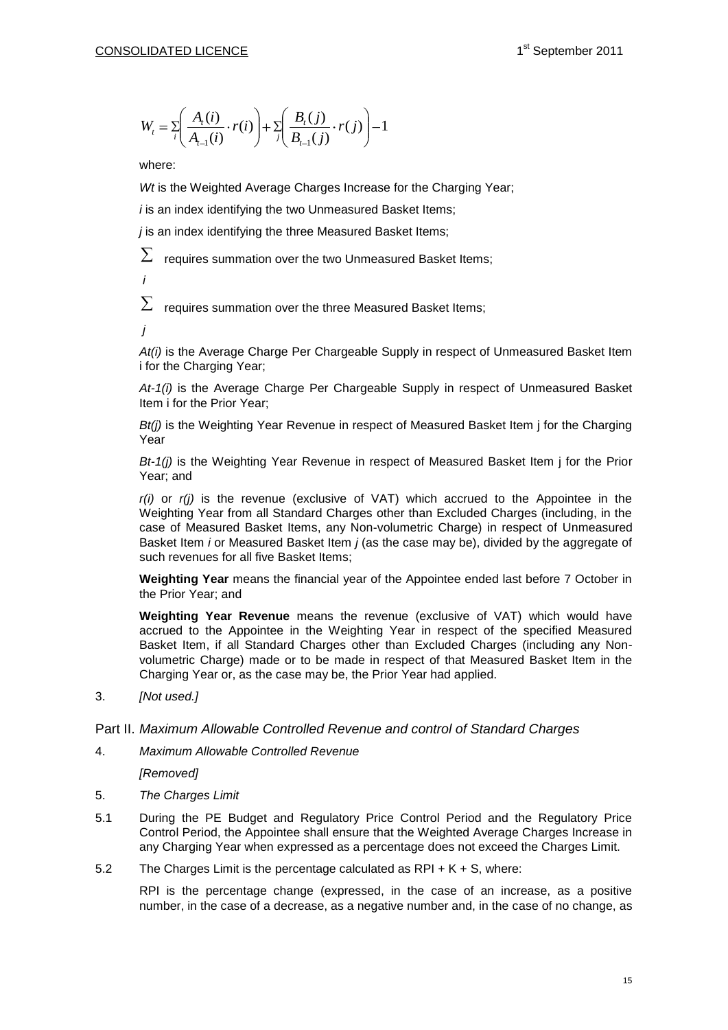$$W_t = \sum_i \left( \frac{A_t(i)}{A_{t-1}(i)} \cdot r(i) \right) + \sum_j \left( \frac{B_t(j)}{B_{t-1}(j)} \cdot r(j) \right) - 1$$

where:

*Wt* is the Weighted Average Charges Increase for the Charging Year;

*i* is an index identifying the two Unmeasured Basket Items;

*j* is an index identifying the three Measured Basket Items;

$\sum_i$ requires summation over the two Unmeasured Basket Items;

$\sum_j$ requires summation over the three Measured Basket Items;

*At(i)* is the Average Charge Per Chargeable Supply in respect of Unmeasured Basket Item i for the Charging Year;

*At-1(i)* is the Average Charge Per Chargeable Supply in respect of Unmeasured Basket Item i for the Prior Year;

*Bt(j)* is the Weighting Year Revenue in respect of Measured Basket Item j for the Charging Year

*Bt-1(j)* is the Weighting Year Revenue in respect of Measured Basket Item j for the Prior Year; and

*r(i)* or *r(j)* is the revenue (exclusive of VAT) which accrued to the Appointee in the Weighting Year from all Standard Charges other than Excluded Charges (including, in the case of Measured Basket Items, any Non-volumetric Charge) in respect of Unmeasured Basket Item *i* or Measured Basket Item *j* (as the case may be), divided by the aggregate of such revenues for all five Basket Items;

**Weighting Year** means the financial year of the Appointee ended last before 7 October in the Prior Year; and

**Weighting Year Revenue** means the revenue (exclusive of VAT) which would have accrued to the Appointee in the Weighting Year in respect of the specified Measured Basket Item, if all Standard Charges other than Excluded Charges (including any Non-volumetric Charge) made or to be made in respect of that Measured Basket Item in the Charging Year or, as the case may be, the Prior Year had applied.

3. *[Not used.]*

## Part II. *Maximum Allowable Controlled Revenue and control of Standard Charges*

4. *Maximum Allowable Controlled Revenue*

   *[Removed]*

5. *The Charges Limit*

5.1 During the PE Budget and Regulatory Price Control Period and the Regulatory Price Control Period, the Appointee shall ensure that the Weighted Average Charges Increase in any Charging Year when expressed as a percentage does not exceed the Charges Limit.

5.2 The Charges Limit is the percentage calculated as RPI + K + S, where:

RPI is the percentage change (expressed, in the case of an increase, as a positive number, in the case of a decrease, as a negative number and, in the case of no change, as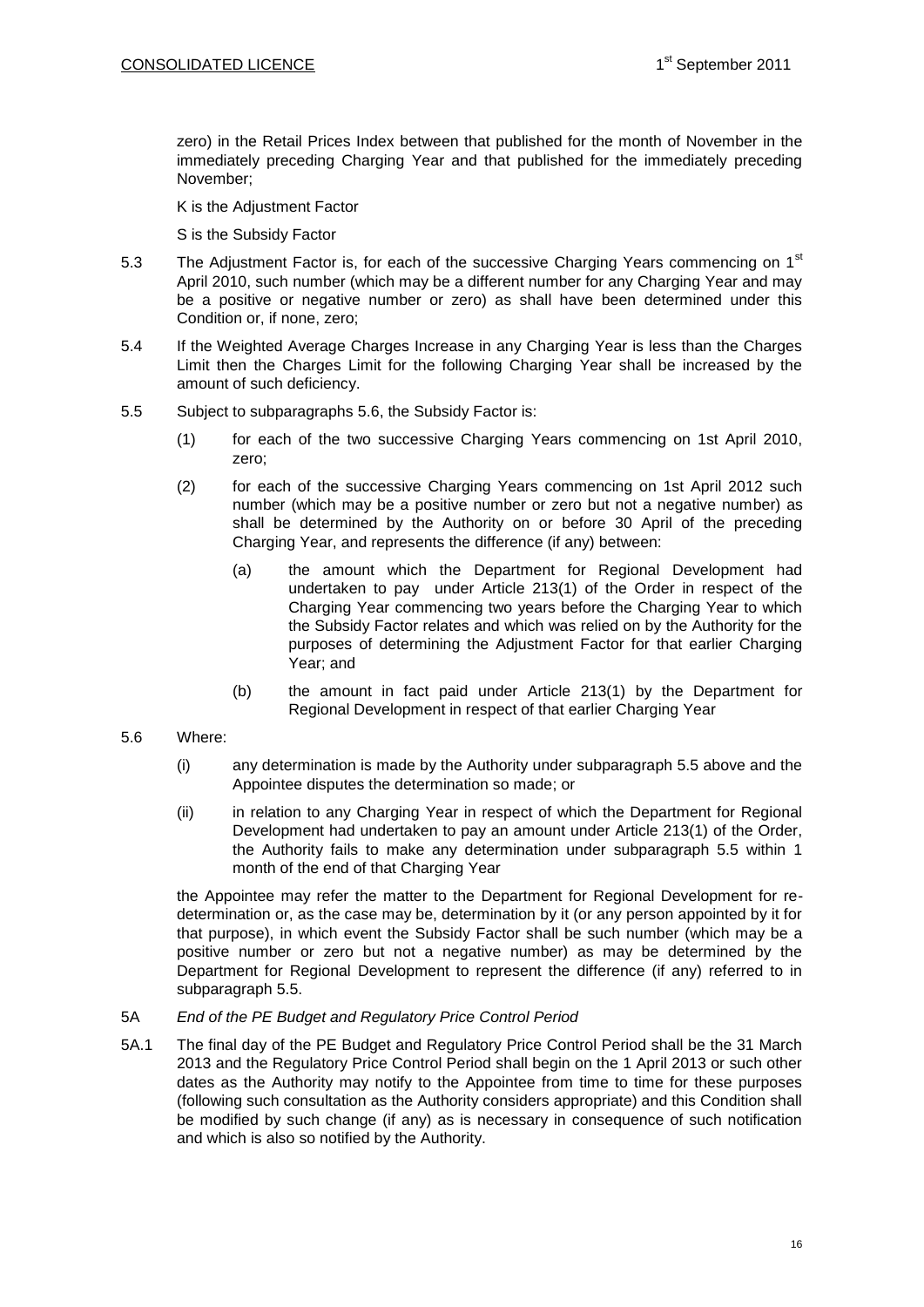zero) in the Retail Prices Index between that published for the month of November in the immediately preceding Charging Year and that published for the immediately preceding November;

K is the Adjustment Factor

S is the Subsidy Factor

5.3 The Adjustment Factor is, for each of the successive Charging Years commencing on 1st April 2010, such number (which may be a different number for any Charging Year and may be a positive or negative number or zero) as shall have been determined under this Condition or, if none, zero;

5.4 If the Weighted Average Charges Increase in any Charging Year is less than the Charges Limit then the Charges Limit for the following Charging Year shall be increased by the amount of such deficiency.

5.5 Subject to subparagraphs 5.6, the Subsidy Factor is:

(1) for each of the two successive Charging Years commencing on 1st April 2010, zero;

(2) for each of the successive Charging Years commencing on 1st April 2012 such number (which may be a positive number or zero but not a negative number) as shall be determined by the Authority on or before 30 April of the preceding Charging Year, and represents the difference (if any) between:

(a) the amount which the Department for Regional Development had undertaken to pay under Article 213(1) of the Order in respect of the Charging Year commencing two years before the Charging Year to which the Subsidy Factor relates and which was relied on by the Authority for the purposes of determining the Adjustment Factor for that earlier Charging Year; and

(b) the amount in fact paid under Article 213(1) by the Department for Regional Development in respect of that earlier Charging Year

5.6 Where:

(i) any determination is made by the Authority under subparagraph 5.5 above and the Appointee disputes the determination so made; or

(ii) in relation to any Charging Year in respect of which the Department for Regional Development had undertaken to pay an amount under Article 213(1) of the Order, the Authority fails to make any determination under subparagraph 5.5 within 1 month of the end of that Charging Year

the Appointee may refer the matter to the Department for Regional Development for re-determination or, as the case may be, determination by it (or any person appointed by it for that purpose), in which event the Subsidy Factor shall be such number (which may be a positive number or zero but not a negative number) as may be determined by the Department for Regional Development to represent the difference (if any) referred to in subparagraph 5.5.

5A *End of the PE Budget and Regulatory Price Control Period*

5A.1 The final day of the PE Budget and Regulatory Price Control Period shall be the 31 March 2013 and the Regulatory Price Control Period shall begin on the 1 April 2013 or such other dates as the Authority may notify to the Appointee from time to time for these purposes (following such consultation as the Authority considers appropriate) and this Condition shall be modified by such change (if any) as is necessary in consequence of such notification and which is also so notified by the Authority.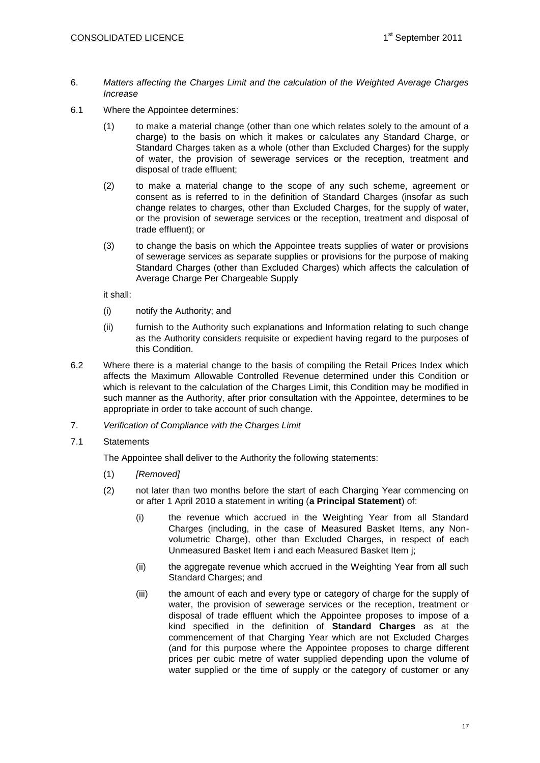6. *Matters affecting the Charges Limit and the calculation of the Weighted Average Charges Increase*

6.1 Where the Appointee determines:

(1) to make a material change (other than one which relates solely to the amount of a charge) to the basis on which it makes or calculates any Standard Charge, or Standard Charges taken as a whole (other than Excluded Charges) for the supply of water, the provision of sewerage services or the reception, treatment and disposal of trade effluent;

(2) to make a material change to the scope of any such scheme, agreement or consent as is referred to in the definition of Standard Charges (insofar as such change relates to charges, other than Excluded Charges, for the supply of water, or the provision of sewerage services or the reception, treatment and disposal of trade effluent); or

(3) to change the basis on which the Appointee treats supplies of water or provisions of sewerage services as separate supplies or provisions for the purpose of making Standard Charges (other than Excluded Charges) which affects the calculation of Average Charge Per Chargeable Supply

it shall:

(i) notify the Authority; and

(ii) furnish to the Authority such explanations and Information relating to such change as the Authority considers requisite or expedient having regard to the purposes of this Condition.

6.2 Where there is a material change to the basis of compiling the Retail Prices Index which affects the Maximum Allowable Controlled Revenue determined under this Condition or which is relevant to the calculation of the Charges Limit, this Condition may be modified in such manner as the Authority, after prior consultation with the Appointee, determines to be appropriate in order to take account of such change.

7. *Verification of Compliance with the Charges Limit*

7.1 Statements

The Appointee shall deliver to the Authority the following statements:

(1) *[Removed]*

(2) not later than two months before the start of each Charging Year commencing on or after 1 April 2010 a statement in writing (**a Principal Statement**) of:

(i) the revenue which accrued in the Weighting Year from all Standard Charges (including, in the case of Measured Basket Items, any Non-volumetric Charge), other than Excluded Charges, in respect of each Unmeasured Basket Item i and each Measured Basket Item j;

(ii) the aggregate revenue which accrued in the Weighting Year from all such Standard Charges; and

(iii) the amount of each and every type or category of charge for the supply of water, the provision of sewerage services or the reception, treatment or disposal of trade effluent which the Appointee proposes to impose of a kind specified in the definition of **Standard Charges** as at the commencement of that Charging Year which are not Excluded Charges (and for this purpose where the Appointee proposes to charge different prices per cubic metre of water supplied depending upon the volume of water supplied or the time of supply or the category of customer or any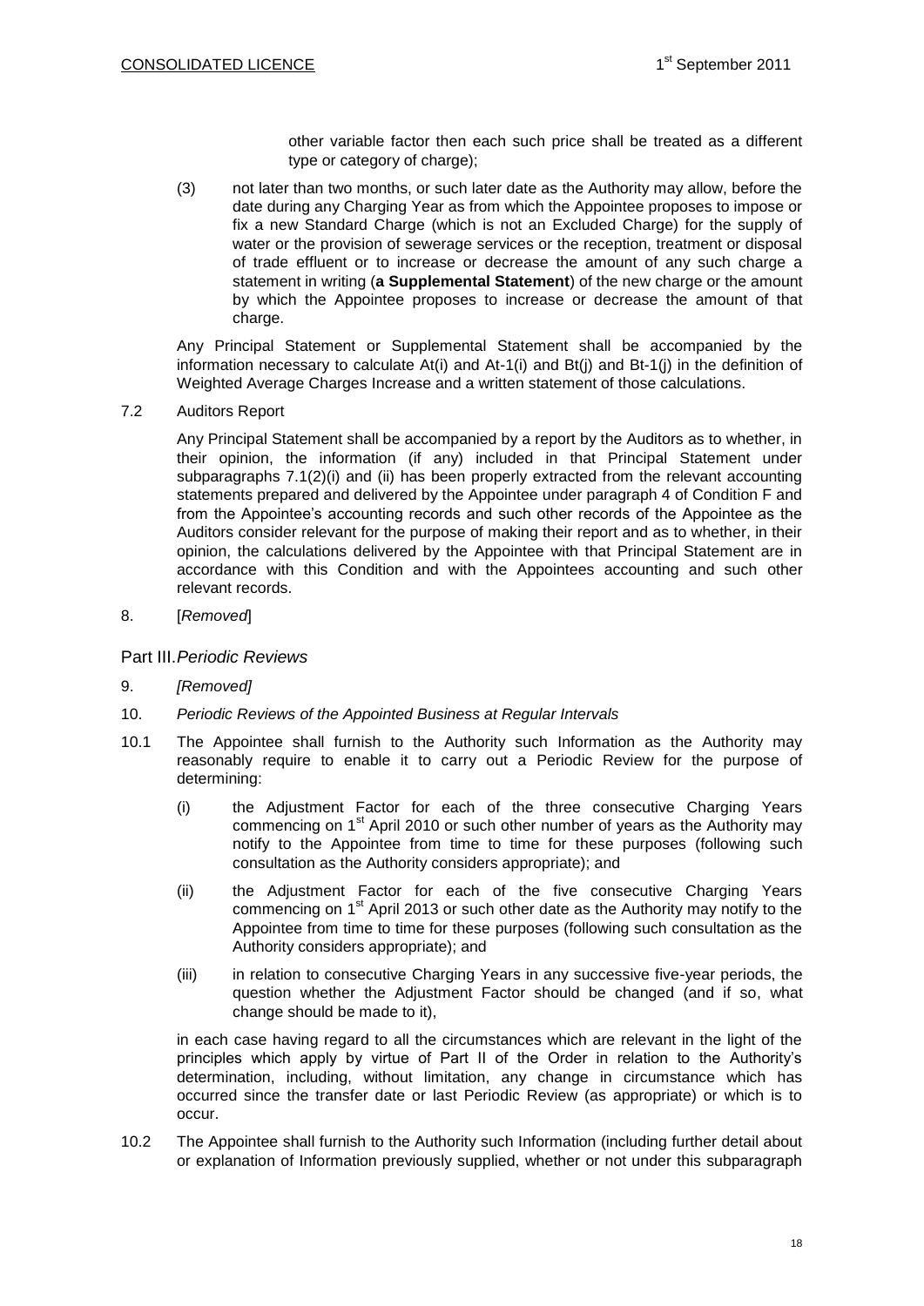other variable factor then each such price shall be treated as a different type or category of charge);

(3) not later than two months, or such later date as the Authority may allow, before the date during any Charging Year as from which the Appointee proposes to impose or fix a new Standard Charge (which is not an Excluded Charge) for the supply of water or the provision of sewerage services or the reception, treatment or disposal of trade effluent or to increase or decrease the amount of any such charge a statement in writing (**a Supplemental Statement**) of the new charge or the amount by which the Appointee proposes to increase or decrease the amount of that charge.

Any Principal Statement or Supplemental Statement shall be accompanied by the information necessary to calculate At(i) and At-1(i) and Bt(j) and Bt-1(j) in the definition of Weighted Average Charges Increase and a written statement of those calculations.

7.2 Auditors Report

Any Principal Statement shall be accompanied by a report by the Auditors as to whether, in their opinion, the information (if any) included in that Principal Statement under subparagraphs 7.1(2)(i) and (ii) has been properly extracted from the relevant accounting statements prepared and delivered by the Appointee under paragraph 4 of Condition F and from the Appointee's accounting records and such other records of the Appointee as the Auditors consider relevant for the purpose of making their report and as to whether, in their opinion, the calculations delivered by the Appointee with that Principal Statement are in accordance with this Condition and with the Appointees accounting and such other relevant records.

8. [*Removed*]

## Part III. *Periodic Reviews*

9. *[Removed]*

10. *Periodic Reviews of the Appointed Business at Regular Intervals*

10.1 The Appointee shall furnish to the Authority such Information as the Authority may reasonably require to enable it to carry out a Periodic Review for the purpose of determining:

(i) the Adjustment Factor for each of the three consecutive Charging Years commencing on 1st April 2010 or such other number of years as the Authority may notify to the Appointee from time to time for these purposes (following such consultation as the Authority considers appropriate); and

(ii) the Adjustment Factor for each of the five consecutive Charging Years commencing on 1st April 2013 or such other date as the Authority may notify to the Appointee from time to time for these purposes (following such consultation as the Authority considers appropriate); and

(iii) in relation to consecutive Charging Years in any successive five-year periods, the question whether the Adjustment Factor should be changed (and if so, what change should be made to it),

in each case having regard to all the circumstances which are relevant in the light of the principles which apply by virtue of Part II of the Order in relation to the Authority's determination, including, without limitation, any change in circumstance which has occurred since the transfer date or last Periodic Review (as appropriate) or which is to occur.

10.2 The Appointee shall furnish to the Authority such Information (including further detail about or explanation of Information previously supplied, whether or not under this subparagraph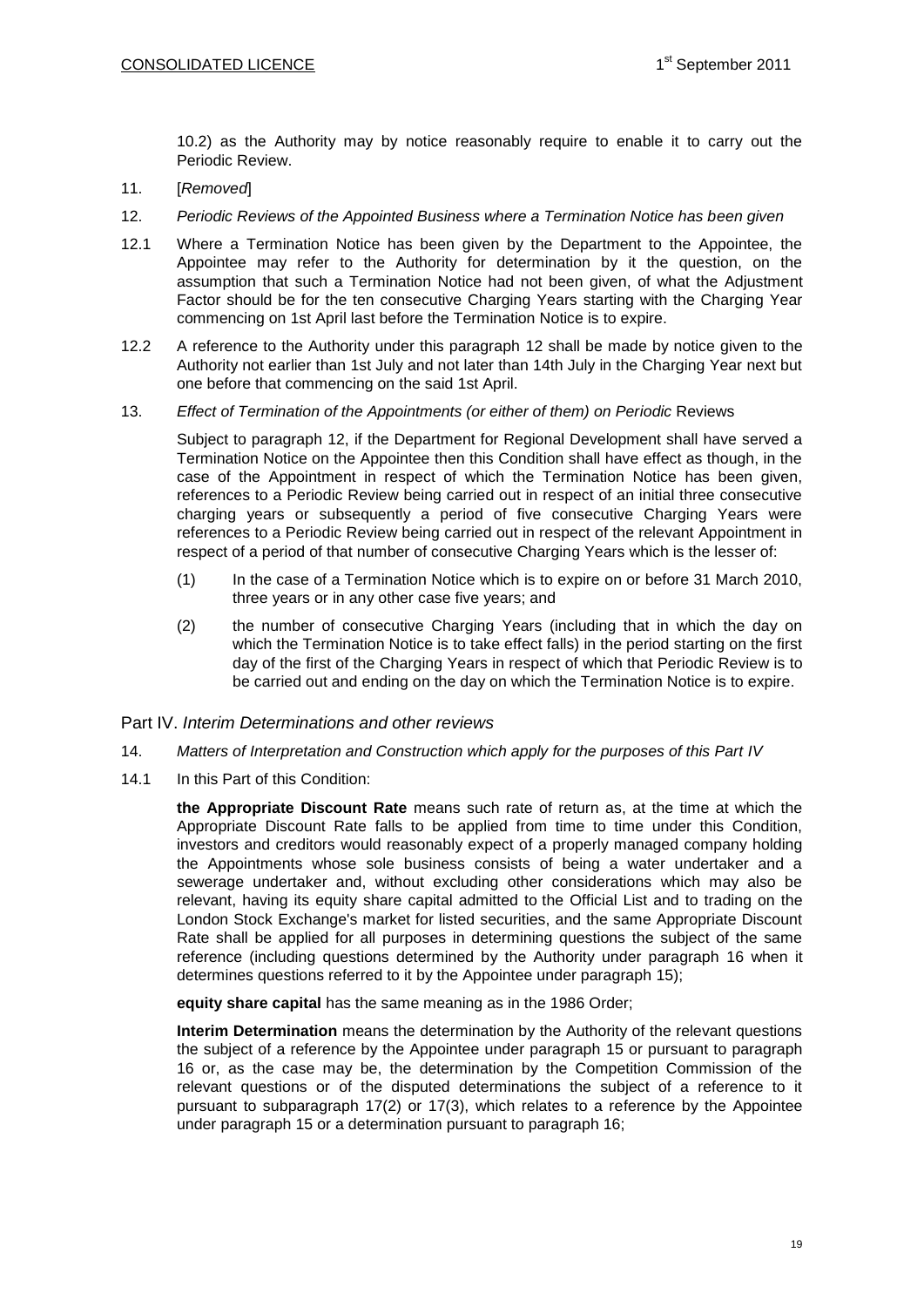10.2) as the Authority may by notice reasonably require to enable it to carry out the Periodic Review.

11. [*Removed*]

12. *Periodic Reviews of the Appointed Business where a Termination Notice has been given*

12.1 Where a Termination Notice has been given by the Department to the Appointee, the Appointee may refer to the Authority for determination by it the question, on the assumption that such a Termination Notice had not been given, of what the Adjustment Factor should be for the ten consecutive Charging Years starting with the Charging Year commencing on 1st April last before the Termination Notice is to expire.

12.2 A reference to the Authority under this paragraph 12 shall be made by notice given to the Authority not earlier than 1st July and not later than 14th July in the Charging Year next but one before that commencing on the said 1st April.

13. *Effect of Termination of the Appointments (or either of them) on Periodic* Reviews

Subject to paragraph 12, if the Department for Regional Development shall have served a Termination Notice on the Appointee then this Condition shall have effect as though, in the case of the Appointment in respect of which the Termination Notice has been given, references to a Periodic Review being carried out in respect of an initial three consecutive charging years or subsequently a period of five consecutive Charging Years were references to a Periodic Review being carried out in respect of the relevant Appointment in respect of a period of that number of consecutive Charging Years which is the lesser of:

(1) In the case of a Termination Notice which is to expire on or before 31 March 2010, three years or in any other case five years; and

(2) the number of consecutive Charging Years (including that in which the day on which the Termination Notice is to take effect falls) in the period starting on the first day of the first of the Charging Years in respect of which that Periodic Review is to be carried out and ending on the day on which the Termination Notice is to expire.

## Part IV. *Interim Determinations and other reviews*

14. *Matters of Interpretation and Construction which apply for the purposes of this Part IV*

14.1 In this Part of this Condition:

**the Appropriate Discount Rate** means such rate of return as, at the time at which the Appropriate Discount Rate falls to be applied from time to time under this Condition, investors and creditors would reasonably expect of a properly managed company holding the Appointments whose sole business consists of being a water undertaker and a sewerage undertaker and, without excluding other considerations which may also be relevant, having its equity share capital admitted to the Official List and to trading on the London Stock Exchange's market for listed securities, and the same Appropriate Discount Rate shall be applied for all purposes in determining questions the subject of the same reference (including questions determined by the Authority under paragraph 16 when it determines questions referred to it by the Appointee under paragraph 15);

**equity share capital** has the same meaning as in the 1986 Order;

**Interim Determination** means the determination by the Authority of the relevant questions the subject of a reference by the Appointee under paragraph 15 or pursuant to paragraph 16 or, as the case may be, the determination by the Competition Commission of the relevant questions or of the disputed determinations the subject of a reference to it pursuant to subparagraph 17(2) or 17(3), which relates to a reference by the Appointee under paragraph 15 or a determination pursuant to paragraph 16;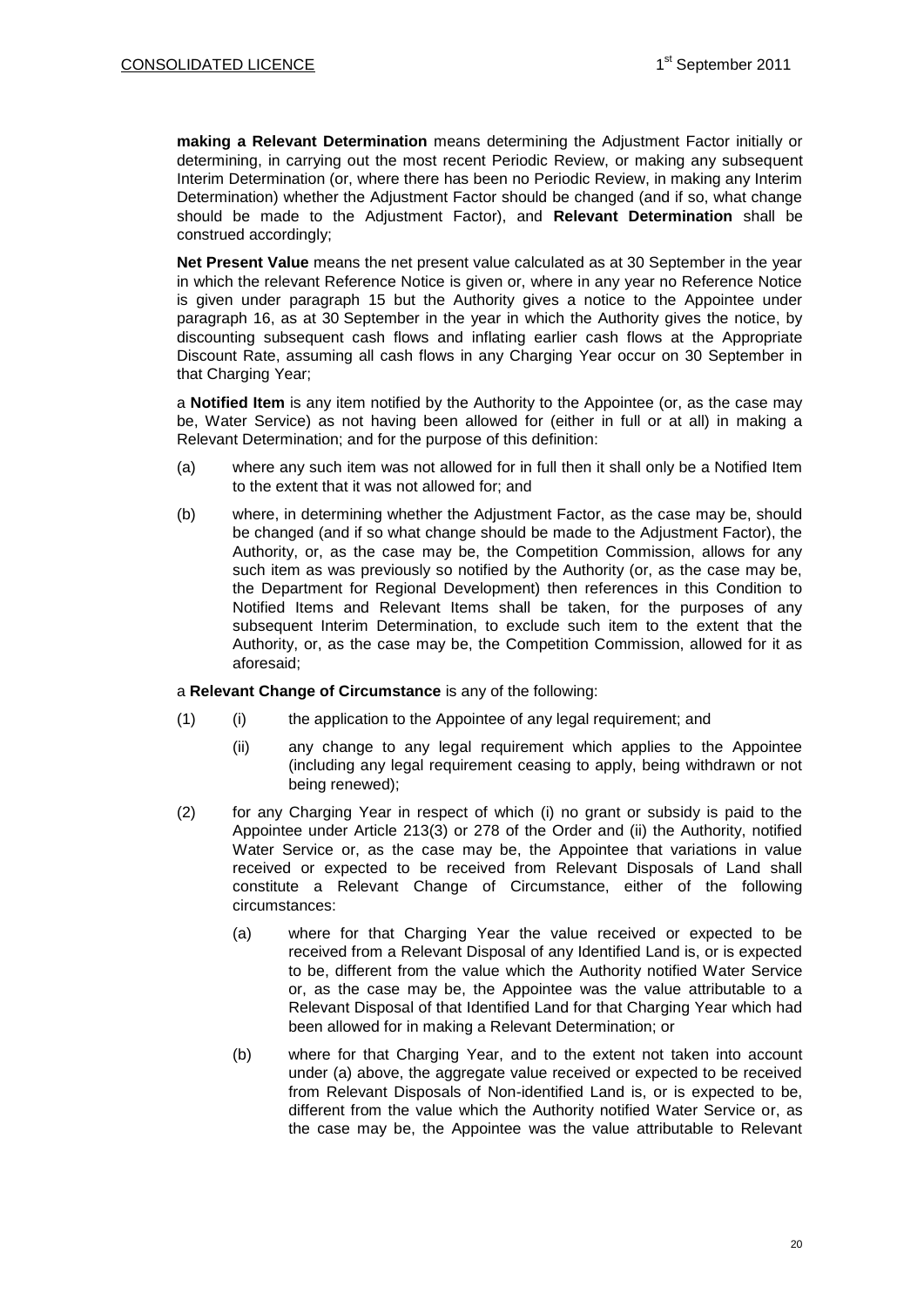**making a Relevant Determination** means determining the Adjustment Factor initially or determining, in carrying out the most recent Periodic Review, or making any subsequent Interim Determination (or, where there has been no Periodic Review, in making any Interim Determination) whether the Adjustment Factor should be changed (and if so, what change should be made to the Adjustment Factor), and **Relevant Determination** shall be construed accordingly;

**Net Present Value** means the net present value calculated as at 30 September in the year in which the relevant Reference Notice is given or, where in any year no Reference Notice is given under paragraph 15 but the Authority gives a notice to the Appointee under paragraph 16, as at 30 September in the year in which the Authority gives the notice, by discounting subsequent cash flows and inflating earlier cash flows at the Appropriate Discount Rate, assuming all cash flows in any Charging Year occur on 30 September in that Charging Year;

a **Notified Item** is any item notified by the Authority to the Appointee (or, as the case may be, Water Service) as not having been allowed for (either in full or at all) in making a Relevant Determination; and for the purpose of this definition:

(a) where any such item was not allowed for in full then it shall only be a Notified Item to the extent that it was not allowed for; and

(b) where, in determining whether the Adjustment Factor, as the case may be, should be changed (and if so what change should be made to the Adjustment Factor), the Authority, or, as the case may be, the Competition Commission, allows for any such item as was previously so notified by the Authority (or, as the case may be, the Department for Regional Development) then references in this Condition to Notified Items and Relevant Items shall be taken, for the purposes of any subsequent Interim Determination, to exclude such item to the extent that the Authority, or, as the case may be, the Competition Commission, allowed for it as aforesaid;

a **Relevant Change of Circumstance** is any of the following:

(1) (i) the application to the Appointee of any legal requirement; and

(ii) any change to any legal requirement which applies to the Appointee (including any legal requirement ceasing to apply, being withdrawn or not being renewed);

(2) for any Charging Year in respect of which (i) no grant or subsidy is paid to the Appointee under Article 213(3) or 278 of the Order and (ii) the Authority, notified Water Service or, as the case may be, the Appointee that variations in value received or expected to be received from Relevant Disposals of Land shall constitute a Relevant Change of Circumstance, either of the following circumstances:

(a) where for that Charging Year the value received or expected to be received from a Relevant Disposal of any Identified Land is, or is expected to be, different from the value which the Authority notified Water Service or, as the case may be, the Appointee was the value attributable to a Relevant Disposal of that Identified Land for that Charging Year which had been allowed for in making a Relevant Determination; or

(b) where for that Charging Year, and to the extent not taken into account under (a) above, the aggregate value received or expected to be received from Relevant Disposals of Non-identified Land is, or is expected to be, different from the value which the Authority notified Water Service or, as the case may be, the Appointee was the value attributable to Relevant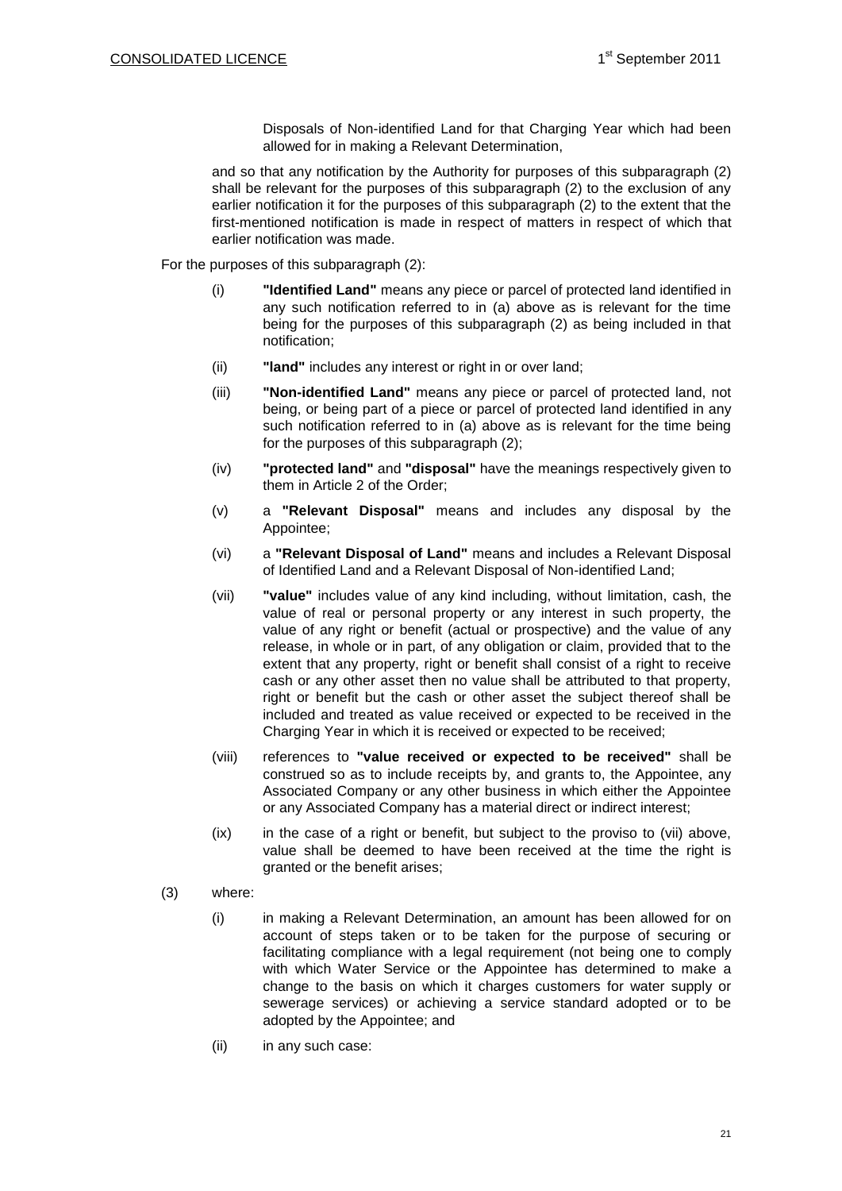Disposals of Non-identified Land for that Charging Year which had been allowed for in making a Relevant Determination,

and so that any notification by the Authority for purposes of this subparagraph (2) shall be relevant for the purposes of this subparagraph (2) to the exclusion of any earlier notification it for the purposes of this subparagraph (2) to the extent that the first-mentioned notification is made in respect of matters in respect of which that earlier notification was made.

For the purposes of this subparagraph (2):

(i) **"Identified Land"** means any piece or parcel of protected land identified in any such notification referred to in (a) above as is relevant for the time being for the purposes of this subparagraph (2) as being included in that notification;

(ii) **"land"** includes any interest or right in or over land;

(iii) **"Non-identified Land"** means any piece or parcel of protected land, not being, or being part of a piece or parcel of protected land identified in any such notification referred to in (a) above as is relevant for the time being for the purposes of this subparagraph (2);

(iv) **"protected land"** and **"disposal"** have the meanings respectively given to them in Article 2 of the Order;

(v) a **"Relevant Disposal"** means and includes any disposal by the Appointee;

(vi) a **"Relevant Disposal of Land"** means and includes a Relevant Disposal of Identified Land and a Relevant Disposal of Non-identified Land;

(vii) **"value"** includes value of any kind including, without limitation, cash, the value of real or personal property or any interest in such property, the value of any right or benefit (actual or prospective) and the value of any release, in whole or in part, of any obligation or claim, provided that to the extent that any property, right or benefit shall consist of a right to receive cash or any other asset then no value shall be attributed to that property, right or benefit but the cash or other asset the subject thereof shall be included and treated as value received or expected to be received in the Charging Year in which it is received or expected to be received;

(viii) references to **"value received or expected to be received"** shall be construed so as to include receipts by, and grants to, the Appointee, any Associated Company or any other business in which either the Appointee or any Associated Company has a material direct or indirect interest;

(ix) in the case of a right or benefit, but subject to the proviso to (vii) above, value shall be deemed to have been received at the time the right is granted or the benefit arises;

(3) where:

(i) in making a Relevant Determination, an amount has been allowed for on account of steps taken or to be taken for the purpose of securing or facilitating compliance with a legal requirement (not being one to comply with which Water Service or the Appointee has determined to make a change to the basis on which it charges customers for water supply or sewerage services) or achieving a service standard adopted or to be adopted by the Appointee; and

(ii) in any such case: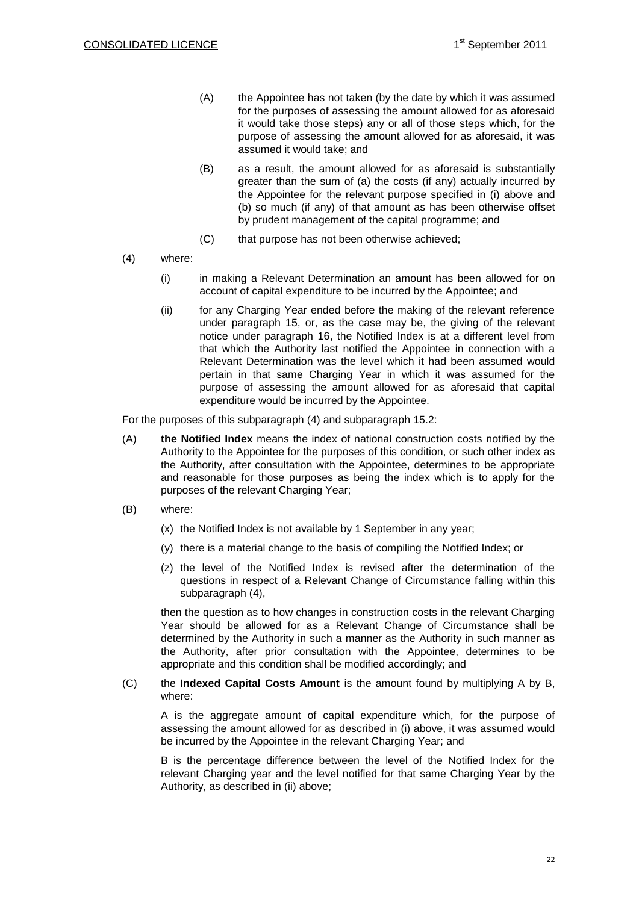(A) the Appointee has not taken (by the date by which it was assumed for the purposes of assessing the amount allowed for as aforesaid it would take those steps) any or all of those steps which, for the purpose of assessing the amount allowed for as aforesaid, it was assumed it would take; and

(B) as a result, the amount allowed for as aforesaid is substantially greater than the sum of (a) the costs (if any) actually incurred by the Appointee for the relevant purpose specified in (i) above and (b) so much (if any) of that amount as has been otherwise offset by prudent management of the capital programme; and

(C) that purpose has not been otherwise achieved;

(4) where:

(i) in making a Relevant Determination an amount has been allowed for on account of capital expenditure to be incurred by the Appointee; and

(ii) for any Charging Year ended before the making of the relevant reference under paragraph 15, or, as the case may be, the giving of the relevant notice under paragraph 16, the Notified Index is at a different level from that which the Authority last notified the Appointee in connection with a Relevant Determination was the level which it had been assumed would pertain in that same Charging Year in which it was assumed for the purpose of assessing the amount allowed for as aforesaid that capital expenditure would be incurred by the Appointee.

For the purposes of this subparagraph (4) and subparagraph 15.2:

(A) **the Notified Index** means the index of national construction costs notified by the Authority to the Appointee for the purposes of this condition, or such other index as the Authority, after consultation with the Appointee, determines to be appropriate and reasonable for those purposes as being the index which is to apply for the purposes of the relevant Charging Year;

(B) where:

(x) the Notified Index is not available by 1 September in any year;

(y) there is a material change to the basis of compiling the Notified Index; or

(z) the level of the Notified Index is revised after the determination of the questions in respect of a Relevant Change of Circumstance falling within this subparagraph (4),

then the question as to how changes in construction costs in the relevant Charging Year should be allowed for as a Relevant Change of Circumstance shall be determined by the Authority in such a manner as the Authority in such manner as the Authority, after prior consultation with the Appointee, determines to be appropriate and this condition shall be modified accordingly; and

(C) the **Indexed Capital Costs Amount** is the amount found by multiplying A by B, where:

A is the aggregate amount of capital expenditure which, for the purpose of assessing the amount allowed for as described in (i) above, it was assumed would be incurred by the Appointee in the relevant Charging Year; and

B is the percentage difference between the level of the Notified Index for the relevant Charging year and the level notified for that same Charging Year by the Authority, as described in (ii) above;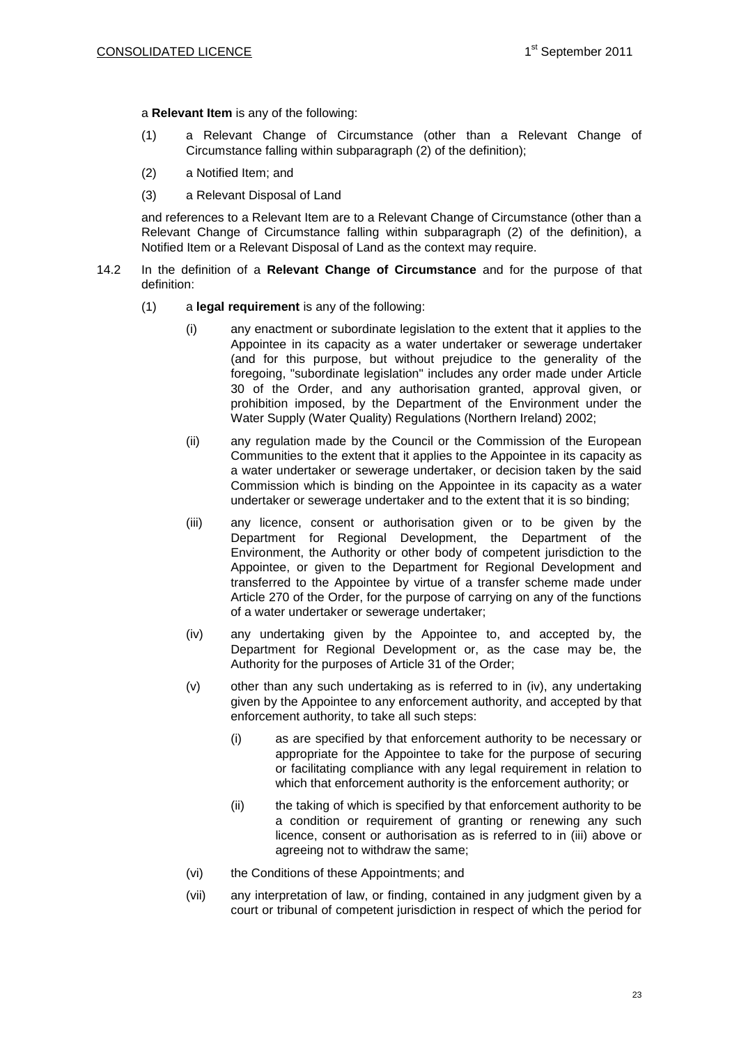a **Relevant Item** is any of the following:

(1) a Relevant Change of Circumstance (other than a Relevant Change of Circumstance falling within subparagraph (2) of the definition);

(2) a Notified Item; and

(3) a Relevant Disposal of Land

and references to a Relevant Item are to a Relevant Change of Circumstance (other than a Relevant Change of Circumstance falling within subparagraph (2) of the definition), a Notified Item or a Relevant Disposal of Land as the context may require.

14.2 In the definition of a **Relevant Change of Circumstance** and for the purpose of that definition:

(1) a **legal requirement** is any of the following:

(i) any enactment or subordinate legislation to the extent that it applies to the Appointee in its capacity as a water undertaker or sewerage undertaker (and for this purpose, but without prejudice to the generality of the foregoing, "subordinate legislation" includes any order made under Article 30 of the Order, and any authorisation granted, approval given, or prohibition imposed, by the Department of the Environment under the Water Supply (Water Quality) Regulations (Northern Ireland) 2002;

(ii) any regulation made by the Council or the Commission of the European Communities to the extent that it applies to the Appointee in its capacity as a water undertaker or sewerage undertaker, or decision taken by the said Commission which is binding on the Appointee in its capacity as a water undertaker or sewerage undertaker and to the extent that it is so binding;

(iii) any licence, consent or authorisation given or to be given by the Department for Regional Development, the Department of the Environment, the Authority or other body of competent jurisdiction to the Appointee, or given to the Department for Regional Development and transferred to the Appointee by virtue of a transfer scheme made under Article 270 of the Order, for the purpose of carrying on any of the functions of a water undertaker or sewerage undertaker;

(iv) any undertaking given by the Appointee to, and accepted by, the Department for Regional Development or, as the case may be, the Authority for the purposes of Article 31 of the Order;

(v) other than any such undertaking as is referred to in (iv), any undertaking given by the Appointee to any enforcement authority, and accepted by that enforcement authority, to take all such steps:

  (i) as are specified by that enforcement authority to be necessary or appropriate for the Appointee to take for the purpose of securing or facilitating compliance with any legal requirement in relation to which that enforcement authority is the enforcement authority; or

  (ii) the taking of which is specified by that enforcement authority to be a condition or requirement of granting or renewing any such licence, consent or authorisation as is referred to in (iii) above or agreeing not to withdraw the same;

(vi) the Conditions of these Appointments; and

(vii) any interpretation of law, or finding, contained in any judgment given by a court or tribunal of competent jurisdiction in respect of which the period for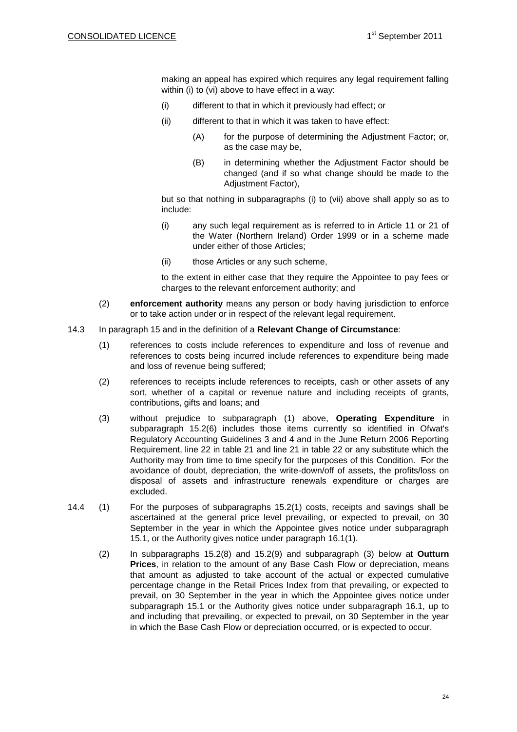making an appeal has expired which requires any legal requirement falling within (i) to (vi) above to have effect in a way:

(i) different to that in which it previously had effect; or

(ii) different to that in which it was taken to have effect:

(A) for the purpose of determining the Adjustment Factor; or, as the case may be,

(B) in determining whether the Adjustment Factor should be changed (and if so what change should be made to the Adjustment Factor),

but so that nothing in subparagraphs (i) to (vii) above shall apply so as to include:

(i) any such legal requirement as is referred to in Article 11 or 21 of the Water (Northern Ireland) Order 1999 or in a scheme made under either of those Articles;

(ii) those Articles or any such scheme,

to the extent in either case that they require the Appointee to pay fees or charges to the relevant enforcement authority; and

(2) **enforcement authority** means any person or body having jurisdiction to enforce or to take action under or in respect of the relevant legal requirement.

14.3 In paragraph 15 and in the definition of a **Relevant Change of Circumstance**:

(1) references to costs include references to expenditure and loss of revenue and references to costs being incurred include references to expenditure being made and loss of revenue being suffered;

(2) references to receipts include references to receipts, cash or other assets of any sort, whether of a capital or revenue nature and including receipts of grants, contributions, gifts and loans; and

(3) without prejudice to subparagraph (1) above, **Operating Expenditure** in subparagraph 15.2(6) includes those items currently so identified in Ofwat's Regulatory Accounting Guidelines 3 and 4 and in the June Return 2006 Reporting Requirement, line 22 in table 21 and line 21 in table 22 or any substitute which the Authority may from time to time specify for the purposes of this Condition. For the avoidance of doubt, depreciation, the write-down/off of assets, the profits/loss on disposal of assets and infrastructure renewals expenditure or charges are excluded.

14.4 (1) For the purposes of subparagraphs 15.2(1) costs, receipts and savings shall be ascertained at the general price level prevailing, or expected to prevail, on 30 September in the year in which the Appointee gives notice under subparagraph 15.1, or the Authority gives notice under paragraph 16.1(1).

(2) In subparagraphs 15.2(8) and 15.2(9) and subparagraph (3) below at **Outturn Prices**, in relation to the amount of any Base Cash Flow or depreciation, means that amount as adjusted to take account of the actual or expected cumulative percentage change in the Retail Prices Index from that prevailing, or expected to prevail, on 30 September in the year in which the Appointee gives notice under subparagraph 15.1 or the Authority gives notice under subparagraph 16.1, up to and including that prevailing, or expected to prevail, on 30 September in the year in which the Base Cash Flow or depreciation occurred, or is expected to occur.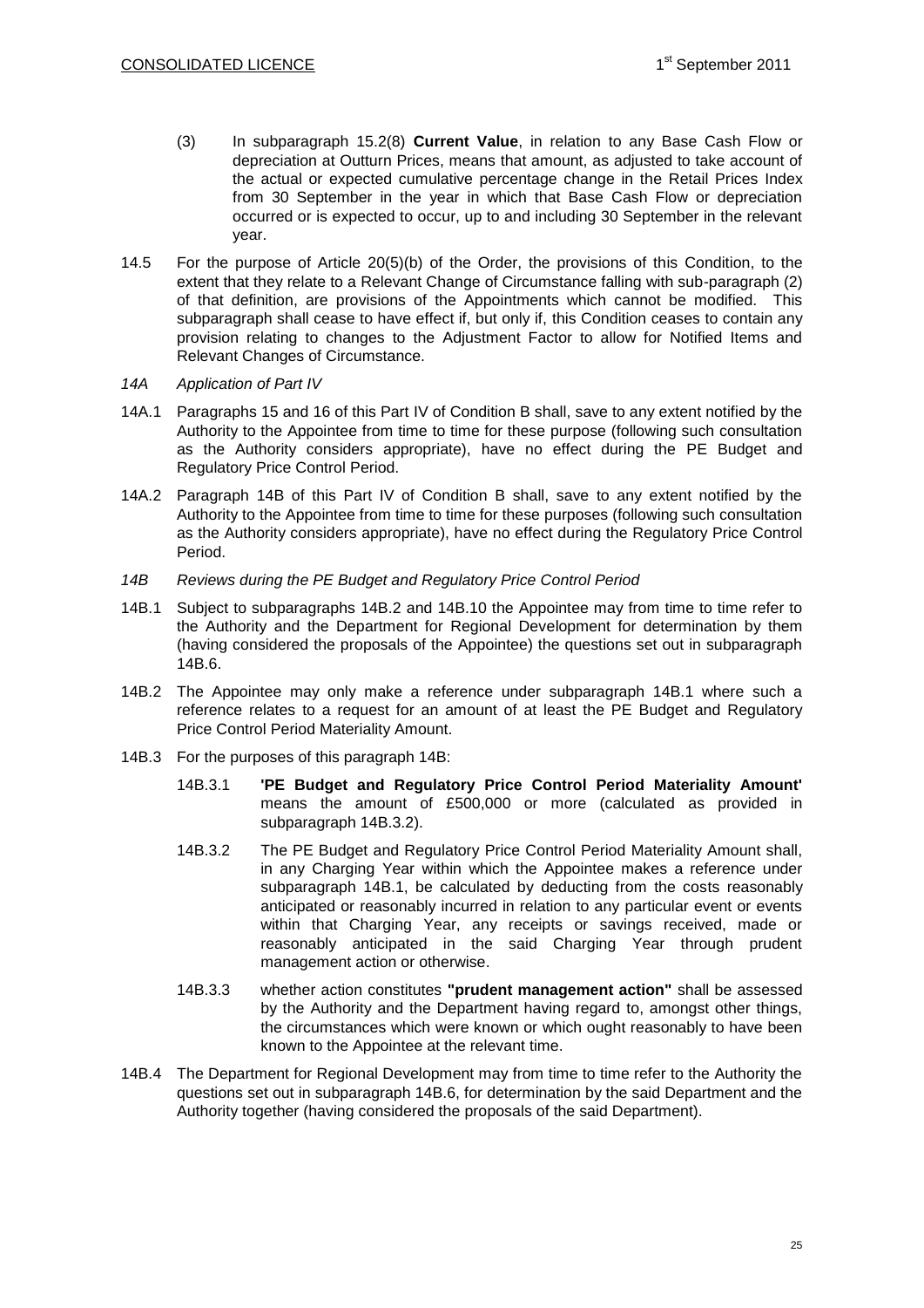(3) In subparagraph 15.2(8) **Current Value**, in relation to any Base Cash Flow or depreciation at Outturn Prices, means that amount, as adjusted to take account of the actual or expected cumulative percentage change in the Retail Prices Index from 30 September in the year in which that Base Cash Flow or depreciation occurred or is expected to occur, up to and including 30 September in the relevant year.

14.5 For the purpose of Article 20(5)(b) of the Order, the provisions of this Condition, to the extent that they relate to a Relevant Change of Circumstance falling with sub-paragraph (2) of that definition, are provisions of the Appointments which cannot be modified. This subparagraph shall cease to have effect if, but only if, this Condition ceases to contain any provision relating to changes to the Adjustment Factor to allow for Notified Items and Relevant Changes of Circumstance.

*14A Application of Part IV*

14A.1 Paragraphs 15 and 16 of this Part IV of Condition B shall, save to any extent notified by the Authority to the Appointee from time to time for these purpose (following such consultation as the Authority considers appropriate), have no effect during the PE Budget and Regulatory Price Control Period.

14A.2 Paragraph 14B of this Part IV of Condition B shall, save to any extent notified by the Authority to the Appointee from time to time for these purposes (following such consultation as the Authority considers appropriate), have no effect during the Regulatory Price Control Period.

*14B Reviews during the PE Budget and Regulatory Price Control Period*

14B.1 Subject to subparagraphs 14B.2 and 14B.10 the Appointee may from time to time refer to the Authority and the Department for Regional Development for determination by them (having considered the proposals of the Appointee) the questions set out in subparagraph 14B.6.

14B.2 The Appointee may only make a reference under subparagraph 14B.1 where such a reference relates to a request for an amount of at least the PE Budget and Regulatory Price Control Period Materiality Amount.

14B.3 For the purposes of this paragraph 14B:

14B.3.1 **'PE Budget and Regulatory Price Control Period Materiality Amount'** means the amount of £500,000 or more (calculated as provided in subparagraph 14B.3.2).

14B.3.2 The PE Budget and Regulatory Price Control Period Materiality Amount shall, in any Charging Year within which the Appointee makes a reference under subparagraph 14B.1, be calculated by deducting from the costs reasonably anticipated or reasonably incurred in relation to any particular event or events within that Charging Year, any receipts or savings received, made or reasonably anticipated in the said Charging Year through prudent management action or otherwise.

14B.3.3 whether action constitutes **"prudent management action"** shall be assessed by the Authority and the Department having regard to, amongst other things, the circumstances which were known or which ought reasonably to have been known to the Appointee at the relevant time.

14B.4 The Department for Regional Development may from time to time refer to the Authority the questions set out in subparagraph 14B.6, for determination by the said Department and the Authority together (having considered the proposals of the said Department).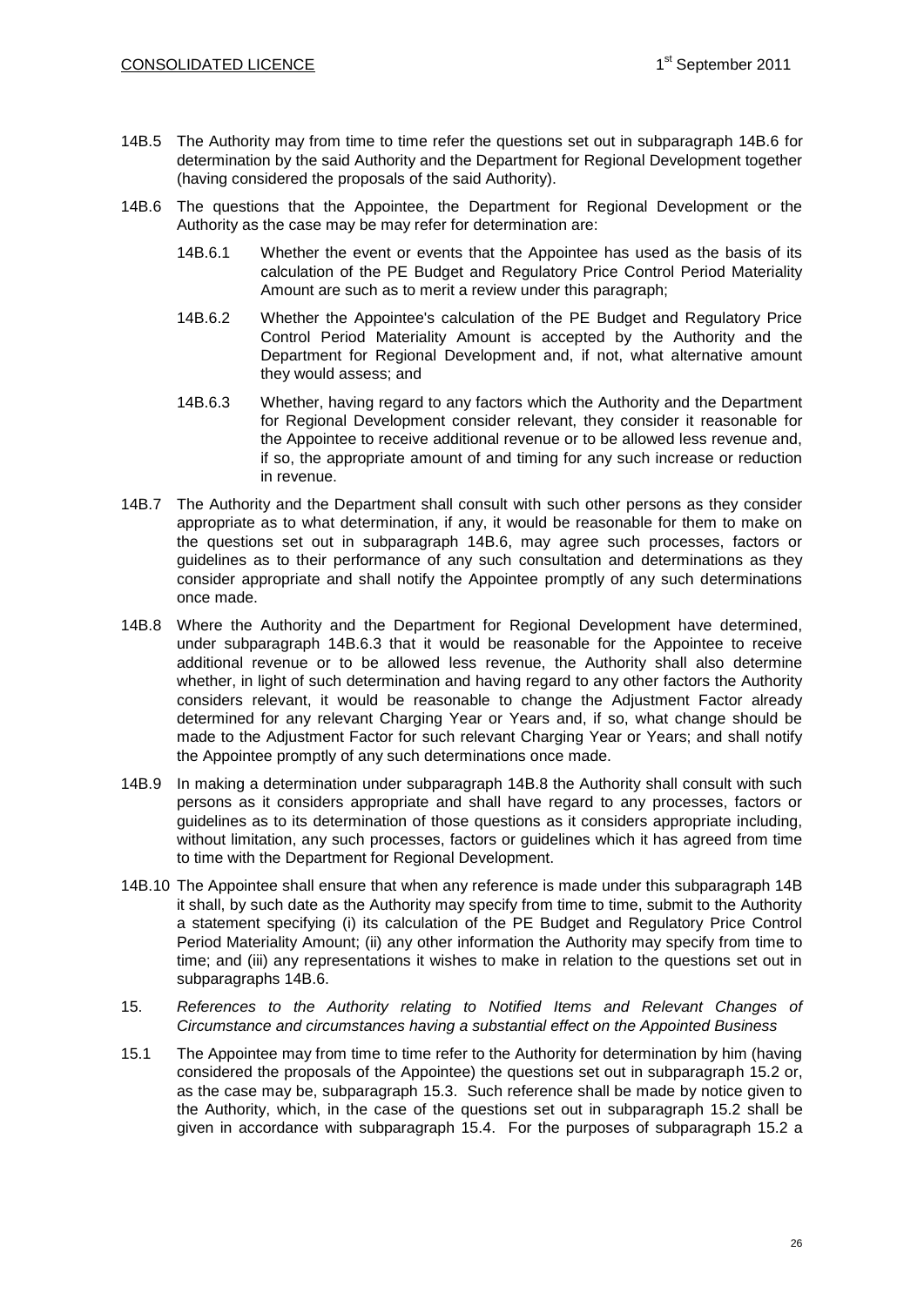14B.5 The Authority may from time to time refer the questions set out in subparagraph 14B.6 for determination by the said Authority and the Department for Regional Development together (having considered the proposals of the said Authority).

14B.6 The questions that the Appointee, the Department for Regional Development or the Authority as the case may be may refer for determination are:

- 14B.6.1 Whether the event or events that the Appointee has used as the basis of its calculation of the PE Budget and Regulatory Price Control Period Materiality Amount are such as to merit a review under this paragraph;
- 14B.6.2 Whether the Appointee's calculation of the PE Budget and Regulatory Price Control Period Materiality Amount is accepted by the Authority and the Department for Regional Development and, if not, what alternative amount they would assess; and
- 14B.6.3 Whether, having regard to any factors which the Authority and the Department for Regional Development consider relevant, they consider it reasonable for the Appointee to receive additional revenue or to be allowed less revenue and, if so, the appropriate amount of and timing for any such increase or reduction in revenue.

14B.7 The Authority and the Department shall consult with such other persons as they consider appropriate as to what determination, if any, it would be reasonable for them to make on the questions set out in subparagraph 14B.6, may agree such processes, factors or guidelines as to their performance of any such consultation and determinations as they consider appropriate and shall notify the Appointee promptly of any such determinations once made.

14B.8 Where the Authority and the Department for Regional Development have determined, under subparagraph 14B.6.3 that it would be reasonable for the Appointee to receive additional revenue or to be allowed less revenue, the Authority shall also determine whether, in light of such determination and having regard to any other factors the Authority considers relevant, it would be reasonable to change the Adjustment Factor already determined for any relevant Charging Year or Years and, if so, what change should be made to the Adjustment Factor for such relevant Charging Year or Years; and shall notify the Appointee promptly of any such determinations once made.

14B.9 In making a determination under subparagraph 14B.8 the Authority shall consult with such persons as it considers appropriate and shall have regard to any processes, factors or guidelines as to its determination of those questions as it considers appropriate including, without limitation, any such processes, factors or guidelines which it has agreed from time to time with the Department for Regional Development.

14B.10 The Appointee shall ensure that when any reference is made under this subparagraph 14B it shall, by such date as the Authority may specify from time to time, submit to the Authority a statement specifying (i) its calculation of the PE Budget and Regulatory Price Control Period Materiality Amount; (ii) any other information the Authority may specify from time to time; and (iii) any representations it wishes to make in relation to the questions set out in subparagraphs 14B.6.

15. *References to the Authority relating to Notified Items and Relevant Changes of Circumstance and circumstances having a substantial effect on the Appointed Business*

15.1 The Appointee may from time to time refer to the Authority for determination by him (having considered the proposals of the Appointee) the questions set out in subparagraph 15.2 or, as the case may be, subparagraph 15.3. Such reference shall be made by notice given to the Authority, which, in the case of the questions set out in subparagraph 15.2 shall be given in accordance with subparagraph 15.4. For the purposes of subparagraph 15.2 a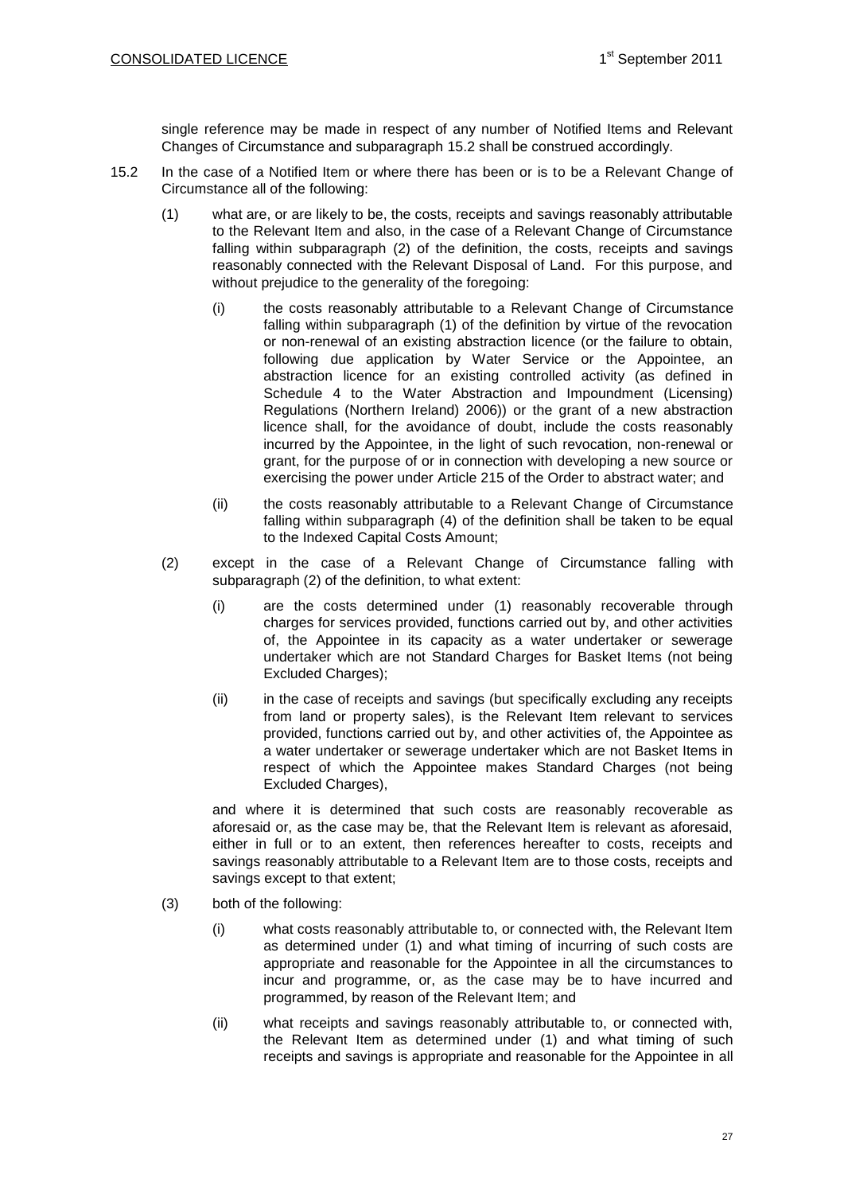single reference may be made in respect of any number of Notified Items and Relevant Changes of Circumstance and subparagraph 15.2 shall be construed accordingly.

15.2 In the case of a Notified Item or where there has been or is to be a Relevant Change of Circumstance all of the following:

(1) what are, or are likely to be, the costs, receipts and savings reasonably attributable to the Relevant Item and also, in the case of a Relevant Change of Circumstance falling within subparagraph (2) of the definition, the costs, receipts and savings reasonably connected with the Relevant Disposal of Land. For this purpose, and without prejudice to the generality of the foregoing:

(i) the costs reasonably attributable to a Relevant Change of Circumstance falling within subparagraph (1) of the definition by virtue of the revocation or non-renewal of an existing abstraction licence (or the failure to obtain, following due application by Water Service or the Appointee, an abstraction licence for an existing controlled activity (as defined in Schedule 4 to the Water Abstraction and Impoundment (Licensing) Regulations (Northern Ireland) 2006)) or the grant of a new abstraction licence shall, for the avoidance of doubt, include the costs reasonably incurred by the Appointee, in the light of such revocation, non-renewal or grant, for the purpose of or in connection with developing a new source or exercising the power under Article 215 of the Order to abstract water; and

(ii) the costs reasonably attributable to a Relevant Change of Circumstance falling within subparagraph (4) of the definition shall be taken to be equal to the Indexed Capital Costs Amount;

(2) except in the case of a Relevant Change of Circumstance falling with subparagraph (2) of the definition, to what extent:

(i) are the costs determined under (1) reasonably recoverable through charges for services provided, functions carried out by, and other activities of, the Appointee in its capacity as a water undertaker or sewerage undertaker which are not Standard Charges for Basket Items (not being Excluded Charges);

(ii) in the case of receipts and savings (but specifically excluding any receipts from land or property sales), is the Relevant Item relevant to services provided, functions carried out by, and other activities of, the Appointee as a water undertaker or sewerage undertaker which are not Basket Items in respect of which the Appointee makes Standard Charges (not being Excluded Charges),

and where it is determined that such costs are reasonably recoverable as aforesaid or, as the case may be, that the Relevant Item is relevant as aforesaid, either in full or to an extent, then references hereafter to costs, receipts and savings reasonably attributable to a Relevant Item are to those costs, receipts and savings except to that extent;

(3) both of the following:

(i) what costs reasonably attributable to, or connected with, the Relevant Item as determined under (1) and what timing of incurring of such costs are appropriate and reasonable for the Appointee in all the circumstances to incur and programme, or, as the case may be to have incurred and programmed, by reason of the Relevant Item; and

(ii) what receipts and savings reasonably attributable to, or connected with, the Relevant Item as determined under (1) and what timing of such receipts and savings is appropriate and reasonable for the Appointee in all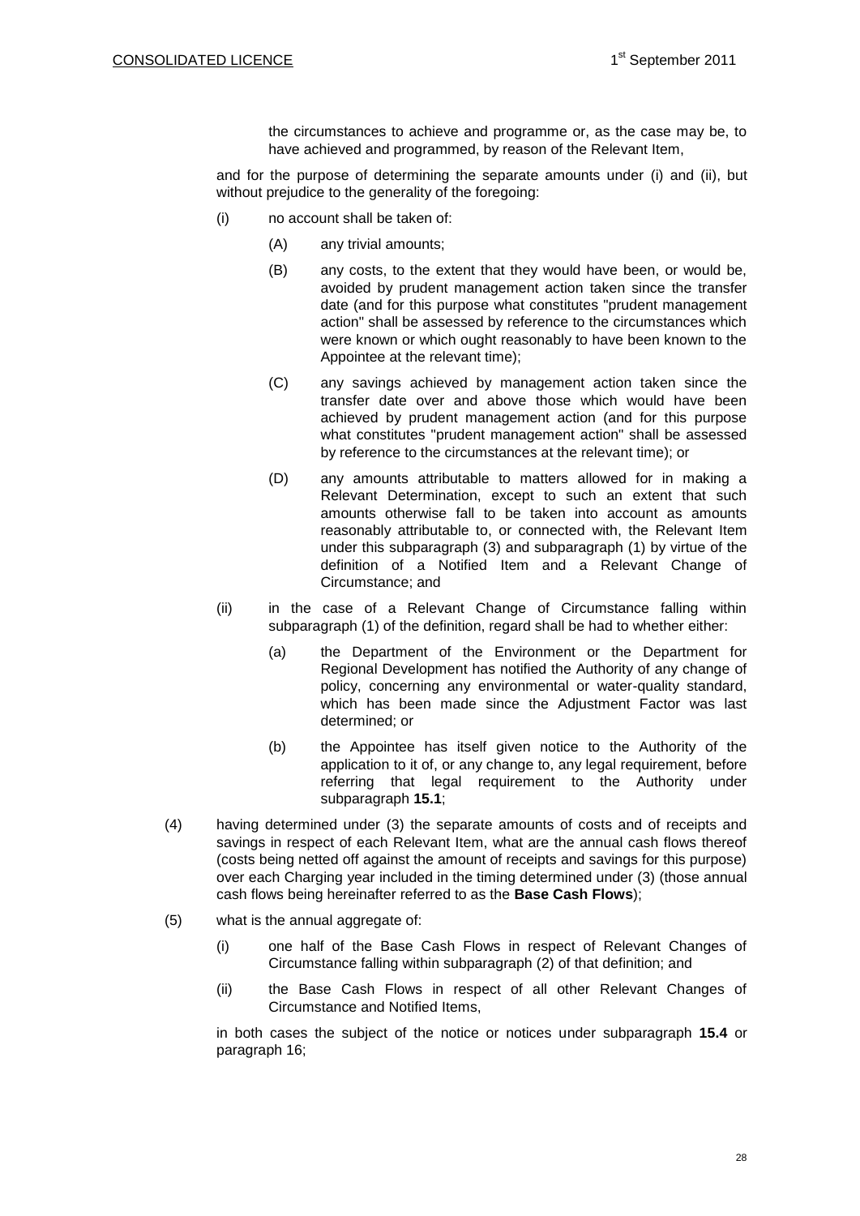the circumstances to achieve and programme or, as the case may be, to have achieved and programmed, by reason of the Relevant Item,

and for the purpose of determining the separate amounts under (i) and (ii), but without prejudice to the generality of the foregoing:

(i) no account shall be taken of:

(A) any trivial amounts;

(B) any costs, to the extent that they would have been, or would be, avoided by prudent management action taken since the transfer date (and for this purpose what constitutes "prudent management action" shall be assessed by reference to the circumstances which were known or which ought reasonably to have been known to the Appointee at the relevant time);

(C) any savings achieved by management action taken since the transfer date over and above those which would have been achieved by prudent management action (and for this purpose what constitutes "prudent management action" shall be assessed by reference to the circumstances at the relevant time); or

(D) any amounts attributable to matters allowed for in making a Relevant Determination, except to such an extent that such amounts otherwise fall to be taken into account as amounts reasonably attributable to, or connected with, the Relevant Item under this subparagraph (3) and subparagraph (1) by virtue of the definition of a Notified Item and a Relevant Change of Circumstance; and

(ii) in the case of a Relevant Change of Circumstance falling within subparagraph (1) of the definition, regard shall be had to whether either:

(a) the Department of the Environment or the Department for Regional Development has notified the Authority of any change of policy, concerning any environmental or water-quality standard, which has been made since the Adjustment Factor was last determined; or

(b) the Appointee has itself given notice to the Authority of the application to it of, or any change to, any legal requirement, before referring that legal requirement to the Authority under subparagraph **15.1**;

(4) having determined under (3) the separate amounts of costs and of receipts and savings in respect of each Relevant Item, what are the annual cash flows thereof (costs being netted off against the amount of receipts and savings for this purpose) over each Charging year included in the timing determined under (3) (those annual cash flows being hereinafter referred to as the **Base Cash Flows**);

(5) what is the annual aggregate of:

(i) one half of the Base Cash Flows in respect of Relevant Changes of Circumstance falling within subparagraph (2) of that definition; and

(ii) the Base Cash Flows in respect of all other Relevant Changes of Circumstance and Notified Items,

in both cases the subject of the notice or notices under subparagraph **15.4** or paragraph 16;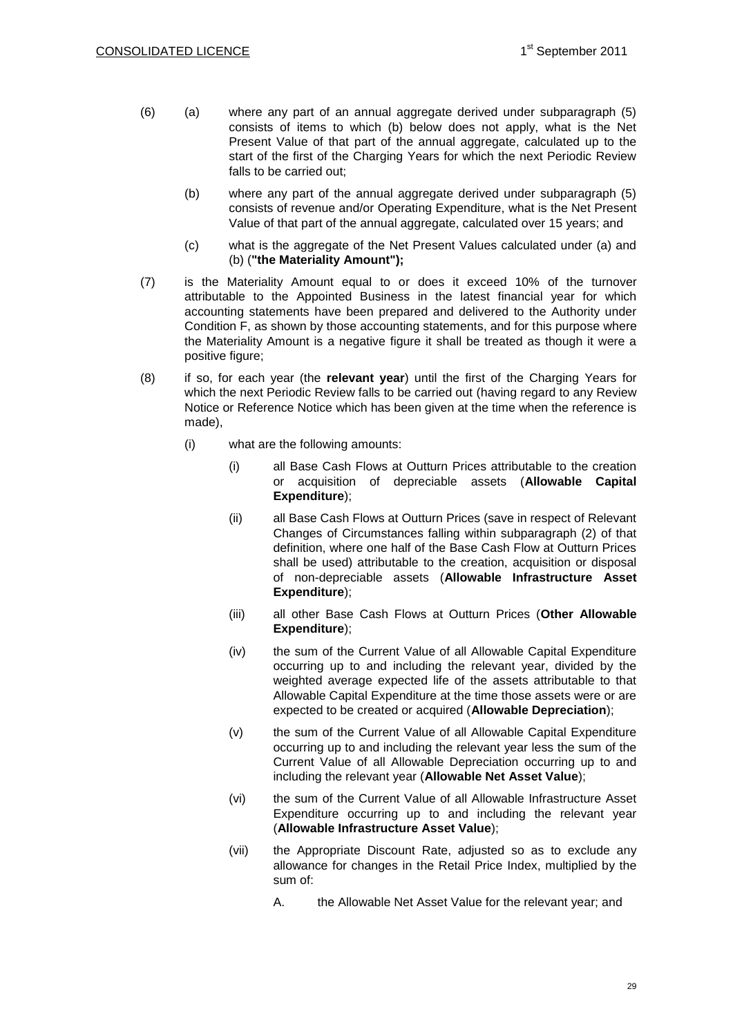(6) (a) where any part of an annual aggregate derived under subparagraph (5) consists of items to which (b) below does not apply, what is the Net Present Value of that part of the annual aggregate, calculated up to the start of the first of the Charging Years for which the next Periodic Review falls to be carried out;

(b) where any part of the annual aggregate derived under subparagraph (5) consists of revenue and/or Operating Expenditure, what is the Net Present Value of that part of the annual aggregate, calculated over 15 years; and

(c) what is the aggregate of the Net Present Values calculated under (a) and (b) (**"the Materiality Amount");**

(7) is the Materiality Amount equal to or does it exceed 10% of the turnover attributable to the Appointed Business in the latest financial year for which accounting statements have been prepared and delivered to the Authority under Condition F, as shown by those accounting statements, and for this purpose where the Materiality Amount is a negative figure it shall be treated as though it were a positive figure;

(8) if so, for each year (the **relevant year**) until the first of the Charging Years for which the next Periodic Review falls to be carried out (having regard to any Review Notice or Reference Notice which has been given at the time when the reference is made),

(i) what are the following amounts:

(i) all Base Cash Flows at Outturn Prices attributable to the creation or acquisition of depreciable assets (**Allowable Capital Expenditure**);

(ii) all Base Cash Flows at Outturn Prices (save in respect of Relevant Changes of Circumstances falling within subparagraph (2) of that definition, where one half of the Base Cash Flow at Outturn Prices shall be used) attributable to the creation, acquisition or disposal of non-depreciable assets (**Allowable Infrastructure Asset Expenditure**);

(iii) all other Base Cash Flows at Outturn Prices (**Other Allowable Expenditure**);

(iv) the sum of the Current Value of all Allowable Capital Expenditure occurring up to and including the relevant year, divided by the weighted average expected life of the assets attributable to that Allowable Capital Expenditure at the time those assets were or are expected to be created or acquired (**Allowable Depreciation**);

(v) the sum of the Current Value of all Allowable Capital Expenditure occurring up to and including the relevant year less the sum of the Current Value of all Allowable Depreciation occurring up to and including the relevant year (**Allowable Net Asset Value**);

(vi) the sum of the Current Value of all Allowable Infrastructure Asset Expenditure occurring up to and including the relevant year (**Allowable Infrastructure Asset Value**);

(vii) the Appropriate Discount Rate, adjusted so as to exclude any allowance for changes in the Retail Price Index, multiplied by the sum of:

A. the Allowable Net Asset Value for the relevant year; and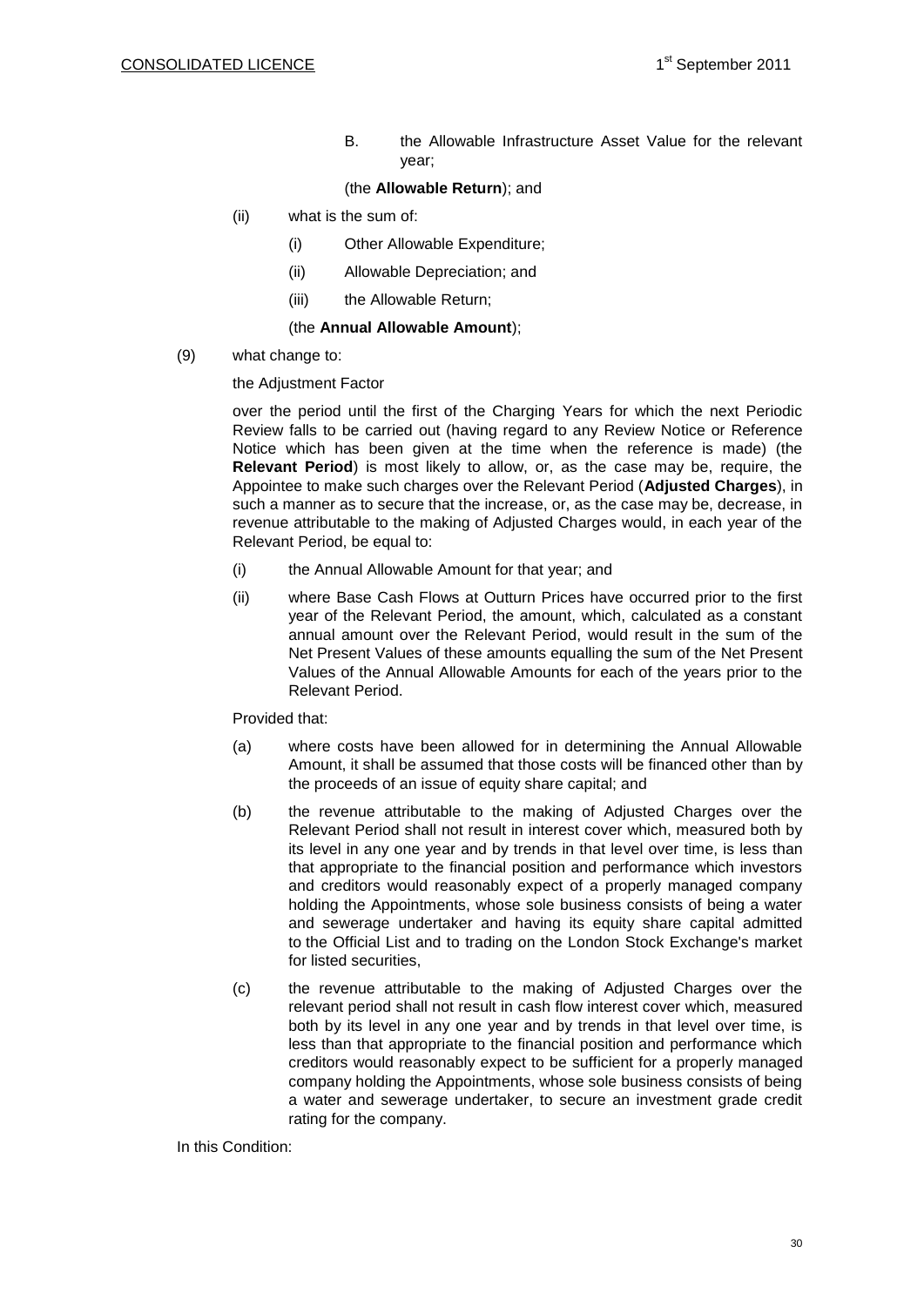B. the Allowable Infrastructure Asset Value for the relevant year;

(the **Allowable Return**); and

(ii) what is the sum of:

(i) Other Allowable Expenditure;

(ii) Allowable Depreciation; and

(iii) the Allowable Return;

(the **Annual Allowable Amount**);

(9) what change to:

the Adjustment Factor

over the period until the first of the Charging Years for which the next Periodic Review falls to be carried out (having regard to any Review Notice or Reference Notice which has been given at the time when the reference is made) (the **Relevant Period**) is most likely to allow, or, as the case may be, require, the Appointee to make such charges over the Relevant Period (**Adjusted Charges**), in such a manner as to secure that the increase, or, as the case may be, decrease, in revenue attributable to the making of Adjusted Charges would, in each year of the Relevant Period, be equal to:

(i) the Annual Allowable Amount for that year; and

(ii) where Base Cash Flows at Outturn Prices have occurred prior to the first year of the Relevant Period, the amount, which, calculated as a constant annual amount over the Relevant Period, would result in the sum of the Net Present Values of these amounts equalling the sum of the Net Present Values of the Annual Allowable Amounts for each of the years prior to the Relevant Period.

Provided that:

(a) where costs have been allowed for in determining the Annual Allowable Amount, it shall be assumed that those costs will be financed other than by the proceeds of an issue of equity share capital; and

(b) the revenue attributable to the making of Adjusted Charges over the Relevant Period shall not result in interest cover which, measured both by its level in any one year and by trends in that level over time, is less than that appropriate to the financial position and performance which investors and creditors would reasonably expect of a properly managed company holding the Appointments, whose sole business consists of being a water and sewerage undertaker and having its equity share capital admitted to the Official List and to trading on the London Stock Exchange's market for listed securities,

(c) the revenue attributable to the making of Adjusted Charges over the relevant period shall not result in cash flow interest cover which, measured both by its level in any one year and by trends in that level over time, is less than that appropriate to the financial position and performance which creditors would reasonably expect to be sufficient for a properly managed company holding the Appointments, whose sole business consists of being a water and sewerage undertaker, to secure an investment grade credit rating for the company.

In this Condition: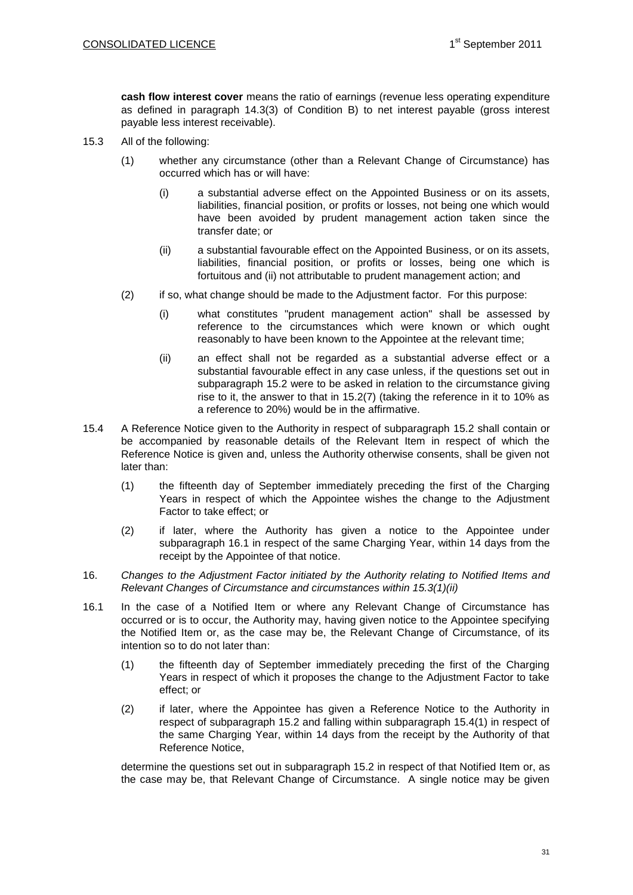**cash flow interest cover** means the ratio of earnings (revenue less operating expenditure as defined in paragraph 14.3(3) of Condition B) to net interest payable (gross interest payable less interest receivable).

15.3 All of the following:

(1) whether any circumstance (other than a Relevant Change of Circumstance) has occurred which has or will have:

(i) a substantial adverse effect on the Appointed Business or on its assets, liabilities, financial position, or profits or losses, not being one which would have been avoided by prudent management action taken since the transfer date; or

(ii) a substantial favourable effect on the Appointed Business, or on its assets, liabilities, financial position, or profits or losses, being one which is fortuitous and (ii) not attributable to prudent management action; and

(2) if so, what change should be made to the Adjustment factor. For this purpose:

(i) what constitutes "prudent management action" shall be assessed by reference to the circumstances which were known or which ought reasonably to have been known to the Appointee at the relevant time;

(ii) an effect shall not be regarded as a substantial adverse effect or a substantial favourable effect in any case unless, if the questions set out in subparagraph 15.2 were to be asked in relation to the circumstance giving rise to it, the answer to that in 15.2(7) (taking the reference in it to 10% as a reference to 20%) would be in the affirmative.

15.4 A Reference Notice given to the Authority in respect of subparagraph 15.2 shall contain or be accompanied by reasonable details of the Relevant Item in respect of which the Reference Notice is given and, unless the Authority otherwise consents, shall be given not later than:

(1) the fifteenth day of September immediately preceding the first of the Charging Years in respect of which the Appointee wishes the change to the Adjustment Factor to take effect; or

(2) if later, where the Authority has given a notice to the Appointee under subparagraph 16.1 in respect of the same Charging Year, within 14 days from the receipt by the Appointee of that notice.

16. *Changes to the Adjustment Factor initiated by the Authority relating to Notified Items and Relevant Changes of Circumstance and circumstances within 15.3(1)(ii)*

16.1 In the case of a Notified Item or where any Relevant Change of Circumstance has occurred or is to occur, the Authority may, having given notice to the Appointee specifying the Notified Item or, as the case may be, the Relevant Change of Circumstance, of its intention so to do not later than:

(1) the fifteenth day of September immediately preceding the first of the Charging Years in respect of which it proposes the change to the Adjustment Factor to take effect; or

(2) if later, where the Appointee has given a Reference Notice to the Authority in respect of subparagraph 15.2 and falling within subparagraph 15.4(1) in respect of the same Charging Year, within 14 days from the receipt by the Authority of that Reference Notice,

determine the questions set out in subparagraph 15.2 in respect of that Notified Item or, as the case may be, that Relevant Change of Circumstance. A single notice may be given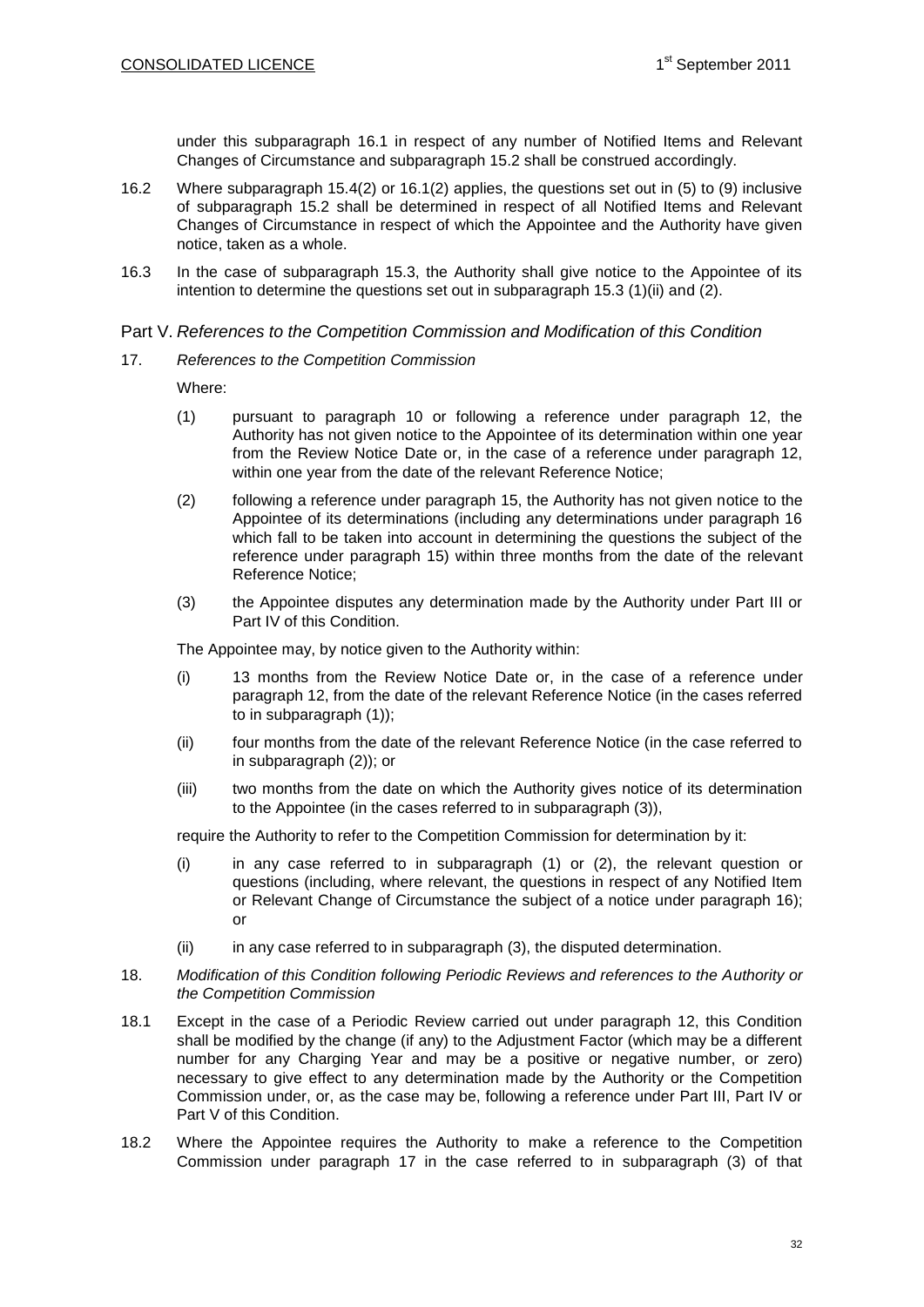under this subparagraph 16.1 in respect of any number of Notified Items and Relevant Changes of Circumstance and subparagraph 15.2 shall be construed accordingly.

16.2 Where subparagraph 15.4(2) or 16.1(2) applies, the questions set out in (5) to (9) inclusive of subparagraph 15.2 shall be determined in respect of all Notified Items and Relevant Changes of Circumstance in respect of which the Appointee and the Authority have given notice, taken as a whole.

16.3 In the case of subparagraph 15.3, the Authority shall give notice to the Appointee of its intention to determine the questions set out in subparagraph 15.3 (1)(ii) and (2).

## Part V. *References to the Competition Commission and Modification of this Condition*

17. *References to the Competition Commission*

Where:

(1) pursuant to paragraph 10 or following a reference under paragraph 12, the Authority has not given notice to the Appointee of its determination within one year from the Review Notice Date or, in the case of a reference under paragraph 12, within one year from the date of the relevant Reference Notice;

(2) following a reference under paragraph 15, the Authority has not given notice to the Appointee of its determinations (including any determinations under paragraph 16 which fall to be taken into account in determining the questions the subject of the reference under paragraph 15) within three months from the date of the relevant Reference Notice;

(3) the Appointee disputes any determination made by the Authority under Part III or Part IV of this Condition.

The Appointee may, by notice given to the Authority within:

(i) 13 months from the Review Notice Date or, in the case of a reference under paragraph 12, from the date of the relevant Reference Notice (in the cases referred to in subparagraph (1));

(ii) four months from the date of the relevant Reference Notice (in the case referred to in subparagraph (2)); or

(iii) two months from the date on which the Authority gives notice of its determination to the Appointee (in the cases referred to in subparagraph (3)),

require the Authority to refer to the Competition Commission for determination by it:

(i) in any case referred to in subparagraph (1) or (2), the relevant question or questions (including, where relevant, the questions in respect of any Notified Item or Relevant Change of Circumstance the subject of a notice under paragraph 16); or

(ii) in any case referred to in subparagraph (3), the disputed determination.

18. *Modification of this Condition following Periodic Reviews and references to the Authority or the Competition Commission*

18.1 Except in the case of a Periodic Review carried out under paragraph 12, this Condition shall be modified by the change (if any) to the Adjustment Factor (which may be a different number for any Charging Year and may be a positive or negative number, or zero) necessary to give effect to any determination made by the Authority or the Competition Commission under, or, as the case may be, following a reference under Part III, Part IV or Part V of this Condition.

18.2 Where the Appointee requires the Authority to make a reference to the Competition Commission under paragraph 17 in the case referred to in subparagraph (3) of that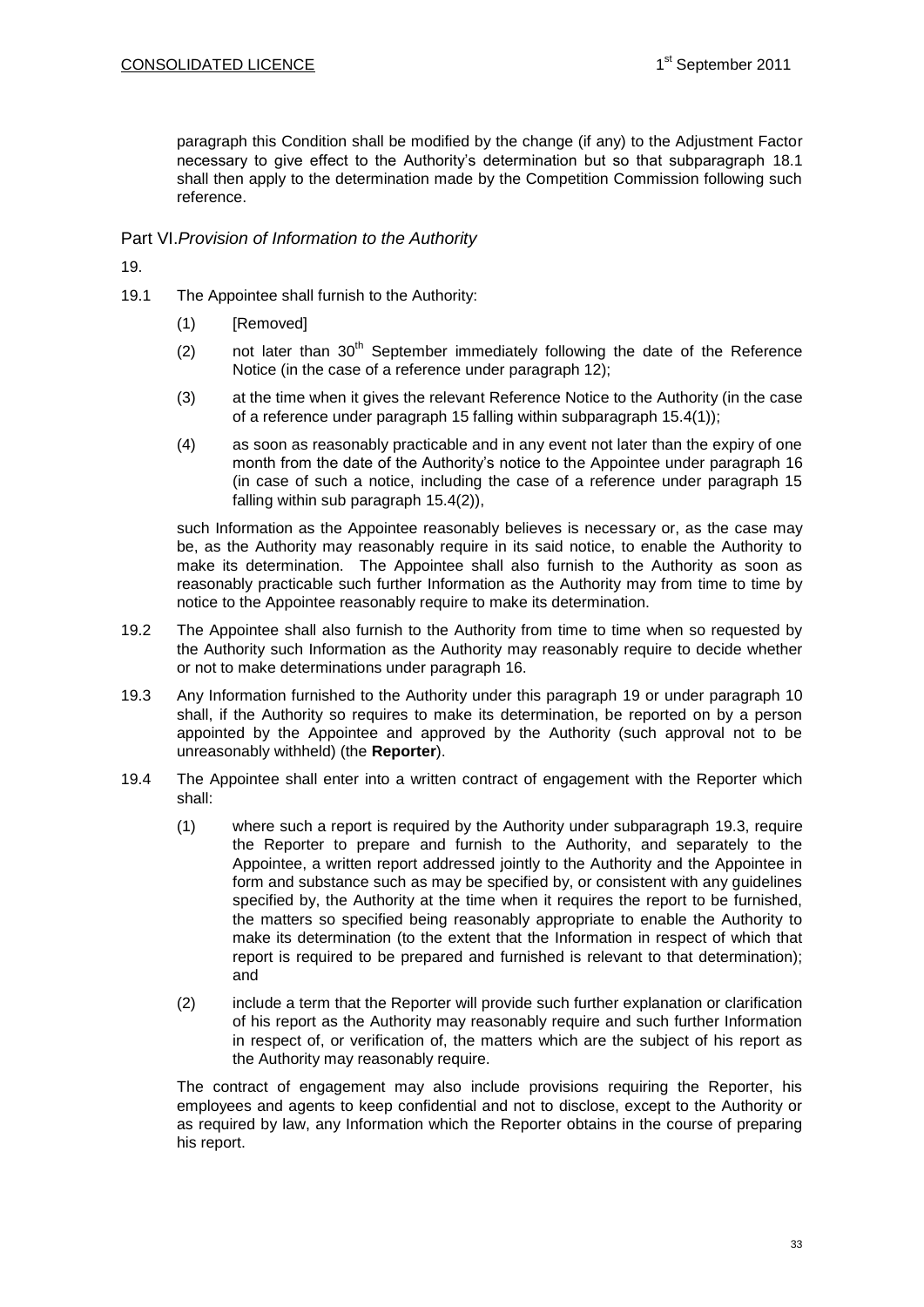paragraph this Condition shall be modified by the change (if any) to the Adjustment Factor necessary to give effect to the Authority's determination but so that subparagraph 18.1 shall then apply to the determination made by the Competition Commission following such reference.

## Part VI. *Provision of Information to the Authority*

19.

19.1 The Appointee shall furnish to the Authority:

(1) [Removed]

(2) not later than 30th September immediately following the date of the Reference Notice (in the case of a reference under paragraph 12);

(3) at the time when it gives the relevant Reference Notice to the Authority (in the case of a reference under paragraph 15 falling within subparagraph 15.4(1));

(4) as soon as reasonably practicable and in any event not later than the expiry of one month from the date of the Authority's notice to the Appointee under paragraph 16 (in case of such a notice, including the case of a reference under paragraph 15 falling within sub paragraph 15.4(2)),

such Information as the Appointee reasonably believes is necessary or, as the case may be, as the Authority may reasonably require in its said notice, to enable the Authority to make its determination. The Appointee shall also furnish to the Authority as soon as reasonably practicable such further Information as the Authority may from time to time by notice to the Appointee reasonably require to make its determination.

19.2 The Appointee shall also furnish to the Authority from time to time when so requested by the Authority such Information as the Authority may reasonably require to decide whether or not to make determinations under paragraph 16.

19.3 Any Information furnished to the Authority under this paragraph 19 or under paragraph 10 shall, if the Authority so requires to make its determination, be reported on by a person appointed by the Appointee and approved by the Authority (such approval not to be unreasonably withheld) (the **Reporter**).

19.4 The Appointee shall enter into a written contract of engagement with the Reporter which shall:

(1) where such a report is required by the Authority under subparagraph 19.3, require the Reporter to prepare and furnish to the Authority, and separately to the Appointee, a written report addressed jointly to the Authority and the Appointee in form and substance such as may be specified by, or consistent with any guidelines specified by, the Authority at the time when it requires the report to be furnished, the matters so specified being reasonably appropriate to enable the Authority to make its determination (to the extent that the Information in respect of which that report is required to be prepared and furnished is relevant to that determination); and

(2) include a term that the Reporter will provide such further explanation or clarification of his report as the Authority may reasonably require and such further Information in respect of, or verification of, the matters which are the subject of his report as the Authority may reasonably require.

The contract of engagement may also include provisions requiring the Reporter, his employees and agents to keep confidential and not to disclose, except to the Authority or as required by law, any Information which the Reporter obtains in the course of preparing his report.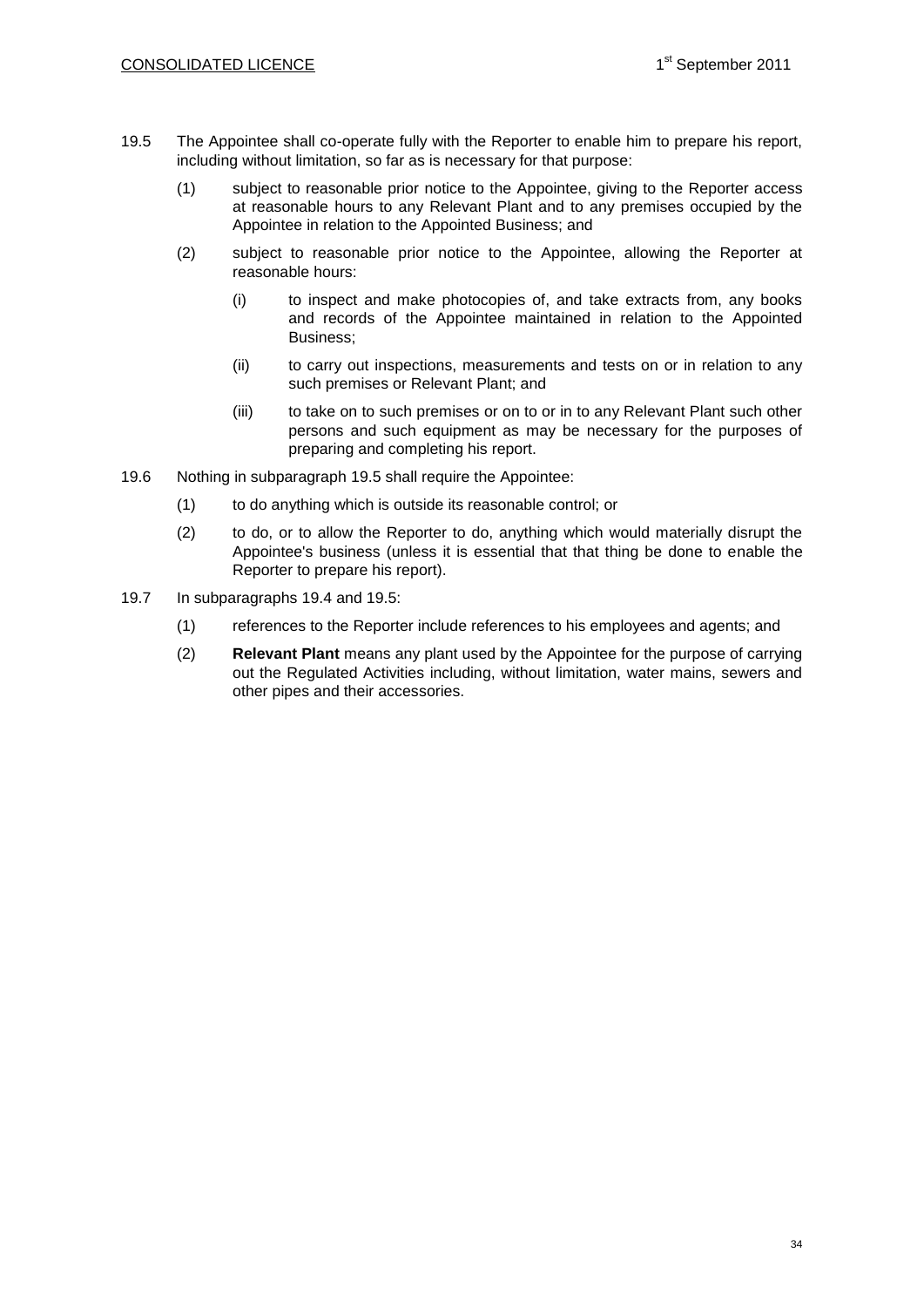19.5 The Appointee shall co-operate fully with the Reporter to enable him to prepare his report, including without limitation, so far as is necessary for that purpose:

(1) subject to reasonable prior notice to the Appointee, giving to the Reporter access at reasonable hours to any Relevant Plant and to any premises occupied by the Appointee in relation to the Appointed Business; and

(2) subject to reasonable prior notice to the Appointee, allowing the Reporter at reasonable hours:

(i) to inspect and make photocopies of, and take extracts from, any books and records of the Appointee maintained in relation to the Appointed Business;

(ii) to carry out inspections, measurements and tests on or in relation to any such premises or Relevant Plant; and

(iii) to take on to such premises or on to or in to any Relevant Plant such other persons and such equipment as may be necessary for the purposes of preparing and completing his report.

19.6 Nothing in subparagraph 19.5 shall require the Appointee:

(1) to do anything which is outside its reasonable control; or

(2) to do, or to allow the Reporter to do, anything which would materially disrupt the Appointee's business (unless it is essential that that thing be done to enable the Reporter to prepare his report).

19.7 In subparagraphs 19.4 and 19.5:

(1) references to the Reporter include references to his employees and agents; and

(2) **Relevant Plant** means any plant used by the Appointee for the purpose of carrying out the Regulated Activities including, without limitation, water mains, sewers and other pipes and their accessories.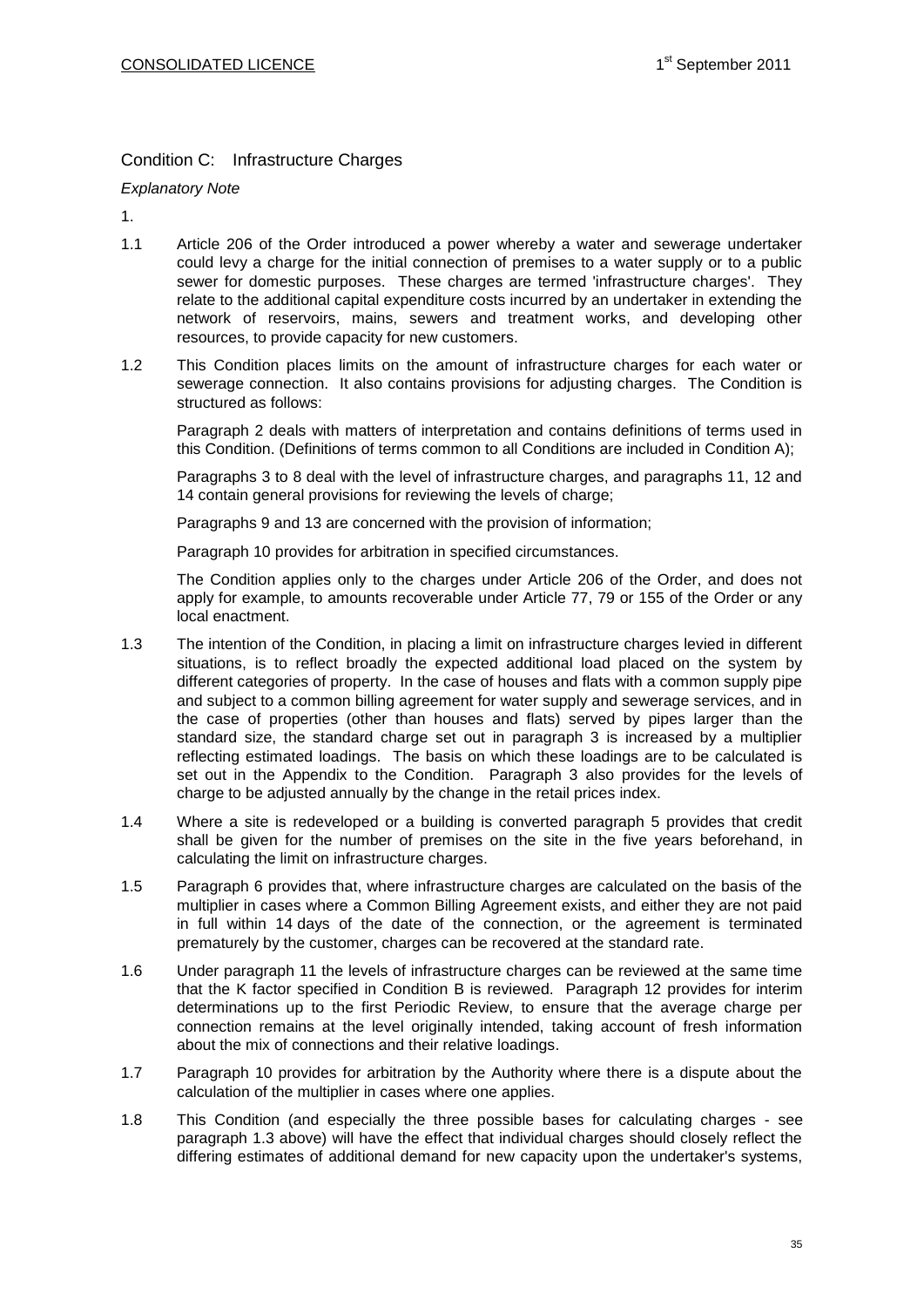## Condition C: Infrastructure Charges

*Explanatory Note*

1.

1.1 Article 206 of the Order introduced a power whereby a water and sewerage undertaker could levy a charge for the initial connection of premises to a water supply or to a public sewer for domestic purposes. These charges are termed 'infrastructure charges'. They relate to the additional capital expenditure costs incurred by an undertaker in extending the network of reservoirs, mains, sewers and treatment works, and developing other resources, to provide capacity for new customers.

1.2 This Condition places limits on the amount of infrastructure charges for each water or sewerage connection. It also contains provisions for adjusting charges. The Condition is structured as follows:

Paragraph 2 deals with matters of interpretation and contains definitions of terms used in this Condition. (Definitions of terms common to all Conditions are included in Condition A);

Paragraphs 3 to 8 deal with the level of infrastructure charges, and paragraphs 11, 12 and 14 contain general provisions for reviewing the levels of charge;

Paragraphs 9 and 13 are concerned with the provision of information;

Paragraph 10 provides for arbitration in specified circumstances.

The Condition applies only to the charges under Article 206 of the Order, and does not apply for example, to amounts recoverable under Article 77, 79 or 155 of the Order or any local enactment.

1.3 The intention of the Condition, in placing a limit on infrastructure charges levied in different situations, is to reflect broadly the expected additional load placed on the system by different categories of property. In the case of houses and flats with a common supply pipe and subject to a common billing agreement for water supply and sewerage services, and in the case of properties (other than houses and flats) served by pipes larger than the standard size, the standard charge set out in paragraph 3 is increased by a multiplier reflecting estimated loadings. The basis on which these loadings are to be calculated is set out in the Appendix to the Condition. Paragraph 3 also provides for the levels of charge to be adjusted annually by the change in the retail prices index.

1.4 Where a site is redeveloped or a building is converted paragraph 5 provides that credit shall be given for the number of premises on the site in the five years beforehand, in calculating the limit on infrastructure charges.

1.5 Paragraph 6 provides that, where infrastructure charges are calculated on the basis of the multiplier in cases where a Common Billing Agreement exists, and either they are not paid in full within 14 days of the date of the connection, or the agreement is terminated prematurely by the customer, charges can be recovered at the standard rate.

1.6 Under paragraph 11 the levels of infrastructure charges can be reviewed at the same time that the K factor specified in Condition B is reviewed. Paragraph 12 provides for interim determinations up to the first Periodic Review, to ensure that the average charge per connection remains at the level originally intended, taking account of fresh information about the mix of connections and their relative loadings.

1.7 Paragraph 10 provides for arbitration by the Authority where there is a dispute about the calculation of the multiplier in cases where one applies.

1.8 This Condition (and especially the three possible bases for calculating charges - see paragraph 1.3 above) will have the effect that individual charges should closely reflect the differing estimates of additional demand for new capacity upon the undertaker's systems,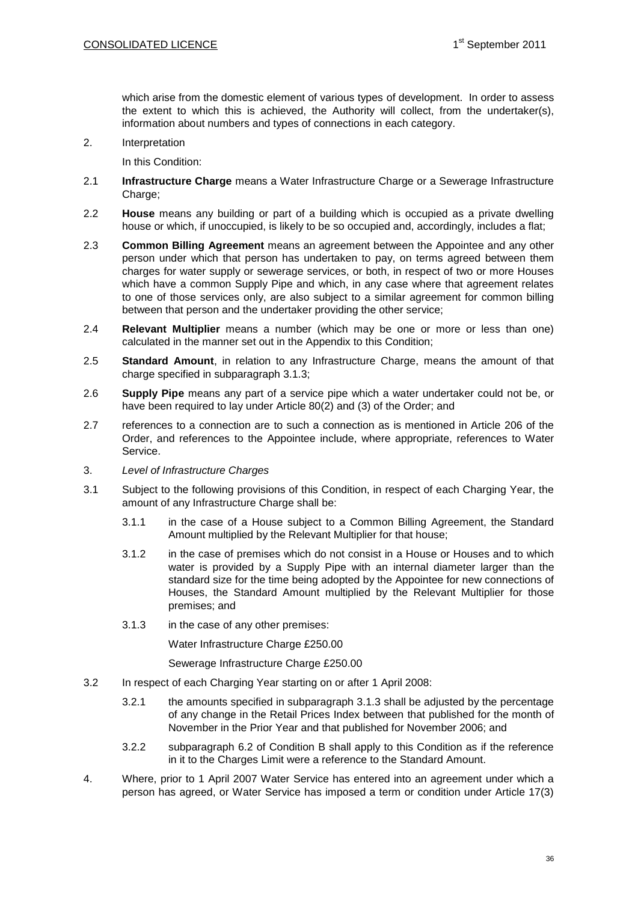which arise from the domestic element of various types of development. In order to assess the extent to which this is achieved, the Authority will collect, from the undertaker(s), information about numbers and types of connections in each category.

2. Interpretation

In this Condition:

2.1 **Infrastructure Charge** means a Water Infrastructure Charge or a Sewerage Infrastructure Charge;

2.2 **House** means any building or part of a building which is occupied as a private dwelling house or which, if unoccupied, is likely to be so occupied and, accordingly, includes a flat;

2.3 **Common Billing Agreement** means an agreement between the Appointee and any other person under which that person has undertaken to pay, on terms agreed between them charges for water supply or sewerage services, or both, in respect of two or more Houses which have a common Supply Pipe and which, in any case where that agreement relates to one of those services only, are also subject to a similar agreement for common billing between that person and the undertaker providing the other service;

2.4 **Relevant Multiplier** means a number (which may be one or more or less than one) calculated in the manner set out in the Appendix to this Condition;

2.5 **Standard Amount**, in relation to any Infrastructure Charge, means the amount of that charge specified in subparagraph 3.1.3;

2.6 **Supply Pipe** means any part of a service pipe which a water undertaker could not be, or have been required to lay under Article 80(2) and (3) of the Order; and

2.7 references to a connection are to such a connection as is mentioned in Article 206 of the Order, and references to the Appointee include, where appropriate, references to Water Service.

3. *Level of Infrastructure Charges*

3.1 Subject to the following provisions of this Condition, in respect of each Charging Year, the amount of any Infrastructure Charge shall be:

3.1.1 in the case of a House subject to a Common Billing Agreement, the Standard Amount multiplied by the Relevant Multiplier for that house;

3.1.2 in the case of premises which do not consist in a House or Houses and to which water is provided by a Supply Pipe with an internal diameter larger than the standard size for the time being adopted by the Appointee for new connections of Houses, the Standard Amount multiplied by the Relevant Multiplier for those premises; and

3.1.3 in the case of any other premises:

Water Infrastructure Charge £250.00

Sewerage Infrastructure Charge £250.00

3.2 In respect of each Charging Year starting on or after 1 April 2008:

3.2.1 the amounts specified in subparagraph 3.1.3 shall be adjusted by the percentage of any change in the Retail Prices Index between that published for the month of November in the Prior Year and that published for November 2006; and

3.2.2 subparagraph 6.2 of Condition B shall apply to this Condition as if the reference in it to the Charges Limit were a reference to the Standard Amount.

4. Where, prior to 1 April 2007 Water Service has entered into an agreement under which a person has agreed, or Water Service has imposed a term or condition under Article 17(3)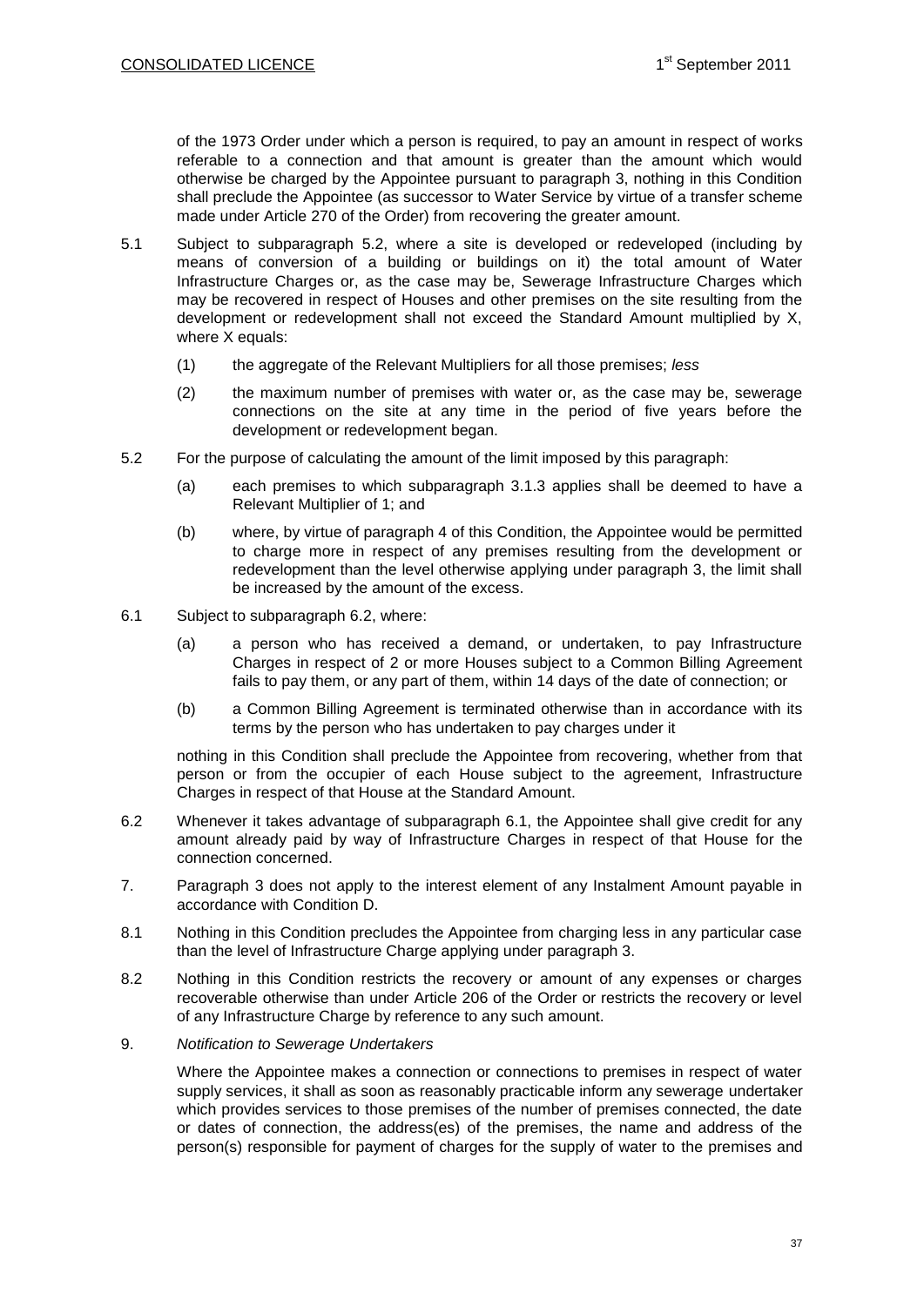of the 1973 Order under which a person is required, to pay an amount in respect of works referable to a connection and that amount is greater than the amount which would otherwise be charged by the Appointee pursuant to paragraph 3, nothing in this Condition shall preclude the Appointee (as successor to Water Service by virtue of a transfer scheme made under Article 270 of the Order) from recovering the greater amount.

5.1 Subject to subparagraph 5.2, where a site is developed or redeveloped (including by means of conversion of a building or buildings on it) the total amount of Water Infrastructure Charges or, as the case may be, Sewerage Infrastructure Charges which may be recovered in respect of Houses and other premises on the site resulting from the development or redevelopment shall not exceed the Standard Amount multiplied by X, where X equals:

(1) the aggregate of the Relevant Multipliers for all those premises; *less*

(2) the maximum number of premises with water or, as the case may be, sewerage connections on the site at any time in the period of five years before the development or redevelopment began.

5.2 For the purpose of calculating the amount of the limit imposed by this paragraph:

(a) each premises to which subparagraph 3.1.3 applies shall be deemed to have a Relevant Multiplier of 1; and

(b) where, by virtue of paragraph 4 of this Condition, the Appointee would be permitted to charge more in respect of any premises resulting from the development or redevelopment than the level otherwise applying under paragraph 3, the limit shall be increased by the amount of the excess.

6.1 Subject to subparagraph 6.2, where:

(a) a person who has received a demand, or undertaken, to pay Infrastructure Charges in respect of 2 or more Houses subject to a Common Billing Agreement fails to pay them, or any part of them, within 14 days of the date of connection; or

(b) a Common Billing Agreement is terminated otherwise than in accordance with its terms by the person who has undertaken to pay charges under it

nothing in this Condition shall preclude the Appointee from recovering, whether from that person or from the occupier of each House subject to the agreement, Infrastructure Charges in respect of that House at the Standard Amount.

6.2 Whenever it takes advantage of subparagraph 6.1, the Appointee shall give credit for any amount already paid by way of Infrastructure Charges in respect of that House for the connection concerned.

7. Paragraph 3 does not apply to the interest element of any Instalment Amount payable in accordance with Condition D.

8.1 Nothing in this Condition precludes the Appointee from charging less in any particular case than the level of Infrastructure Charge applying under paragraph 3.

8.2 Nothing in this Condition restricts the recovery or amount of any expenses or charges recoverable otherwise than under Article 206 of the Order or restricts the recovery or level of any Infrastructure Charge by reference to any such amount.

9. *Notification to Sewerage Undertakers*

Where the Appointee makes a connection or connections to premises in respect of water supply services, it shall as soon as reasonably practicable inform any sewerage undertaker which provides services to those premises of the number of premises connected, the date or dates of connection, the address(es) of the premises, the name and address of the person(s) responsible for payment of charges for the supply of water to the premises and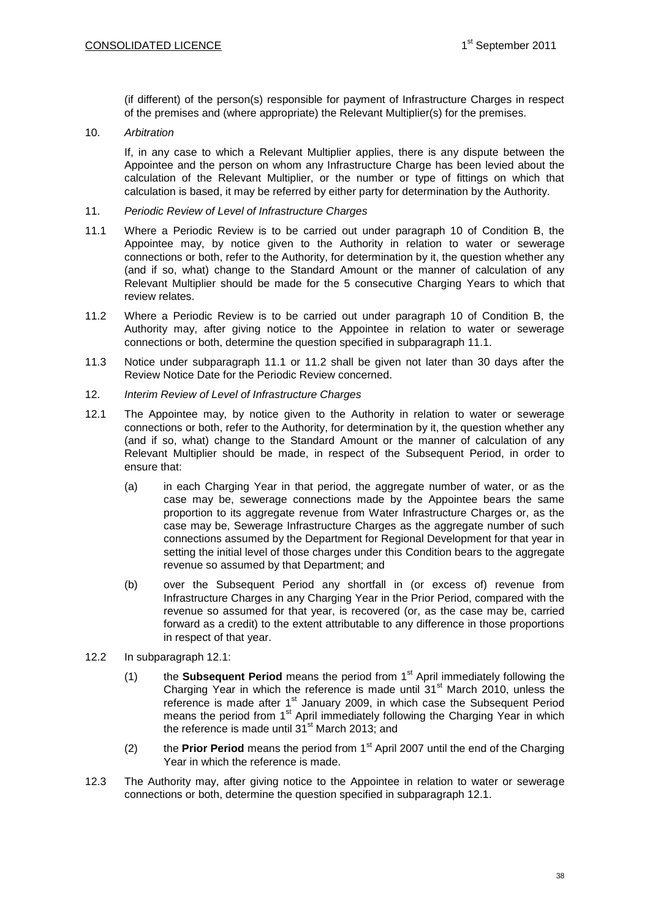(if different) of the person(s) responsible for payment of Infrastructure Charges in respect of the premises and (where appropriate) the Relevant Multiplier(s) for the premises.

10. *Arbitration*

If, in any case to which a Relevant Multiplier applies, there is any dispute between the Appointee and the person on whom any Infrastructure Charge has been levied about the calculation of the Relevant Multiplier, or the number or type of fittings on which that calculation is based, it may be referred by either party for determination by the Authority.

11. *Periodic Review of Level of Infrastructure Charges*

11.1 Where a Periodic Review is to be carried out under paragraph 10 of Condition B, the Appointee may, by notice given to the Authority in relation to water or sewerage connections or both, refer to the Authority, for determination by it, the question whether any (and if so, what) change to the Standard Amount or the manner of calculation of any Relevant Multiplier should be made for the 5 consecutive Charging Years to which that review relates.

11.2 Where a Periodic Review is to be carried out under paragraph 10 of Condition B, the Authority may, after giving notice to the Appointee in relation to water or sewerage connections or both, determine the question specified in subparagraph 11.1.

11.3 Notice under subparagraph 11.1 or 11.2 shall be given not later than 30 days after the Review Notice Date for the Periodic Review concerned.

12. *Interim Review of Level of Infrastructure Charges*

12.1 The Appointee may, by notice given to the Authority in relation to water or sewerage connections or both, refer to the Authority, for determination by it, the question whether any (and if so, what) change to the Standard Amount or the manner of calculation of any Relevant Multiplier should be made, in respect of the Subsequent Period, in order to ensure that:

(a) in each Charging Year in that period, the aggregate number of water, or as the case may be, sewerage connections made by the Appointee bears the same proportion to its aggregate revenue from Water Infrastructure Charges or, as the case may be, Sewerage Infrastructure Charges as the aggregate number of such connections assumed by the Department for Regional Development for that year in setting the initial level of those charges under this Condition bears to the aggregate revenue so assumed by that Department; and

(b) over the Subsequent Period any shortfall in (or excess of) revenue from Infrastructure Charges in any Charging Year in the Prior Period, compared with the revenue so assumed for that year, is recovered (or, as the case may be, carried forward as a credit) to the extent attributable to any difference in those proportions in respect of that year.

12.2 In subparagraph 12.1:

(1) the **Subsequent Period** means the period from 1st April immediately following the Charging Year in which the reference is made until 31st March 2010, unless the reference is made after 1st January 2009, in which case the Subsequent Period means the period from 1st April immediately following the Charging Year in which the reference is made until 31st March 2013; and

(2) the **Prior Period** means the period from 1st April 2007 until the end of the Charging Year in which the reference is made.

12.3 The Authority may, after giving notice to the Appointee in relation to water or sewerage connections or both, determine the question specified in subparagraph 12.1.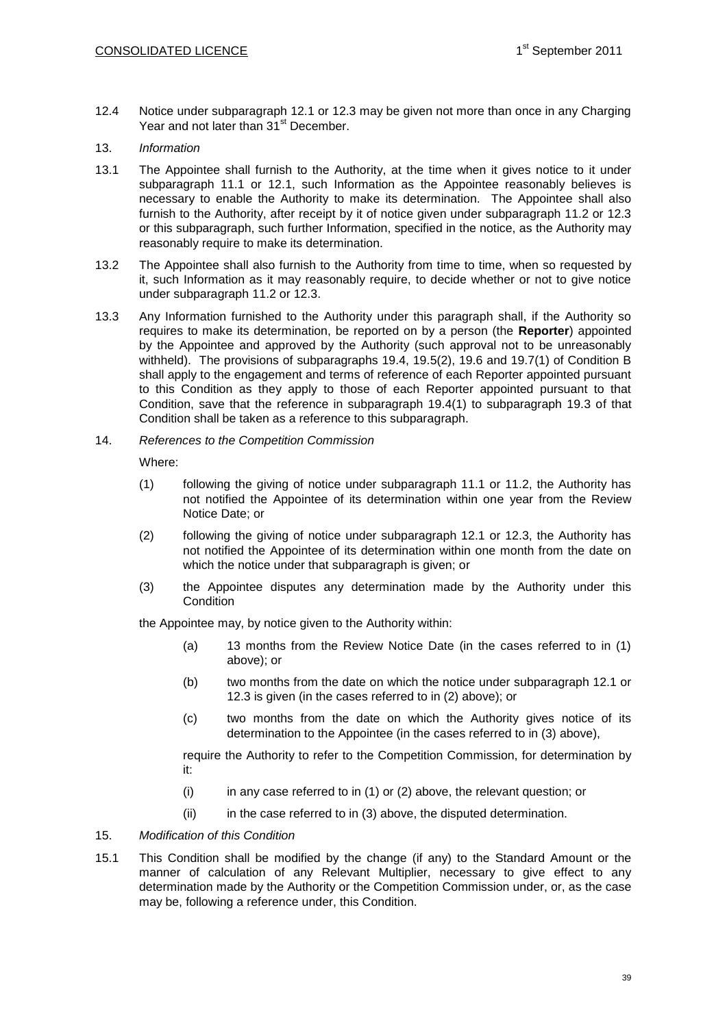12.4 Notice under subparagraph 12.1 or 12.3 may be given not more than once in any Charging Year and not later than 31st December.

13. *Information*

13.1 The Appointee shall furnish to the Authority, at the time when it gives notice to it under subparagraph 11.1 or 12.1, such Information as the Appointee reasonably believes is necessary to enable the Authority to make its determination. The Appointee shall also furnish to the Authority, after receipt by it of notice given under subparagraph 11.2 or 12.3 or this subparagraph, such further Information, specified in the notice, as the Authority may reasonably require to make its determination.

13.2 The Appointee shall also furnish to the Authority from time to time, when so requested by it, such Information as it may reasonably require, to decide whether or not to give notice under subparagraph 11.2 or 12.3.

13.3 Any Information furnished to the Authority under this paragraph shall, if the Authority so requires to make its determination, be reported on by a person (the **Reporter**) appointed by the Appointee and approved by the Authority (such approval not to be unreasonably withheld). The provisions of subparagraphs 19.4, 19.5(2), 19.6 and 19.7(1) of Condition B shall apply to the engagement and terms of reference of each Reporter appointed pursuant to this Condition as they apply to those of each Reporter appointed pursuant to that Condition, save that the reference in subparagraph 19.4(1) to subparagraph 19.3 of that Condition shall be taken as a reference to this subparagraph.

14. *References to the Competition Commission*

Where:

(1) following the giving of notice under subparagraph 11.1 or 11.2, the Authority has not notified the Appointee of its determination within one year from the Review Notice Date; or

(2) following the giving of notice under subparagraph 12.1 or 12.3, the Authority has not notified the Appointee of its determination within one month from the date on which the notice under that subparagraph is given; or

(3) the Appointee disputes any determination made by the Authority under this Condition

the Appointee may, by notice given to the Authority within:

(a) 13 months from the Review Notice Date (in the cases referred to in (1) above); or

(b) two months from the date on which the notice under subparagraph 12.1 or 12.3 is given (in the cases referred to in (2) above); or

(c) two months from the date on which the Authority gives notice of its determination to the Appointee (in the cases referred to in (3) above),

require the Authority to refer to the Competition Commission, for determination by it:

(i) in any case referred to in (1) or (2) above, the relevant question; or

(ii) in the case referred to in (3) above, the disputed determination.

15. *Modification of this Condition*

15.1 This Condition shall be modified by the change (if any) to the Standard Amount or the manner of calculation of any Relevant Multiplier, necessary to give effect to any determination made by the Authority or the Competition Commission under, or, as the case may be, following a reference under, this Condition.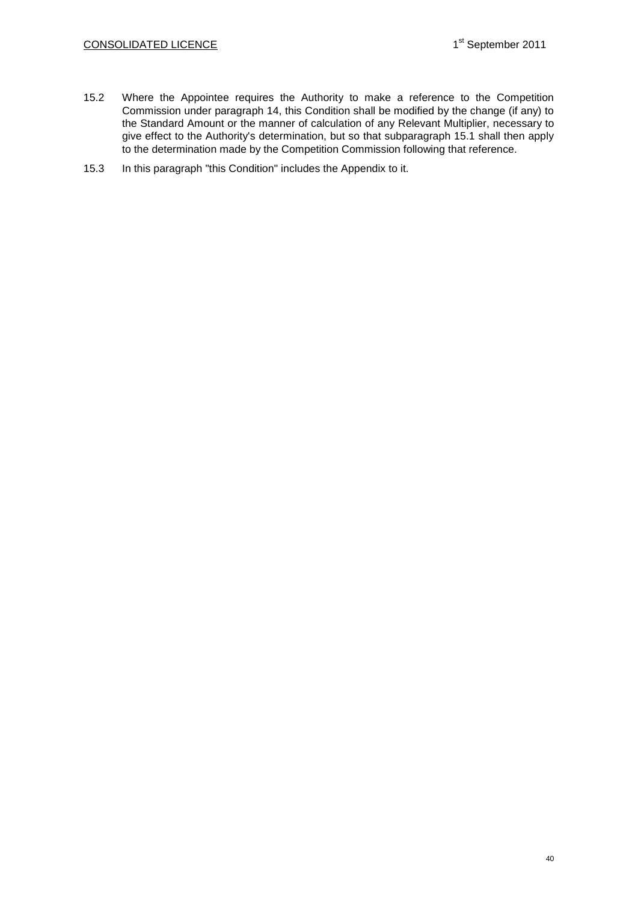15.2 Where the Appointee requires the Authority to make a reference to the Competition Commission under paragraph 14, this Condition shall be modified by the change (if any) to the Standard Amount or the manner of calculation of any Relevant Multiplier, necessary to give effect to the Authority's determination, but so that subparagraph 15.1 shall then apply to the determination made by the Competition Commission following that reference.

15.3 In this paragraph "this Condition" includes the Appendix to it.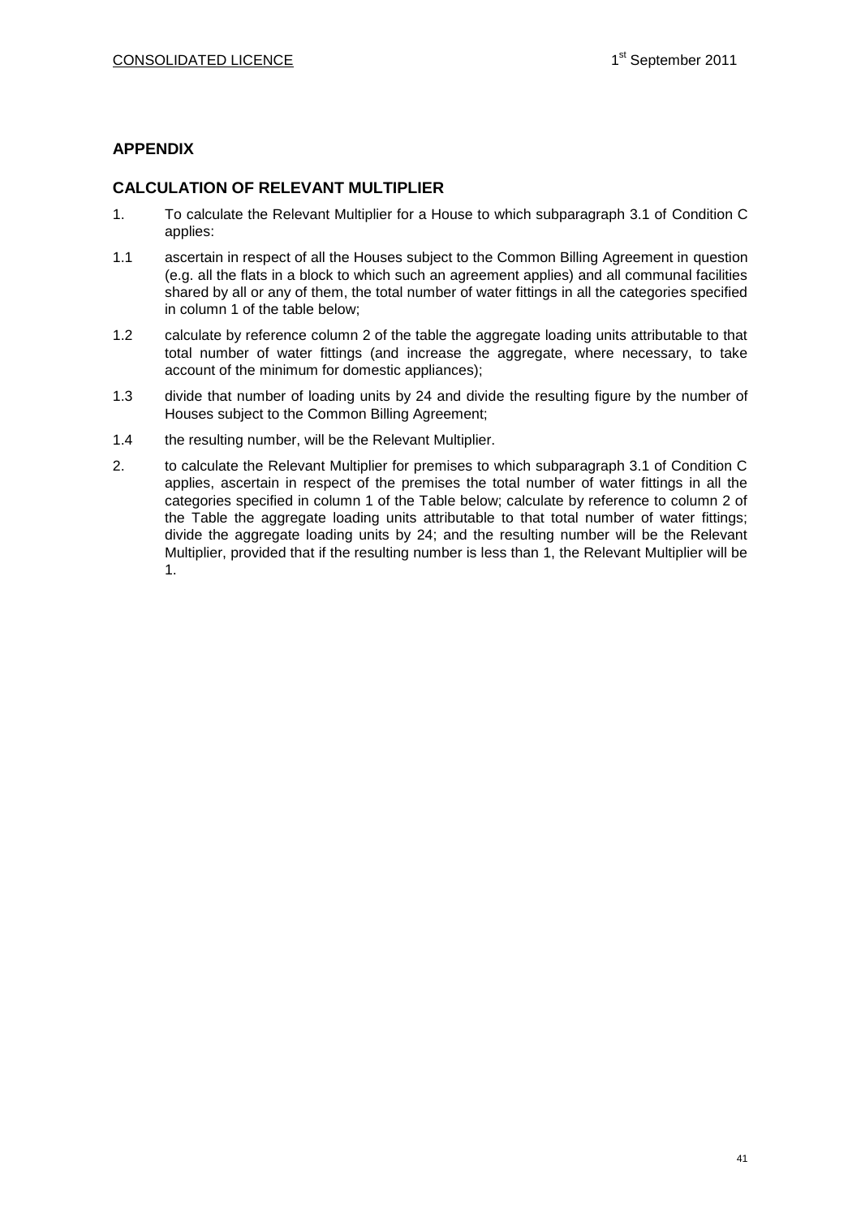## APPENDIX

## CALCULATION OF RELEVANT MULTIPLIER

1. To calculate the Relevant Multiplier for a House to which subparagraph 3.1 of Condition C applies:

1.1 ascertain in respect of all the Houses subject to the Common Billing Agreement in question (e.g. all the flats in a block to which such an agreement applies) and all communal facilities shared by all or any of them, the total number of water fittings in all the categories specified in column 1 of the table below;

1.2 calculate by reference column 2 of the table the aggregate loading units attributable to that total number of water fittings (and increase the aggregate, where necessary, to take account of the minimum for domestic appliances);

1.3 divide that number of loading units by 24 and divide the resulting figure by the number of Houses subject to the Common Billing Agreement;

1.4 the resulting number, will be the Relevant Multiplier.

2. to calculate the Relevant Multiplier for premises to which subparagraph 3.1 of Condition C applies, ascertain in respect of the premises the total number of water fittings in all the categories specified in column 1 of the Table below; calculate by reference to column 2 of the Table the aggregate loading units attributable to that total number of water fittings; divide the aggregate loading units by 24; and the resulting number will be the Relevant Multiplier, provided that if the resulting number is less than 1, the Relevant Multiplier will be 1.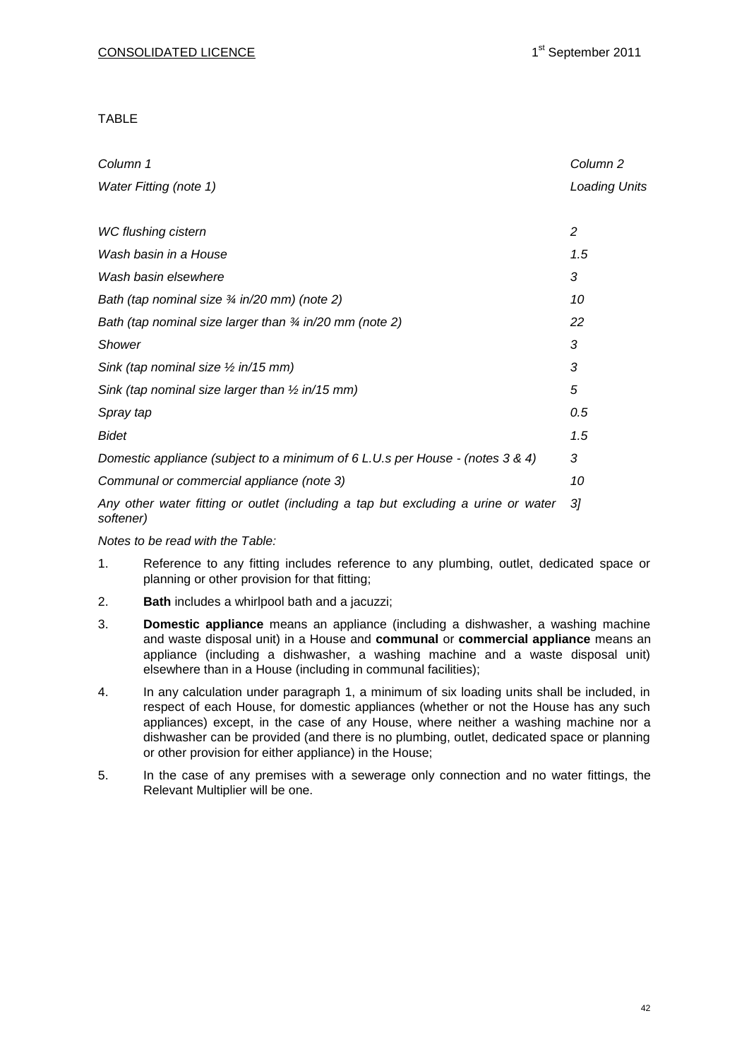TABLE

| *Column 1*<br>*Water Fitting (note 1)* | *Column 2*<br>*Loading Units* |
|---|---|
| *WC flushing cistern* | *2* |
| *Wash basin in a House* | *1.5* |
| *Wash basin elsewhere* | *3* |
| *Bath (tap nominal size ¾ in/20 mm) (note 2)* | *10* |
| *Bath (tap nominal size larger than ¾ in/20 mm (note 2)* | *22* |
| *Shower* | *3* |
| *Sink (tap nominal size ½ in/15 mm)* | *3* |
| *Sink (tap nominal size larger than ½ in/15 mm)* | *5* |
| *Spray tap* | *0.5* |
| *Bidet* | *1.5* |
| *Domestic appliance (subject to a minimum of 6 L.U.s per House - (notes 3 & 4)* | *3* |
| *Communal or commercial appliance (note 3)* | *10* |
| *Any other water fitting or outlet (including a tap but excluding a urine or water softener)* | *3]* |

*Notes to be read with the Table:*

1. Reference to any fitting includes reference to any plumbing, outlet, dedicated space or planning or other provision for that fitting;
2. **Bath** includes a whirlpool bath and a jacuzzi;
3. **Domestic appliance** means an appliance (including a dishwasher, a washing machine and waste disposal unit) in a House and **communal** or **commercial appliance** means an appliance (including a dishwasher, a washing machine and a waste disposal unit) elsewhere than in a House (including in communal facilities);
4. In any calculation under paragraph 1, a minimum of six loading units shall be included, in respect of each House, for domestic appliances (whether or not the House has any such appliances) except, in the case of any House, where neither a washing machine nor a dishwasher can be provided (and there is no plumbing, outlet, dedicated space or planning or other provision for either appliance) in the House;
5. In the case of any premises with a sewerage only connection and no water fittings, the Relevant Multiplier will be one.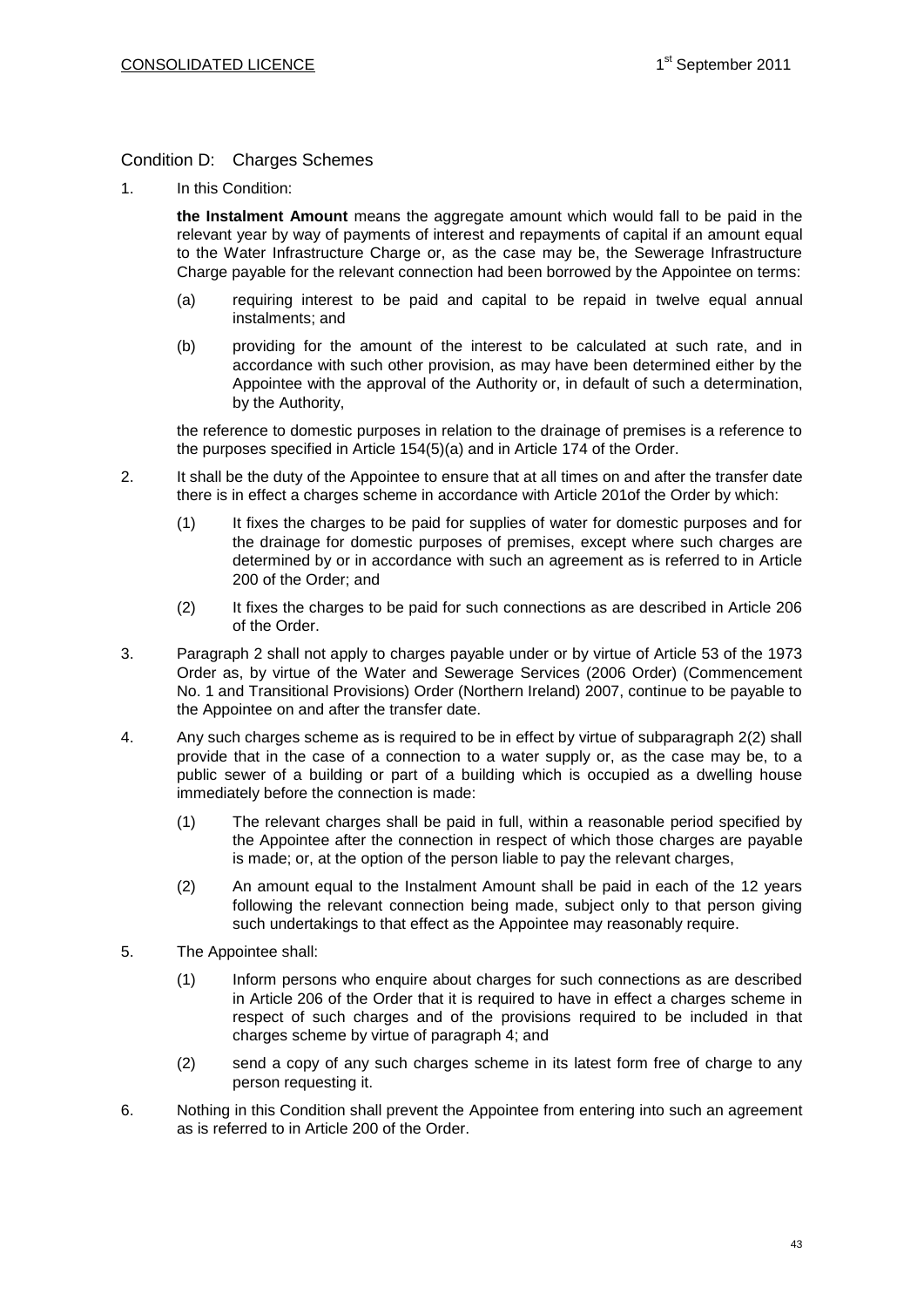## Condition D: Charges Schemes

1. In this Condition:

   **the Instalment Amount** means the aggregate amount which would fall to be paid in the relevant year by way of payments of interest and repayments of capital if an amount equal to the Water Infrastructure Charge or, as the case may be, the Sewerage Infrastructure Charge payable for the relevant connection had been borrowed by the Appointee on terms:

   (a) requiring interest to be paid and capital to be repaid in twelve equal annual instalments; and

   (b) providing for the amount of the interest to be calculated at such rate, and in accordance with such other provision, as may have been determined either by the Appointee with the approval of the Authority or, in default of such a determination, by the Authority,

   the reference to domestic purposes in relation to the drainage of premises is a reference to the purposes specified in Article 154(5)(a) and in Article 174 of the Order.

2. It shall be the duty of the Appointee to ensure that at all times on and after the transfer date there is in effect a charges scheme in accordance with Article 201of the Order by which:

   (1) It fixes the charges to be paid for supplies of water for domestic purposes and for the drainage for domestic purposes of premises, except where such charges are determined by or in accordance with such an agreement as is referred to in Article 200 of the Order; and

   (2) It fixes the charges to be paid for such connections as are described in Article 206 of the Order.

3. Paragraph 2 shall not apply to charges payable under or by virtue of Article 53 of the 1973 Order as, by virtue of the Water and Sewerage Services (2006 Order) (Commencement No. 1 and Transitional Provisions) Order (Northern Ireland) 2007, continue to be payable to the Appointee on and after the transfer date.

4. Any such charges scheme as is required to be in effect by virtue of subparagraph 2(2) shall provide that in the case of a connection to a water supply or, as the case may be, to a public sewer of a building or part of a building which is occupied as a dwelling house immediately before the connection is made:

   (1) The relevant charges shall be paid in full, within a reasonable period specified by the Appointee after the connection in respect of which those charges are payable is made; or, at the option of the person liable to pay the relevant charges,

   (2) An amount equal to the Instalment Amount shall be paid in each of the 12 years following the relevant connection being made, subject only to that person giving such undertakings to that effect as the Appointee may reasonably require.

5. The Appointee shall:

   (1) Inform persons who enquire about charges for such connections as are described in Article 206 of the Order that it is required to have in effect a charges scheme in respect of such charges and of the provisions required to be included in that charges scheme by virtue of paragraph 4; and

   (2) send a copy of any such charges scheme in its latest form free of charge to any person requesting it.

6. Nothing in this Condition shall prevent the Appointee from entering into such an agreement as is referred to in Article 200 of the Order.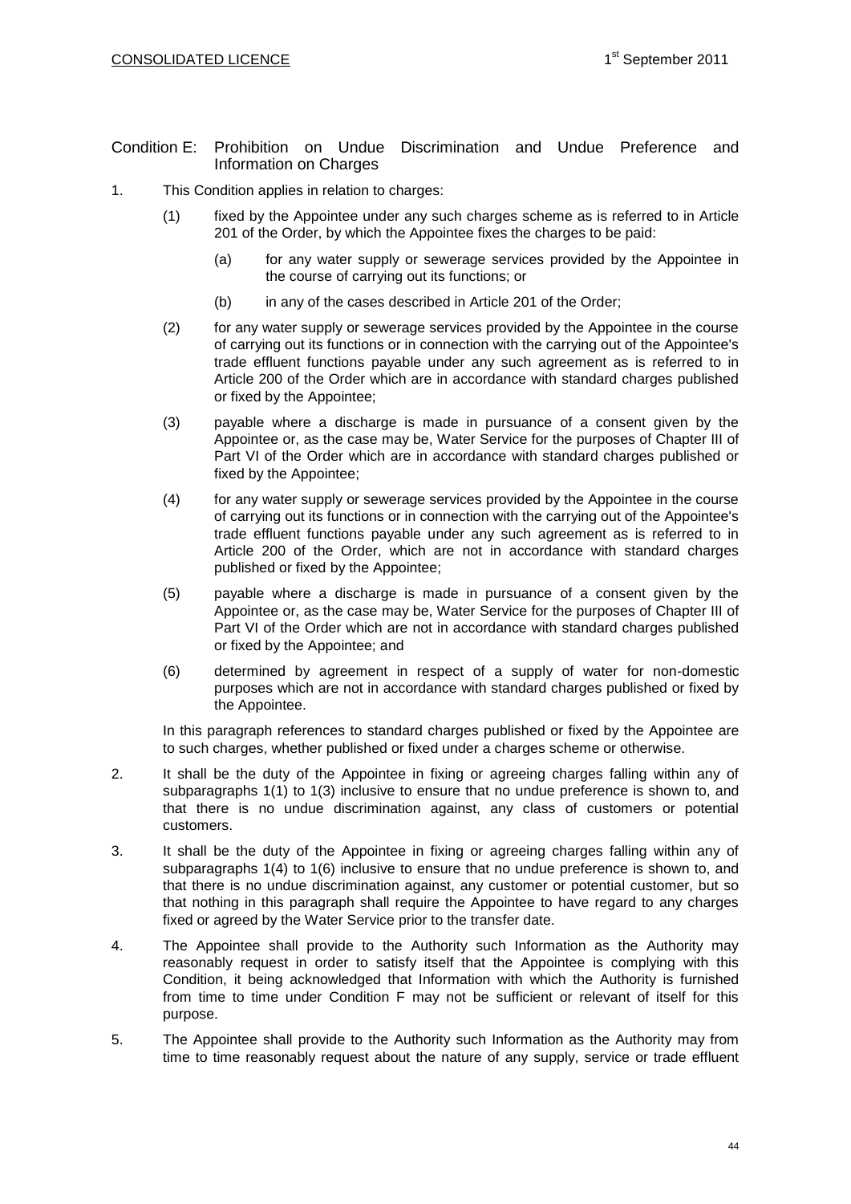## Condition E: Prohibition on Undue Discrimination and Undue Preference and Information on Charges

1. This Condition applies in relation to charges:

   (1) fixed by the Appointee under any such charges scheme as is referred to in Article 201 of the Order, by which the Appointee fixes the charges to be paid:

      (a) for any water supply or sewerage services provided by the Appointee in the course of carrying out its functions; or

      (b) in any of the cases described in Article 201 of the Order;

   (2) for any water supply or sewerage services provided by the Appointee in the course of carrying out its functions or in connection with the carrying out of the Appointee's trade effluent functions payable under any such agreement as is referred to in Article 200 of the Order which are in accordance with standard charges published or fixed by the Appointee;

   (3) payable where a discharge is made in pursuance of a consent given by the Appointee or, as the case may be, Water Service for the purposes of Chapter III of Part VI of the Order which are in accordance with standard charges published or fixed by the Appointee;

   (4) for any water supply or sewerage services provided by the Appointee in the course of carrying out its functions or in connection with the carrying out of the Appointee's trade effluent functions payable under any such agreement as is referred to in Article 200 of the Order, which are not in accordance with standard charges published or fixed by the Appointee;

   (5) payable where a discharge is made in pursuance of a consent given by the Appointee or, as the case may be, Water Service for the purposes of Chapter III of Part VI of the Order which are not in accordance with standard charges published or fixed by the Appointee; and

   (6) determined by agreement in respect of a supply of water for non-domestic purposes which are not in accordance with standard charges published or fixed by the Appointee.

   In this paragraph references to standard charges published or fixed by the Appointee are to such charges, whether published or fixed under a charges scheme or otherwise.

2. It shall be the duty of the Appointee in fixing or agreeing charges falling within any of subparagraphs 1(1) to 1(3) inclusive to ensure that no undue preference is shown to, and that there is no undue discrimination against, any class of customers or potential customers.

3. It shall be the duty of the Appointee in fixing or agreeing charges falling within any of subparagraphs 1(4) to 1(6) inclusive to ensure that no undue preference is shown to, and that there is no undue discrimination against, any customer or potential customer, but so that nothing in this paragraph shall require the Appointee to have regard to any charges fixed or agreed by the Water Service prior to the transfer date.

4. The Appointee shall provide to the Authority such Information as the Authority may reasonably request in order to satisfy itself that the Appointee is complying with this Condition, it being acknowledged that Information with which the Authority is furnished from time to time under Condition F may not be sufficient or relevant of itself for this purpose.

5. The Appointee shall provide to the Authority such Information as the Authority may from time to time reasonably request about the nature of any supply, service or trade effluent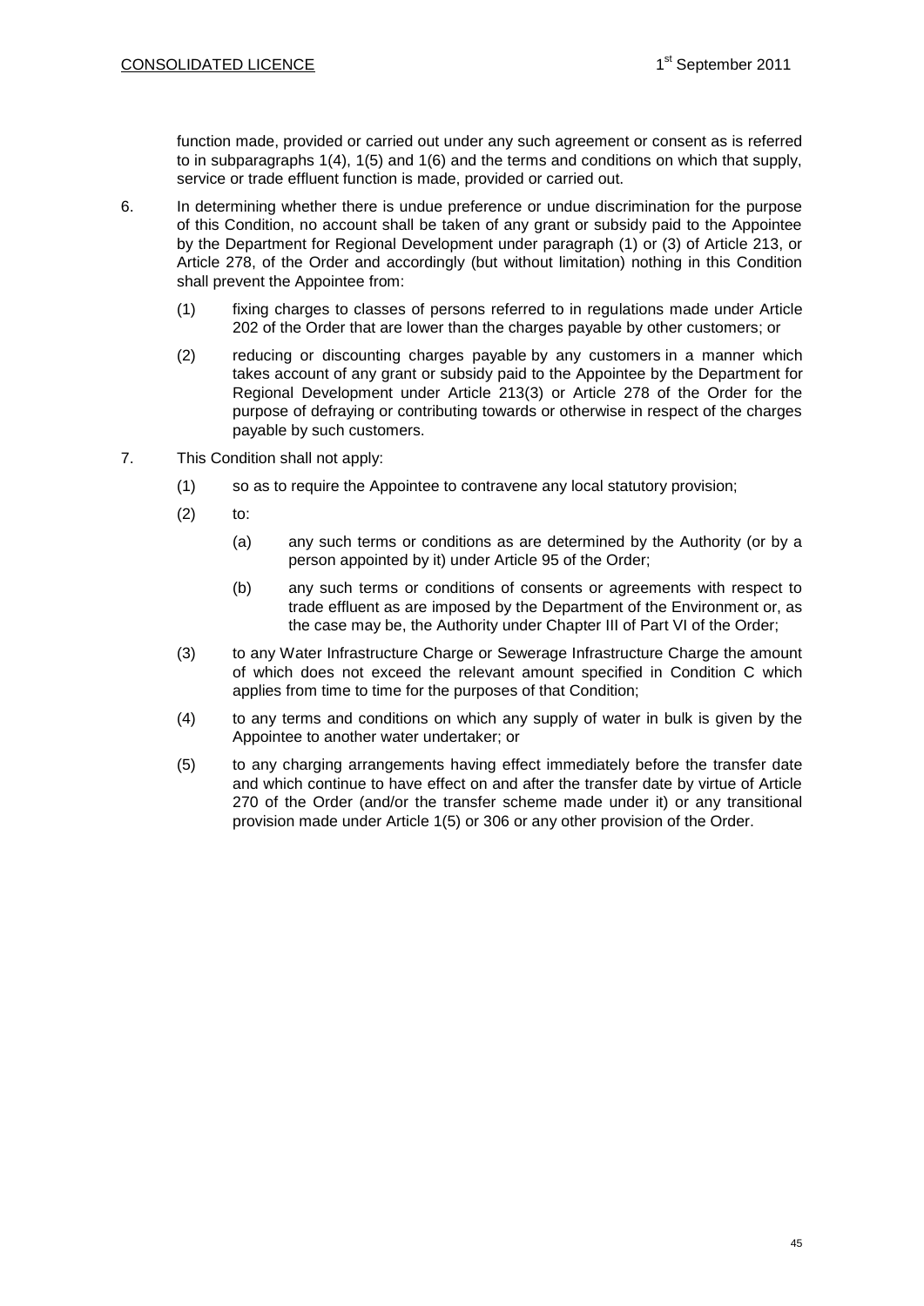function made, provided or carried out under any such agreement or consent as is referred to in subparagraphs 1(4), 1(5) and 1(6) and the terms and conditions on which that supply, service or trade effluent function is made, provided or carried out.

6. In determining whether there is undue preference or undue discrimination for the purpose of this Condition, no account shall be taken of any grant or subsidy paid to the Appointee by the Department for Regional Development under paragraph (1) or (3) of Article 213, or Article 278, of the Order and accordingly (but without limitation) nothing in this Condition shall prevent the Appointee from:

   (1) fixing charges to classes of persons referred to in regulations made under Article 202 of the Order that are lower than the charges payable by other customers; or

   (2) reducing or discounting charges payable by any customers in a manner which takes account of any grant or subsidy paid to the Appointee by the Department for Regional Development under Article 213(3) or Article 278 of the Order for the purpose of defraying or contributing towards or otherwise in respect of the charges payable by such customers.

7. This Condition shall not apply:

   (1) so as to require the Appointee to contravene any local statutory provision;

   (2) to:

      (a) any such terms or conditions as are determined by the Authority (or by a person appointed by it) under Article 95 of the Order;

      (b) any such terms or conditions of consents or agreements with respect to trade effluent as are imposed by the Department of the Environment or, as the case may be, the Authority under Chapter III of Part VI of the Order;

   (3) to any Water Infrastructure Charge or Sewerage Infrastructure Charge the amount of which does not exceed the relevant amount specified in Condition C which applies from time to time for the purposes of that Condition;

   (4) to any terms and conditions on which any supply of water in bulk is given by the Appointee to another water undertaker; or

   (5) to any charging arrangements having effect immediately before the transfer date and which continue to have effect on and after the transfer date by virtue of Article 270 of the Order (and/or the transfer scheme made under it) or any transitional provision made under Article 1(5) or 306 or any other provision of the Order.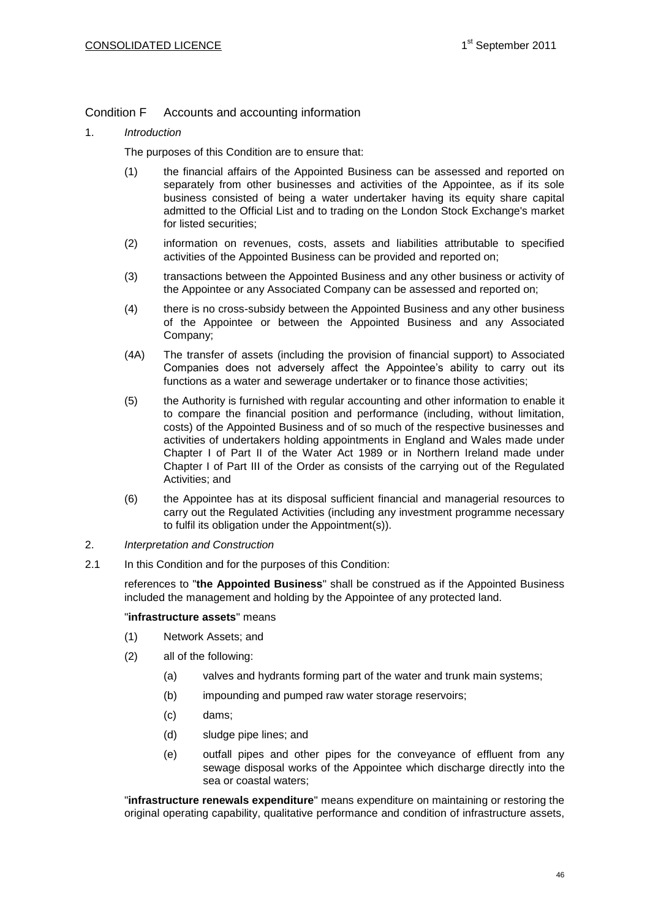## Condition F Accounts and accounting information

1. *Introduction*

The purposes of this Condition are to ensure that:

(1) the financial affairs of the Appointed Business can be assessed and reported on separately from other businesses and activities of the Appointee, as if its sole business consisted of being a water undertaker having its equity share capital admitted to the Official List and to trading on the London Stock Exchange's market for listed securities;

(2) information on revenues, costs, assets and liabilities attributable to specified activities of the Appointed Business can be provided and reported on;

(3) transactions between the Appointed Business and any other business or activity of the Appointee or any Associated Company can be assessed and reported on;

(4) there is no cross-subsidy between the Appointed Business and any other business of the Appointee or between the Appointed Business and any Associated Company;

(4A) The transfer of assets (including the provision of financial support) to Associated Companies does not adversely affect the Appointee's ability to carry out its functions as a water and sewerage undertaker or to finance those activities;

(5) the Authority is furnished with regular accounting and other information to enable it to compare the financial position and performance (including, without limitation, costs) of the Appointed Business and of so much of the respective businesses and activities of undertakers holding appointments in England and Wales made under Chapter I of Part II of the Water Act 1989 or in Northern Ireland made under Chapter I of Part III of the Order as consists of the carrying out of the Regulated Activities; and

(6) the Appointee has at its disposal sufficient financial and managerial resources to carry out the Regulated Activities (including any investment programme necessary to fulfil its obligation under the Appointment(s)).

2. *Interpretation and Construction*

2.1 In this Condition and for the purposes of this Condition:

references to "**the Appointed Business**" shall be construed as if the Appointed Business included the management and holding by the Appointee of any protected land.

"**infrastructure assets**" means

(1) Network Assets; and

(2) all of the following:

   (a) valves and hydrants forming part of the water and trunk main systems;

   (b) impounding and pumped raw water storage reservoirs;

   (c) dams;

   (d) sludge pipe lines; and

   (e) outfall pipes and other pipes for the conveyance of effluent from any sewage disposal works of the Appointee which discharge directly into the sea or coastal waters;

"**infrastructure renewals expenditure**" means expenditure on maintaining or restoring the original operating capability, qualitative performance and condition of infrastructure assets,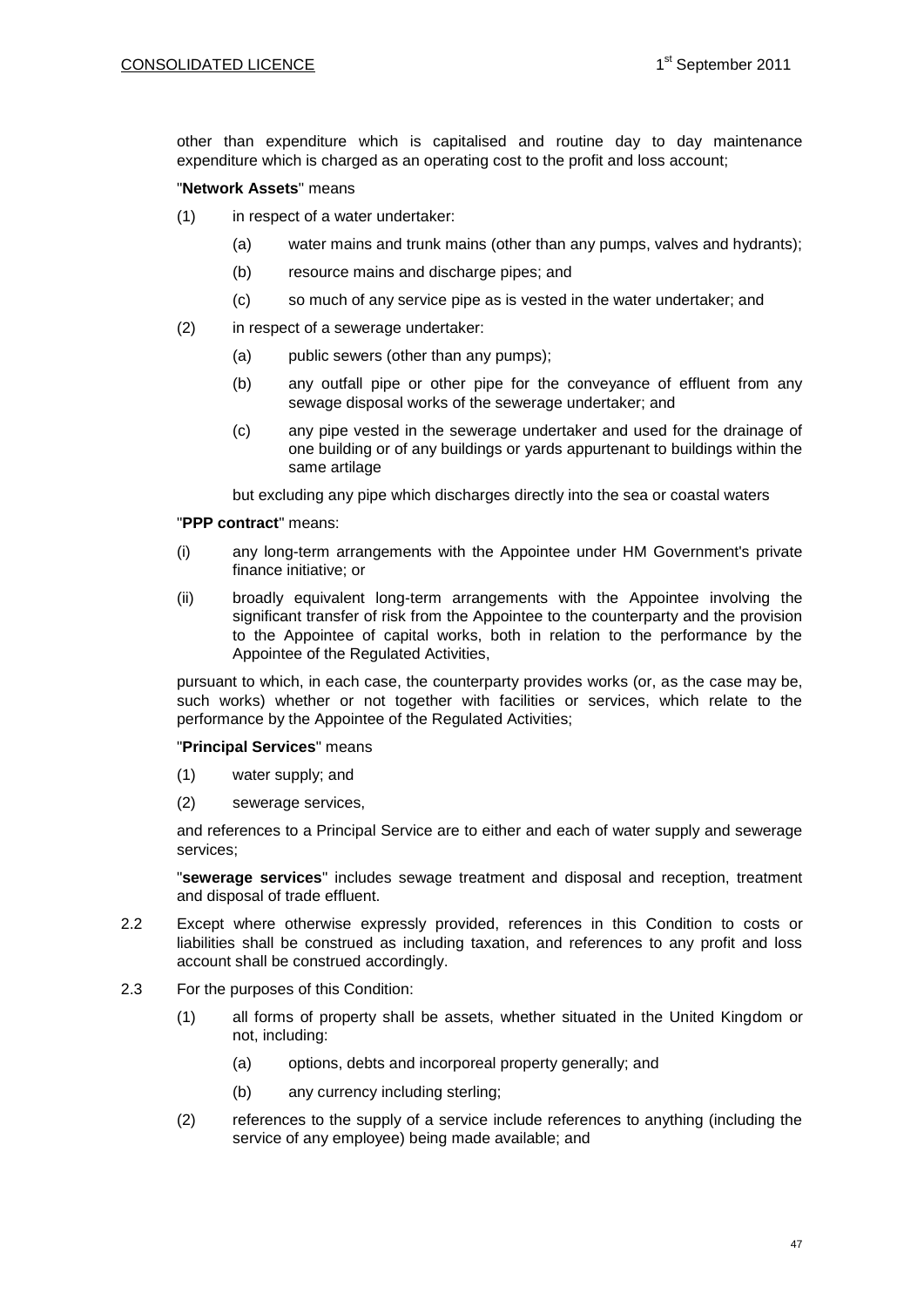other than expenditure which is capitalised and routine day to day maintenance expenditure which is charged as an operating cost to the profit and loss account;

"**Network Assets**" means

(1) in respect of a water undertaker:

  (a) water mains and trunk mains (other than any pumps, valves and hydrants);

  (b) resource mains and discharge pipes; and

  (c) so much of any service pipe as is vested in the water undertaker; and

(2) in respect of a sewerage undertaker:

  (a) public sewers (other than any pumps);

  (b) any outfall pipe or other pipe for the conveyance of effluent from any sewage disposal works of the sewerage undertaker; and

  (c) any pipe vested in the sewerage undertaker and used for the drainage of one building or of any buildings or yards appurtenant to buildings within the same artilage

but excluding any pipe which discharges directly into the sea or coastal waters

"**PPP contract**" means:

(i) any long-term arrangements with the Appointee under HM Government's private finance initiative; or

(ii) broadly equivalent long-term arrangements with the Appointee involving the significant transfer of risk from the Appointee to the counterparty and the provision to the Appointee of capital works, both in relation to the performance by the Appointee of the Regulated Activities,

pursuant to which, in each case, the counterparty provides works (or, as the case may be, such works) whether or not together with facilities or services, which relate to the performance by the Appointee of the Regulated Activities;

"**Principal Services**" means

(1) water supply; and

(2) sewerage services,

and references to a Principal Service are to either and each of water supply and sewerage services;

"**sewerage services**" includes sewage treatment and disposal and reception, treatment and disposal of trade effluent.

2.2 Except where otherwise expressly provided, references in this Condition to costs or liabilities shall be construed as including taxation, and references to any profit and loss account shall be construed accordingly.

2.3 For the purposes of this Condition:

(1) all forms of property shall be assets, whether situated in the United Kingdom or not, including:

  (a) options, debts and incorporeal property generally; and

  (b) any currency including sterling;

(2) references to the supply of a service include references to anything (including the service of any employee) being made available; and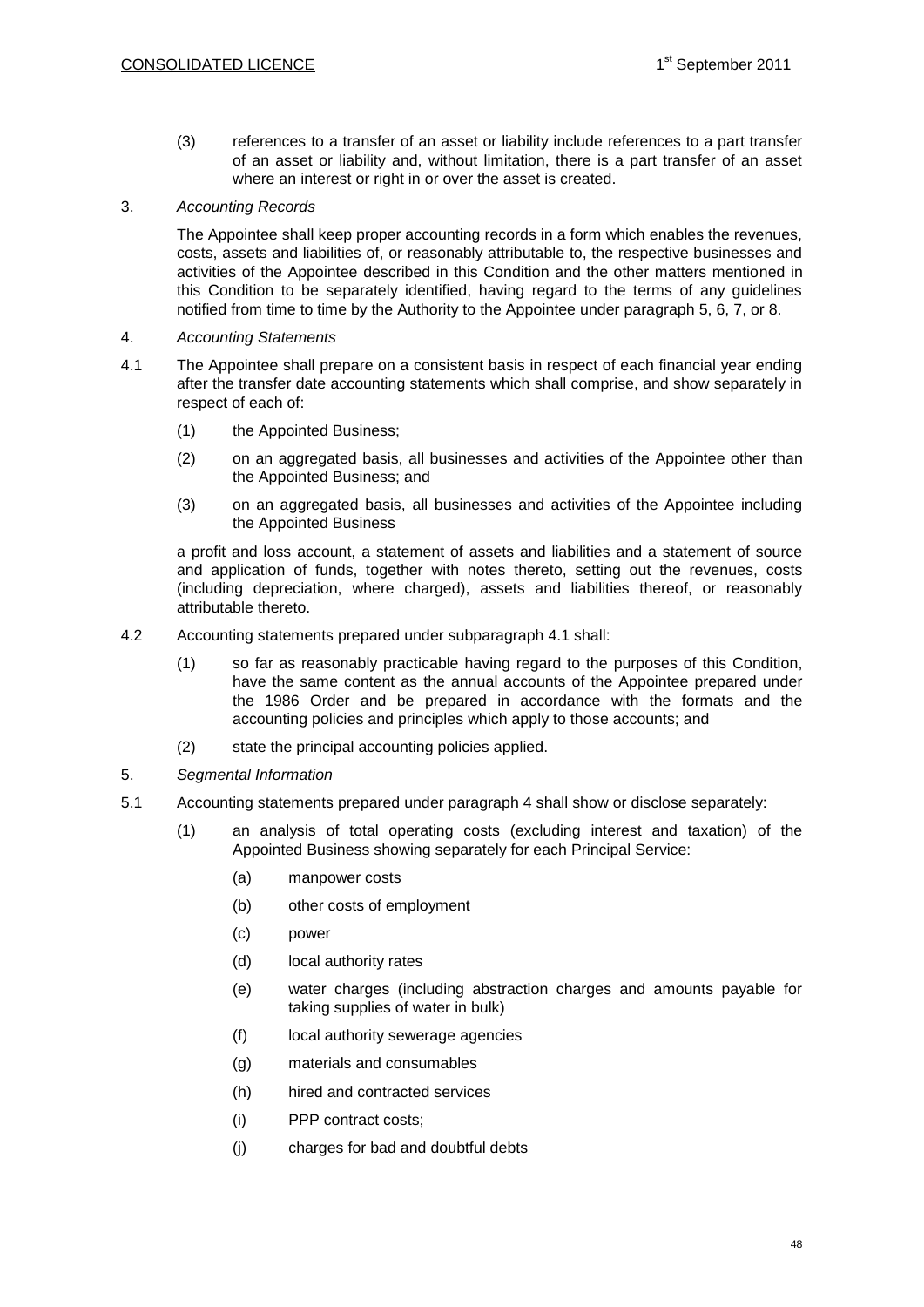(3) references to a transfer of an asset or liability include references to a part transfer of an asset or liability and, without limitation, there is a part transfer of an asset where an interest or right in or over the asset is created.

3. *Accounting Records*

The Appointee shall keep proper accounting records in a form which enables the revenues, costs, assets and liabilities of, or reasonably attributable to, the respective businesses and activities of the Appointee described in this Condition and the other matters mentioned in this Condition to be separately identified, having regard to the terms of any guidelines notified from time to time by the Authority to the Appointee under paragraph 5, 6, 7, or 8.

4. *Accounting Statements*

4.1 The Appointee shall prepare on a consistent basis in respect of each financial year ending after the transfer date accounting statements which shall comprise, and show separately in respect of each of:

(1) the Appointed Business;

(2) on an aggregated basis, all businesses and activities of the Appointee other than the Appointed Business; and

(3) on an aggregated basis, all businesses and activities of the Appointee including the Appointed Business

a profit and loss account, a statement of assets and liabilities and a statement of source and application of funds, together with notes thereto, setting out the revenues, costs (including depreciation, where charged), assets and liabilities thereof, or reasonably attributable thereto.

4.2 Accounting statements prepared under subparagraph 4.1 shall:

(1) so far as reasonably practicable having regard to the purposes of this Condition, have the same content as the annual accounts of the Appointee prepared under the 1986 Order and be prepared in accordance with the formats and the accounting policies and principles which apply to those accounts; and

(2) state the principal accounting policies applied.

5. *Segmental Information*

5.1 Accounting statements prepared under paragraph 4 shall show or disclose separately:

(1) an analysis of total operating costs (excluding interest and taxation) of the Appointed Business showing separately for each Principal Service:

(a) manpower costs

(b) other costs of employment

(c) power

(d) local authority rates

(e) water charges (including abstraction charges and amounts payable for taking supplies of water in bulk)

(f) local authority sewerage agencies

(g) materials and consumables

(h) hired and contracted services

(i) PPP contract costs;

(j) charges for bad and doubtful debts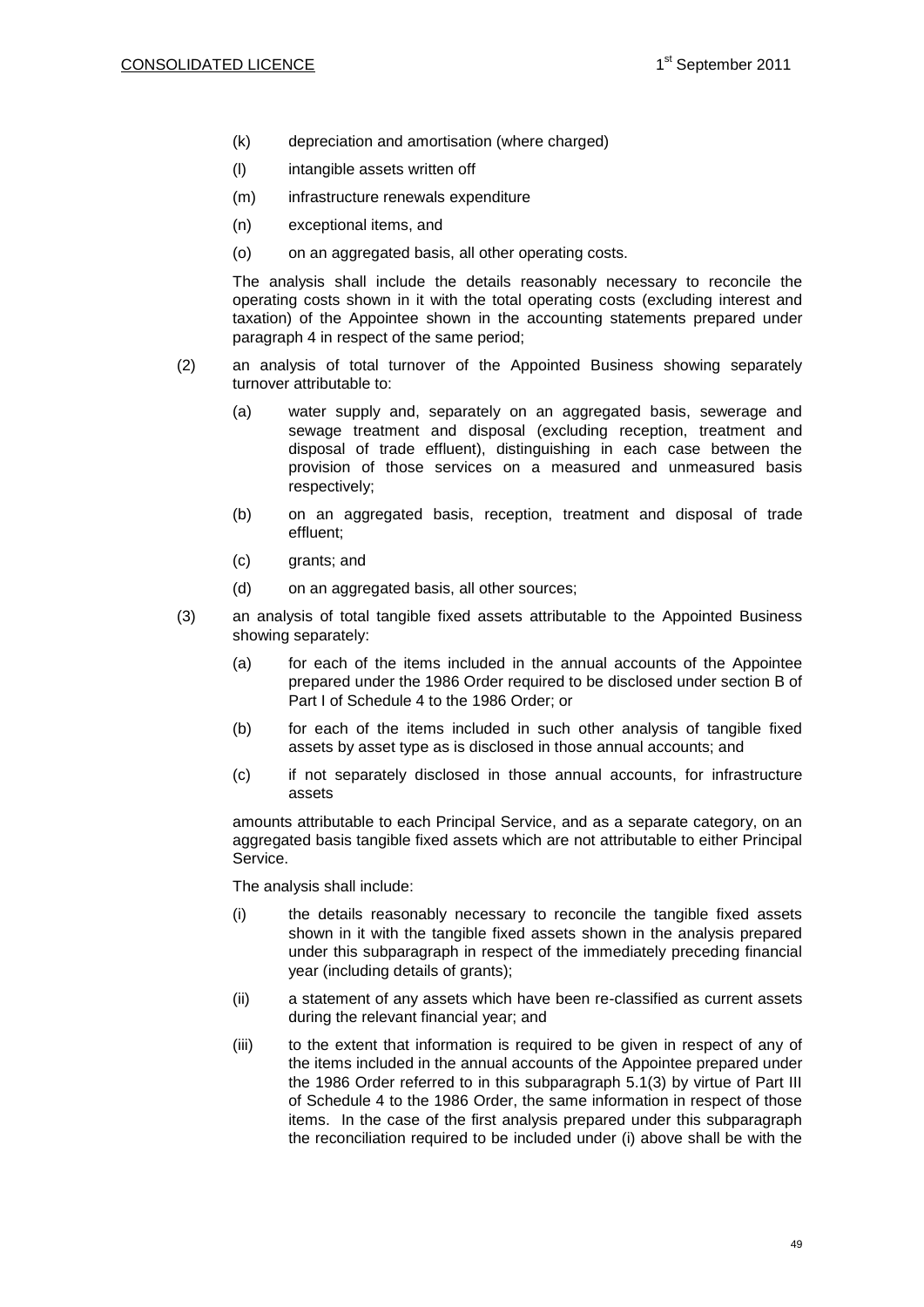(k) depreciation and amortisation (where charged)

(l) intangible assets written off

(m) infrastructure renewals expenditure

(n) exceptional items, and

(o) on an aggregated basis, all other operating costs.

The analysis shall include the details reasonably necessary to reconcile the operating costs shown in it with the total operating costs (excluding interest and taxation) of the Appointee shown in the accounting statements prepared under paragraph 4 in respect of the same period;

(2) an analysis of total turnover of the Appointed Business showing separately turnover attributable to:

(a) water supply and, separately on an aggregated basis, sewerage and sewage treatment and disposal (excluding reception, treatment and disposal of trade effluent), distinguishing in each case between the provision of those services on a measured and unmeasured basis respectively;

(b) on an aggregated basis, reception, treatment and disposal of trade effluent;

(c) grants; and

(d) on an aggregated basis, all other sources;

(3) an analysis of total tangible fixed assets attributable to the Appointed Business showing separately:

(a) for each of the items included in the annual accounts of the Appointee prepared under the 1986 Order required to be disclosed under section B of Part I of Schedule 4 to the 1986 Order; or

(b) for each of the items included in such other analysis of tangible fixed assets by asset type as is disclosed in those annual accounts; and

(c) if not separately disclosed in those annual accounts, for infrastructure assets

amounts attributable to each Principal Service, and as a separate category, on an aggregated basis tangible fixed assets which are not attributable to either Principal Service.

The analysis shall include:

(i) the details reasonably necessary to reconcile the tangible fixed assets shown in it with the tangible fixed assets shown in the analysis prepared under this subparagraph in respect of the immediately preceding financial year (including details of grants);

(ii) a statement of any assets which have been re-classified as current assets during the relevant financial year; and

(iii) to the extent that information is required to be given in respect of any of the items included in the annual accounts of the Appointee prepared under the 1986 Order referred to in this subparagraph 5.1(3) by virtue of Part III of Schedule 4 to the 1986 Order, the same information in respect of those items. In the case of the first analysis prepared under this subparagraph the reconciliation required to be included under (i) above shall be with the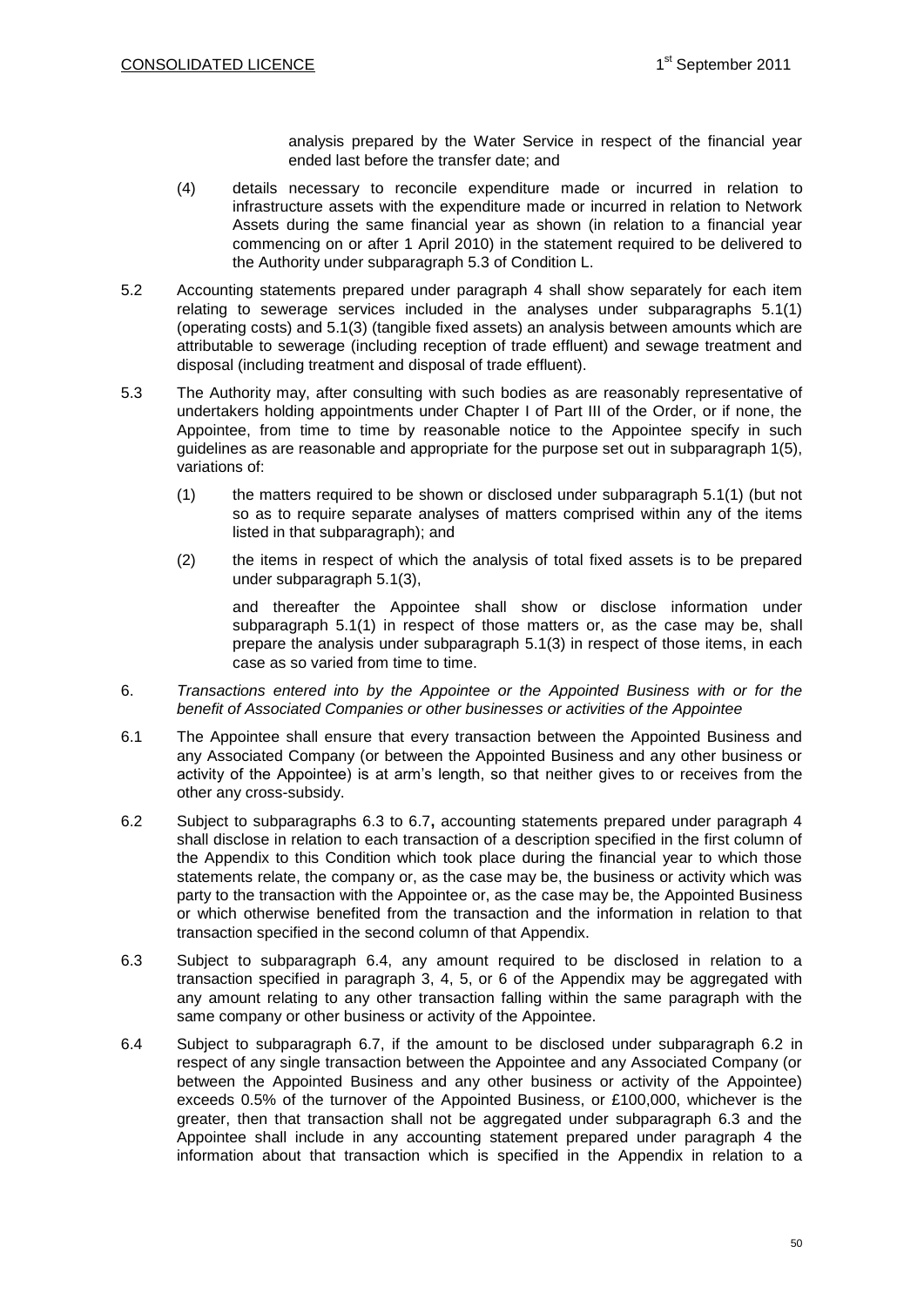analysis prepared by the Water Service in respect of the financial year ended last before the transfer date; and

(4) details necessary to reconcile expenditure made or incurred in relation to infrastructure assets with the expenditure made or incurred in relation to Network Assets during the same financial year as shown (in relation to a financial year commencing on or after 1 April 2010) in the statement required to be delivered to the Authority under subparagraph 5.3 of Condition L.

5.2 Accounting statements prepared under paragraph 4 shall show separately for each item relating to sewerage services included in the analyses under subparagraphs 5.1(1) (operating costs) and 5.1(3) (tangible fixed assets) an analysis between amounts which are attributable to sewerage (including reception of trade effluent) and sewage treatment and disposal (including treatment and disposal of trade effluent).

5.3 The Authority may, after consulting with such bodies as are reasonably representative of undertakers holding appointments under Chapter I of Part III of the Order, or if none, the Appointee, from time to time by reasonable notice to the Appointee specify in such guidelines as are reasonable and appropriate for the purpose set out in subparagraph 1(5), variations of:

(1) the matters required to be shown or disclosed under subparagraph 5.1(1) (but not so as to require separate analyses of matters comprised within any of the items listed in that subparagraph); and

(2) the items in respect of which the analysis of total fixed assets is to be prepared under subparagraph 5.1(3),

and thereafter the Appointee shall show or disclose information under subparagraph 5.1(1) in respect of those matters or, as the case may be, shall prepare the analysis under subparagraph 5.1(3) in respect of those items, in each case as so varied from time to time.

6. *Transactions entered into by the Appointee or the Appointed Business with or for the benefit of Associated Companies or other businesses or activities of the Appointee*

6.1 The Appointee shall ensure that every transaction between the Appointed Business and any Associated Company (or between the Appointed Business and any other business or activity of the Appointee) is at arm's length, so that neither gives to or receives from the other any cross-subsidy.

6.2 Subject to subparagraphs 6.3 to 6.7**,** accounting statements prepared under paragraph 4 shall disclose in relation to each transaction of a description specified in the first column of the Appendix to this Condition which took place during the financial year to which those statements relate, the company or, as the case may be, the business or activity which was party to the transaction with the Appointee or, as the case may be, the Appointed Business or which otherwise benefited from the transaction and the information in relation to that transaction specified in the second column of that Appendix.

6.3 Subject to subparagraph 6.4, any amount required to be disclosed in relation to a transaction specified in paragraph 3, 4, 5, or 6 of the Appendix may be aggregated with any amount relating to any other transaction falling within the same paragraph with the same company or other business or activity of the Appointee.

6.4 Subject to subparagraph 6.7, if the amount to be disclosed under subparagraph 6.2 in respect of any single transaction between the Appointee and any Associated Company (or between the Appointed Business and any other business or activity of the Appointee) exceeds 0.5% of the turnover of the Appointed Business, or £100,000, whichever is the greater, then that transaction shall not be aggregated under subparagraph 6.3 and the Appointee shall include in any accounting statement prepared under paragraph 4 the information about that transaction which is specified in the Appendix in relation to a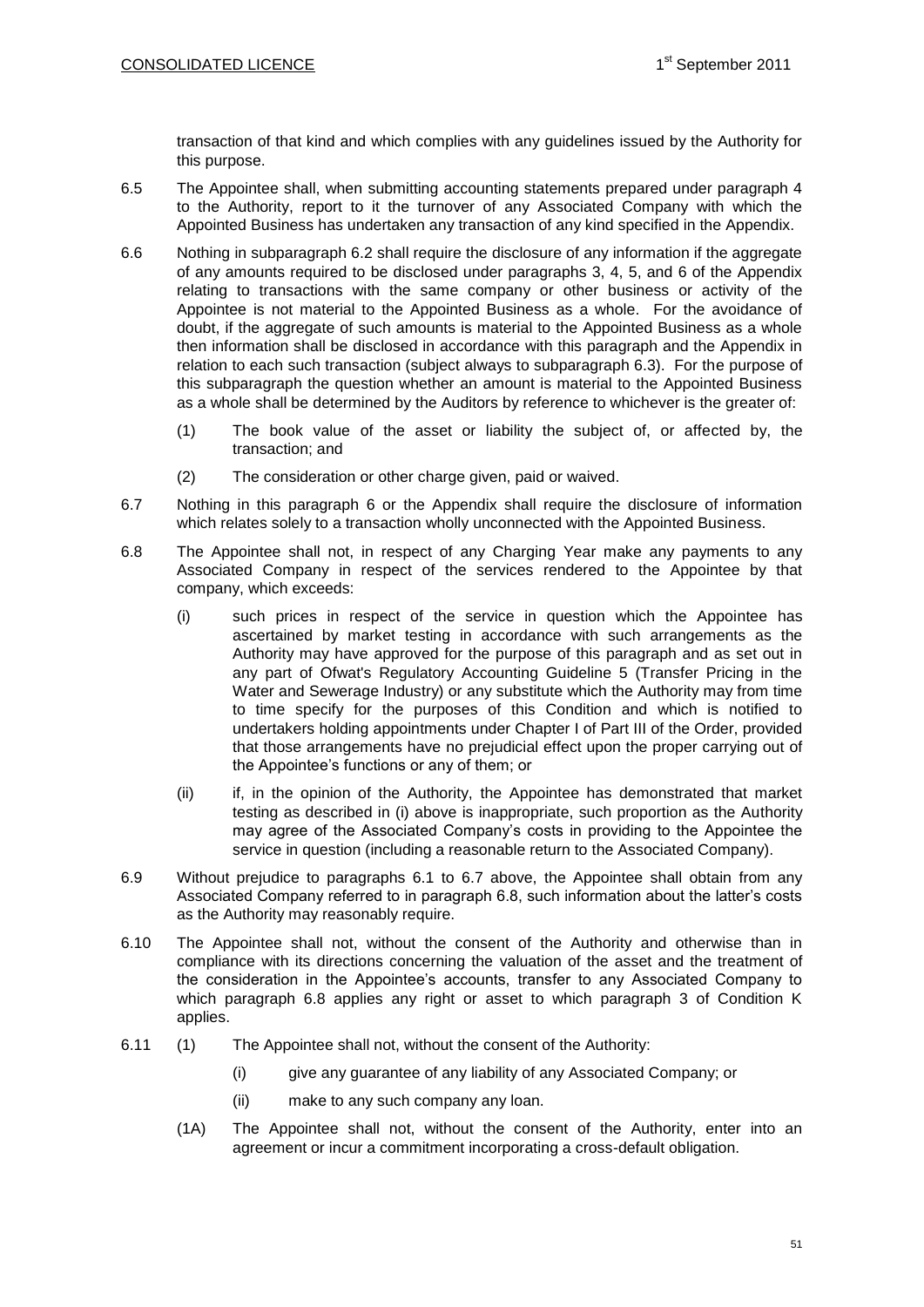transaction of that kind and which complies with any guidelines issued by the Authority for this purpose.

6.5 The Appointee shall, when submitting accounting statements prepared under paragraph 4 to the Authority, report to it the turnover of any Associated Company with which the Appointed Business has undertaken any transaction of any kind specified in the Appendix.

6.6 Nothing in subparagraph 6.2 shall require the disclosure of any information if the aggregate of any amounts required to be disclosed under paragraphs 3, 4, 5, and 6 of the Appendix relating to transactions with the same company or other business or activity of the Appointee is not material to the Appointed Business as a whole. For the avoidance of doubt, if the aggregate of such amounts is material to the Appointed Business as a whole then information shall be disclosed in accordance with this paragraph and the Appendix in relation to each such transaction (subject always to subparagraph 6.3). For the purpose of this subparagraph the question whether an amount is material to the Appointed Business as a whole shall be determined by the Auditors by reference to whichever is the greater of:

(1) The book value of the asset or liability the subject of, or affected by, the transaction; and

(2) The consideration or other charge given, paid or waived.

6.7 Nothing in this paragraph 6 or the Appendix shall require the disclosure of information which relates solely to a transaction wholly unconnected with the Appointed Business.

6.8 The Appointee shall not, in respect of any Charging Year make any payments to any Associated Company in respect of the services rendered to the Appointee by that company, which exceeds:

(i) such prices in respect of the service in question which the Appointee has ascertained by market testing in accordance with such arrangements as the Authority may have approved for the purpose of this paragraph and as set out in any part of Ofwat's Regulatory Accounting Guideline 5 (Transfer Pricing in the Water and Sewerage Industry) or any substitute which the Authority may from time to time specify for the purposes of this Condition and which is notified to undertakers holding appointments under Chapter I of Part III of the Order, provided that those arrangements have no prejudicial effect upon the proper carrying out of the Appointee's functions or any of them; or

(ii) if, in the opinion of the Authority, the Appointee has demonstrated that market testing as described in (i) above is inappropriate, such proportion as the Authority may agree of the Associated Company's costs in providing to the Appointee the service in question (including a reasonable return to the Associated Company).

6.9 Without prejudice to paragraphs 6.1 to 6.7 above, the Appointee shall obtain from any Associated Company referred to in paragraph 6.8, such information about the latter's costs as the Authority may reasonably require.

6.10 The Appointee shall not, without the consent of the Authority and otherwise than in compliance with its directions concerning the valuation of the asset and the treatment of the consideration in the Appointee's accounts, transfer to any Associated Company to which paragraph 6.8 applies any right or asset to which paragraph 3 of Condition K applies.

6.11 (1) The Appointee shall not, without the consent of the Authority:

(i) give any guarantee of any liability of any Associated Company; or

(ii) make to any such company any loan.

(1A) The Appointee shall not, without the consent of the Authority, enter into an agreement or incur a commitment incorporating a cross-default obligation.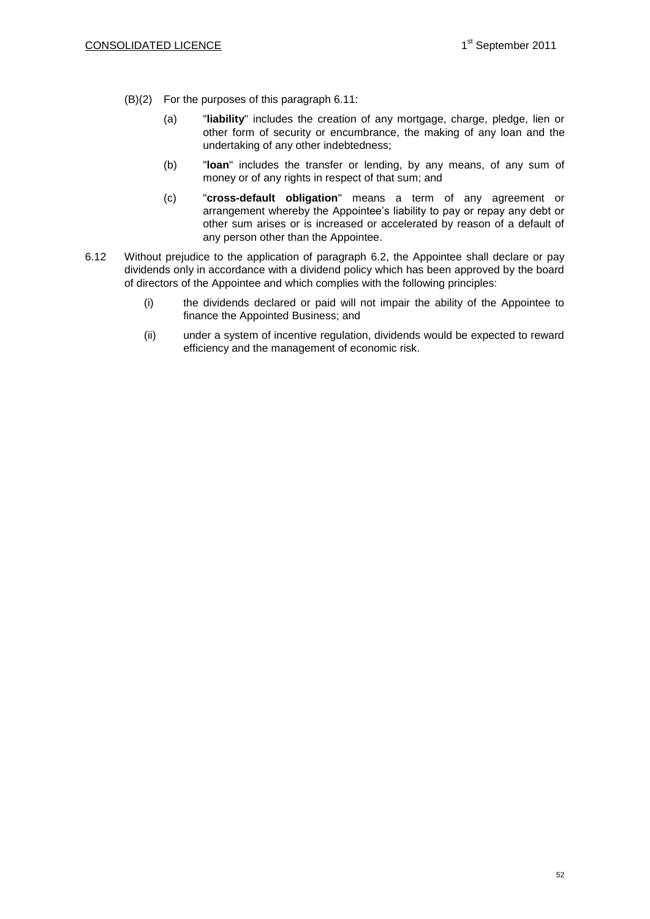(B)(2) For the purposes of this paragraph 6.11:

(a) "**liability**" includes the creation of any mortgage, charge, pledge, lien or other form of security or encumbrance, the making of any loan and the undertaking of any other indebtedness;

(b) "**loan**" includes the transfer or lending, by any means, of any sum of money or of any rights in respect of that sum; and

(c) "**cross-default obligation**" means a term of any agreement or arrangement whereby the Appointee's liability to pay or repay any debt or other sum arises or is increased or accelerated by reason of a default of any person other than the Appointee.

6.12 Without prejudice to the application of paragraph 6.2, the Appointee shall declare or pay dividends only in accordance with a dividend policy which has been approved by the board of directors of the Appointee and which complies with the following principles:

(i) the dividends declared or paid will not impair the ability of the Appointee to finance the Appointed Business; and

(ii) under a system of incentive regulation, dividends would be expected to reward efficiency and the management of economic risk.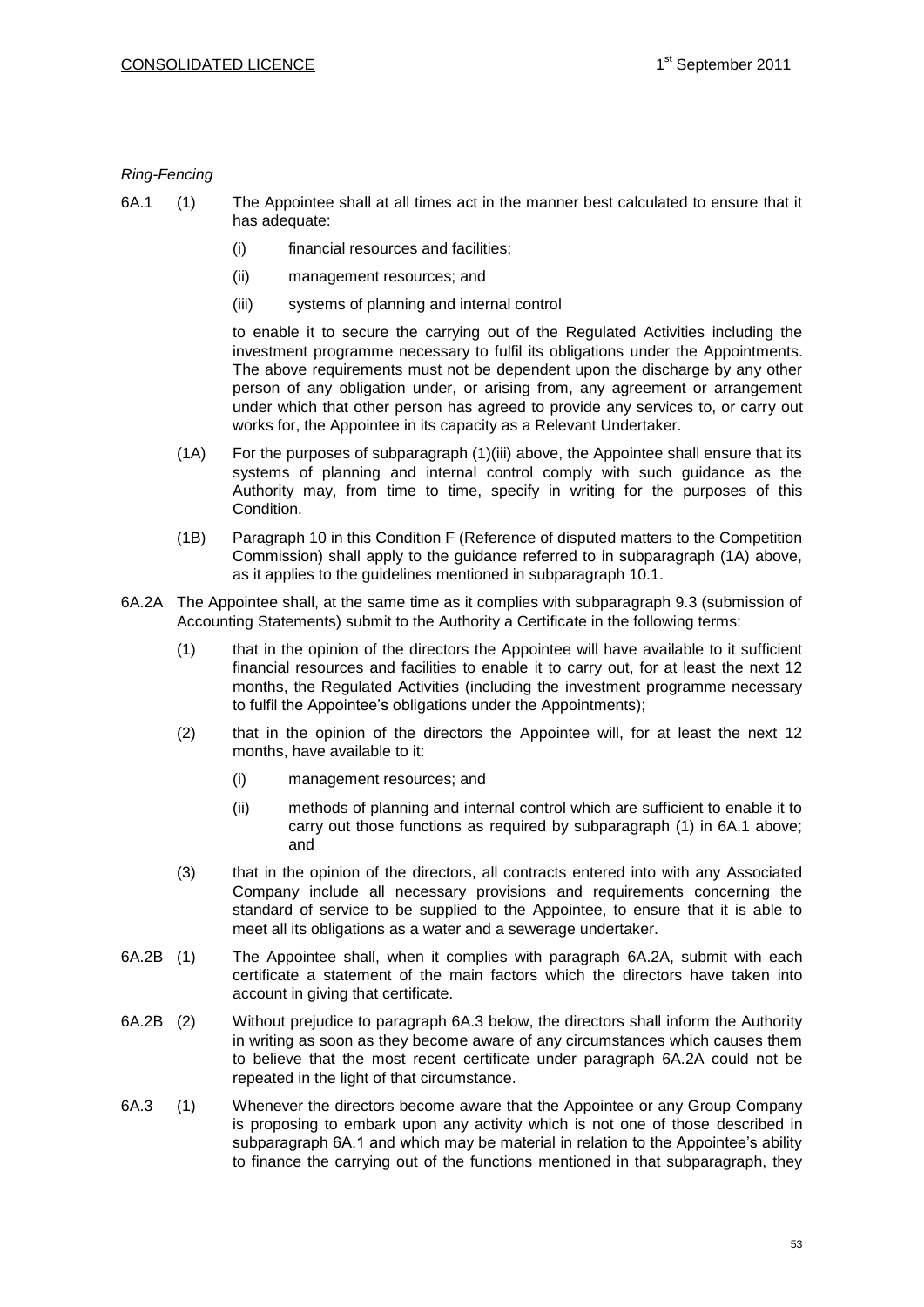*Ring-Fencing*

6A.1 (1) The Appointee shall at all times act in the manner best calculated to ensure that it has adequate:

(i) financial resources and facilities;

(ii) management resources; and

(iii) systems of planning and internal control

to enable it to secure the carrying out of the Regulated Activities including the investment programme necessary to fulfil its obligations under the Appointments. The above requirements must not be dependent upon the discharge by any other person of any obligation under, or arising from, any agreement or arrangement under which that other person has agreed to provide any services to, or carry out works for, the Appointee in its capacity as a Relevant Undertaker.

(1A) For the purposes of subparagraph (1)(iii) above, the Appointee shall ensure that its systems of planning and internal control comply with such guidance as the Authority may, from time to time, specify in writing for the purposes of this Condition.

(1B) Paragraph 10 in this Condition F (Reference of disputed matters to the Competition Commission) shall apply to the guidance referred to in subparagraph (1A) above, as it applies to the guidelines mentioned in subparagraph 10.1.

6A.2A The Appointee shall, at the same time as it complies with subparagraph 9.3 (submission of Accounting Statements) submit to the Authority a Certificate in the following terms:

(1) that in the opinion of the directors the Appointee will have available to it sufficient financial resources and facilities to enable it to carry out, for at least the next 12 months, the Regulated Activities (including the investment programme necessary to fulfil the Appointee's obligations under the Appointments);

(2) that in the opinion of the directors the Appointee will, for at least the next 12 months, have available to it:

(i) management resources; and

(ii) methods of planning and internal control which are sufficient to enable it to carry out those functions as required by subparagraph (1) in 6A.1 above; and

(3) that in the opinion of the directors, all contracts entered into with any Associated Company include all necessary provisions and requirements concerning the standard of service to be supplied to the Appointee, to ensure that it is able to meet all its obligations as a water and a sewerage undertaker.

6A.2B (1) The Appointee shall, when it complies with paragraph 6A.2A, submit with each certificate a statement of the main factors which the directors have taken into account in giving that certificate.

6A.2B (2) Without prejudice to paragraph 6A.3 below, the directors shall inform the Authority in writing as soon as they become aware of any circumstances which causes them to believe that the most recent certificate under paragraph 6A.2A could not be repeated in the light of that circumstance.

6A.3 (1) Whenever the directors become aware that the Appointee or any Group Company is proposing to embark upon any activity which is not one of those described in subparagraph 6A.1 and which may be material in relation to the Appointee's ability to finance the carrying out of the functions mentioned in that subparagraph, they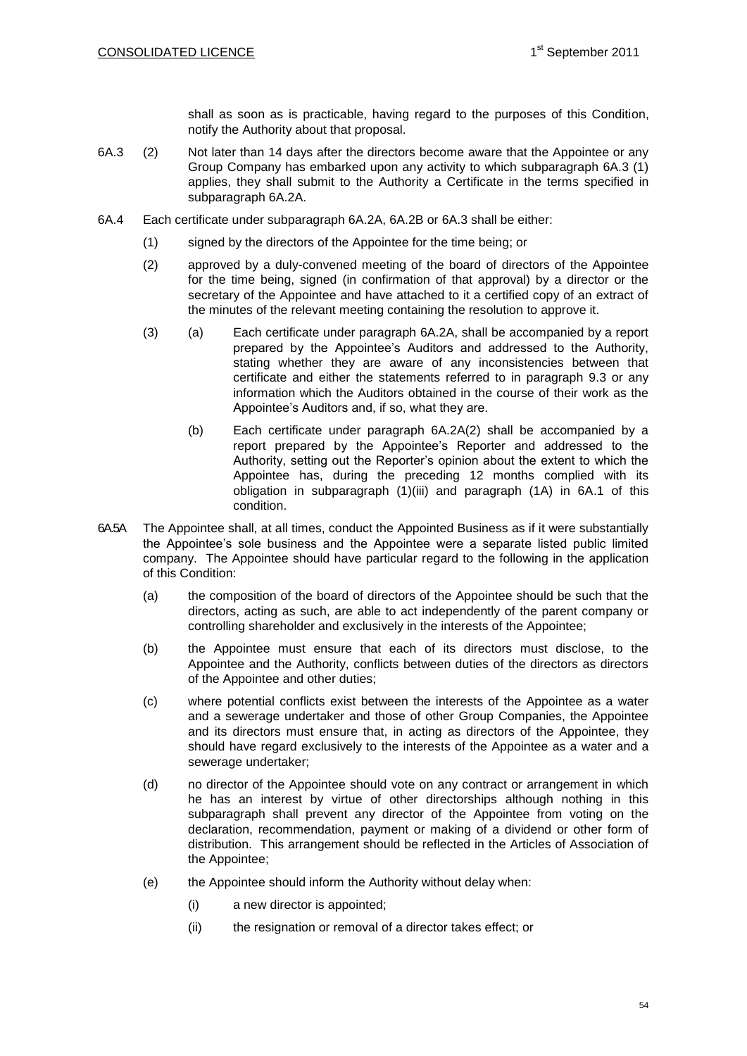shall as soon as is practicable, having regard to the purposes of this Condition, notify the Authority about that proposal.

6A.3 (2) Not later than 14 days after the directors become aware that the Appointee or any Group Company has embarked upon any activity to which subparagraph 6A.3 (1) applies, they shall submit to the Authority a Certificate in the terms specified in subparagraph 6A.2A.

6A.4 Each certificate under subparagraph 6A.2A, 6A.2B or 6A.3 shall be either:

(1) signed by the directors of the Appointee for the time being; or

(2) approved by a duly-convened meeting of the board of directors of the Appointee for the time being, signed (in confirmation of that approval) by a director or the secretary of the Appointee and have attached to it a certified copy of an extract of the minutes of the relevant meeting containing the resolution to approve it.

(3) (a) Each certificate under paragraph 6A.2A, shall be accompanied by a report prepared by the Appointee's Auditors and addressed to the Authority, stating whether they are aware of any inconsistencies between that certificate and either the statements referred to in paragraph 9.3 or any information which the Auditors obtained in the course of their work as the Appointee's Auditors and, if so, what they are.

(b) Each certificate under paragraph 6A.2A(2) shall be accompanied by a report prepared by the Appointee's Reporter and addressed to the Authority, setting out the Reporter's opinion about the extent to which the Appointee has, during the preceding 12 months complied with its obligation in subparagraph (1)(iii) and paragraph (1A) in 6A.1 of this condition.

6A.5A The Appointee shall, at all times, conduct the Appointed Business as if it were substantially the Appointee's sole business and the Appointee were a separate listed public limited company. The Appointee should have particular regard to the following in the application of this Condition:

(a) the composition of the board of directors of the Appointee should be such that the directors, acting as such, are able to act independently of the parent company or controlling shareholder and exclusively in the interests of the Appointee;

(b) the Appointee must ensure that each of its directors must disclose, to the Appointee and the Authority, conflicts between duties of the directors as directors of the Appointee and other duties;

(c) where potential conflicts exist between the interests of the Appointee as a water and a sewerage undertaker and those of other Group Companies, the Appointee and its directors must ensure that, in acting as directors of the Appointee, they should have regard exclusively to the interests of the Appointee as a water and a sewerage undertaker;

(d) no director of the Appointee should vote on any contract or arrangement in which he has an interest by virtue of other directorships although nothing in this subparagraph shall prevent any director of the Appointee from voting on the declaration, recommendation, payment or making of a dividend or other form of distribution. This arrangement should be reflected in the Articles of Association of the Appointee;

(e) the Appointee should inform the Authority without delay when:

(i) a new director is appointed;

(ii) the resignation or removal of a director takes effect; or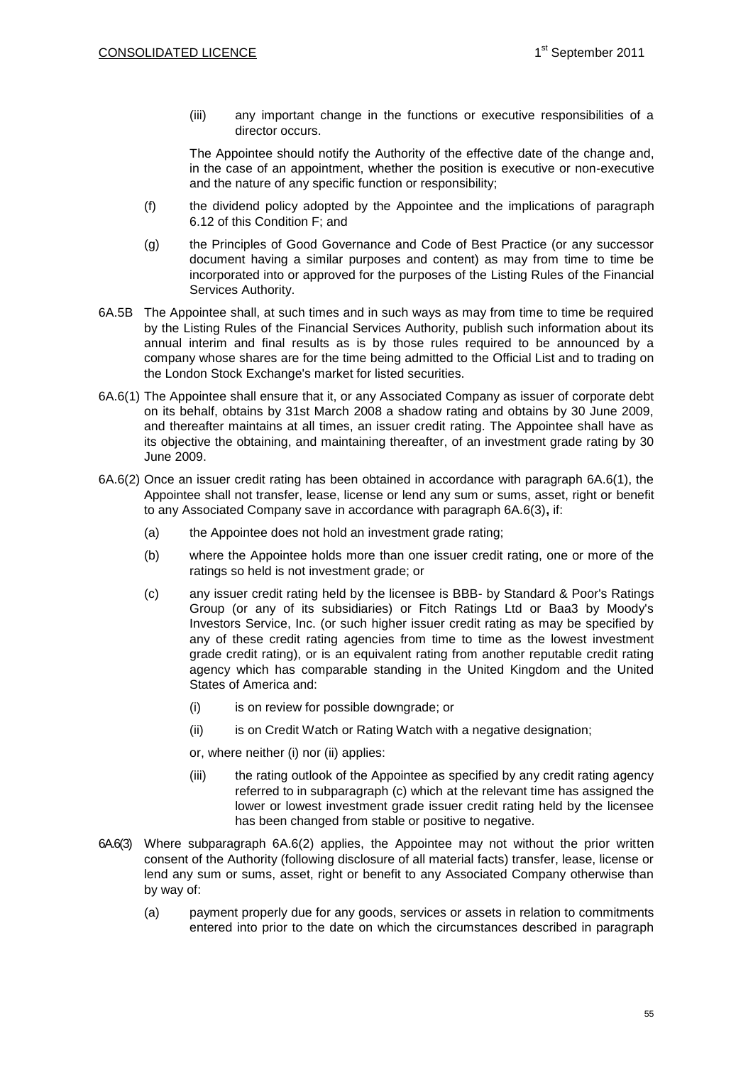(iii) any important change in the functions or executive responsibilities of a director occurs.

The Appointee should notify the Authority of the effective date of the change and, in the case of an appointment, whether the position is executive or non-executive and the nature of any specific function or responsibility;

(f) the dividend policy adopted by the Appointee and the implications of paragraph 6.12 of this Condition F; and

(g) the Principles of Good Governance and Code of Best Practice (or any successor document having a similar purposes and content) as may from time to time be incorporated into or approved for the purposes of the Listing Rules of the Financial Services Authority.

6A.5B The Appointee shall, at such times and in such ways as may from time to time be required by the Listing Rules of the Financial Services Authority, publish such information about its annual interim and final results as is by those rules required to be announced by a company whose shares are for the time being admitted to the Official List and to trading on the London Stock Exchange's market for listed securities.

6A.6(1) The Appointee shall ensure that it, or any Associated Company as issuer of corporate debt on its behalf, obtains by 31st March 2008 a shadow rating and obtains by 30 June 2009, and thereafter maintains at all times, an issuer credit rating. The Appointee shall have as its objective the obtaining, and maintaining thereafter, of an investment grade rating by 30 June 2009.

6A.6(2) Once an issuer credit rating has been obtained in accordance with paragraph 6A.6(1), the Appointee shall not transfer, lease, license or lend any sum or sums, asset, right or benefit to any Associated Company save in accordance with paragraph 6A.6(3)**,** if:

(a) the Appointee does not hold an investment grade rating;

(b) where the Appointee holds more than one issuer credit rating, one or more of the ratings so held is not investment grade; or

(c) any issuer credit rating held by the licensee is BBB- by Standard & Poor's Ratings Group (or any of its subsidiaries) or Fitch Ratings Ltd or Baa3 by Moody's Investors Service, Inc. (or such higher issuer credit rating as may be specified by any of these credit rating agencies from time to time as the lowest investment grade credit rating), or is an equivalent rating from another reputable credit rating agency which has comparable standing in the United Kingdom and the United States of America and:

(i) is on review for possible downgrade; or

(ii) is on Credit Watch or Rating Watch with a negative designation;

or, where neither (i) nor (ii) applies:

(iii) the rating outlook of the Appointee as specified by any credit rating agency referred to in subparagraph (c) which at the relevant time has assigned the lower or lowest investment grade issuer credit rating held by the licensee has been changed from stable or positive to negative.

6A.6(3) Where subparagraph 6A.6(2) applies, the Appointee may not without the prior written consent of the Authority (following disclosure of all material facts) transfer, lease, license or lend any sum or sums, asset, right or benefit to any Associated Company otherwise than by way of:

(a) payment properly due for any goods, services or assets in relation to commitments entered into prior to the date on which the circumstances described in paragraph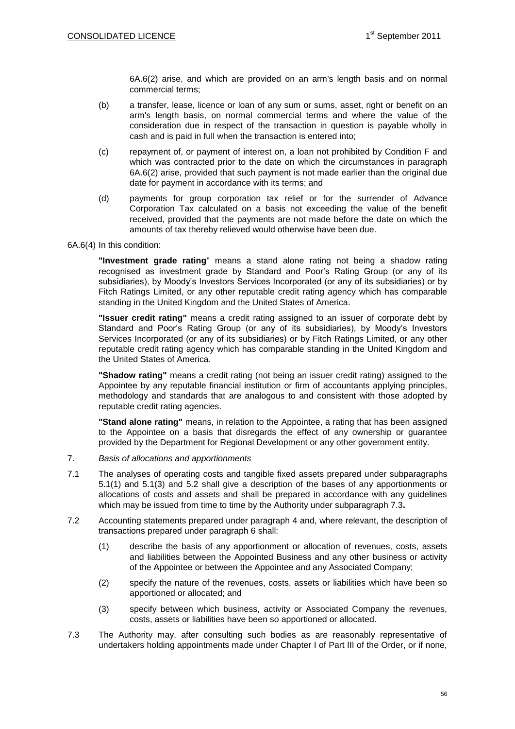6A.6(2) arise, and which are provided on an arm's length basis and on normal commercial terms;

(b) a transfer, lease, licence or loan of any sum or sums, asset, right or benefit on an arm's length basis, on normal commercial terms and where the value of the consideration due in respect of the transaction in question is payable wholly in cash and is paid in full when the transaction is entered into;

(c) repayment of, or payment of interest on, a loan not prohibited by Condition F and which was contracted prior to the date on which the circumstances in paragraph 6A.6(2) arise, provided that such payment is not made earlier than the original due date for payment in accordance with its terms; and

(d) payments for group corporation tax relief or for the surrender of Advance Corporation Tax calculated on a basis not exceeding the value of the benefit received, provided that the payments are not made before the date on which the amounts of tax thereby relieved would otherwise have been due.

6A.6(4) In this condition:

**"Investment grade rating**" means a stand alone rating not being a shadow rating recognised as investment grade by Standard and Poor's Rating Group (or any of its subsidiaries), by Moody's Investors Services Incorporated (or any of its subsidiaries) or by Fitch Ratings Limited, or any other reputable credit rating agency which has comparable standing in the United Kingdom and the United States of America.

**"Issuer credit rating"** means a credit rating assigned to an issuer of corporate debt by Standard and Poor's Rating Group (or any of its subsidiaries), by Moody's Investors Services Incorporated (or any of its subsidiaries) or by Fitch Ratings Limited, or any other reputable credit rating agency which has comparable standing in the United Kingdom and the United States of America.

**"Shadow rating"** means a credit rating (not being an issuer credit rating) assigned to the Appointee by any reputable financial institution or firm of accountants applying principles, methodology and standards that are analogous to and consistent with those adopted by reputable credit rating agencies.

**"Stand alone rating"** means, in relation to the Appointee, a rating that has been assigned to the Appointee on a basis that disregards the effect of any ownership or guarantee provided by the Department for Regional Development or any other government entity.

7. *Basis of allocations and apportionments*

7.1 The analyses of operating costs and tangible fixed assets prepared under subparagraphs 5.1(1) and 5.1(3) and 5.2 shall give a description of the bases of any apportionments or allocations of costs and assets and shall be prepared in accordance with any guidelines which may be issued from time to time by the Authority under subparagraph 7.3**.**

7.2 Accounting statements prepared under paragraph 4 and, where relevant, the description of transactions prepared under paragraph 6 shall:

(1) describe the basis of any apportionment or allocation of revenues, costs, assets and liabilities between the Appointed Business and any other business or activity of the Appointee or between the Appointee and any Associated Company;

(2) specify the nature of the revenues, costs, assets or liabilities which have been so apportioned or allocated; and

(3) specify between which business, activity or Associated Company the revenues, costs, assets or liabilities have been so apportioned or allocated.

7.3 The Authority may, after consulting such bodies as are reasonably representative of undertakers holding appointments made under Chapter I of Part III of the Order, or if none,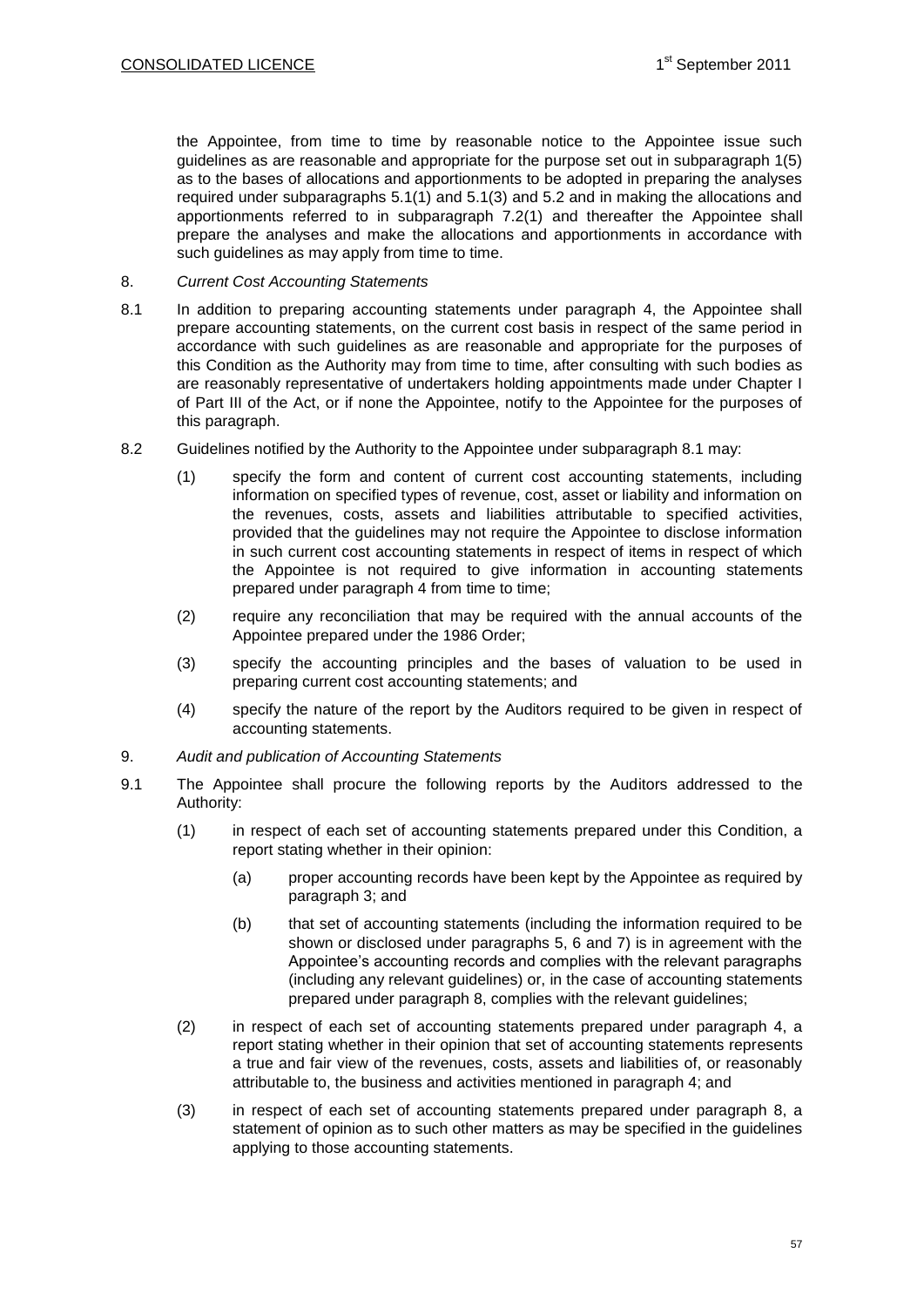the Appointee, from time to time by reasonable notice to the Appointee issue such guidelines as are reasonable and appropriate for the purpose set out in subparagraph 1(5) as to the bases of allocations and apportionments to be adopted in preparing the analyses required under subparagraphs 5.1(1) and 5.1(3) and 5.2 and in making the allocations and apportionments referred to in subparagraph 7.2(1) and thereafter the Appointee shall prepare the analyses and make the allocations and apportionments in accordance with such guidelines as may apply from time to time.

8. *Current Cost Accounting Statements*

8.1 In addition to preparing accounting statements under paragraph 4, the Appointee shall prepare accounting statements, on the current cost basis in respect of the same period in accordance with such guidelines as are reasonable and appropriate for the purposes of this Condition as the Authority may from time to time, after consulting with such bodies as are reasonably representative of undertakers holding appointments made under Chapter I of Part III of the Act, or if none the Appointee, notify to the Appointee for the purposes of this paragraph.

8.2 Guidelines notified by the Authority to the Appointee under subparagraph 8.1 may:

(1) specify the form and content of current cost accounting statements, including information on specified types of revenue, cost, asset or liability and information on the revenues, costs, assets and liabilities attributable to specified activities, provided that the guidelines may not require the Appointee to disclose information in such current cost accounting statements in respect of items in respect of which the Appointee is not required to give information in accounting statements prepared under paragraph 4 from time to time;

(2) require any reconciliation that may be required with the annual accounts of the Appointee prepared under the 1986 Order;

(3) specify the accounting principles and the bases of valuation to be used in preparing current cost accounting statements; and

(4) specify the nature of the report by the Auditors required to be given in respect of accounting statements.

9. *Audit and publication of Accounting Statements*

9.1 The Appointee shall procure the following reports by the Auditors addressed to the Authority:

(1) in respect of each set of accounting statements prepared under this Condition, a report stating whether in their opinion:

(a) proper accounting records have been kept by the Appointee as required by paragraph 3; and

(b) that set of accounting statements (including the information required to be shown or disclosed under paragraphs 5, 6 and 7) is in agreement with the Appointee's accounting records and complies with the relevant paragraphs (including any relevant guidelines) or, in the case of accounting statements prepared under paragraph 8, complies with the relevant guidelines;

(2) in respect of each set of accounting statements prepared under paragraph 4, a report stating whether in their opinion that set of accounting statements represents a true and fair view of the revenues, costs, assets and liabilities of, or reasonably attributable to, the business and activities mentioned in paragraph 4; and

(3) in respect of each set of accounting statements prepared under paragraph 8, a statement of opinion as to such other matters as may be specified in the guidelines applying to those accounting statements.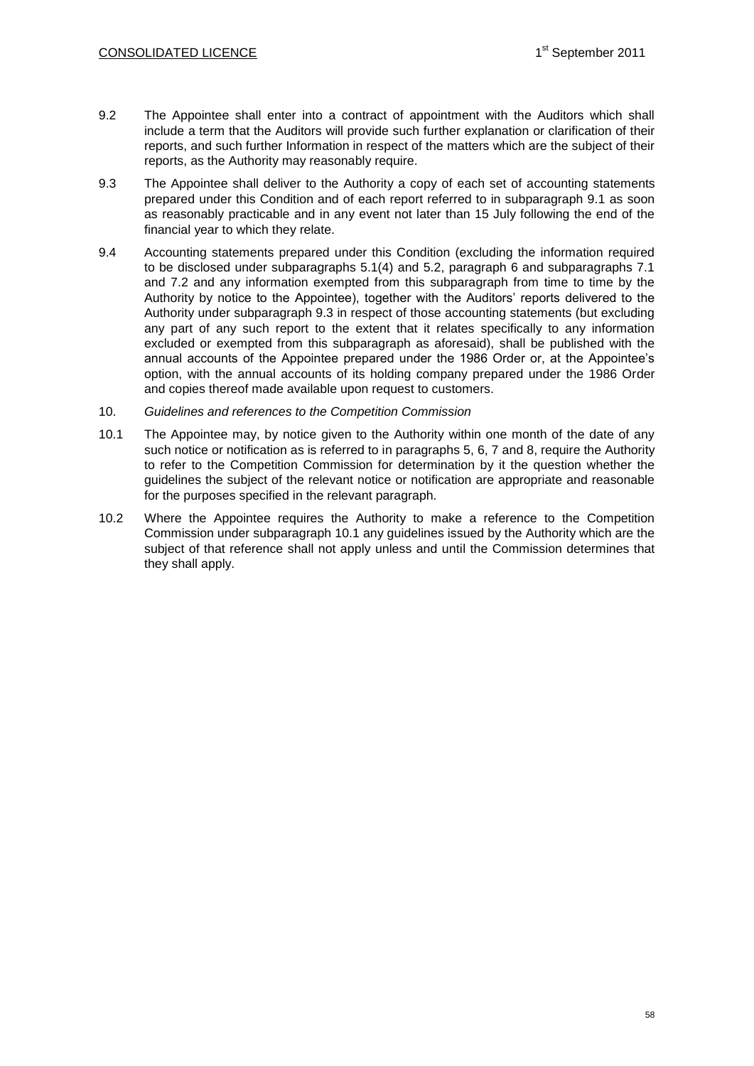9.2 The Appointee shall enter into a contract of appointment with the Auditors which shall include a term that the Auditors will provide such further explanation or clarification of their reports, and such further Information in respect of the matters which are the subject of their reports, as the Authority may reasonably require.

9.3 The Appointee shall deliver to the Authority a copy of each set of accounting statements prepared under this Condition and of each report referred to in subparagraph 9.1 as soon as reasonably practicable and in any event not later than 15 July following the end of the financial year to which they relate.

9.4 Accounting statements prepared under this Condition (excluding the information required to be disclosed under subparagraphs 5.1(4) and 5.2, paragraph 6 and subparagraphs 7.1 and 7.2 and any information exempted from this subparagraph from time to time by the Authority by notice to the Appointee), together with the Auditors' reports delivered to the Authority under subparagraph 9.3 in respect of those accounting statements (but excluding any part of any such report to the extent that it relates specifically to any information excluded or exempted from this subparagraph as aforesaid), shall be published with the annual accounts of the Appointee prepared under the 1986 Order or, at the Appointee's option, with the annual accounts of its holding company prepared under the 1986 Order and copies thereof made available upon request to customers.

10. *Guidelines and references to the Competition Commission*

10.1 The Appointee may, by notice given to the Authority within one month of the date of any such notice or notification as is referred to in paragraphs 5, 6, 7 and 8, require the Authority to refer to the Competition Commission for determination by it the question whether the guidelines the subject of the relevant notice or notification are appropriate and reasonable for the purposes specified in the relevant paragraph.

10.2 Where the Appointee requires the Authority to make a reference to the Competition Commission under subparagraph 10.1 any guidelines issued by the Authority which are the subject of that reference shall not apply unless and until the Commission determines that they shall apply.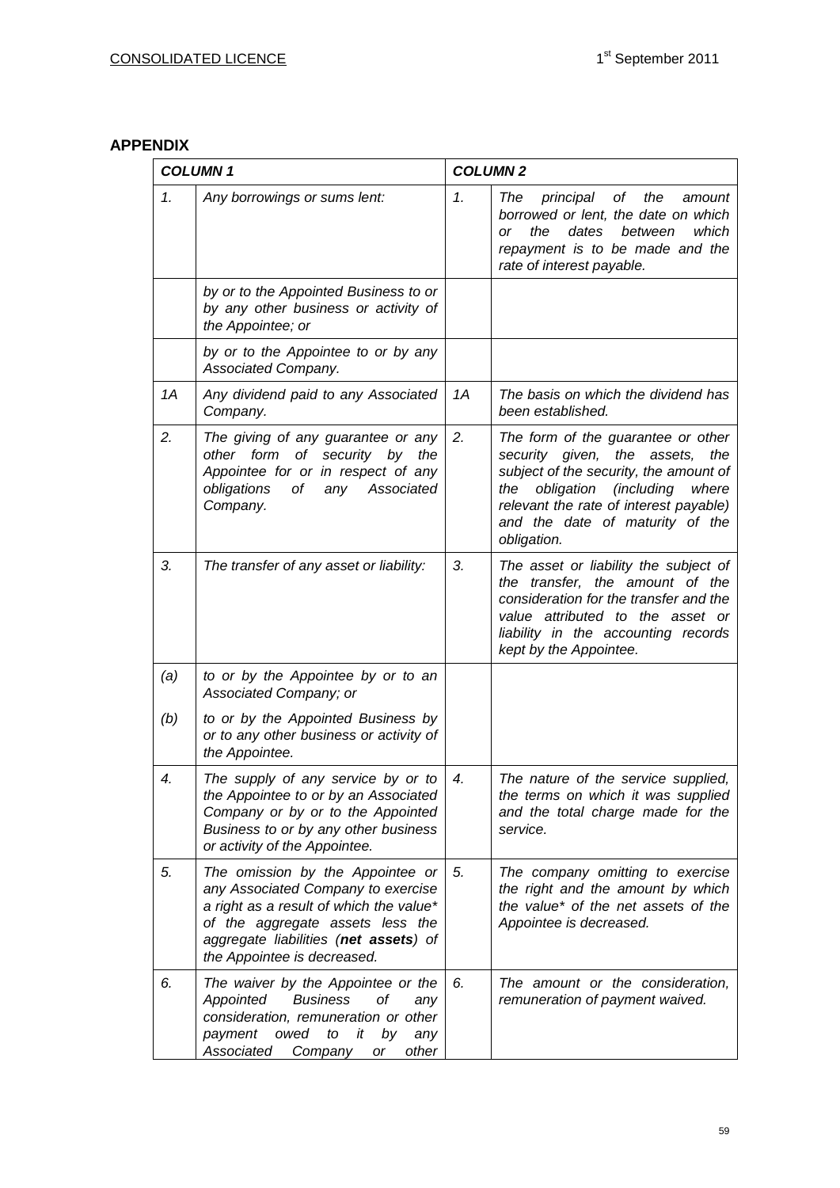## APPENDIX

| *COLUMN 1* | | *COLUMN 2* | |
|---|---|---|---|
| *1.* | *Any borrowings or sums lent:* | *1.* | *The principal of the amount borrowed or lent, the date on which or the dates between which repayment is to be made and the rate of interest payable.* |
| | *by or to the Appointed Business to or by any other business or activity of the Appointee; or* | | |
| | *by or to the Appointee to or by any Associated Company.* | | |
| *1A* | *Any dividend paid to any Associated Company.* | *1A* | *The basis on which the dividend has been established.* |
| *2.* | *The giving of any guarantee or any other form of security by the Appointee for or in respect of any obligations of any Associated Company.* | *2.* | *The form of the guarantee or other security given, the assets, the subject of the security, the amount of the obligation (including where relevant the rate of interest payable) and the date of maturity of the obligation.* |
| *3.* | *The transfer of any asset or liability:* | *3.* | *The asset or liability the subject of the transfer, the amount of the consideration for the transfer and the value attributed to the asset or liability in the accounting records kept by the Appointee.* |
| *(a)* | *to or by the Appointee by or to an Associated Company; or* | | |
| *(b)* | *to or by the Appointed Business by or to any other business or activity of the Appointee.* | | |
| *4.* | *The supply of any service by or to the Appointee to or by an Associated Company or by or to the Appointed Business to or by any other business or activity of the Appointee.* | *4.* | *The nature of the service supplied, the terms on which it was supplied and the total charge made for the service.* |
| *5.* | *The omission by the Appointee or any Associated Company to exercise a right as a result of which the value* of the aggregate assets less the aggregate liabilities (**net assets**) of the Appointee is decreased.* | *5.* | *The company omitting to exercise the right and the amount by which the value* of the net assets of the Appointee is decreased.* |
| *6.* | *The waiver by the Appointee or the Appointed Business of any consideration, remuneration or other payment owed to it by any Associated Company or other* | *6.* | *The amount or the consideration, remuneration of payment waived.* |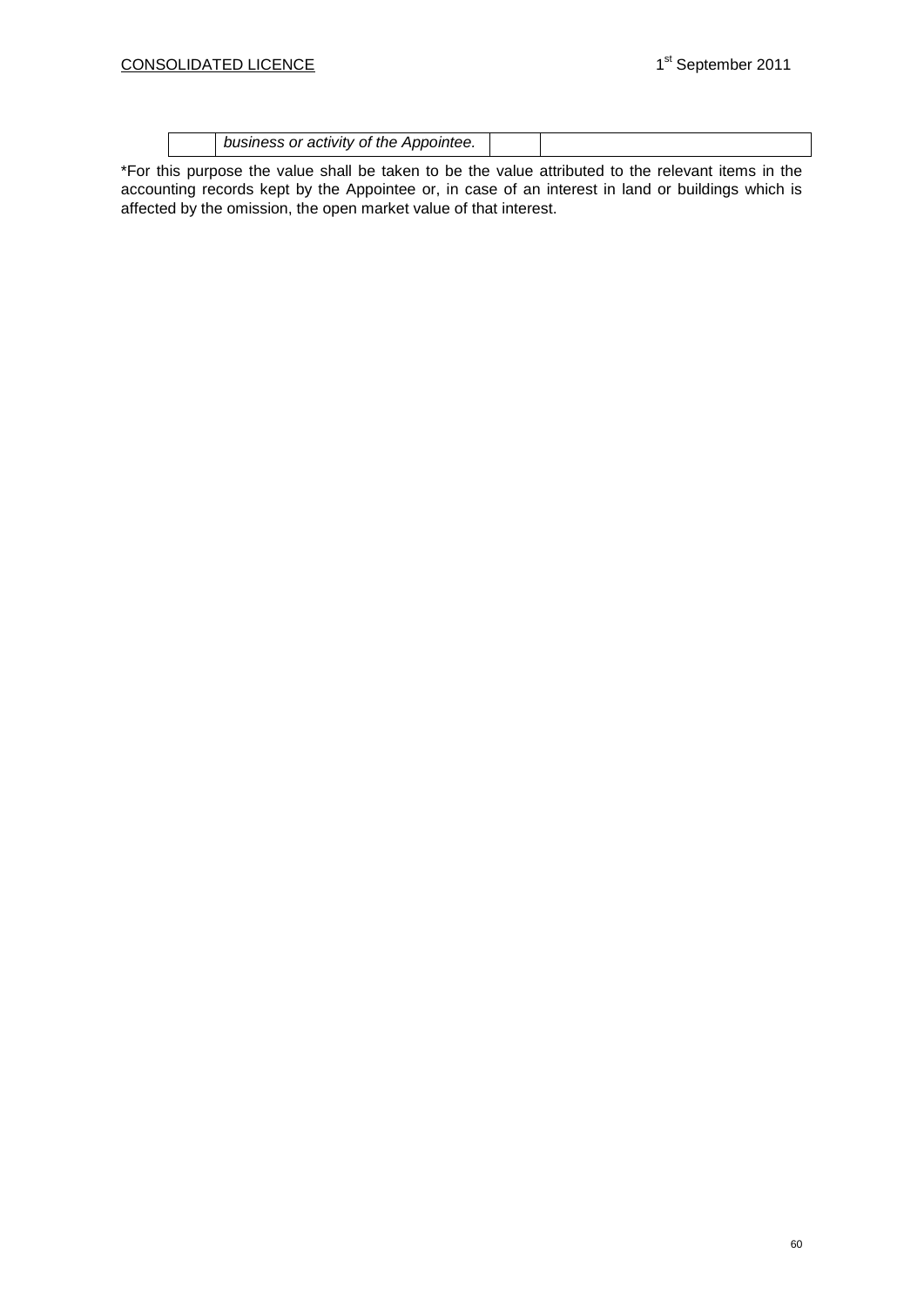| | *business or activity of the Appointee.* | | |
|---|---|---|---|

*For this purpose the value shall be taken to be the value attributed to the relevant items in the accounting records kept by the Appointee or, in case of an interest in land or buildings which is affected by the omission, the open market value of that interest.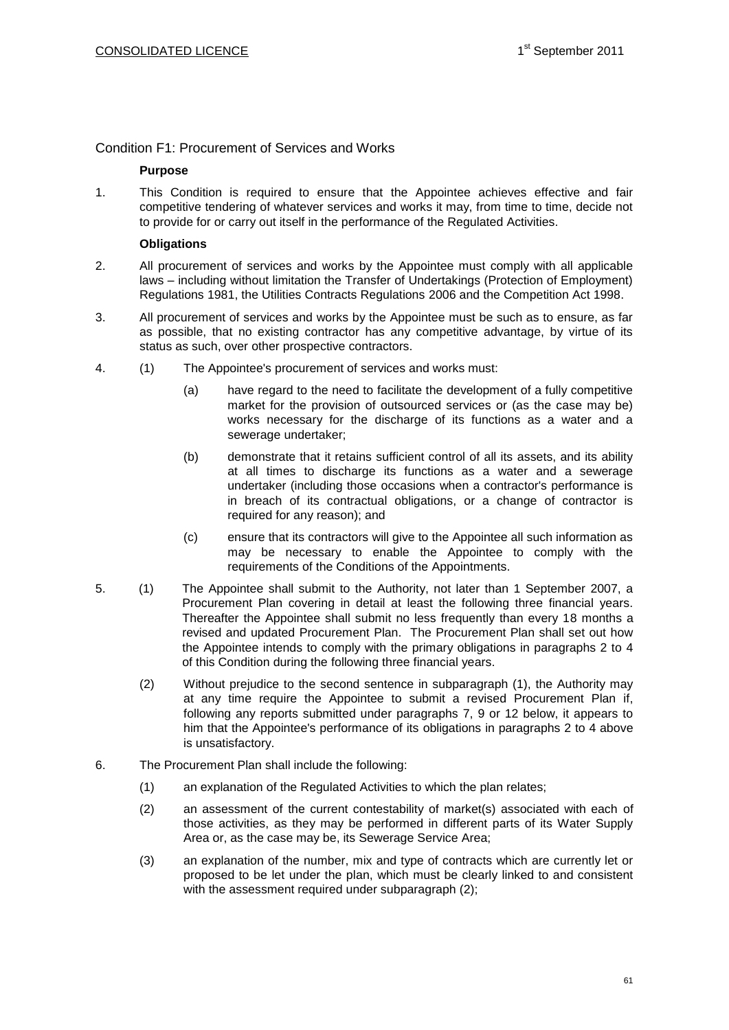## Condition F1: Procurement of Services and Works

**Purpose**

1. This Condition is required to ensure that the Appointee achieves effective and fair competitive tendering of whatever services and works it may, from time to time, decide not to provide for or carry out itself in the performance of the Regulated Activities.

**Obligations**

2. All procurement of services and works by the Appointee must comply with all applicable laws – including without limitation the Transfer of Undertakings (Protection of Employment) Regulations 1981, the Utilities Contracts Regulations 2006 and the Competition Act 1998.

3. All procurement of services and works by the Appointee must be such as to ensure, as far as possible, that no existing contractor has any competitive advantage, by virtue of its status as such, over other prospective contractors.

4. (1) The Appointee's procurement of services and works must:

   (a) have regard to the need to facilitate the development of a fully competitive market for the provision of outsourced services or (as the case may be) works necessary for the discharge of its functions as a water and a sewerage undertaker;

   (b) demonstrate that it retains sufficient control of all its assets, and its ability at all times to discharge its functions as a water and a sewerage undertaker (including those occasions when a contractor's performance is in breach of its contractual obligations, or a change of contractor is required for any reason); and

   (c) ensure that its contractors will give to the Appointee all such information as may be necessary to enable the Appointee to comply with the requirements of the Conditions of the Appointments.

5. (1) The Appointee shall submit to the Authority, not later than 1 September 2007, a Procurement Plan covering in detail at least the following three financial years. Thereafter the Appointee shall submit no less frequently than every 18 months a revised and updated Procurement Plan. The Procurement Plan shall set out how the Appointee intends to comply with the primary obligations in paragraphs 2 to 4 of this Condition during the following three financial years.

   (2) Without prejudice to the second sentence in subparagraph (1), the Authority may at any time require the Appointee to submit a revised Procurement Plan if, following any reports submitted under paragraphs 7, 9 or 12 below, it appears to him that the Appointee's performance of its obligations in paragraphs 2 to 4 above is unsatisfactory.

6. The Procurement Plan shall include the following:

   (1) an explanation of the Regulated Activities to which the plan relates;

   (2) an assessment of the current contestability of market(s) associated with each of those activities, as they may be performed in different parts of its Water Supply Area or, as the case may be, its Sewerage Service Area;

   (3) an explanation of the number, mix and type of contracts which are currently let or proposed to be let under the plan, which must be clearly linked to and consistent with the assessment required under subparagraph (2);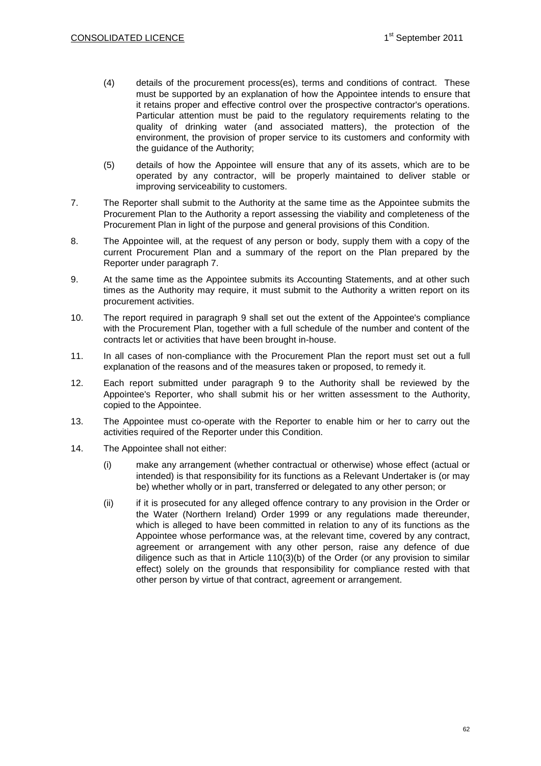(4) details of the procurement process(es), terms and conditions of contract. These must be supported by an explanation of how the Appointee intends to ensure that it retains proper and effective control over the prospective contractor's operations. Particular attention must be paid to the regulatory requirements relating to the quality of drinking water (and associated matters), the protection of the environment, the provision of proper service to its customers and conformity with the guidance of the Authority;

(5) details of how the Appointee will ensure that any of its assets, which are to be operated by any contractor, will be properly maintained to deliver stable or improving serviceability to customers.

7. The Reporter shall submit to the Authority at the same time as the Appointee submits the Procurement Plan to the Authority a report assessing the viability and completeness of the Procurement Plan in light of the purpose and general provisions of this Condition.

8. The Appointee will, at the request of any person or body, supply them with a copy of the current Procurement Plan and a summary of the report on the Plan prepared by the Reporter under paragraph 7.

9. At the same time as the Appointee submits its Accounting Statements, and at other such times as the Authority may require, it must submit to the Authority a written report on its procurement activities.

10. The report required in paragraph 9 shall set out the extent of the Appointee's compliance with the Procurement Plan, together with a full schedule of the number and content of the contracts let or activities that have been brought in-house.

11. In all cases of non-compliance with the Procurement Plan the report must set out a full explanation of the reasons and of the measures taken or proposed, to remedy it.

12. Each report submitted under paragraph 9 to the Authority shall be reviewed by the Appointee's Reporter, who shall submit his or her written assessment to the Authority, copied to the Appointee.

13. The Appointee must co-operate with the Reporter to enable him or her to carry out the activities required of the Reporter under this Condition.

14. The Appointee shall not either:

(i) make any arrangement (whether contractual or otherwise) whose effect (actual or intended) is that responsibility for its functions as a Relevant Undertaker is (or may be) whether wholly or in part, transferred or delegated to any other person; or

(ii) if it is prosecuted for any alleged offence contrary to any provision in the Order or the Water (Northern Ireland) Order 1999 or any regulations made thereunder, which is alleged to have been committed in relation to any of its functions as the Appointee whose performance was, at the relevant time, covered by any contract, agreement or arrangement with any other person, raise any defence of due diligence such as that in Article 110(3)(b) of the Order (or any provision to similar effect) solely on the grounds that responsibility for compliance rested with that other person by virtue of that contract, agreement or arrangement.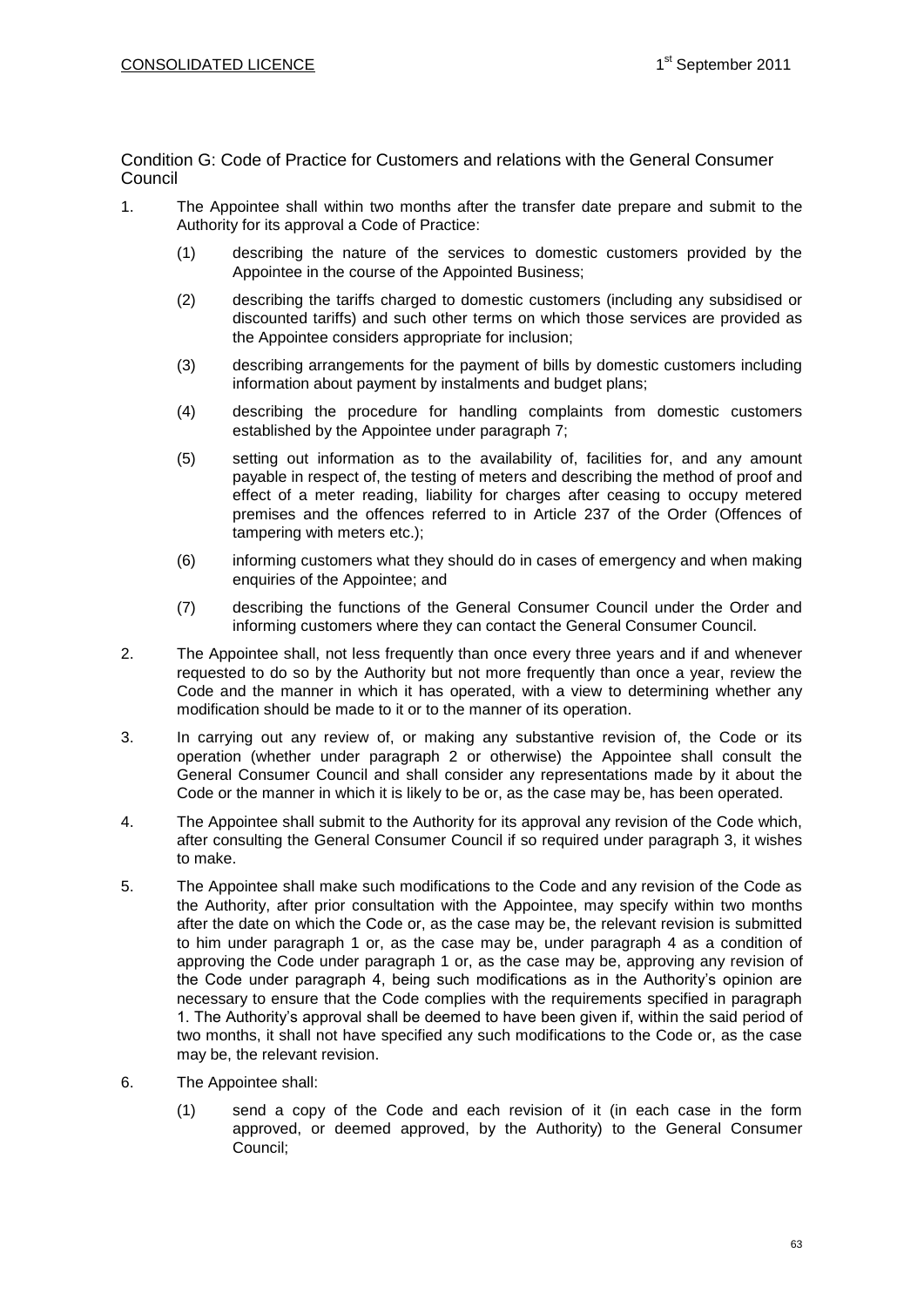## Condition G: Code of Practice for Customers and relations with the General Consumer Council

1. The Appointee shall within two months after the transfer date prepare and submit to the Authority for its approval a Code of Practice:

   (1) describing the nature of the services to domestic customers provided by the Appointee in the course of the Appointed Business;

   (2) describing the tariffs charged to domestic customers (including any subsidised or discounted tariffs) and such other terms on which those services are provided as the Appointee considers appropriate for inclusion;

   (3) describing arrangements for the payment of bills by domestic customers including information about payment by instalments and budget plans;

   (4) describing the procedure for handling complaints from domestic customers established by the Appointee under paragraph 7;

   (5) setting out information as to the availability of, facilities for, and any amount payable in respect of, the testing of meters and describing the method of proof and effect of a meter reading, liability for charges after ceasing to occupy metered premises and the offences referred to in Article 237 of the Order (Offences of tampering with meters etc.);

   (6) informing customers what they should do in cases of emergency and when making enquiries of the Appointee; and

   (7) describing the functions of the General Consumer Council under the Order and informing customers where they can contact the General Consumer Council.

2. The Appointee shall, not less frequently than once every three years and if and whenever requested to do so by the Authority but not more frequently than once a year, review the Code and the manner in which it has operated, with a view to determining whether any modification should be made to it or to the manner of its operation.

3. In carrying out any review of, or making any substantive revision of, the Code or its operation (whether under paragraph 2 or otherwise) the Appointee shall consult the General Consumer Council and shall consider any representations made by it about the Code or the manner in which it is likely to be or, as the case may be, has been operated.

4. The Appointee shall submit to the Authority for its approval any revision of the Code which, after consulting the General Consumer Council if so required under paragraph 3, it wishes to make.

5. The Appointee shall make such modifications to the Code and any revision of the Code as the Authority, after prior consultation with the Appointee, may specify within two months after the date on which the Code or, as the case may be, the relevant revision is submitted to him under paragraph 1 or, as the case may be, under paragraph 4 as a condition of approving the Code under paragraph 1 or, as the case may be, approving any revision of the Code under paragraph 4, being such modifications as in the Authority's opinion are necessary to ensure that the Code complies with the requirements specified in paragraph 1. The Authority's approval shall be deemed to have been given if, within the said period of two months, it shall not have specified any such modifications to the Code or, as the case may be, the relevant revision.

6. The Appointee shall:

   (1) send a copy of the Code and each revision of it (in each case in the form approved, or deemed approved, by the Authority) to the General Consumer Council;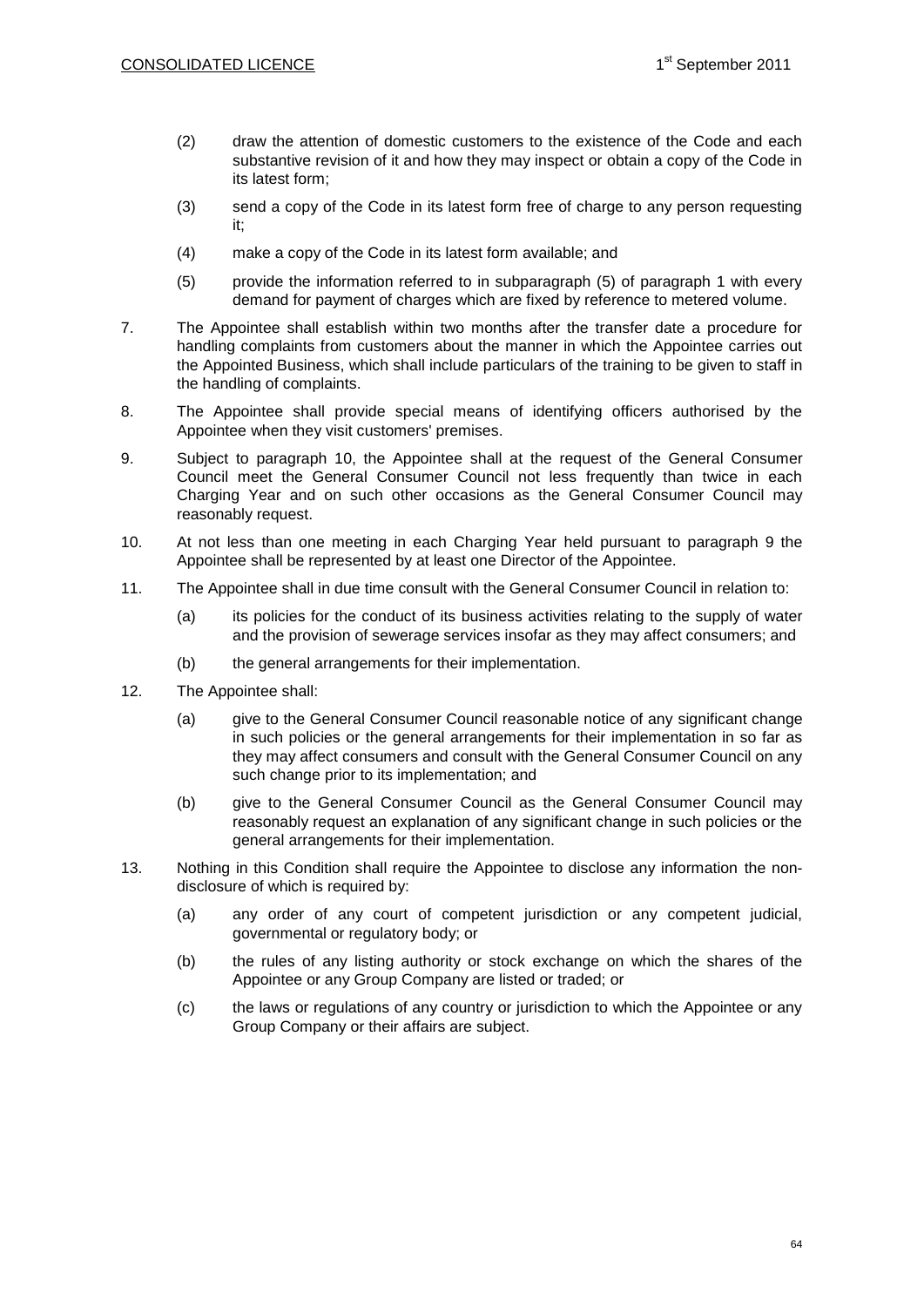(2) draw the attention of domestic customers to the existence of the Code and each substantive revision of it and how they may inspect or obtain a copy of the Code in its latest form;

(3) send a copy of the Code in its latest form free of charge to any person requesting it;

(4) make a copy of the Code in its latest form available; and

(5) provide the information referred to in subparagraph (5) of paragraph 1 with every demand for payment of charges which are fixed by reference to metered volume.

7. The Appointee shall establish within two months after the transfer date a procedure for handling complaints from customers about the manner in which the Appointee carries out the Appointed Business, which shall include particulars of the training to be given to staff in the handling of complaints.

8. The Appointee shall provide special means of identifying officers authorised by the Appointee when they visit customers' premises.

9. Subject to paragraph 10, the Appointee shall at the request of the General Consumer Council meet the General Consumer Council not less frequently than twice in each Charging Year and on such other occasions as the General Consumer Council may reasonably request.

10. At not less than one meeting in each Charging Year held pursuant to paragraph 9 the Appointee shall be represented by at least one Director of the Appointee.

11. The Appointee shall in due time consult with the General Consumer Council in relation to:

    (a) its policies for the conduct of its business activities relating to the supply of water and the provision of sewerage services insofar as they may affect consumers; and

    (b) the general arrangements for their implementation.

12. The Appointee shall:

    (a) give to the General Consumer Council reasonable notice of any significant change in such policies or the general arrangements for their implementation in so far as they may affect consumers and consult with the General Consumer Council on any such change prior to its implementation; and

    (b) give to the General Consumer Council as the General Consumer Council may reasonably request an explanation of any significant change in such policies or the general arrangements for their implementation.

13. Nothing in this Condition shall require the Appointee to disclose any information the non-disclosure of which is required by:

    (a) any order of any court of competent jurisdiction or any competent judicial, governmental or regulatory body; or

    (b) the rules of any listing authority or stock exchange on which the shares of the Appointee or any Group Company are listed or traded; or

    (c) the laws or regulations of any country or jurisdiction to which the Appointee or any Group Company or their affairs are subject.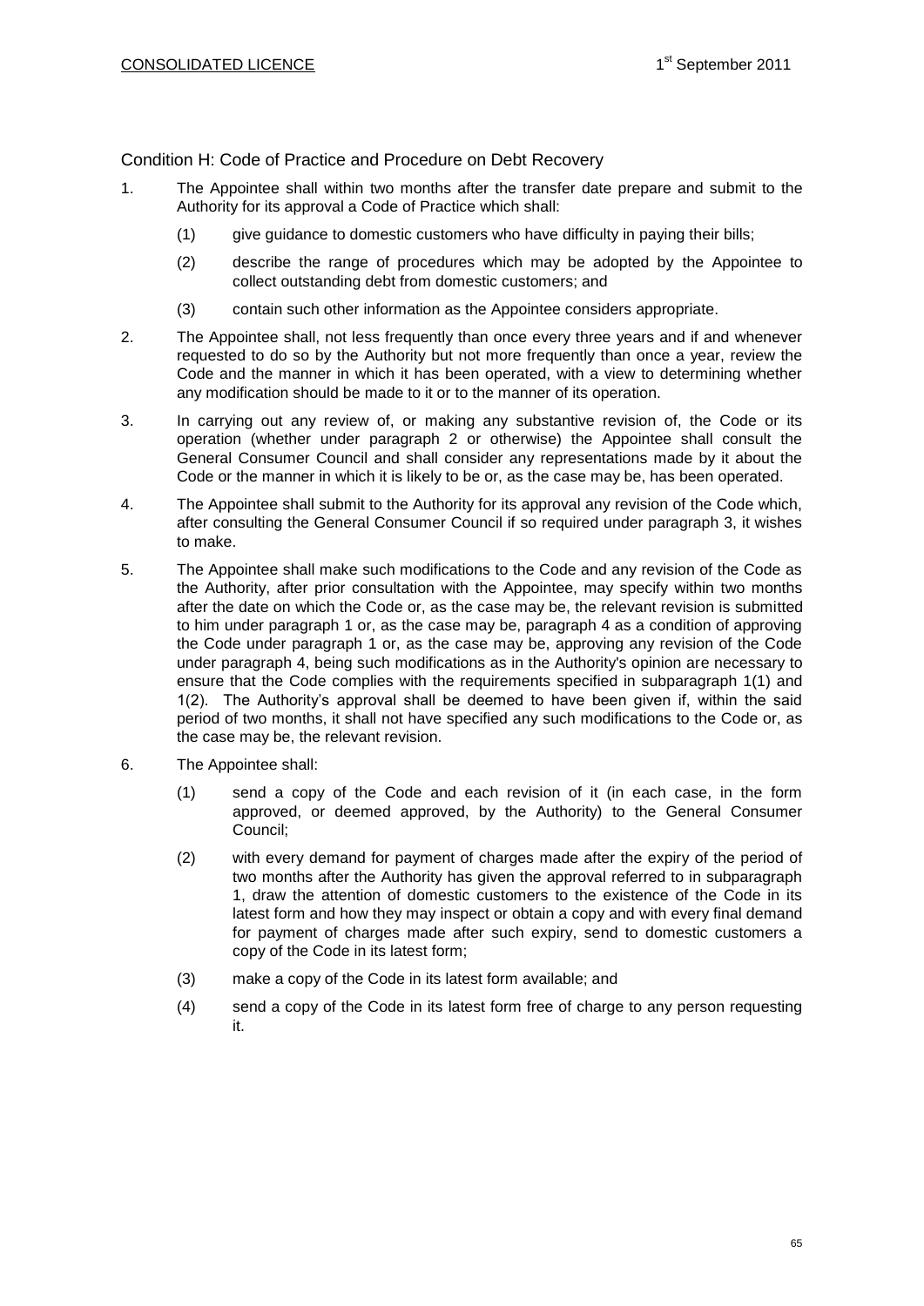## Condition H: Code of Practice and Procedure on Debt Recovery

1. The Appointee shall within two months after the transfer date prepare and submit to the Authority for its approval a Code of Practice which shall:
   (1) give guidance to domestic customers who have difficulty in paying their bills;
   (2) describe the range of procedures which may be adopted by the Appointee to collect outstanding debt from domestic customers; and
   (3) contain such other information as the Appointee considers appropriate.

2. The Appointee shall, not less frequently than once every three years and if and whenever requested to do so by the Authority but not more frequently than once a year, review the Code and the manner in which it has been operated, with a view to determining whether any modification should be made to it or to the manner of its operation.

3. In carrying out any review of, or making any substantive revision of, the Code or its operation (whether under paragraph 2 or otherwise) the Appointee shall consult the General Consumer Council and shall consider any representations made by it about the Code or the manner in which it is likely to be or, as the case may be, has been operated.

4. The Appointee shall submit to the Authority for its approval any revision of the Code which, after consulting the General Consumer Council if so required under paragraph 3, it wishes to make.

5. The Appointee shall make such modifications to the Code and any revision of the Code as the Authority, after prior consultation with the Appointee, may specify within two months after the date on which the Code or, as the case may be, the relevant revision is submitted to him under paragraph 1 or, as the case may be, paragraph 4 as a condition of approving the Code under paragraph 1 or, as the case may be, approving any revision of the Code under paragraph 4, being such modifications as in the Authority's opinion are necessary to ensure that the Code complies with the requirements specified in subparagraph 1(1) and 1(2). The Authority's approval shall be deemed to have been given if, within the said period of two months, it shall not have specified any such modifications to the Code or, as the case may be, the relevant revision.

6. The Appointee shall:
   (1) send a copy of the Code and each revision of it (in each case, in the form approved, or deemed approved, by the Authority) to the General Consumer Council;
   (2) with every demand for payment of charges made after the expiry of the period of two months after the Authority has given the approval referred to in subparagraph 1, draw the attention of domestic customers to the existence of the Code in its latest form and how they may inspect or obtain a copy and with every final demand for payment of charges made after such expiry, send to domestic customers a copy of the Code in its latest form;
   (3) make a copy of the Code in its latest form available; and
   (4) send a copy of the Code in its latest form free of charge to any person requesting it.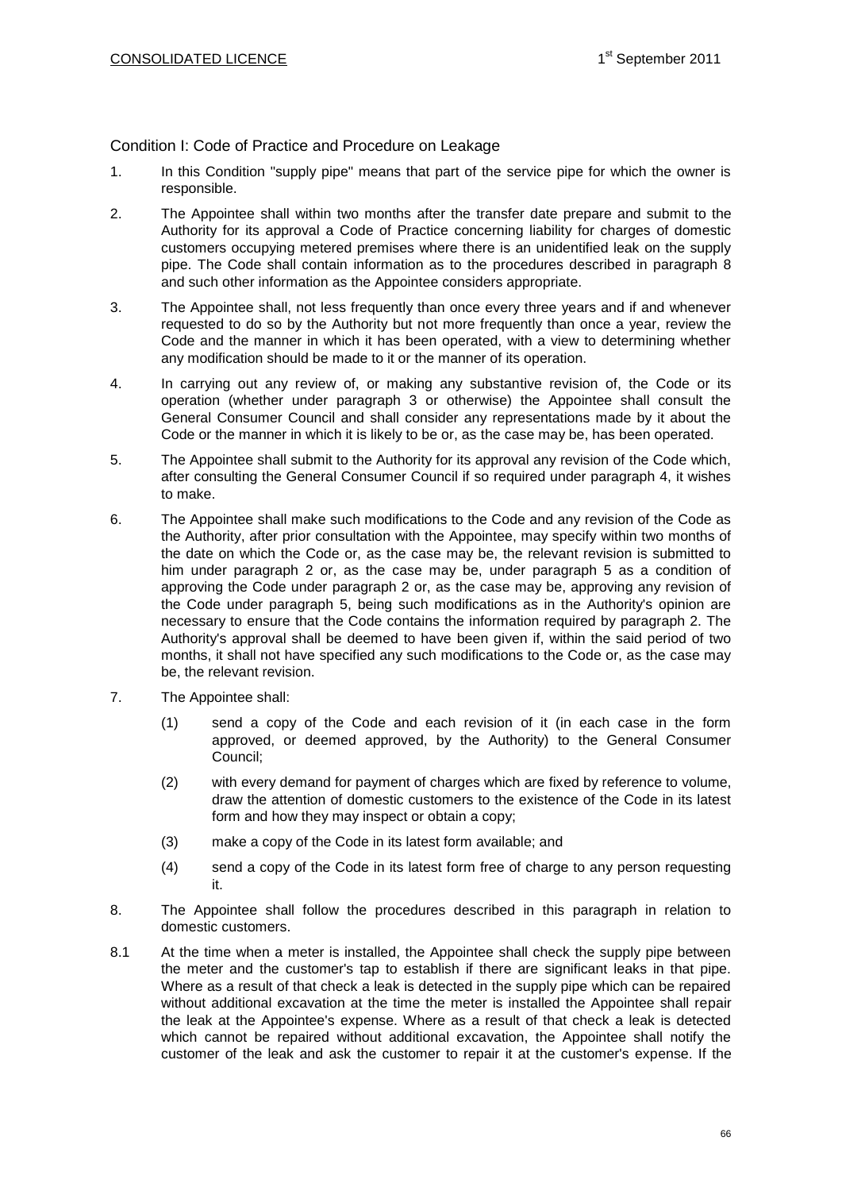## Condition I: Code of Practice and Procedure on Leakage

1. In this Condition "supply pipe" means that part of the service pipe for which the owner is responsible.

2. The Appointee shall within two months after the transfer date prepare and submit to the Authority for its approval a Code of Practice concerning liability for charges of domestic customers occupying metered premises where there is an unidentified leak on the supply pipe. The Code shall contain information as to the procedures described in paragraph 8 and such other information as the Appointee considers appropriate.

3. The Appointee shall, not less frequently than once every three years and if and whenever requested to do so by the Authority but not more frequently than once a year, review the Code and the manner in which it has been operated, with a view to determining whether any modification should be made to it or the manner of its operation.

4. In carrying out any review of, or making any substantive revision of, the Code or its operation (whether under paragraph 3 or otherwise) the Appointee shall consult the General Consumer Council and shall consider any representations made by it about the Code or the manner in which it is likely to be or, as the case may be, has been operated.

5. The Appointee shall submit to the Authority for its approval any revision of the Code which, after consulting the General Consumer Council if so required under paragraph 4, it wishes to make.

6. The Appointee shall make such modifications to the Code and any revision of the Code as the Authority, after prior consultation with the Appointee, may specify within two months of the date on which the Code or, as the case may be, the relevant revision is submitted to him under paragraph 2 or, as the case may be, under paragraph 5 as a condition of approving the Code under paragraph 2 or, as the case may be, approving any revision of the Code under paragraph 5, being such modifications as in the Authority's opinion are necessary to ensure that the Code contains the information required by paragraph 2. The Authority's approval shall be deemed to have been given if, within the said period of two months, it shall not have specified any such modifications to the Code or, as the case may be, the relevant revision.

7. The Appointee shall:

   (1) send a copy of the Code and each revision of it (in each case in the form approved, or deemed approved, by the Authority) to the General Consumer Council;

   (2) with every demand for payment of charges which are fixed by reference to volume, draw the attention of domestic customers to the existence of the Code in its latest form and how they may inspect or obtain a copy;

   (3) make a copy of the Code in its latest form available; and

   (4) send a copy of the Code in its latest form free of charge to any person requesting it.

8. The Appointee shall follow the procedures described in this paragraph in relation to domestic customers.

8.1 At the time when a meter is installed, the Appointee shall check the supply pipe between the meter and the customer's tap to establish if there are significant leaks in that pipe. Where as a result of that check a leak is detected in the supply pipe which can be repaired without additional excavation at the time the meter is installed the Appointee shall repair the leak at the Appointee's expense. Where as a result of that check a leak is detected which cannot be repaired without additional excavation, the Appointee shall notify the customer of the leak and ask the customer to repair it at the customer's expense. If the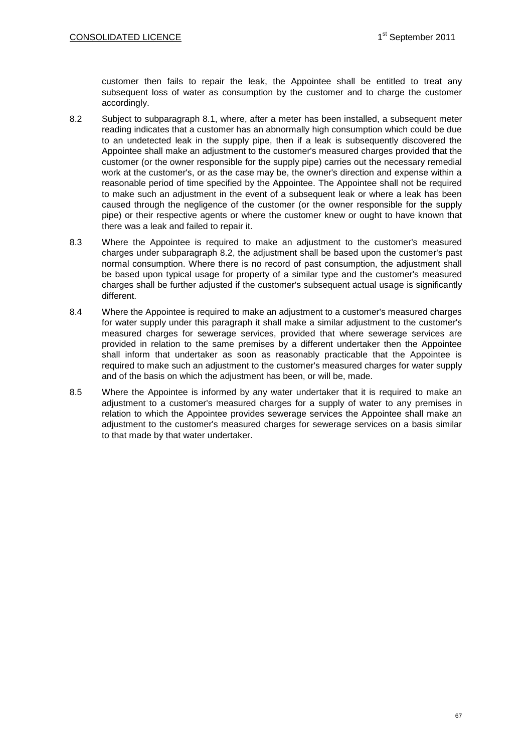customer then fails to repair the leak, the Appointee shall be entitled to treat any subsequent loss of water as consumption by the customer and to charge the customer accordingly.

8.2 Subject to subparagraph 8.1, where, after a meter has been installed, a subsequent meter reading indicates that a customer has an abnormally high consumption which could be due to an undetected leak in the supply pipe, then if a leak is subsequently discovered the Appointee shall make an adjustment to the customer's measured charges provided that the customer (or the owner responsible for the supply pipe) carries out the necessary remedial work at the customer's, or as the case may be, the owner's direction and expense within a reasonable period of time specified by the Appointee. The Appointee shall not be required to make such an adjustment in the event of a subsequent leak or where a leak has been caused through the negligence of the customer (or the owner responsible for the supply pipe) or their respective agents or where the customer knew or ought to have known that there was a leak and failed to repair it.

8.3 Where the Appointee is required to make an adjustment to the customer's measured charges under subparagraph 8.2, the adjustment shall be based upon the customer's past normal consumption. Where there is no record of past consumption, the adjustment shall be based upon typical usage for property of a similar type and the customer's measured charges shall be further adjusted if the customer's subsequent actual usage is significantly different.

8.4 Where the Appointee is required to make an adjustment to a customer's measured charges for water supply under this paragraph it shall make a similar adjustment to the customer's measured charges for sewerage services, provided that where sewerage services are provided in relation to the same premises by a different undertaker then the Appointee shall inform that undertaker as soon as reasonably practicable that the Appointee is required to make such an adjustment to the customer's measured charges for water supply and of the basis on which the adjustment has been, or will be, made.

8.5 Where the Appointee is informed by any water undertaker that it is required to make an adjustment to a customer's measured charges for a supply of water to any premises in relation to which the Appointee provides sewerage services the Appointee shall make an adjustment to the customer's measured charges for sewerage services on a basis similar to that made by that water undertaker.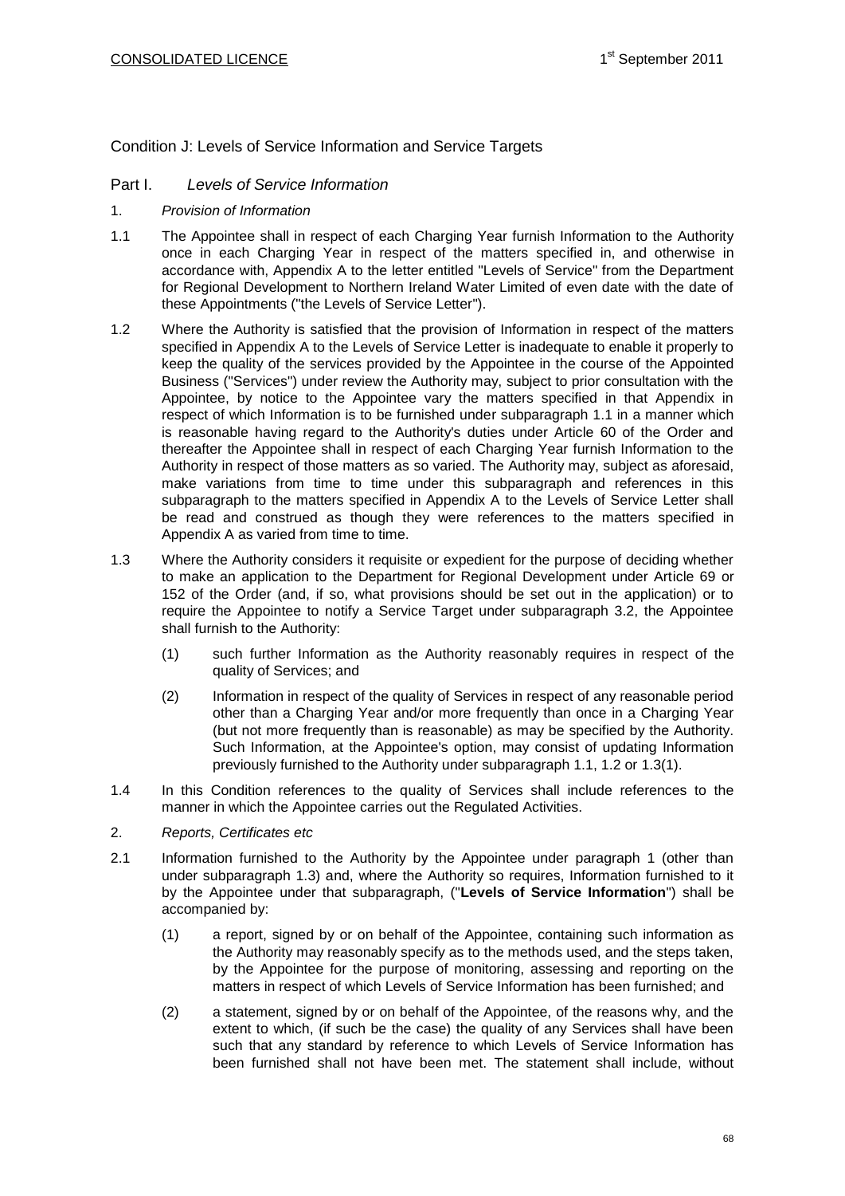## Condition J: Levels of Service Information and Service Targets

### Part I. *Levels of Service Information*

1. *Provision of Information*

1.1 The Appointee shall in respect of each Charging Year furnish Information to the Authority once in each Charging Year in respect of the matters specified in, and otherwise in accordance with, Appendix A to the letter entitled "Levels of Service" from the Department for Regional Development to Northern Ireland Water Limited of even date with the date of these Appointments ("the Levels of Service Letter").

1.2 Where the Authority is satisfied that the provision of Information in respect of the matters specified in Appendix A to the Levels of Service Letter is inadequate to enable it properly to keep the quality of the services provided by the Appointee in the course of the Appointed Business ("Services") under review the Authority may, subject to prior consultation with the Appointee, by notice to the Appointee vary the matters specified in that Appendix in respect of which Information is to be furnished under subparagraph 1.1 in a manner which is reasonable having regard to the Authority's duties under Article 60 of the Order and thereafter the Appointee shall in respect of each Charging Year furnish Information to the Authority in respect of those matters as so varied. The Authority may, subject as aforesaid, make variations from time to time under this subparagraph and references in this subparagraph to the matters specified in Appendix A to the Levels of Service Letter shall be read and construed as though they were references to the matters specified in Appendix A as varied from time to time.

1.3 Where the Authority considers it requisite or expedient for the purpose of deciding whether to make an application to the Department for Regional Development under Article 69 or 152 of the Order (and, if so, what provisions should be set out in the application) or to require the Appointee to notify a Service Target under subparagraph 3.2, the Appointee shall furnish to the Authority:

   (1) such further Information as the Authority reasonably requires in respect of the quality of Services; and

   (2) Information in respect of the quality of Services in respect of any reasonable period other than a Charging Year and/or more frequently than once in a Charging Year (but not more frequently than is reasonable) as may be specified by the Authority. Such Information, at the Appointee's option, may consist of updating Information previously furnished to the Authority under subparagraph 1.1, 1.2 or 1.3(1).

1.4 In this Condition references to the quality of Services shall include references to the manner in which the Appointee carries out the Regulated Activities.

2. *Reports, Certificates etc*

2.1 Information furnished to the Authority by the Appointee under paragraph 1 (other than under subparagraph 1.3) and, where the Authority so requires, Information furnished to it by the Appointee under that subparagraph, ("**Levels of Service Information**") shall be accompanied by:

   (1) a report, signed by or on behalf of the Appointee, containing such information as the Authority may reasonably specify as to the methods used, and the steps taken, by the Appointee for the purpose of monitoring, assessing and reporting on the matters in respect of which Levels of Service Information has been furnished; and

   (2) a statement, signed by or on behalf of the Appointee, of the reasons why, and the extent to which, (if such be the case) the quality of any Services shall have been such that any standard by reference to which Levels of Service Information has been furnished shall not have been met. The statement shall include, without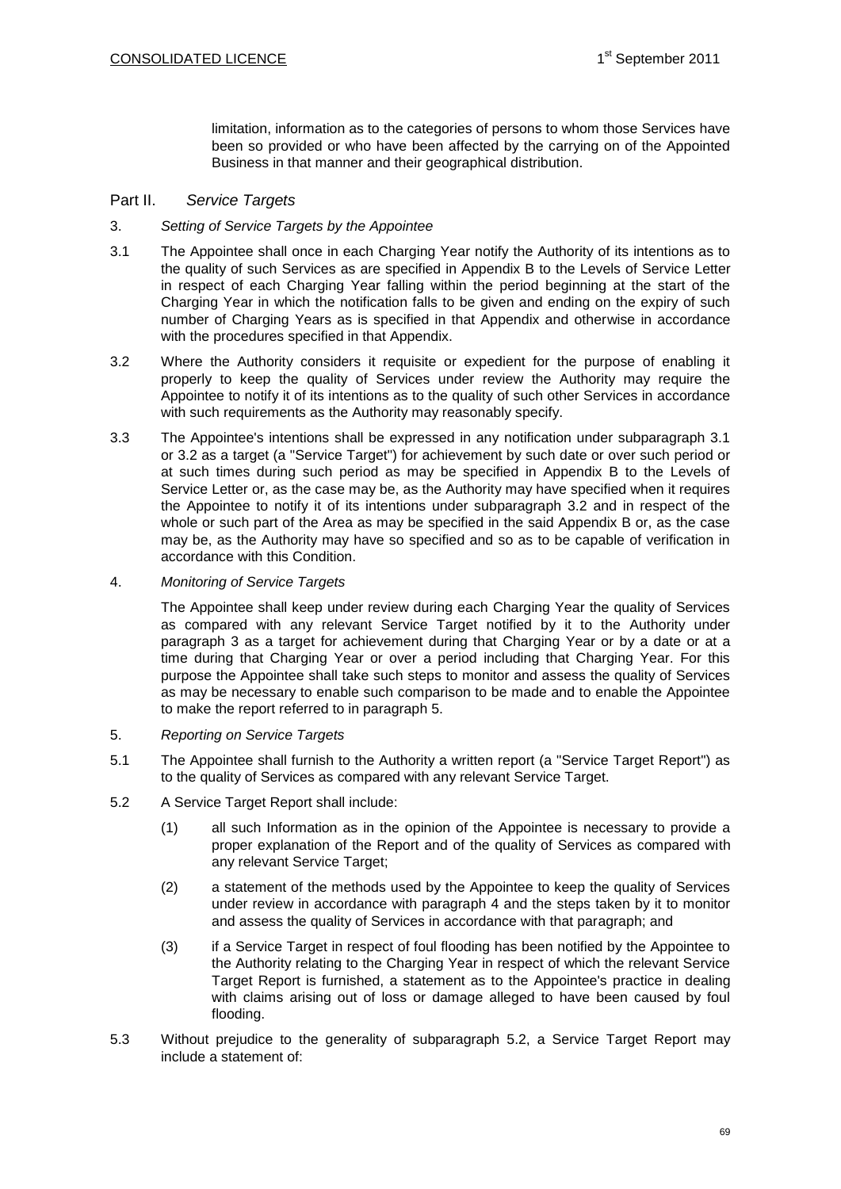limitation, information as to the categories of persons to whom those Services have been so provided or who have been affected by the carrying on of the Appointed Business in that manner and their geographical distribution.

## Part II. *Service Targets*

3. *Setting of Service Targets by the Appointee*

3.1 The Appointee shall once in each Charging Year notify the Authority of its intentions as to the quality of such Services as are specified in Appendix B to the Levels of Service Letter in respect of each Charging Year falling within the period beginning at the start of the Charging Year in which the notification falls to be given and ending on the expiry of such number of Charging Years as is specified in that Appendix and otherwise in accordance with the procedures specified in that Appendix.

3.2 Where the Authority considers it requisite or expedient for the purpose of enabling it properly to keep the quality of Services under review the Authority may require the Appointee to notify it of its intentions as to the quality of such other Services in accordance with such requirements as the Authority may reasonably specify.

3.3 The Appointee's intentions shall be expressed in any notification under subparagraph 3.1 or 3.2 as a target (a "Service Target") for achievement by such date or over such period or at such times during such period as may be specified in Appendix B to the Levels of Service Letter or, as the case may be, as the Authority may have specified when it requires the Appointee to notify it of its intentions under subparagraph 3.2 and in respect of the whole or such part of the Area as may be specified in the said Appendix B or, as the case may be, as the Authority may have so specified and so as to be capable of verification in accordance with this Condition.

4. *Monitoring of Service Targets*

The Appointee shall keep under review during each Charging Year the quality of Services as compared with any relevant Service Target notified by it to the Authority under paragraph 3 as a target for achievement during that Charging Year or by a date or at a time during that Charging Year or over a period including that Charging Year. For this purpose the Appointee shall take such steps to monitor and assess the quality of Services as may be necessary to enable such comparison to be made and to enable the Appointee to make the report referred to in paragraph 5.

5. *Reporting on Service Targets*

5.1 The Appointee shall furnish to the Authority a written report (a "Service Target Report") as to the quality of Services as compared with any relevant Service Target.

5.2 A Service Target Report shall include:

(1) all such Information as in the opinion of the Appointee is necessary to provide a proper explanation of the Report and of the quality of Services as compared with any relevant Service Target;

(2) a statement of the methods used by the Appointee to keep the quality of Services under review in accordance with paragraph 4 and the steps taken by it to monitor and assess the quality of Services in accordance with that paragraph; and

(3) if a Service Target in respect of foul flooding has been notified by the Appointee to the Authority relating to the Charging Year in respect of which the relevant Service Target Report is furnished, a statement as to the Appointee's practice in dealing with claims arising out of loss or damage alleged to have been caused by foul flooding.

5.3 Without prejudice to the generality of subparagraph 5.2, a Service Target Report may include a statement of: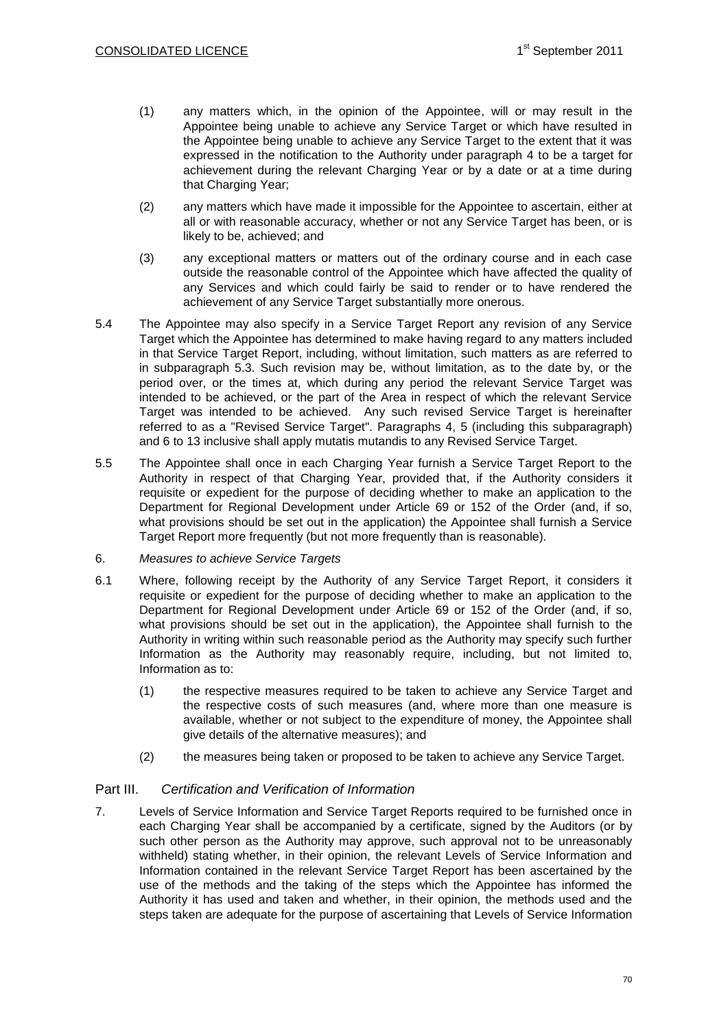(1) any matters which, in the opinion of the Appointee, will or may result in the Appointee being unable to achieve any Service Target or which have resulted in the Appointee being unable to achieve any Service Target to the extent that it was expressed in the notification to the Authority under paragraph 4 to be a target for achievement during the relevant Charging Year or by a date or at a time during that Charging Year;

(2) any matters which have made it impossible for the Appointee to ascertain, either at all or with reasonable accuracy, whether or not any Service Target has been, or is likely to be, achieved; and

(3) any exceptional matters or matters out of the ordinary course and in each case outside the reasonable control of the Appointee which have affected the quality of any Services and which could fairly be said to render or to have rendered the achievement of any Service Target substantially more onerous.

5.4 The Appointee may also specify in a Service Target Report any revision of any Service Target which the Appointee has determined to make having regard to any matters included in that Service Target Report, including, without limitation, such matters as are referred to in subparagraph 5.3. Such revision may be, without limitation, as to the date by, or the period over, or the times at, which during any period the relevant Service Target was intended to be achieved, or the part of the Area in respect of which the relevant Service Target was intended to be achieved. Any such revised Service Target is hereinafter referred to as a "Revised Service Target". Paragraphs 4, 5 (including this subparagraph) and 6 to 13 inclusive shall apply mutatis mutandis to any Revised Service Target.

5.5 The Appointee shall once in each Charging Year furnish a Service Target Report to the Authority in respect of that Charging Year, provided that, if the Authority considers it requisite or expedient for the purpose of deciding whether to make an application to the Department for Regional Development under Article 69 or 152 of the Order (and, if so, what provisions should be set out in the application) the Appointee shall furnish a Service Target Report more frequently (but not more frequently than is reasonable).

6. *Measures to achieve Service Targets*

6.1 Where, following receipt by the Authority of any Service Target Report, it considers it requisite or expedient for the purpose of deciding whether to make an application to the Department for Regional Development under Article 69 or 152 of the Order (and, if so, what provisions should be set out in the application), the Appointee shall furnish to the Authority in writing within such reasonable period as the Authority may specify such further Information as the Authority may reasonably require, including, but not limited to, Information as to:

(1) the respective measures required to be taken to achieve any Service Target and the respective costs of such measures (and, where more than one measure is available, whether or not subject to the expenditure of money, the Appointee shall give details of the alternative measures); and

(2) the measures being taken or proposed to be taken to achieve any Service Target.

## Part III. *Certification and Verification of Information*

7. Levels of Service Information and Service Target Reports required to be furnished once in each Charging Year shall be accompanied by a certificate, signed by the Auditors (or by such other person as the Authority may approve, such approval not to be unreasonably withheld) stating whether, in their opinion, the relevant Levels of Service Information and Information contained in the relevant Service Target Report has been ascertained by the use of the methods and the taking of the steps which the Appointee has informed the Authority it has used and taken and whether, in their opinion, the methods used and the steps taken are adequate for the purpose of ascertaining that Levels of Service Information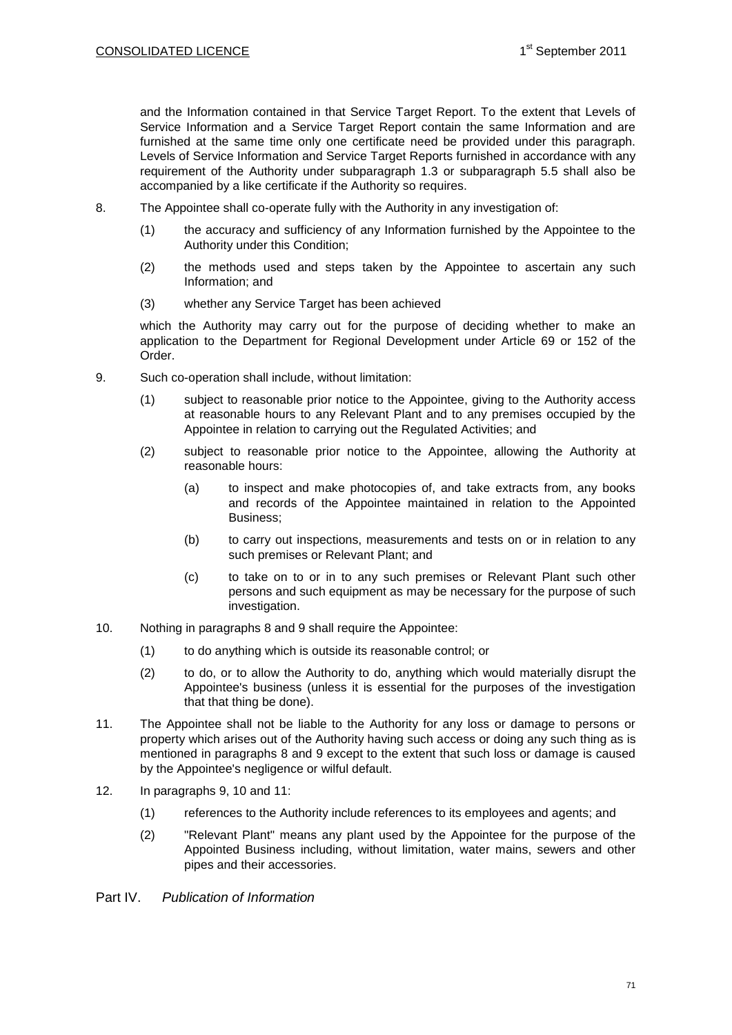and the Information contained in that Service Target Report. To the extent that Levels of Service Information and a Service Target Report contain the same Information and are furnished at the same time only one certificate need be provided under this paragraph. Levels of Service Information and Service Target Reports furnished in accordance with any requirement of the Authority under subparagraph 1.3 or subparagraph 5.5 shall also be accompanied by a like certificate if the Authority so requires.

8. The Appointee shall co-operate fully with the Authority in any investigation of:

   (1) the accuracy and sufficiency of any Information furnished by the Appointee to the Authority under this Condition;

   (2) the methods used and steps taken by the Appointee to ascertain any such Information; and

   (3) whether any Service Target has been achieved

   which the Authority may carry out for the purpose of deciding whether to make an application to the Department for Regional Development under Article 69 or 152 of the Order.

9. Such co-operation shall include, without limitation:

   (1) subject to reasonable prior notice to the Appointee, giving to the Authority access at reasonable hours to any Relevant Plant and to any premises occupied by the Appointee in relation to carrying out the Regulated Activities; and

   (2) subject to reasonable prior notice to the Appointee, allowing the Authority at reasonable hours:

      (a) to inspect and make photocopies of, and take extracts from, any books and records of the Appointee maintained in relation to the Appointed Business;

      (b) to carry out inspections, measurements and tests on or in relation to any such premises or Relevant Plant; and

      (c) to take on to or in to any such premises or Relevant Plant such other persons and such equipment as may be necessary for the purpose of such investigation.

10. Nothing in paragraphs 8 and 9 shall require the Appointee:

    (1) to do anything which is outside its reasonable control; or

    (2) to do, or to allow the Authority to do, anything which would materially disrupt the Appointee's business (unless it is essential for the purposes of the investigation that that thing be done).

11. The Appointee shall not be liable to the Authority for any loss or damage to persons or property which arises out of the Authority having such access or doing any such thing as is mentioned in paragraphs 8 and 9 except to the extent that such loss or damage is caused by the Appointee's negligence or wilful default.

12. In paragraphs 9, 10 and 11:

    (1) references to the Authority include references to its employees and agents; and

    (2) "Relevant Plant" means any plant used by the Appointee for the purpose of the Appointed Business including, without limitation, water mains, sewers and other pipes and their accessories.

## Part IV. *Publication of Information*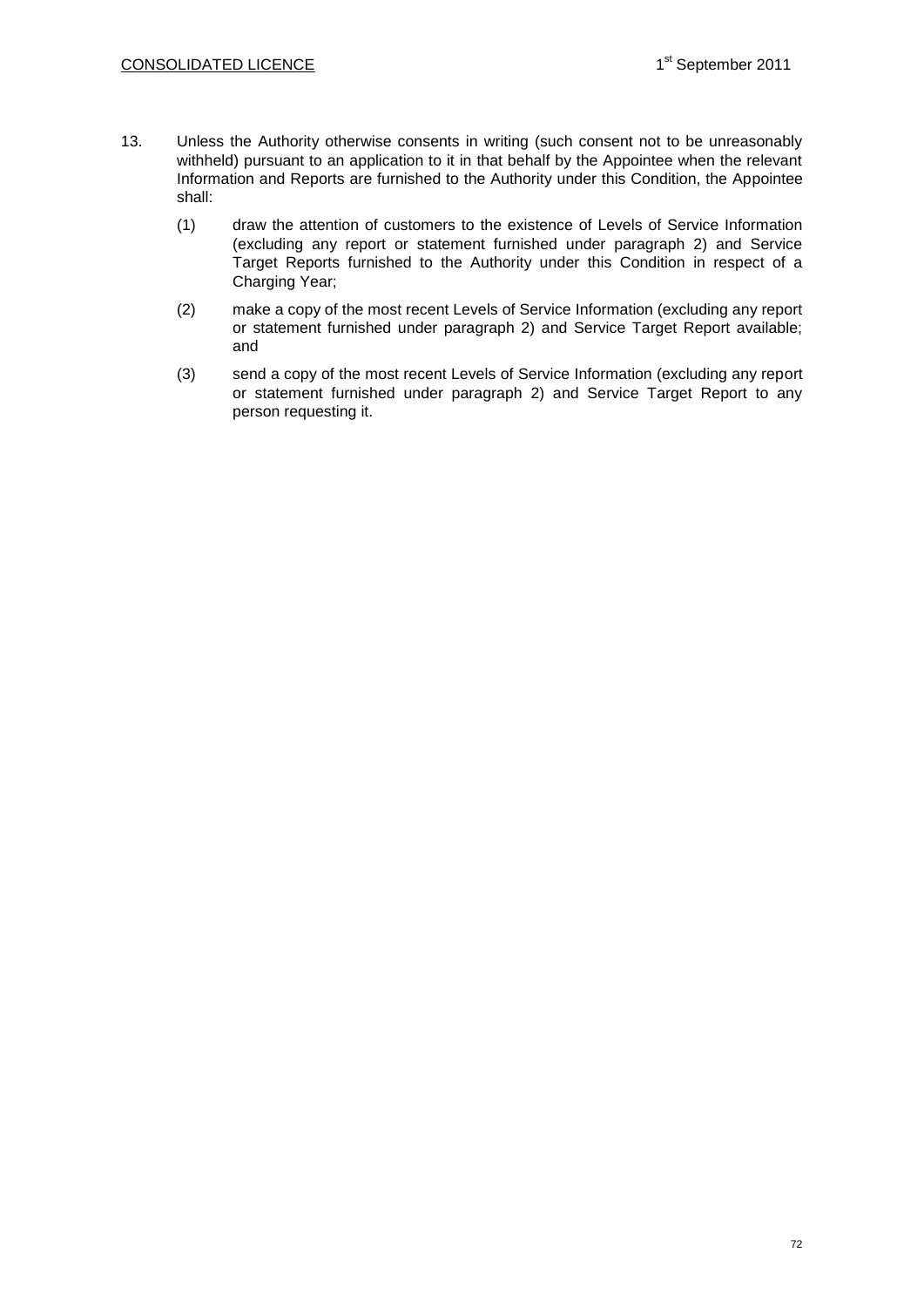13. Unless the Authority otherwise consents in writing (such consent not to be unreasonably withheld) pursuant to an application to it in that behalf by the Appointee when the relevant Information and Reports are furnished to the Authority under this Condition, the Appointee shall:

    (1) draw the attention of customers to the existence of Levels of Service Information (excluding any report or statement furnished under paragraph 2) and Service Target Reports furnished to the Authority under this Condition in respect of a Charging Year;

    (2) make a copy of the most recent Levels of Service Information (excluding any report or statement furnished under paragraph 2) and Service Target Report available; and

    (3) send a copy of the most recent Levels of Service Information (excluding any report or statement furnished under paragraph 2) and Service Target Report to any person requesting it.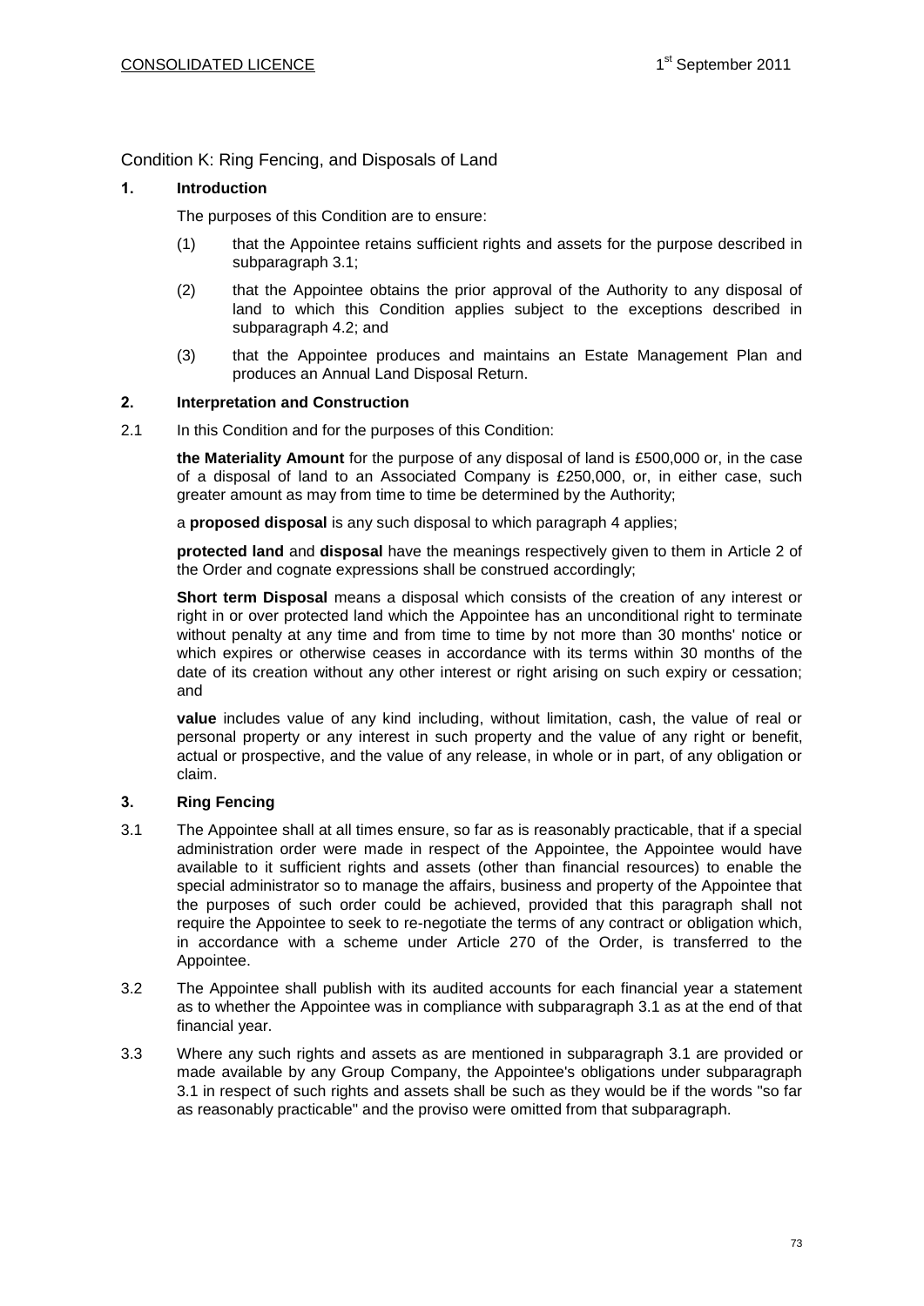## Condition K: Ring Fencing, and Disposals of Land

### 1. Introduction

The purposes of this Condition are to ensure:

(1) that the Appointee retains sufficient rights and assets for the purpose described in subparagraph 3.1;

(2) that the Appointee obtains the prior approval of the Authority to any disposal of land to which this Condition applies subject to the exceptions described in subparagraph 4.2; and

(3) that the Appointee produces and maintains an Estate Management Plan and produces an Annual Land Disposal Return.

### 2. Interpretation and Construction

2.1 In this Condition and for the purposes of this Condition:

**the Materiality Amount** for the purpose of any disposal of land is £500,000 or, in the case of a disposal of land to an Associated Company is £250,000, or, in either case, such greater amount as may from time to time be determined by the Authority;

a **proposed disposal** is any such disposal to which paragraph 4 applies;

**protected land** and **disposal** have the meanings respectively given to them in Article 2 of the Order and cognate expressions shall be construed accordingly;

**Short term Disposal** means a disposal which consists of the creation of any interest or right in or over protected land which the Appointee has an unconditional right to terminate without penalty at any time and from time to time by not more than 30 months' notice or which expires or otherwise ceases in accordance with its terms within 30 months of the date of its creation without any other interest or right arising on such expiry or cessation; and

**value** includes value of any kind including, without limitation, cash, the value of real or personal property or any interest in such property and the value of any right or benefit, actual or prospective, and the value of any release, in whole or in part, of any obligation or claim.

### 3. Ring Fencing

3.1 The Appointee shall at all times ensure, so far as is reasonably practicable, that if a special administration order were made in respect of the Appointee, the Appointee would have available to it sufficient rights and assets (other than financial resources) to enable the special administrator so to manage the affairs, business and property of the Appointee that the purposes of such order could be achieved, provided that this paragraph shall not require the Appointee to seek to re-negotiate the terms of any contract or obligation which, in accordance with a scheme under Article 270 of the Order, is transferred to the Appointee.

3.2 The Appointee shall publish with its audited accounts for each financial year a statement as to whether the Appointee was in compliance with subparagraph 3.1 as at the end of that financial year.

3.3 Where any such rights and assets as are mentioned in subparagraph 3.1 are provided or made available by any Group Company, the Appointee's obligations under subparagraph 3.1 in respect of such rights and assets shall be such as they would be if the words "so far as reasonably practicable" and the proviso were omitted from that subparagraph.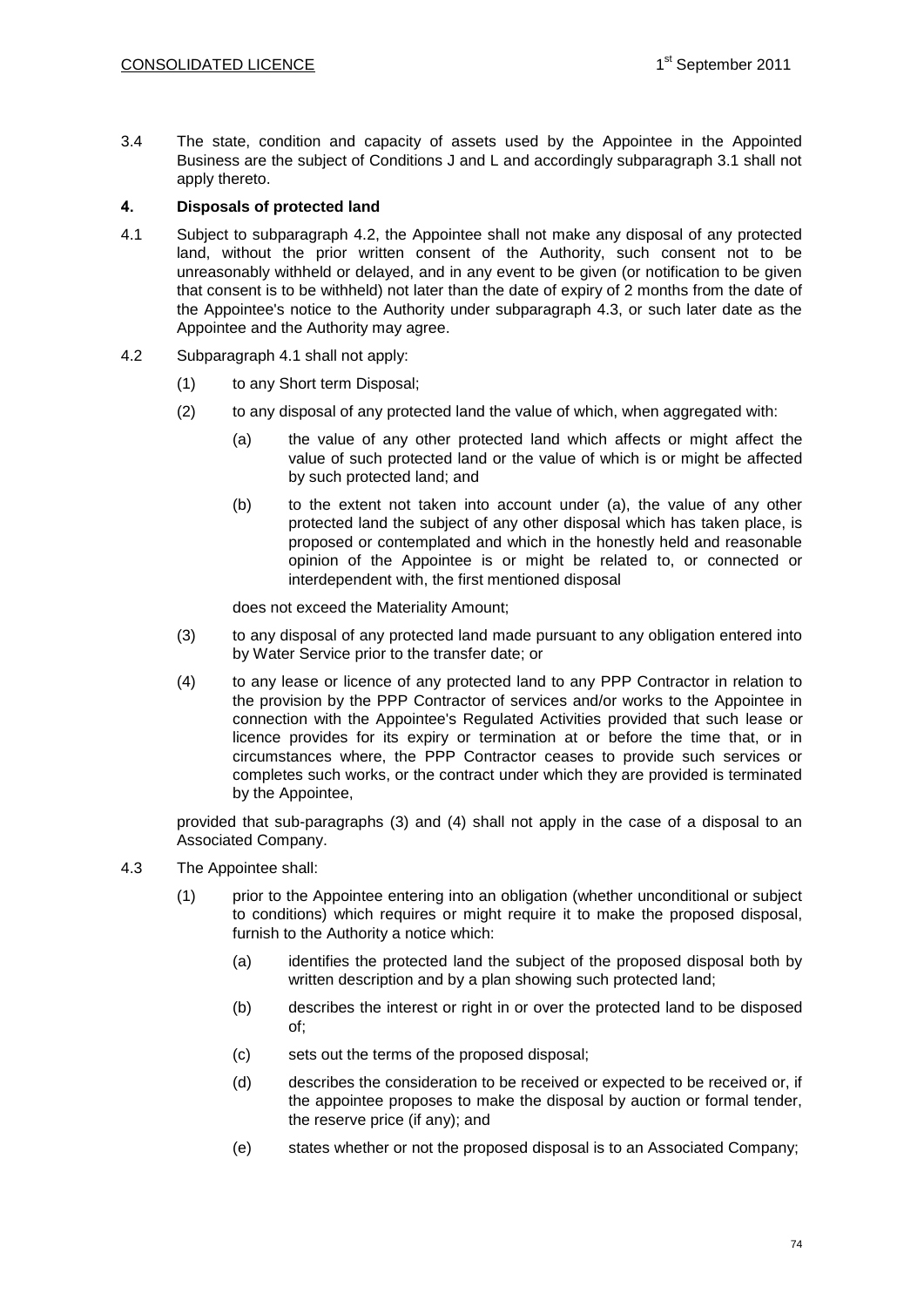3.4 The state, condition and capacity of assets used by the Appointee in the Appointed Business are the subject of Conditions J and L and accordingly subparagraph 3.1 shall not apply thereto.

## 4. Disposals of protected land

4.1 Subject to subparagraph 4.2, the Appointee shall not make any disposal of any protected land, without the prior written consent of the Authority, such consent not to be unreasonably withheld or delayed, and in any event to be given (or notification to be given that consent is to be withheld) not later than the date of expiry of 2 months from the date of the Appointee's notice to the Authority under subparagraph 4.3, or such later date as the Appointee and the Authority may agree.

4.2 Subparagraph 4.1 shall not apply:

(1) to any Short term Disposal;

(2) to any disposal of any protected land the value of which, when aggregated with:

(a) the value of any other protected land which affects or might affect the value of such protected land or the value of which is or might be affected by such protected land; and

(b) to the extent not taken into account under (a), the value of any other protected land the subject of any other disposal which has taken place, is proposed or contemplated and which in the honestly held and reasonable opinion of the Appointee is or might be related to, or connected or interdependent with, the first mentioned disposal

does not exceed the Materiality Amount;

(3) to any disposal of any protected land made pursuant to any obligation entered into by Water Service prior to the transfer date; or

(4) to any lease or licence of any protected land to any PPP Contractor in relation to the provision by the PPP Contractor of services and/or works to the Appointee in connection with the Appointee's Regulated Activities provided that such lease or licence provides for its expiry or termination at or before the time that, or in circumstances where, the PPP Contractor ceases to provide such services or completes such works, or the contract under which they are provided is terminated by the Appointee,

provided that sub-paragraphs (3) and (4) shall not apply in the case of a disposal to an Associated Company.

4.3 The Appointee shall:

(1) prior to the Appointee entering into an obligation (whether unconditional or subject to conditions) which requires or might require it to make the proposed disposal, furnish to the Authority a notice which:

(a) identifies the protected land the subject of the proposed disposal both by written description and by a plan showing such protected land;

(b) describes the interest or right in or over the protected land to be disposed of;

(c) sets out the terms of the proposed disposal;

(d) describes the consideration to be received or expected to be received or, if the appointee proposes to make the disposal by auction or formal tender, the reserve price (if any); and

(e) states whether or not the proposed disposal is to an Associated Company;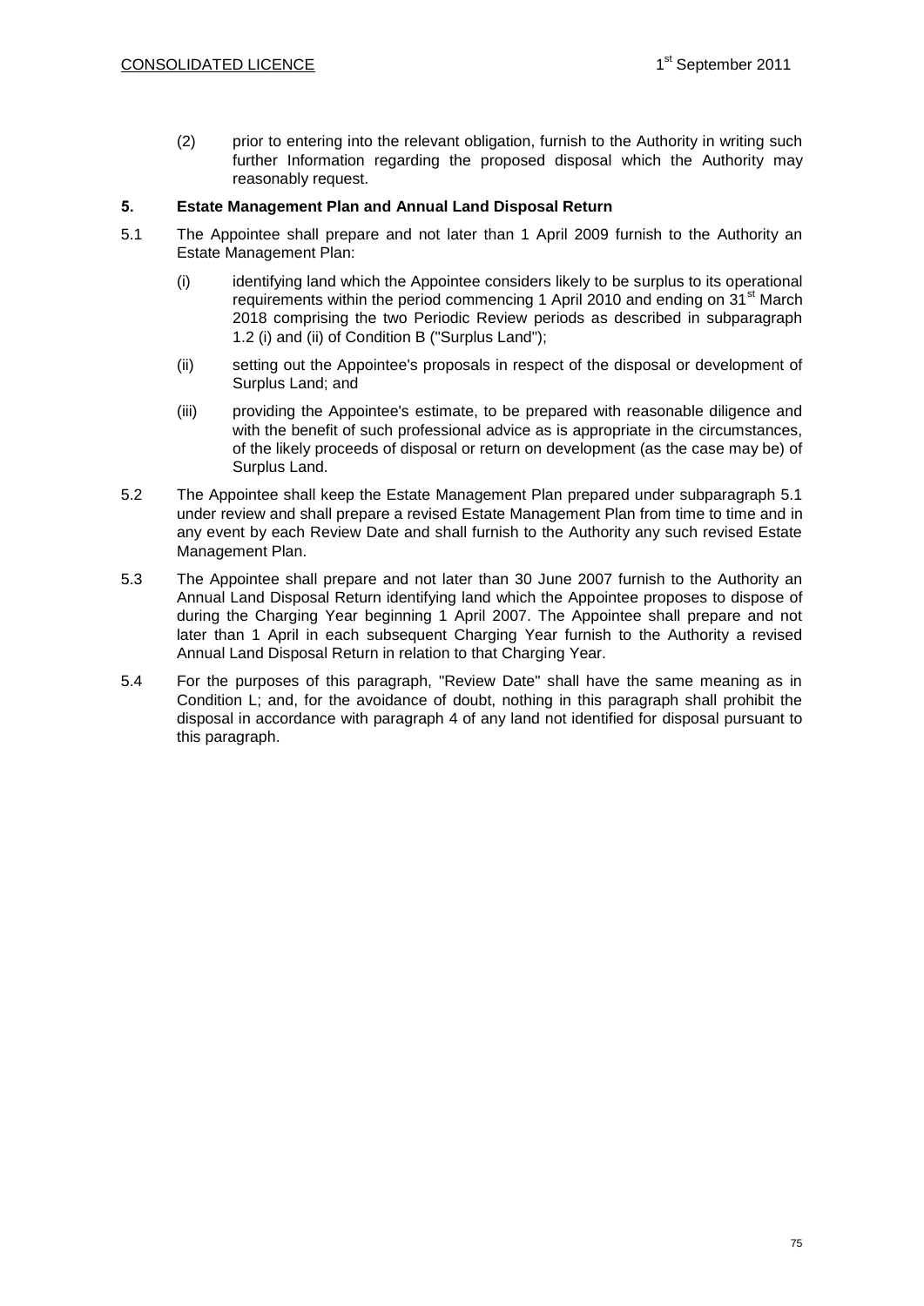(2) prior to entering into the relevant obligation, furnish to the Authority in writing such further Information regarding the proposed disposal which the Authority may reasonably request.

**5. Estate Management Plan and Annual Land Disposal Return**

5.1 The Appointee shall prepare and not later than 1 April 2009 furnish to the Authority an Estate Management Plan:

(i) identifying land which the Appointee considers likely to be surplus to its operational requirements within the period commencing 1 April 2010 and ending on 31st March 2018 comprising the two Periodic Review periods as described in subparagraph 1.2 (i) and (ii) of Condition B ("Surplus Land");

(ii) setting out the Appointee's proposals in respect of the disposal or development of Surplus Land; and

(iii) providing the Appointee's estimate, to be prepared with reasonable diligence and with the benefit of such professional advice as is appropriate in the circumstances, of the likely proceeds of disposal or return on development (as the case may be) of Surplus Land.

5.2 The Appointee shall keep the Estate Management Plan prepared under subparagraph 5.1 under review and shall prepare a revised Estate Management Plan from time to time and in any event by each Review Date and shall furnish to the Authority any such revised Estate Management Plan.

5.3 The Appointee shall prepare and not later than 30 June 2007 furnish to the Authority an Annual Land Disposal Return identifying land which the Appointee proposes to dispose of during the Charging Year beginning 1 April 2007. The Appointee shall prepare and not later than 1 April in each subsequent Charging Year furnish to the Authority a revised Annual Land Disposal Return in relation to that Charging Year.

5.4 For the purposes of this paragraph, "Review Date" shall have the same meaning as in Condition L; and, for the avoidance of doubt, nothing in this paragraph shall prohibit the disposal in accordance with paragraph 4 of any land not identified for disposal pursuant to this paragraph.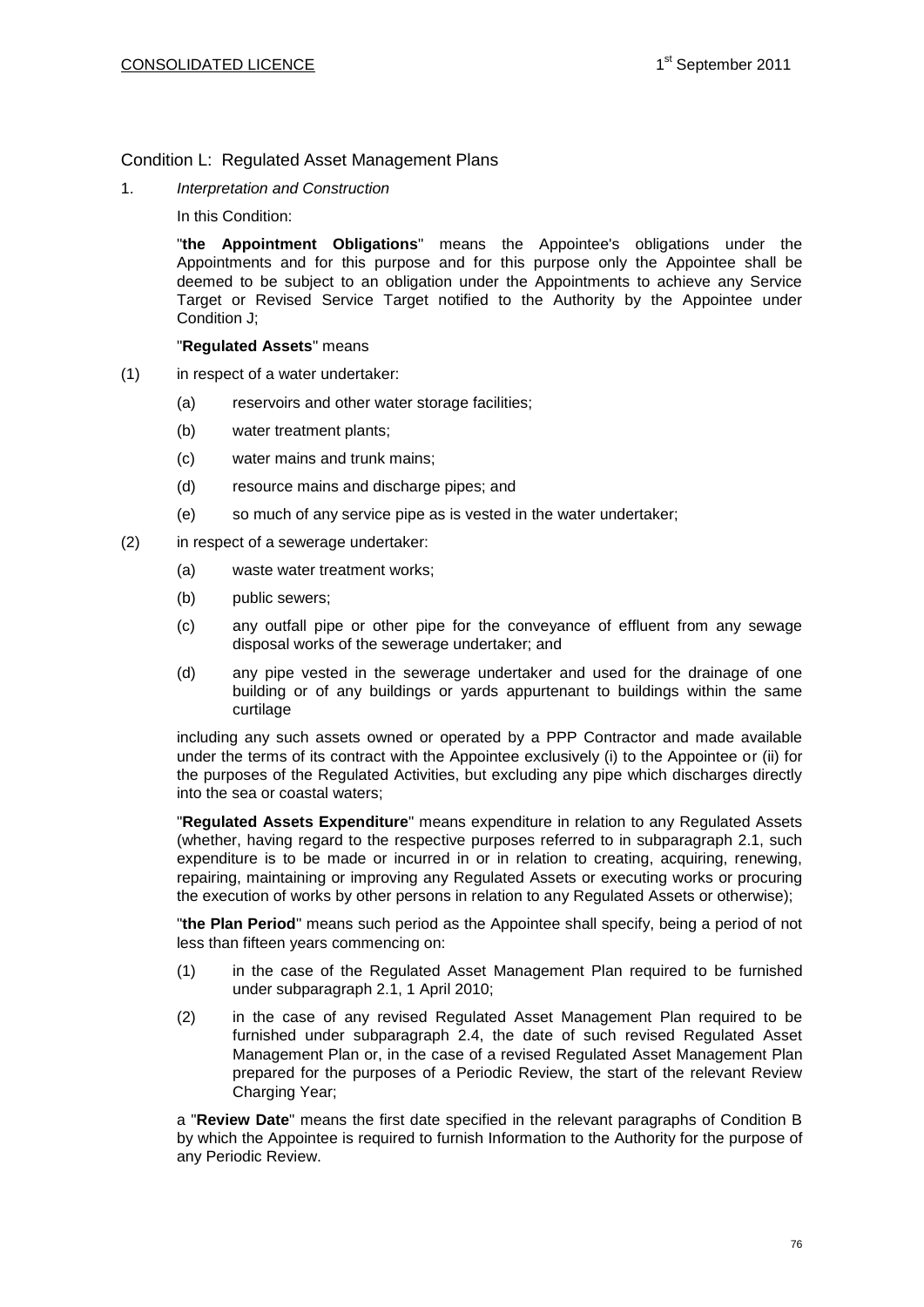## Condition L: Regulated Asset Management Plans

1. *Interpretation and Construction*

   In this Condition:

   "**the Appointment Obligations**" means the Appointee's obligations under the Appointments and for this purpose and for this purpose only the Appointee shall be deemed to be subject to an obligation under the Appointments to achieve any Service Target or Revised Service Target notified to the Authority by the Appointee under Condition J;

   "**Regulated Assets**" means

(1) in respect of a water undertaker:

   (a) reservoirs and other water storage facilities;

   (b) water treatment plants;

   (c) water mains and trunk mains;

   (d) resource mains and discharge pipes; and

   (e) so much of any service pipe as is vested in the water undertaker;

(2) in respect of a sewerage undertaker:

   (a) waste water treatment works;

   (b) public sewers;

   (c) any outfall pipe or other pipe for the conveyance of effluent from any sewage disposal works of the sewerage undertaker; and

   (d) any pipe vested in the sewerage undertaker and used for the drainage of one building or of any buildings or yards appurtenant to buildings within the same curtilage

   including any such assets owned or operated by a PPP Contractor and made available under the terms of its contract with the Appointee exclusively (i) to the Appointee or (ii) for the purposes of the Regulated Activities, but excluding any pipe which discharges directly into the sea or coastal waters;

   "**Regulated Assets Expenditure**" means expenditure in relation to any Regulated Assets (whether, having regard to the respective purposes referred to in subparagraph 2.1, such expenditure is to be made or incurred in or in relation to creating, acquiring, renewing, repairing, maintaining or improving any Regulated Assets or executing works or procuring the execution of works by other persons in relation to any Regulated Assets or otherwise);

   "**the Plan Period**" means such period as the Appointee shall specify, being a period of not less than fifteen years commencing on:

   (1) in the case of the Regulated Asset Management Plan required to be furnished under subparagraph 2.1, 1 April 2010;

   (2) in the case of any revised Regulated Asset Management Plan required to be furnished under subparagraph 2.4, the date of such revised Regulated Asset Management Plan or, in the case of a revised Regulated Asset Management Plan prepared for the purposes of a Periodic Review, the start of the relevant Review Charging Year;

   a "**Review Date**" means the first date specified in the relevant paragraphs of Condition B by which the Appointee is required to furnish Information to the Authority for the purpose of any Periodic Review.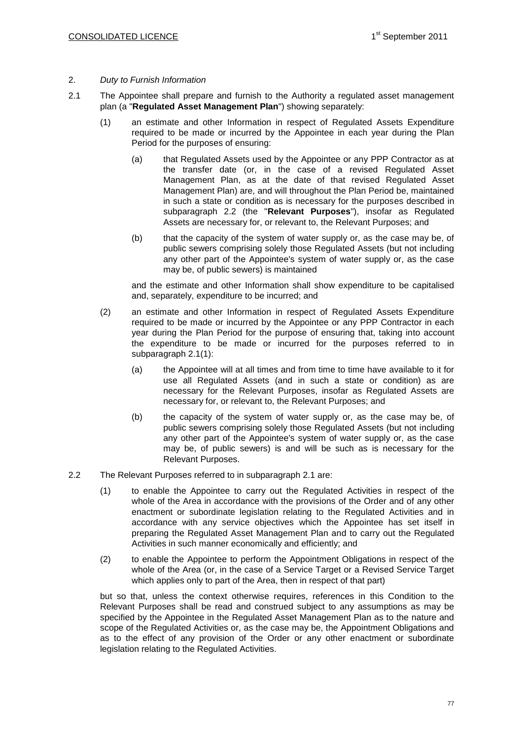2. *Duty to Furnish Information*

2.1 The Appointee shall prepare and furnish to the Authority a regulated asset management plan (a "**Regulated Asset Management Plan**") showing separately:

(1) an estimate and other Information in respect of Regulated Assets Expenditure required to be made or incurred by the Appointee in each year during the Plan Period for the purposes of ensuring:

(a) that Regulated Assets used by the Appointee or any PPP Contractor as at the transfer date (or, in the case of a revised Regulated Asset Management Plan, as at the date of that revised Regulated Asset Management Plan) are, and will throughout the Plan Period be, maintained in such a state or condition as is necessary for the purposes described in subparagraph 2.2 (the "**Relevant Purposes**"), insofar as Regulated Assets are necessary for, or relevant to, the Relevant Purposes; and

(b) that the capacity of the system of water supply or, as the case may be, of public sewers comprising solely those Regulated Assets (but not including any other part of the Appointee's system of water supply or, as the case may be, of public sewers) is maintained

and the estimate and other Information shall show expenditure to be capitalised and, separately, expenditure to be incurred; and

(2) an estimate and other Information in respect of Regulated Assets Expenditure required to be made or incurred by the Appointee or any PPP Contractor in each year during the Plan Period for the purpose of ensuring that, taking into account the expenditure to be made or incurred for the purposes referred to in subparagraph 2.1(1):

(a) the Appointee will at all times and from time to time have available to it for use all Regulated Assets (and in such a state or condition) as are necessary for the Relevant Purposes, insofar as Regulated Assets are necessary for, or relevant to, the Relevant Purposes; and

(b) the capacity of the system of water supply or, as the case may be, of public sewers comprising solely those Regulated Assets (but not including any other part of the Appointee's system of water supply or, as the case may be, of public sewers) is and will be such as is necessary for the Relevant Purposes.

2.2 The Relevant Purposes referred to in subparagraph 2.1 are:

(1) to enable the Appointee to carry out the Regulated Activities in respect of the whole of the Area in accordance with the provisions of the Order and of any other enactment or subordinate legislation relating to the Regulated Activities and in accordance with any service objectives which the Appointee has set itself in preparing the Regulated Asset Management Plan and to carry out the Regulated Activities in such manner economically and efficiently; and

(2) to enable the Appointee to perform the Appointment Obligations in respect of the whole of the Area (or, in the case of a Service Target or a Revised Service Target which applies only to part of the Area, then in respect of that part)

but so that, unless the context otherwise requires, references in this Condition to the Relevant Purposes shall be read and construed subject to any assumptions as may be specified by the Appointee in the Regulated Asset Management Plan as to the nature and scope of the Regulated Activities or, as the case may be, the Appointment Obligations and as to the effect of any provision of the Order or any other enactment or subordinate legislation relating to the Regulated Activities.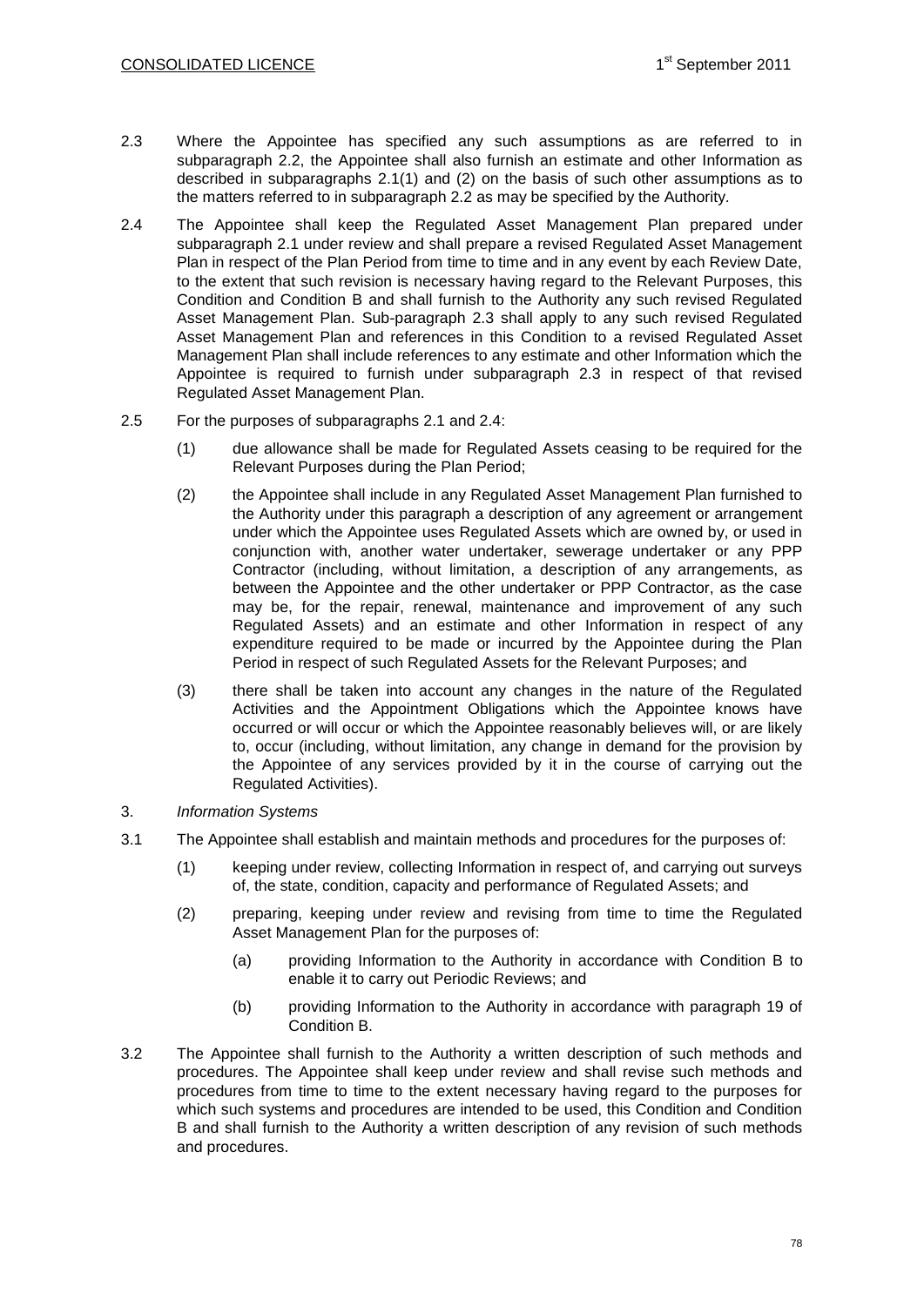2.3 Where the Appointee has specified any such assumptions as are referred to in subparagraph 2.2, the Appointee shall also furnish an estimate and other Information as described in subparagraphs 2.1(1) and (2) on the basis of such other assumptions as to the matters referred to in subparagraph 2.2 as may be specified by the Authority.

2.4 The Appointee shall keep the Regulated Asset Management Plan prepared under subparagraph 2.1 under review and shall prepare a revised Regulated Asset Management Plan in respect of the Plan Period from time to time and in any event by each Review Date, to the extent that such revision is necessary having regard to the Relevant Purposes, this Condition and Condition B and shall furnish to the Authority any such revised Regulated Asset Management Plan. Sub-paragraph 2.3 shall apply to any such revised Regulated Asset Management Plan and references in this Condition to a revised Regulated Asset Management Plan shall include references to any estimate and other Information which the Appointee is required to furnish under subparagraph 2.3 in respect of that revised Regulated Asset Management Plan.

2.5 For the purposes of subparagraphs 2.1 and 2.4:

(1) due allowance shall be made for Regulated Assets ceasing to be required for the Relevant Purposes during the Plan Period;

(2) the Appointee shall include in any Regulated Asset Management Plan furnished to the Authority under this paragraph a description of any agreement or arrangement under which the Appointee uses Regulated Assets which are owned by, or used in conjunction with, another water undertaker, sewerage undertaker or any PPP Contractor (including, without limitation, a description of any arrangements, as between the Appointee and the other undertaker or PPP Contractor, as the case may be, for the repair, renewal, maintenance and improvement of any such Regulated Assets) and an estimate and other Information in respect of any expenditure required to be made or incurred by the Appointee during the Plan Period in respect of such Regulated Assets for the Relevant Purposes; and

(3) there shall be taken into account any changes in the nature of the Regulated Activities and the Appointment Obligations which the Appointee knows have occurred or will occur or which the Appointee reasonably believes will, or are likely to, occur (including, without limitation, any change in demand for the provision by the Appointee of any services provided by it in the course of carrying out the Regulated Activities).

3. *Information Systems*

3.1 The Appointee shall establish and maintain methods and procedures for the purposes of:

(1) keeping under review, collecting Information in respect of, and carrying out surveys of, the state, condition, capacity and performance of Regulated Assets; and

(2) preparing, keeping under review and revising from time to time the Regulated Asset Management Plan for the purposes of:

(a) providing Information to the Authority in accordance with Condition B to enable it to carry out Periodic Reviews; and

(b) providing Information to the Authority in accordance with paragraph 19 of Condition B.

3.2 The Appointee shall furnish to the Authority a written description of such methods and procedures. The Appointee shall keep under review and shall revise such methods and procedures from time to time to the extent necessary having regard to the purposes for which such systems and procedures are intended to be used, this Condition and Condition B and shall furnish to the Authority a written description of any revision of such methods and procedures.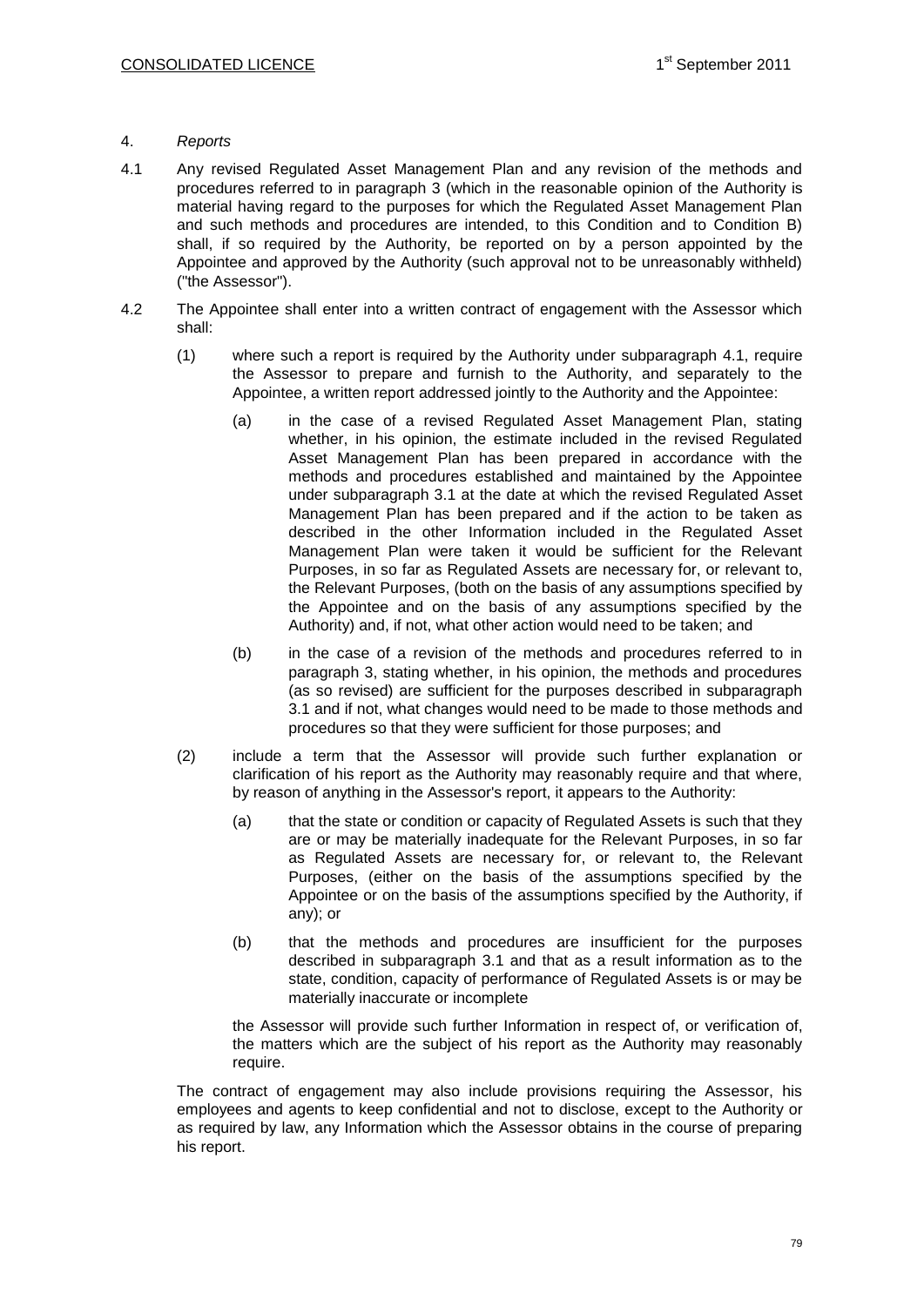4. *Reports*

4.1 Any revised Regulated Asset Management Plan and any revision of the methods and procedures referred to in paragraph 3 (which in the reasonable opinion of the Authority is material having regard to the purposes for which the Regulated Asset Management Plan and such methods and procedures are intended, to this Condition and to Condition B) shall, if so required by the Authority, be reported on by a person appointed by the Appointee and approved by the Authority (such approval not to be unreasonably withheld) ("the Assessor").

4.2 The Appointee shall enter into a written contract of engagement with the Assessor which shall:

(1) where such a report is required by the Authority under subparagraph 4.1, require the Assessor to prepare and furnish to the Authority, and separately to the Appointee, a written report addressed jointly to the Authority and the Appointee:

(a) in the case of a revised Regulated Asset Management Plan, stating whether, in his opinion, the estimate included in the revised Regulated Asset Management Plan has been prepared in accordance with the methods and procedures established and maintained by the Appointee under subparagraph 3.1 at the date at which the revised Regulated Asset Management Plan has been prepared and if the action to be taken as described in the other Information included in the Regulated Asset Management Plan were taken it would be sufficient for the Relevant Purposes, in so far as Regulated Assets are necessary for, or relevant to, the Relevant Purposes, (both on the basis of any assumptions specified by the Appointee and on the basis of any assumptions specified by the Authority) and, if not, what other action would need to be taken; and

(b) in the case of a revision of the methods and procedures referred to in paragraph 3, stating whether, in his opinion, the methods and procedures (as so revised) are sufficient for the purposes described in subparagraph 3.1 and if not, what changes would need to be made to those methods and procedures so that they were sufficient for those purposes; and

(2) include a term that the Assessor will provide such further explanation or clarification of his report as the Authority may reasonably require and that where, by reason of anything in the Assessor's report, it appears to the Authority:

(a) that the state or condition or capacity of Regulated Assets is such that they are or may be materially inadequate for the Relevant Purposes, in so far as Regulated Assets are necessary for, or relevant to, the Relevant Purposes, (either on the basis of the assumptions specified by the Appointee or on the basis of the assumptions specified by the Authority, if any); or

(b) that the methods and procedures are insufficient for the purposes described in subparagraph 3.1 and that as a result information as to the state, condition, capacity of performance of Regulated Assets is or may be materially inaccurate or incomplete

the Assessor will provide such further Information in respect of, or verification of, the matters which are the subject of his report as the Authority may reasonably require.

The contract of engagement may also include provisions requiring the Assessor, his employees and agents to keep confidential and not to disclose, except to the Authority or as required by law, any Information which the Assessor obtains in the course of preparing his report.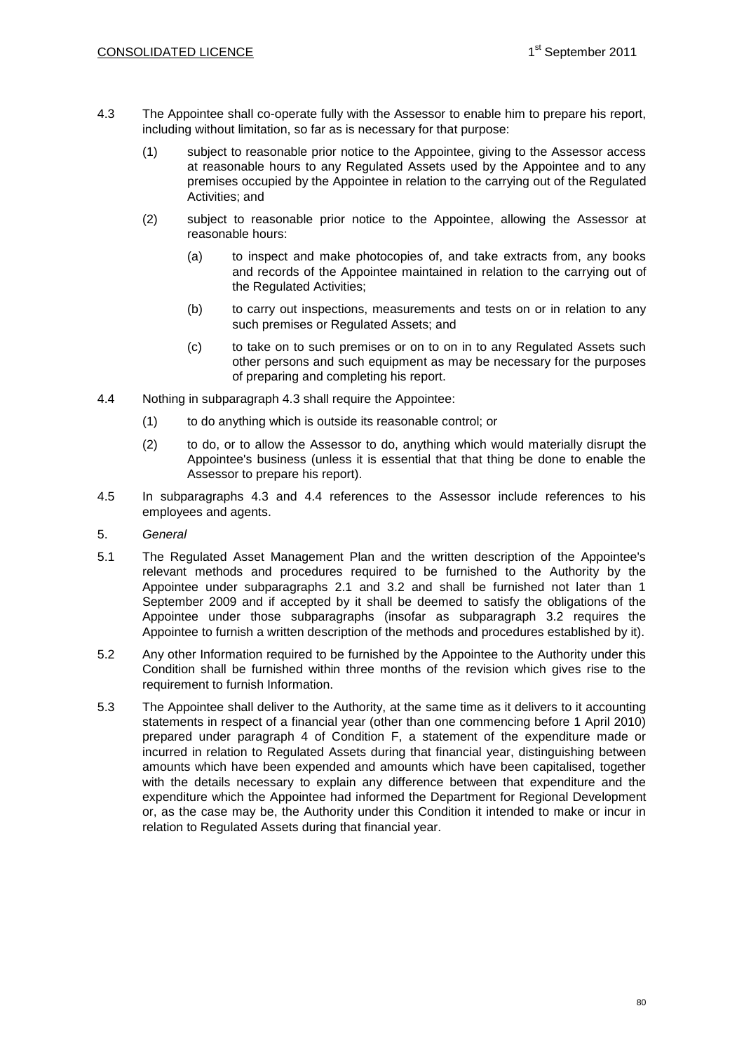4.3 The Appointee shall co-operate fully with the Assessor to enable him to prepare his report, including without limitation, so far as is necessary for that purpose:

(1) subject to reasonable prior notice to the Appointee, giving to the Assessor access at reasonable hours to any Regulated Assets used by the Appointee and to any premises occupied by the Appointee in relation to the carrying out of the Regulated Activities; and

(2) subject to reasonable prior notice to the Appointee, allowing the Assessor at reasonable hours:

(a) to inspect and make photocopies of, and take extracts from, any books and records of the Appointee maintained in relation to the carrying out of the Regulated Activities;

(b) to carry out inspections, measurements and tests on or in relation to any such premises or Regulated Assets; and

(c) to take on to such premises or on to on in to any Regulated Assets such other persons and such equipment as may be necessary for the purposes of preparing and completing his report.

4.4 Nothing in subparagraph 4.3 shall require the Appointee:

(1) to do anything which is outside its reasonable control; or

(2) to do, or to allow the Assessor to do, anything which would materially disrupt the Appointee's business (unless it is essential that that thing be done to enable the Assessor to prepare his report).

4.5 In subparagraphs 4.3 and 4.4 references to the Assessor include references to his employees and agents.

5. *General*

5.1 The Regulated Asset Management Plan and the written description of the Appointee's relevant methods and procedures required to be furnished to the Authority by the Appointee under subparagraphs 2.1 and 3.2 and shall be furnished not later than 1 September 2009 and if accepted by it shall be deemed to satisfy the obligations of the Appointee under those subparagraphs (insofar as subparagraph 3.2 requires the Appointee to furnish a written description of the methods and procedures established by it).

5.2 Any other Information required to be furnished by the Appointee to the Authority under this Condition shall be furnished within three months of the revision which gives rise to the requirement to furnish Information.

5.3 The Appointee shall deliver to the Authority, at the same time as it delivers to it accounting statements in respect of a financial year (other than one commencing before 1 April 2010) prepared under paragraph 4 of Condition F, a statement of the expenditure made or incurred in relation to Regulated Assets during that financial year, distinguishing between amounts which have been expended and amounts which have been capitalised, together with the details necessary to explain any difference between that expenditure and the expenditure which the Appointee had informed the Department for Regional Development or, as the case may be, the Authority under this Condition it intended to make or incur in relation to Regulated Assets during that financial year.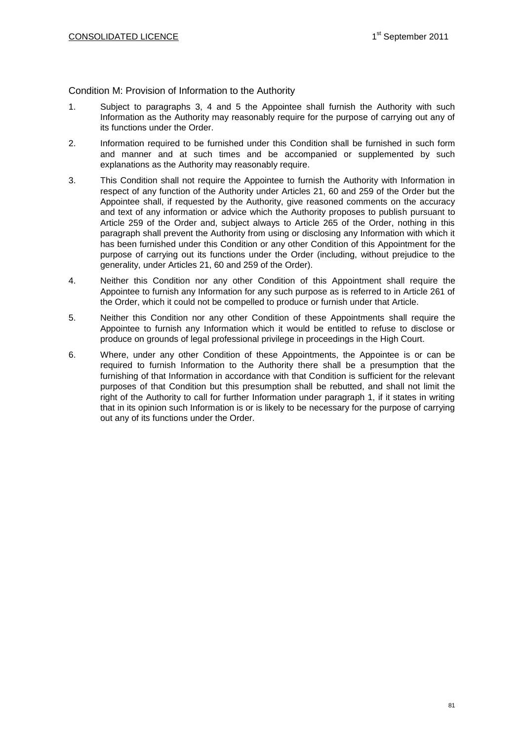## Condition M: Provision of Information to the Authority

1. Subject to paragraphs 3, 4 and 5 the Appointee shall furnish the Authority with such Information as the Authority may reasonably require for the purpose of carrying out any of its functions under the Order.

2. Information required to be furnished under this Condition shall be furnished in such form and manner and at such times and be accompanied or supplemented by such explanations as the Authority may reasonably require.

3. This Condition shall not require the Appointee to furnish the Authority with Information in respect of any function of the Authority under Articles 21, 60 and 259 of the Order but the Appointee shall, if requested by the Authority, give reasoned comments on the accuracy and text of any information or advice which the Authority proposes to publish pursuant to Article 259 of the Order and, subject always to Article 265 of the Order, nothing in this paragraph shall prevent the Authority from using or disclosing any Information with which it has been furnished under this Condition or any other Condition of this Appointment for the purpose of carrying out its functions under the Order (including, without prejudice to the generality, under Articles 21, 60 and 259 of the Order).

4. Neither this Condition nor any other Condition of this Appointment shall require the Appointee to furnish any Information for any such purpose as is referred to in Article 261 of the Order, which it could not be compelled to produce or furnish under that Article.

5. Neither this Condition nor any other Condition of these Appointments shall require the Appointee to furnish any Information which it would be entitled to refuse to disclose or produce on grounds of legal professional privilege in proceedings in the High Court.

6. Where, under any other Condition of these Appointments, the Appointee is or can be required to furnish Information to the Authority there shall be a presumption that the furnishing of that Information in accordance with that Condition is sufficient for the relevant purposes of that Condition but this presumption shall be rebutted, and shall not limit the right of the Authority to call for further Information under paragraph 1, if it states in writing that in its opinion such Information is or is likely to be necessary for the purpose of carrying out any of its functions under the Order.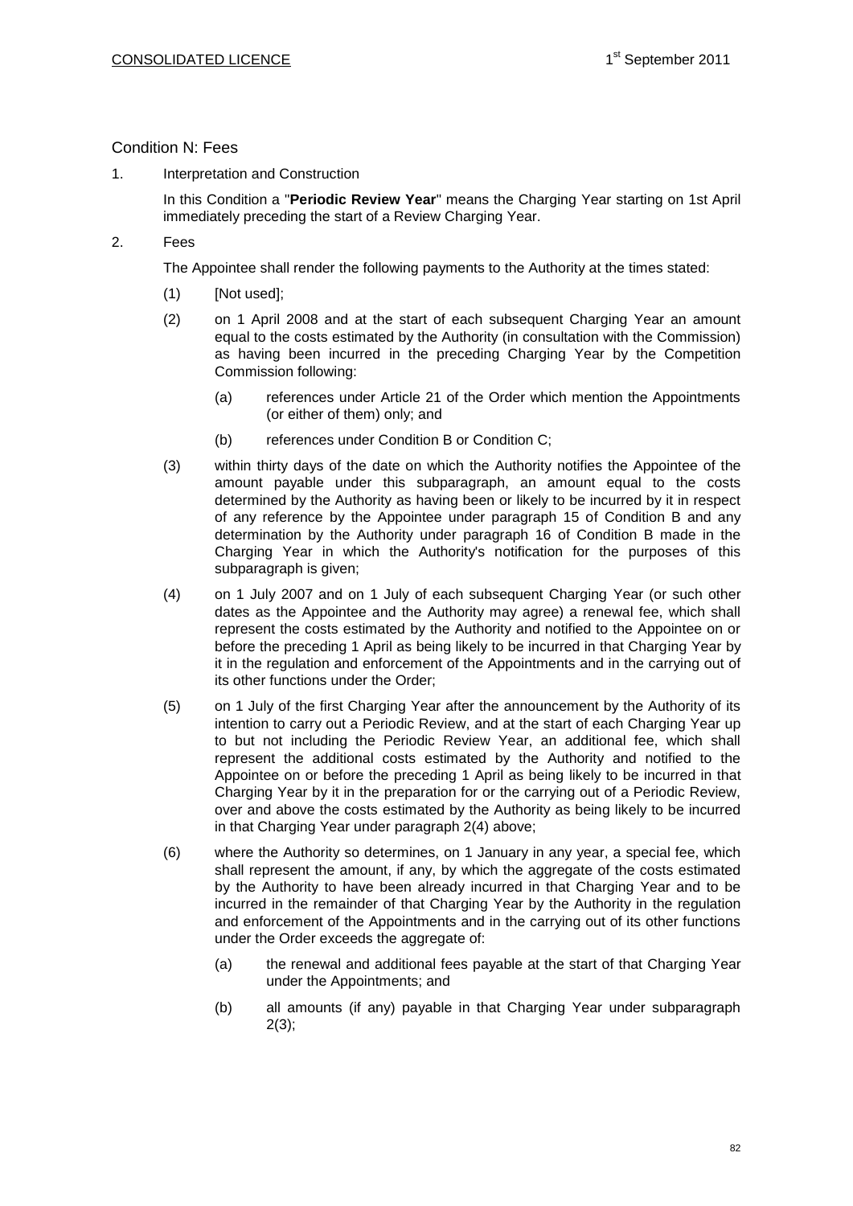## Condition N: Fees

1. Interpretation and Construction

   In this Condition a "**Periodic Review Year**" means the Charging Year starting on 1st April immediately preceding the start of a Review Charging Year.

2. Fees

   The Appointee shall render the following payments to the Authority at the times stated:

   (1) [Not used];

   (2) on 1 April 2008 and at the start of each subsequent Charging Year an amount equal to the costs estimated by the Authority (in consultation with the Commission) as having been incurred in the preceding Charging Year by the Competition Commission following:

   (a) references under Article 21 of the Order which mention the Appointments (or either of them) only; and

   (b) references under Condition B or Condition C;

   (3) within thirty days of the date on which the Authority notifies the Appointee of the amount payable under this subparagraph, an amount equal to the costs determined by the Authority as having been or likely to be incurred by it in respect of any reference by the Appointee under paragraph 15 of Condition B and any determination by the Authority under paragraph 16 of Condition B made in the Charging Year in which the Authority's notification for the purposes of this subparagraph is given;

   (4) on 1 July 2007 and on 1 July of each subsequent Charging Year (or such other dates as the Appointee and the Authority may agree) a renewal fee, which shall represent the costs estimated by the Authority and notified to the Appointee on or before the preceding 1 April as being likely to be incurred in that Charging Year by it in the regulation and enforcement of the Appointments and in the carrying out of its other functions under the Order;

   (5) on 1 July of the first Charging Year after the announcement by the Authority of its intention to carry out a Periodic Review, and at the start of each Charging Year up to but not including the Periodic Review Year, an additional fee, which shall represent the additional costs estimated by the Authority and notified to the Appointee on or before the preceding 1 April as being likely to be incurred in that Charging Year by it in the preparation for or the carrying out of a Periodic Review, over and above the costs estimated by the Authority as being likely to be incurred in that Charging Year under paragraph 2(4) above;

   (6) where the Authority so determines, on 1 January in any year, a special fee, which shall represent the amount, if any, by which the aggregate of the costs estimated by the Authority to have been already incurred in that Charging Year and to be incurred in the remainder of that Charging Year by the Authority in the regulation and enforcement of the Appointments and in the carrying out of its other functions under the Order exceeds the aggregate of:

   (a) the renewal and additional fees payable at the start of that Charging Year under the Appointments; and

   (b) all amounts (if any) payable in that Charging Year under subparagraph 2(3);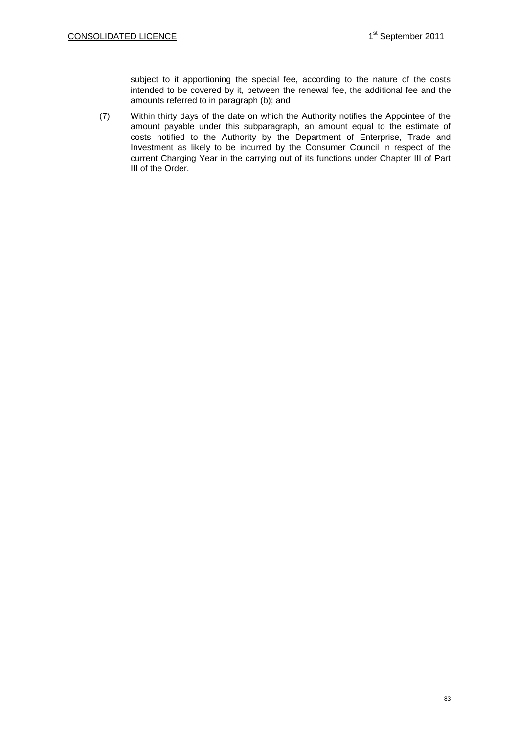subject to it apportioning the special fee, according to the nature of the costs intended to be covered by it, between the renewal fee, the additional fee and the amounts referred to in paragraph (b); and

(7) Within thirty days of the date on which the Authority notifies the Appointee of the amount payable under this subparagraph, an amount equal to the estimate of costs notified to the Authority by the Department of Enterprise, Trade and Investment as likely to be incurred by the Consumer Council in respect of the current Charging Year in the carrying out of its functions under Chapter III of Part III of the Order.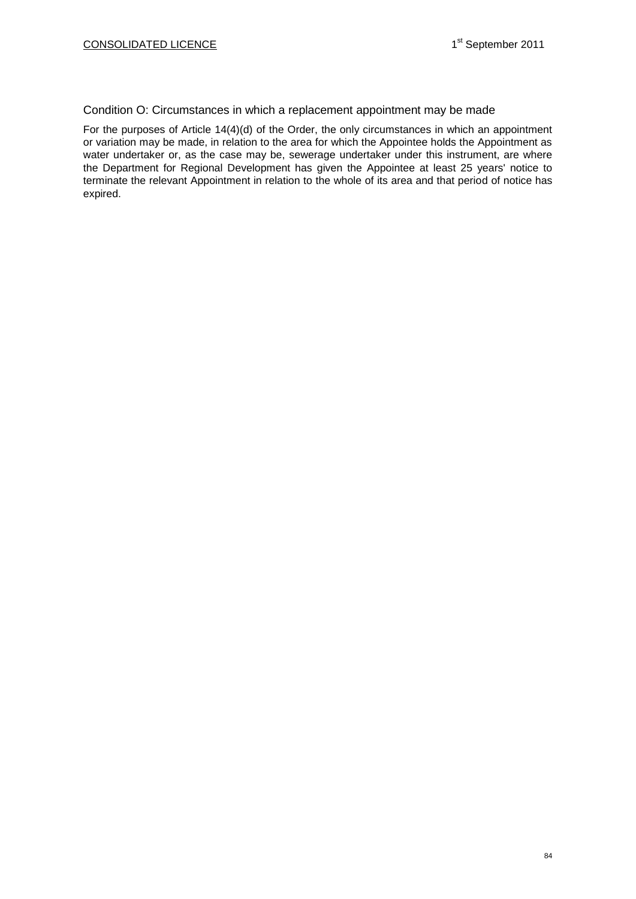## Condition O: Circumstances in which a replacement appointment may be made

For the purposes of Article 14(4)(d) of the Order, the only circumstances in which an appointment or variation may be made, in relation to the area for which the Appointee holds the Appointment as water undertaker or, as the case may be, sewerage undertaker under this instrument, are where the Department for Regional Development has given the Appointee at least 25 years' notice to terminate the relevant Appointment in relation to the whole of its area and that period of notice has expired.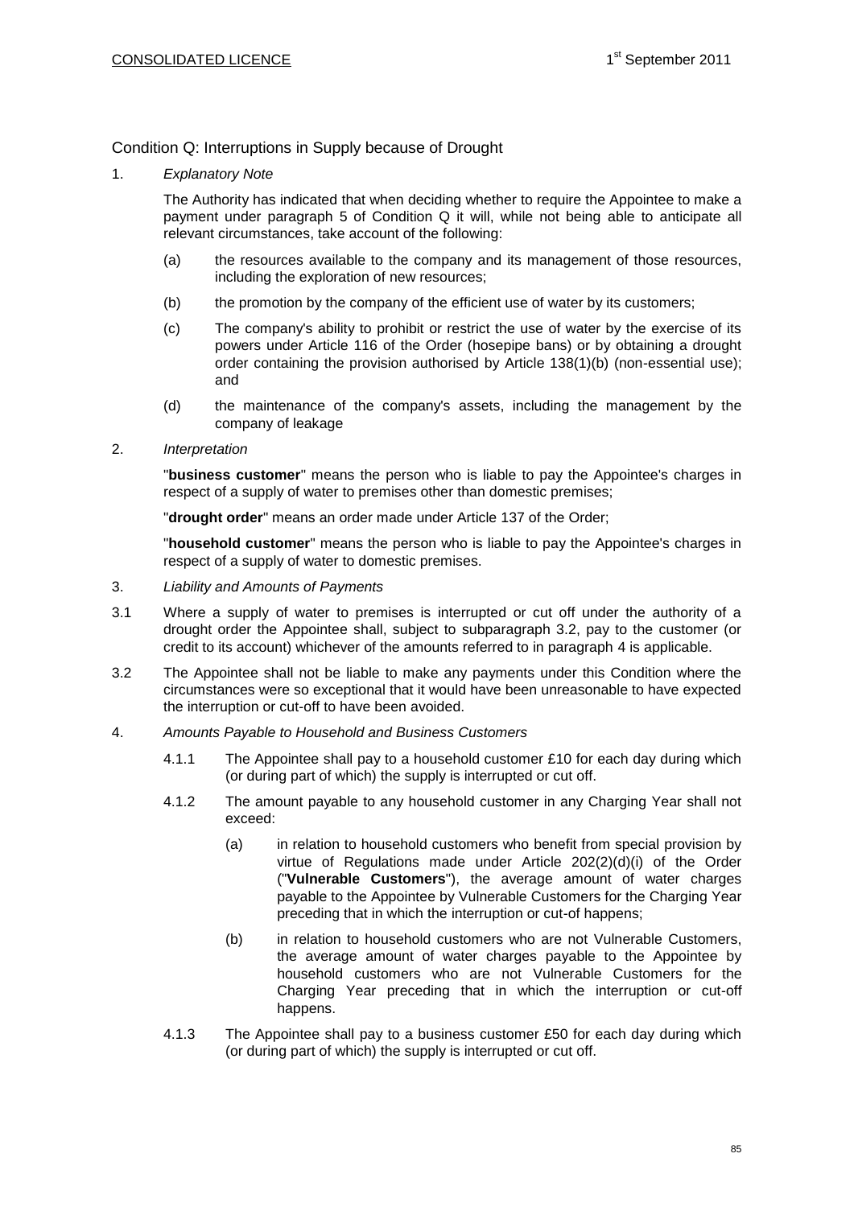## Condition Q: Interruptions in Supply because of Drought

1. *Explanatory Note*

   The Authority has indicated that when deciding whether to require the Appointee to make a payment under paragraph 5 of Condition Q it will, while not being able to anticipate all relevant circumstances, take account of the following:

   (a) the resources available to the company and its management of those resources, including the exploration of new resources;

   (b) the promotion by the company of the efficient use of water by its customers;

   (c) The company's ability to prohibit or restrict the use of water by the exercise of its powers under Article 116 of the Order (hosepipe bans) or by obtaining a drought order containing the provision authorised by Article 138(1)(b) (non-essential use); and

   (d) the maintenance of the company's assets, including the management by the company of leakage

2. *Interpretation*

   "**business customer**" means the person who is liable to pay the Appointee's charges in respect of a supply of water to premises other than domestic premises;

   "**drought order**" means an order made under Article 137 of the Order;

   "**household customer**" means the person who is liable to pay the Appointee's charges in respect of a supply of water to domestic premises.

3. *Liability and Amounts of Payments*

3.1 Where a supply of water to premises is interrupted or cut off under the authority of a drought order the Appointee shall, subject to subparagraph 3.2, pay to the customer (or credit to its account) whichever of the amounts referred to in paragraph 4 is applicable.

3.2 The Appointee shall not be liable to make any payments under this Condition where the circumstances were so exceptional that it would have been unreasonable to have expected the interruption or cut-off to have been avoided.

4. *Amounts Payable to Household and Business Customers*

   4.1.1 The Appointee shall pay to a household customer £10 for each day during which (or during part of which) the supply is interrupted or cut off.

   4.1.2 The amount payable to any household customer in any Charging Year shall not exceed:

   (a) in relation to household customers who benefit from special provision by virtue of Regulations made under Article 202(2)(d)(i) of the Order ("**Vulnerable Customers**"), the average amount of water charges payable to the Appointee by Vulnerable Customers for the Charging Year preceding that in which the interruption or cut-of happens;

   (b) in relation to household customers who are not Vulnerable Customers, the average amount of water charges payable to the Appointee by household customers who are not Vulnerable Customers for the Charging Year preceding that in which the interruption or cut-off happens.

   4.1.3 The Appointee shall pay to a business customer £50 for each day during which (or during part of which) the supply is interrupted or cut off.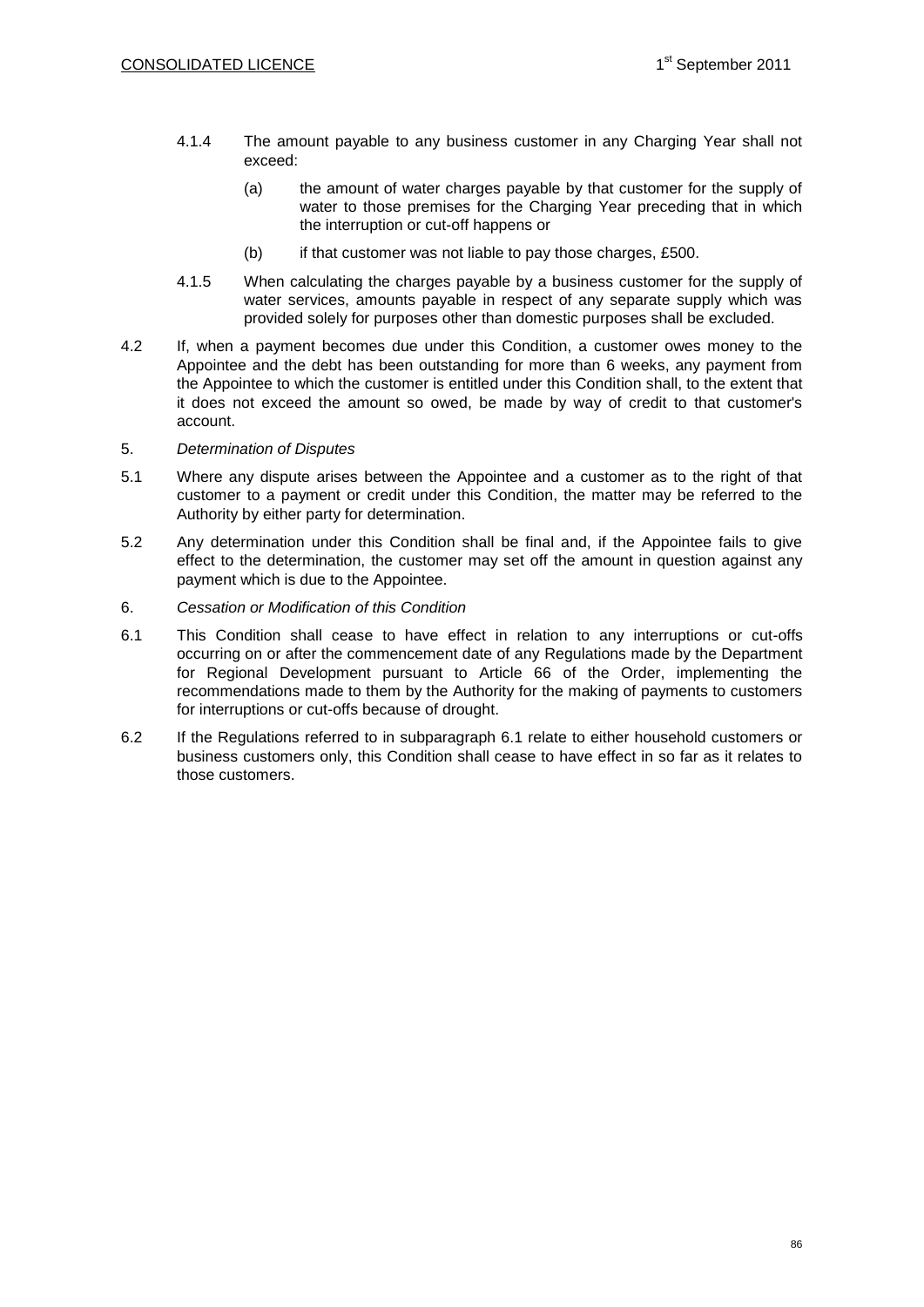4.1.4 The amount payable to any business customer in any Charging Year shall not exceed:

(a) the amount of water charges payable by that customer for the supply of water to those premises for the Charging Year preceding that in which the interruption or cut-off happens or

(b) if that customer was not liable to pay those charges, £500.

4.1.5 When calculating the charges payable by a business customer for the supply of water services, amounts payable in respect of any separate supply which was provided solely for purposes other than domestic purposes shall be excluded.

4.2 If, when a payment becomes due under this Condition, a customer owes money to the Appointee and the debt has been outstanding for more than 6 weeks, any payment from the Appointee to which the customer is entitled under this Condition shall, to the extent that it does not exceed the amount so owed, be made by way of credit to that customer's account.

5. *Determination of Disputes*

5.1 Where any dispute arises between the Appointee and a customer as to the right of that customer to a payment or credit under this Condition, the matter may be referred to the Authority by either party for determination.

5.2 Any determination under this Condition shall be final and, if the Appointee fails to give effect to the determination, the customer may set off the amount in question against any payment which is due to the Appointee.

6. *Cessation or Modification of this Condition*

6.1 This Condition shall cease to have effect in relation to any interruptions or cut-offs occurring on or after the commencement date of any Regulations made by the Department for Regional Development pursuant to Article 66 of the Order, implementing the recommendations made to them by the Authority for the making of payments to customers for interruptions or cut-offs because of drought.

6.2 If the Regulations referred to in subparagraph 6.1 relate to either household customers or business customers only, this Condition shall cease to have effect in so far as it relates to those customers.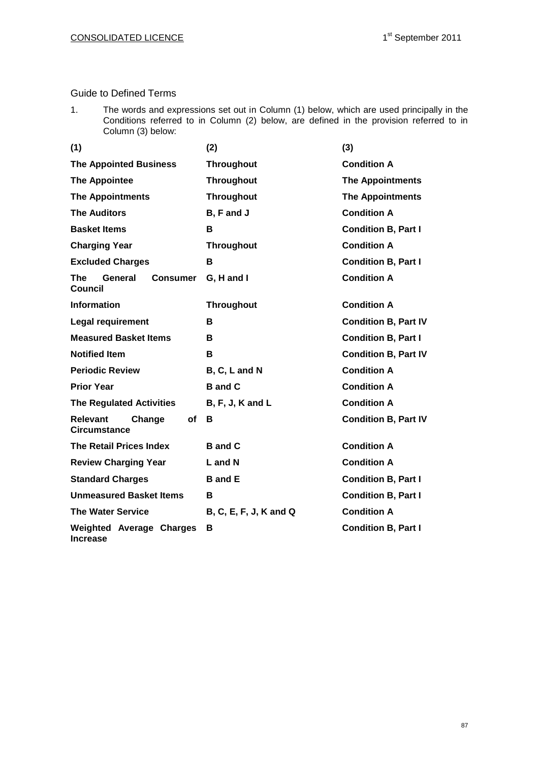## Guide to Defined Terms

1. The words and expressions set out in Column (1) below, which are used principally in the Conditions referred to in Column (2) below, are defined in the provision referred to in Column (3) below:

| (1) | (2) | (3) |
|---|---|---|
| **The Appointed Business** | **Throughout** | **Condition A** |
| **The Appointee** | **Throughout** | **The Appointments** |
| **The Appointments** | **Throughout** | **The Appointments** |
| **The Auditors** | **B, F and J** | **Condition A** |
| **Basket Items** | **B** | **Condition B, Part I** |
| **Charging Year** | **Throughout** | **Condition A** |
| **Excluded Charges** | **B** | **Condition B, Part I** |
| **The General Consumer Council** | **G, H and I** | **Condition A** |
| **Information** | **Throughout** | **Condition A** |
| **Legal requirement** | **B** | **Condition B, Part IV** |
| **Measured Basket Items** | **B** | **Condition B, Part I** |
| **Notified Item** | **B** | **Condition B, Part IV** |
| **Periodic Review** | **B, C, L and N** | **Condition A** |
| **Prior Year** | **B and C** | **Condition A** |
| **The Regulated Activities** | **B, F, J, K and L** | **Condition A** |
| **Relevant Change of Circumstance** | **B** | **Condition B, Part IV** |
| **The Retail Prices Index** | **B and C** | **Condition A** |
| **Review Charging Year** | **L and N** | **Condition A** |
| **Standard Charges** | **B and E** | **Condition B, Part I** |
| **Unmeasured Basket Items** | **B** | **Condition B, Part I** |
| **The Water Service** | **B, C, E, F, J, K and Q** | **Condition A** |
| **Weighted Average Charges Increase** | **B** | **Condition B, Part I** |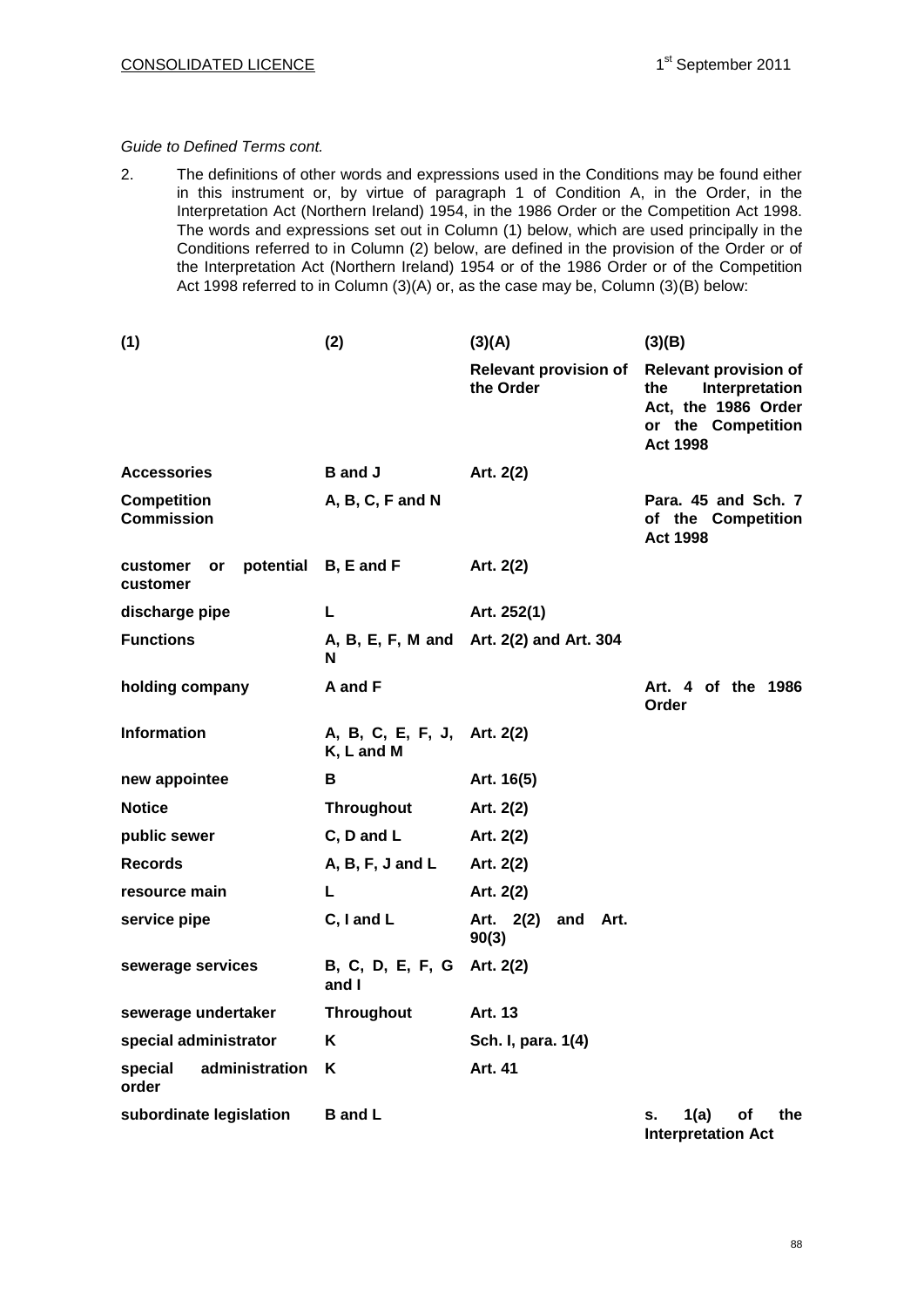*Guide to Defined Terms cont.*

2. The definitions of other words and expressions used in the Conditions may be found either in this instrument or, by virtue of paragraph 1 of Condition A, in the Order, in the Interpretation Act (Northern Ireland) 1954, in the 1986 Order or the Competition Act 1998. The words and expressions set out in Column (1) below, which are used principally in the Conditions referred to in Column (2) below, are defined in the provision of the Order or of the Interpretation Act (Northern Ireland) 1954 or of the 1986 Order or of the Competition Act 1998 referred to in Column (3)(A) or, as the case may be, Column (3)(B) below:

| (1) | (2) | (3)(A) | (3)(B) |
|---|---|---|---|
| | | **Relevant provision of the Order** | **Relevant provision of the Interpretation Act, the 1986 Order or the Competition Act 1998** |
| **Accessories** | **B and J** | **Art. 2(2)** | |
| **Competition Commission** | **A, B, C, F and N** | | **Para. 45 and Sch. 7 of the Competition Act 1998** |
| **customer or potential customer** | **B, E and F** | **Art. 2(2)** | |
| **discharge pipe** | **L** | **Art. 252(1)** | |
| **Functions** | **A, B, E, F, M and N** | **Art. 2(2) and Art. 304** | |
| **holding company** | **A and F** | | **Art. 4 of the 1986 Order** |
| **Information** | **A, B, C, E, F, J, K, L and M** | **Art. 2(2)** | |
| **new appointee** | **B** | **Art. 16(5)** | |
| **Notice** | **Throughout** | **Art. 2(2)** | |
| **public sewer** | **C, D and L** | **Art. 2(2)** | |
| **Records** | **A, B, F, J and L** | **Art. 2(2)** | |
| **resource main** | **L** | **Art. 2(2)** | |
| **service pipe** | **C, I and L** | **Art. 2(2) and Art. 90(3)** | |
| **sewerage services** | **B, C, D, E, F, G and I** | **Art. 2(2)** | |
| **sewerage undertaker** | **Throughout** | **Art. 13** | |
| **special administrator** | **K** | **Sch. I, para. 1(4)** | |
| **special administration order** | **K** | **Art. 41** | |
| **subordinate legislation** | **B and L** | | **s. 1(a) of the Interpretation Act** |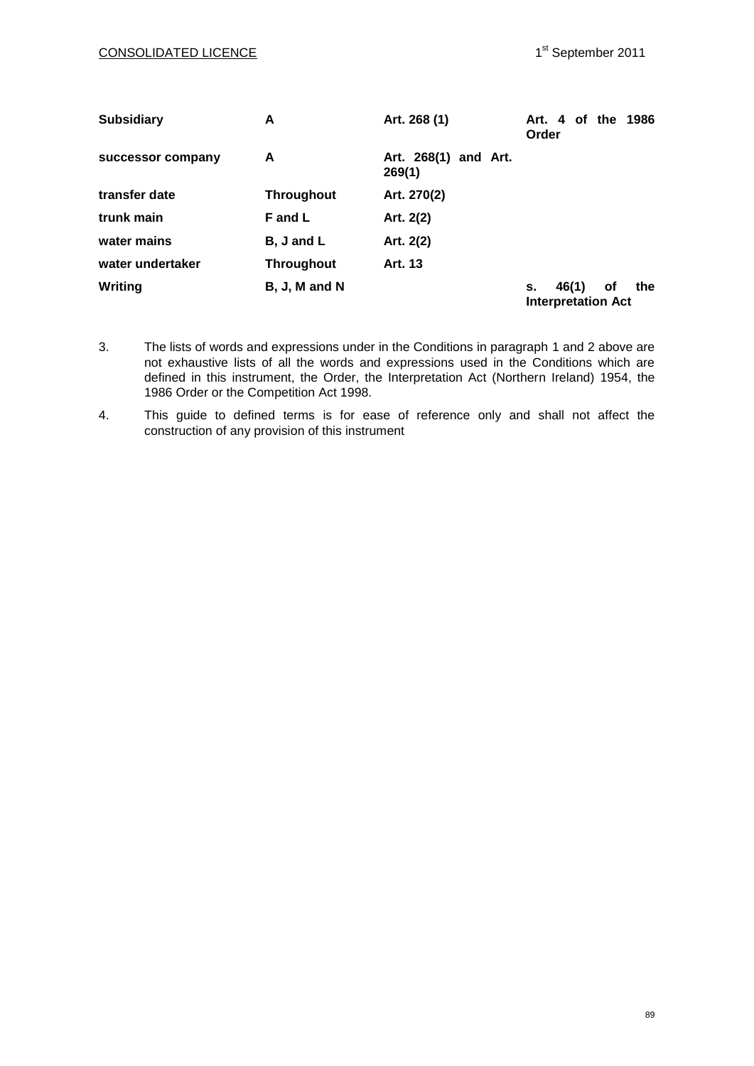| | | | |
|---|---|---|---|
| **Subsidiary** | **A** | **Art. 268 (1)** | **Art. 4 of the 1986 Order** |
| **successor company** | **A** | **Art. 268(1) and Art. 269(1)** | |
| **transfer date** | **Throughout** | **Art. 270(2)** | |
| **trunk main** | **F and L** | **Art. 2(2)** | |
| **water mains** | **B, J and L** | **Art. 2(2)** | |
| **water undertaker** | **Throughout** | **Art. 13** | |
| **Writing** | **B, J, M and N** | | **s. 46(1) of the Interpretation Act** |

3. The lists of words and expressions under in the Conditions in paragraph 1 and 2 above are not exhaustive lists of all the words and expressions used in the Conditions which are defined in this instrument, the Order, the Interpretation Act (Northern Ireland) 1954, the 1986 Order or the Competition Act 1998.

4. This guide to defined terms is for ease of reference only and shall not affect the construction of any provision of this instrument